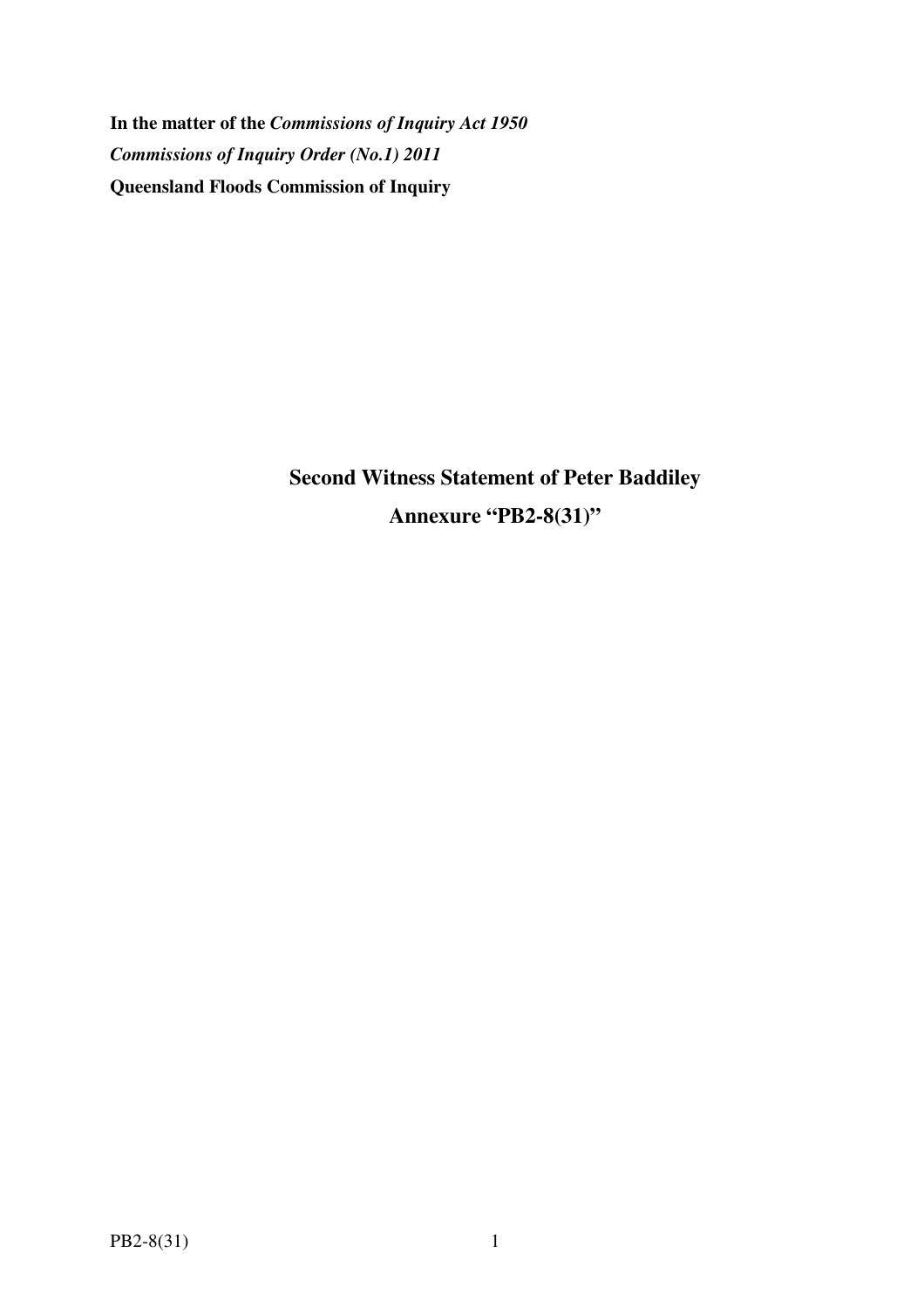**In the matter of the *Commissions of Inquiry Act 1950***

***Commissions of Inquiry Order (No.1) 2011***

**Queensland Floods Commission of Inquiry**

## Second Witness Statement of Peter Baddiley

## Annexure "PB2-8(31)"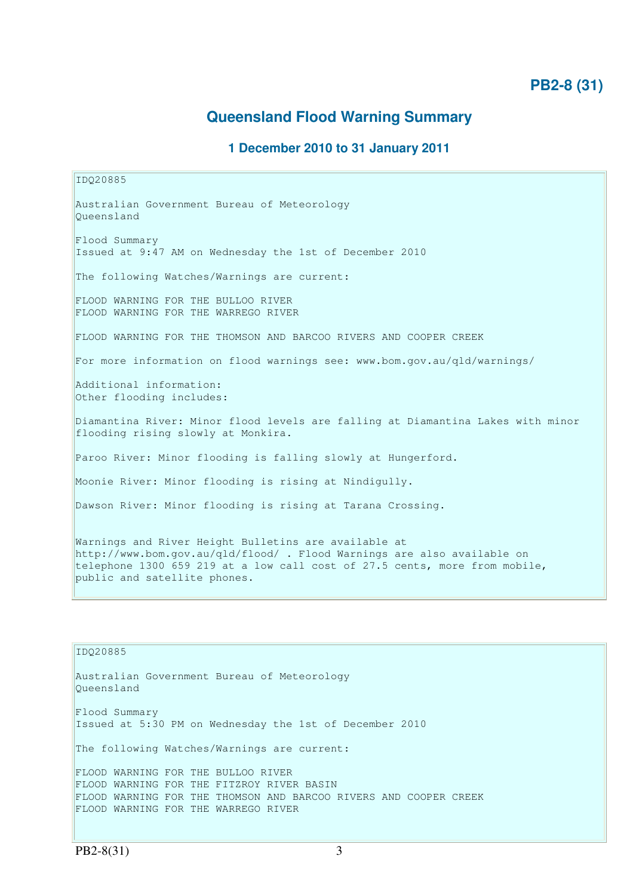**PB2-8 (31)**

# Queensland Flood Warning Summary

### 1 December 2010 to 31 January 2011

IDQ20885

Australian Government Bureau of Meteorology
Queensland

Flood Summary
Issued at 9:47 AM on Wednesday the 1st of December 2010

The following Watches/Warnings are current:

FLOOD WARNING FOR THE BULLOO RIVER
FLOOD WARNING FOR THE WARREGO RIVER

FLOOD WARNING FOR THE THOMSON AND BARCOO RIVERS AND COOPER CREEK

For more information on flood warnings see: www.bom.gov.au/qld/warnings/

Additional information:
Other flooding includes:

Diamantina River: Minor flood levels are falling at Diamantina Lakes with minor flooding rising slowly at Monkira.

Paroo River: Minor flooding is falling slowly at Hungerford.

Moonie River: Minor flooding is rising at Nindigully.

Dawson River: Minor flooding is rising at Tarana Crossing.

Warnings and River Height Bulletins are available at http://www.bom.gov.au/qld/flood/ . Flood Warnings are also available on telephone 1300 659 219 at a low call cost of 27.5 cents, more from mobile, public and satellite phones.

IDQ20885

Australian Government Bureau of Meteorology
Queensland

Flood Summary
Issued at 5:30 PM on Wednesday the 1st of December 2010

The following Watches/Warnings are current:

FLOOD WARNING FOR THE BULLOO RIVER
FLOOD WARNING FOR THE FITZROY RIVER BASIN
FLOOD WARNING FOR THE THOMSON AND BARCOO RIVERS AND COOPER CREEK
FLOOD WARNING FOR THE WARREGO RIVER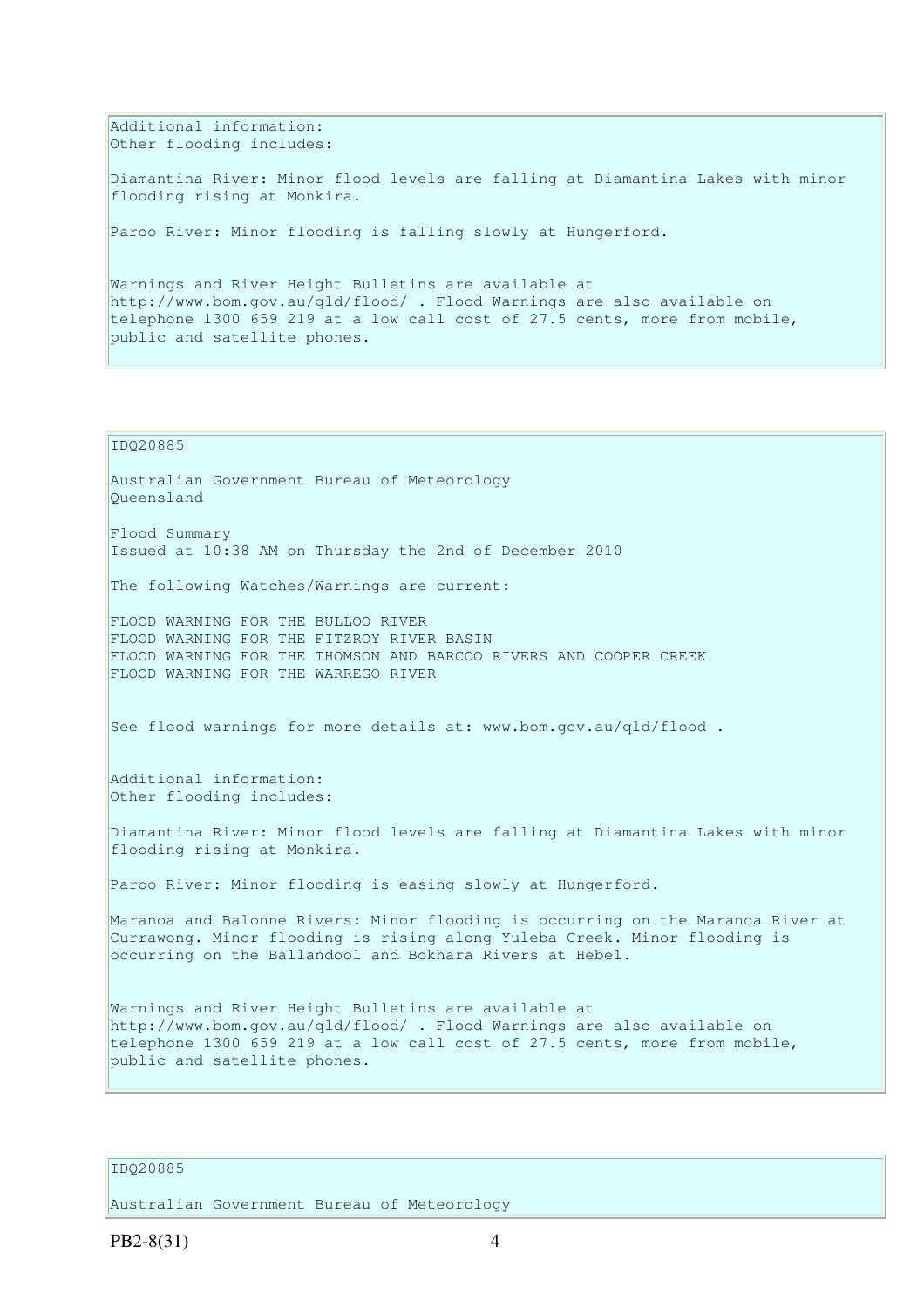Additional information:
Other flooding includes:

Diamantina River: Minor flood levels are falling at Diamantina Lakes with minor flooding rising at Monkira.

Paroo River: Minor flooding is falling slowly at Hungerford.

Warnings and River Height Bulletins are available at http://www.bom.gov.au/qld/flood/ . Flood Warnings are also available on telephone 1300 659 219 at a low call cost of 27.5 cents, more from mobile, public and satellite phones.

IDQ20885

Australian Government Bureau of Meteorology
Queensland

Flood Summary
Issued at 10:38 AM on Thursday the 2nd of December 2010

The following Watches/Warnings are current:

FLOOD WARNING FOR THE BULLOO RIVER
FLOOD WARNING FOR THE FITZROY RIVER BASIN
FLOOD WARNING FOR THE THOMSON AND BARCOO RIVERS AND COOPER CREEK
FLOOD WARNING FOR THE WARREGO RIVER

See flood warnings for more details at: www.bom.gov.au/qld/flood .

Additional information:
Other flooding includes:

Diamantina River: Minor flood levels are falling at Diamantina Lakes with minor flooding rising at Monkira.

Paroo River: Minor flooding is easing slowly at Hungerford.

Maranoa and Balonne Rivers: Minor flooding is occurring on the Maranoa River at Currawong. Minor flooding is rising along Yuleba Creek. Minor flooding is occurring on the Ballandool and Bokhara Rivers at Hebel.

Warnings and River Height Bulletins are available at http://www.bom.gov.au/qld/flood/ . Flood Warnings are also available on telephone 1300 659 219 at a low call cost of 27.5 cents, more from mobile, public and satellite phones.

IDQ20885

Australian Government Bureau of Meteorology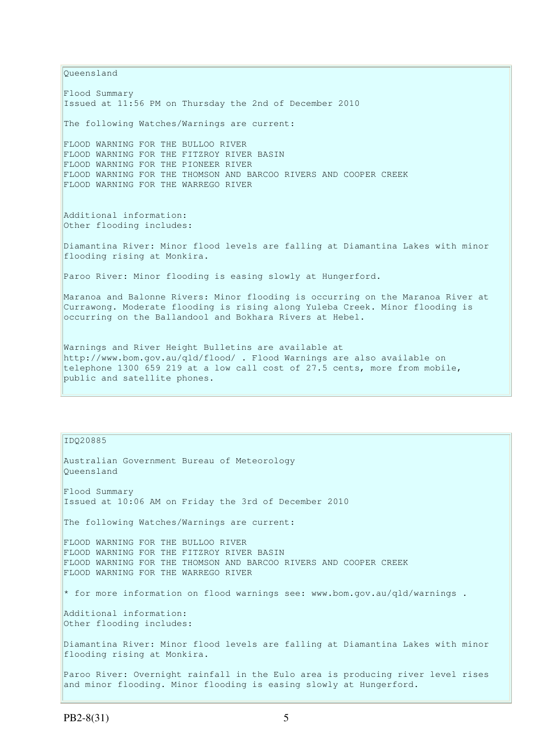Queensland

Flood Summary
Issued at 11:56 PM on Thursday the 2nd of December 2010

The following Watches/Warnings are current:

FLOOD WARNING FOR THE BULLOO RIVER
FLOOD WARNING FOR THE FITZROY RIVER BASIN
FLOOD WARNING FOR THE PIONEER RIVER
FLOOD WARNING FOR THE THOMSON AND BARCOO RIVERS AND COOPER CREEK
FLOOD WARNING FOR THE WARREGO RIVER

Additional information:
Other flooding includes:

Diamantina River: Minor flood levels are falling at Diamantina Lakes with minor flooding rising at Monkira.

Paroo River: Minor flooding is easing slowly at Hungerford.

Maranoa and Balonne Rivers: Minor flooding is occurring on the Maranoa River at Currawong. Moderate flooding is rising along Yuleba Creek. Minor flooding is occurring on the Ballandool and Bokhara Rivers at Hebel.

Warnings and River Height Bulletins are available at http://www.bom.gov.au/qld/flood/ . Flood Warnings are also available on telephone 1300 659 219 at a low call cost of 27.5 cents, more from mobile, public and satellite phones.

IDQ20885

Australian Government Bureau of Meteorology
Queensland

Flood Summary
Issued at 10:06 AM on Friday the 3rd of December 2010

The following Watches/Warnings are current:

FLOOD WARNING FOR THE BULLOO RIVER
FLOOD WARNING FOR THE FITZROY RIVER BASIN
FLOOD WARNING FOR THE THOMSON AND BARCOO RIVERS AND COOPER CREEK
FLOOD WARNING FOR THE WARREGO RIVER

* for more information on flood warnings see: www.bom.gov.au/qld/warnings .

Additional information:
Other flooding includes:

Diamantina River: Minor flood levels are falling at Diamantina Lakes with minor flooding rising at Monkira.

Paroo River: Overnight rainfall in the Eulo area is producing river level rises and minor flooding. Minor flooding is easing slowly at Hungerford.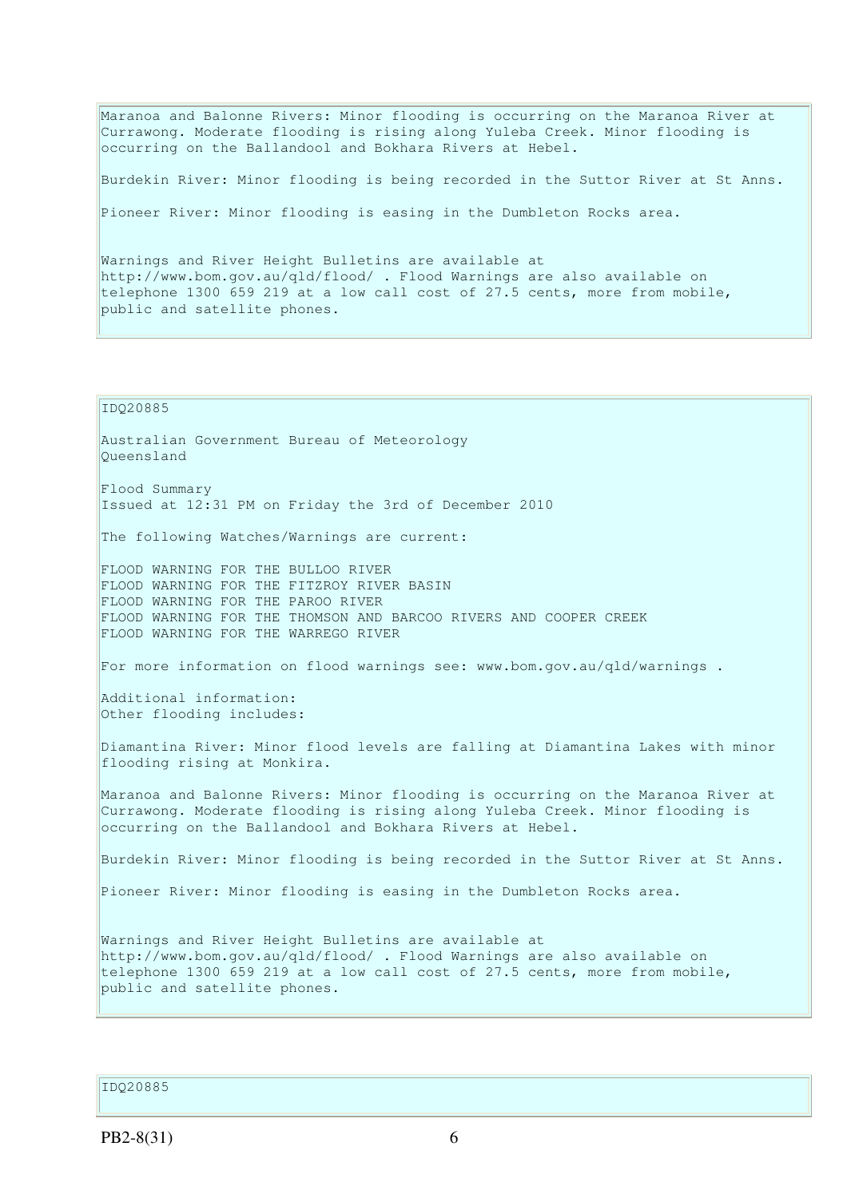Maranoa and Balonne Rivers: Minor flooding is occurring on the Maranoa River at Currawong. Moderate flooding is rising along Yuleba Creek. Minor flooding is occurring on the Ballandool and Bokhara Rivers at Hebel.

Burdekin River: Minor flooding is being recorded in the Suttor River at St Anns.

Pioneer River: Minor flooding is easing in the Dumbleton Rocks area.

Warnings and River Height Bulletins are available at http://www.bom.gov.au/qld/flood/ . Flood Warnings are also available on telephone 1300 659 219 at a low call cost of 27.5 cents, more from mobile, public and satellite phones.

IDQ20885

Australian Government Bureau of Meteorology
Queensland

Flood Summary
Issued at 12:31 PM on Friday the 3rd of December 2010

The following Watches/Warnings are current:

FLOOD WARNING FOR THE BULLOO RIVER
FLOOD WARNING FOR THE FITZROY RIVER BASIN
FLOOD WARNING FOR THE PAROO RIVER
FLOOD WARNING FOR THE THOMSON AND BARCOO RIVERS AND COOPER CREEK
FLOOD WARNING FOR THE WARREGO RIVER

For more information on flood warnings see: www.bom.gov.au/qld/warnings .

Additional information:
Other flooding includes:

Diamantina River: Minor flood levels are falling at Diamantina Lakes with minor flooding rising at Monkira.

Maranoa and Balonne Rivers: Minor flooding is occurring on the Maranoa River at Currawong. Moderate flooding is rising along Yuleba Creek. Minor flooding is occurring on the Ballandool and Bokhara Rivers at Hebel.

Burdekin River: Minor flooding is being recorded in the Suttor River at St Anns.

Pioneer River: Minor flooding is easing in the Dumbleton Rocks area.

Warnings and River Height Bulletins are available at http://www.bom.gov.au/qld/flood/ . Flood Warnings are also available on telephone 1300 659 219 at a low call cost of 27.5 cents, more from mobile, public and satellite phones.

IDQ20885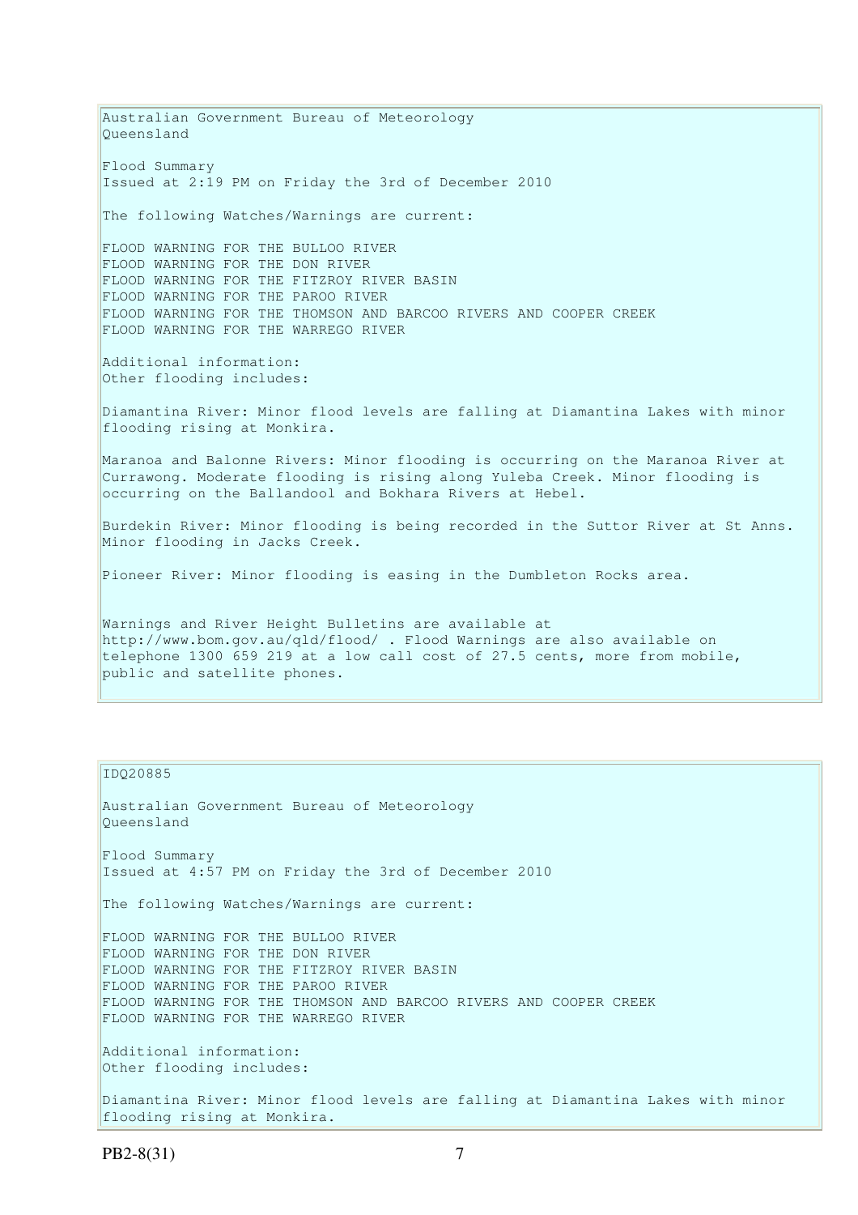Australian Government Bureau of Meteorology
Queensland

Flood Summary
Issued at 2:19 PM on Friday the 3rd of December 2010

The following Watches/Warnings are current:

FLOOD WARNING FOR THE BULLOO RIVER
FLOOD WARNING FOR THE DON RIVER
FLOOD WARNING FOR THE FITZROY RIVER BASIN
FLOOD WARNING FOR THE PAROO RIVER
FLOOD WARNING FOR THE THOMSON AND BARCOO RIVERS AND COOPER CREEK
FLOOD WARNING FOR THE WARREGO RIVER

Additional information:
Other flooding includes:

Diamantina River: Minor flood levels are falling at Diamantina Lakes with minor flooding rising at Monkira.

Maranoa and Balonne Rivers: Minor flooding is occurring on the Maranoa River at Currawong. Moderate flooding is rising along Yuleba Creek. Minor flooding is occurring on the Ballandool and Bokhara Rivers at Hebel.

Burdekin River: Minor flooding is being recorded in the Suttor River at St Anns. Minor flooding in Jacks Creek.

Pioneer River: Minor flooding is easing in the Dumbleton Rocks area.

Warnings and River Height Bulletins are available at http://www.bom.gov.au/qld/flood/ . Flood Warnings are also available on telephone 1300 659 219 at a low call cost of 27.5 cents, more from mobile, public and satellite phones.

IDQ20885

Australian Government Bureau of Meteorology
Queensland

Flood Summary
Issued at 4:57 PM on Friday the 3rd of December 2010

The following Watches/Warnings are current:

FLOOD WARNING FOR THE BULLOO RIVER
FLOOD WARNING FOR THE DON RIVER
FLOOD WARNING FOR THE FITZROY RIVER BASIN
FLOOD WARNING FOR THE PAROO RIVER
FLOOD WARNING FOR THE THOMSON AND BARCOO RIVERS AND COOPER CREEK
FLOOD WARNING FOR THE WARREGO RIVER

Additional information:
Other flooding includes:

Diamantina River: Minor flood levels are falling at Diamantina Lakes with minor flooding rising at Monkira.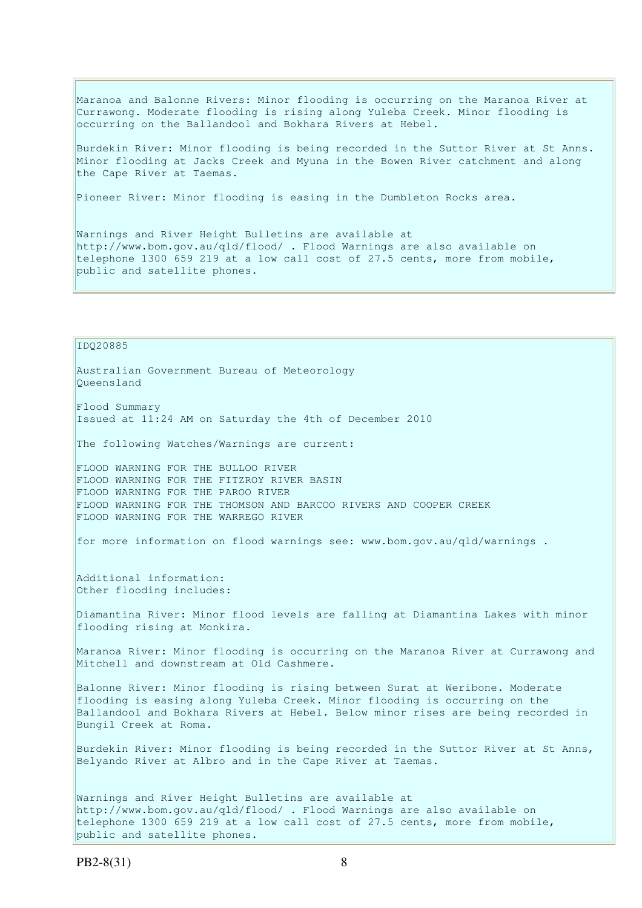Maranoa and Balonne Rivers: Minor flooding is occurring on the Maranoa River at Currawong. Moderate flooding is rising along Yuleba Creek. Minor flooding is occurring on the Ballandool and Bokhara Rivers at Hebel.

Burdekin River: Minor flooding is being recorded in the Suttor River at St Anns. Minor flooding at Jacks Creek and Myuna in the Bowen River catchment and along the Cape River at Taemas.

Pioneer River: Minor flooding is easing in the Dumbleton Rocks area.

Warnings and River Height Bulletins are available at http://www.bom.gov.au/qld/flood/ . Flood Warnings are also available on telephone 1300 659 219 at a low call cost of 27.5 cents, more from mobile, public and satellite phones.

IDQ20885

Australian Government Bureau of Meteorology
Queensland

Flood Summary
Issued at 11:24 AM on Saturday the 4th of December 2010

The following Watches/Warnings are current:

FLOOD WARNING FOR THE BULLOO RIVER
FLOOD WARNING FOR THE FITZROY RIVER BASIN
FLOOD WARNING FOR THE PAROO RIVER
FLOOD WARNING FOR THE THOMSON AND BARCOO RIVERS AND COOPER CREEK
FLOOD WARNING FOR THE WARREGO RIVER

for more information on flood warnings see: www.bom.gov.au/qld/warnings .

Additional information:
Other flooding includes:

Diamantina River: Minor flood levels are falling at Diamantina Lakes with minor flooding rising at Monkira.

Maranoa River: Minor flooding is occurring on the Maranoa River at Currawong and Mitchell and downstream at Old Cashmere.

Balonne River: Minor flooding is rising between Surat at Weribone. Moderate flooding is easing along Yuleba Creek. Minor flooding is occurring on the Ballandool and Bokhara Rivers at Hebel. Below minor rises are being recorded in Bungil Creek at Roma.

Burdekin River: Minor flooding is being recorded in the Suttor River at St Anns, Belyando River at Albro and in the Cape River at Taemas.

Warnings and River Height Bulletins are available at http://www.bom.gov.au/qld/flood/ . Flood Warnings are also available on telephone 1300 659 219 at a low call cost of 27.5 cents, more from mobile, public and satellite phones.

PB2-8(31)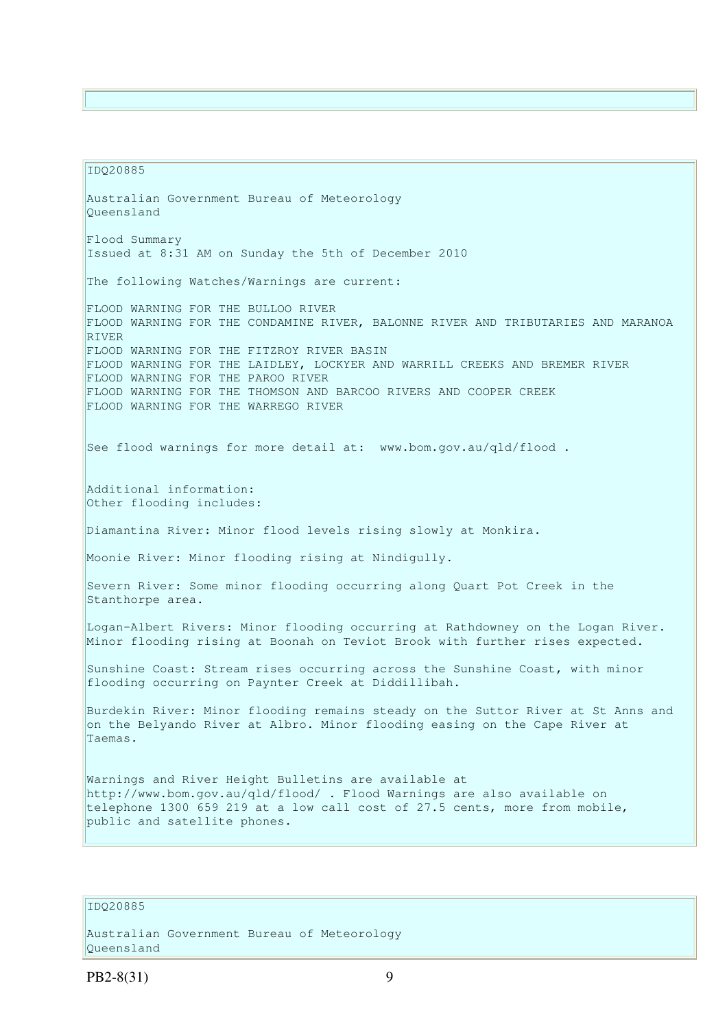IDQ20885

Australian Government Bureau of Meteorology
Queensland

Flood Summary
Issued at 8:31 AM on Sunday the 5th of December 2010

The following Watches/Warnings are current:

FLOOD WARNING FOR THE BULLOO RIVER
FLOOD WARNING FOR THE CONDAMINE RIVER, BALONNE RIVER AND TRIBUTARIES AND MARANOA RIVER
FLOOD WARNING FOR THE FITZROY RIVER BASIN
FLOOD WARNING FOR THE LAIDLEY, LOCKYER AND WARRILL CREEKS AND BREMER RIVER
FLOOD WARNING FOR THE PAROO RIVER
FLOOD WARNING FOR THE THOMSON AND BARCOO RIVERS AND COOPER CREEK
FLOOD WARNING FOR THE WARREGO RIVER

See flood warnings for more detail at: www.bom.gov.au/qld/flood .

Additional information:
Other flooding includes:

Diamantina River: Minor flood levels rising slowly at Monkira.

Moonie River: Minor flooding rising at Nindigully.

Severn River: Some minor flooding occurring along Quart Pot Creek in the Stanthorpe area.

Logan-Albert Rivers: Minor flooding occurring at Rathdowney on the Logan River. Minor flooding rising at Boonah on Teviot Brook with further rises expected.

Sunshine Coast: Stream rises occurring across the Sunshine Coast, with minor flooding occurring on Paynter Creek at Diddillibah.

Burdekin River: Minor flooding remains steady on the Suttor River at St Anns and on the Belyando River at Albro. Minor flooding easing on the Cape River at Taemas.

Warnings and River Height Bulletins are available at http://www.bom.gov.au/qld/flood/ . Flood Warnings are also available on telephone 1300 659 219 at a low call cost of 27.5 cents, more from mobile, public and satellite phones.

IDQ20885

Australian Government Bureau of Meteorology
Queensland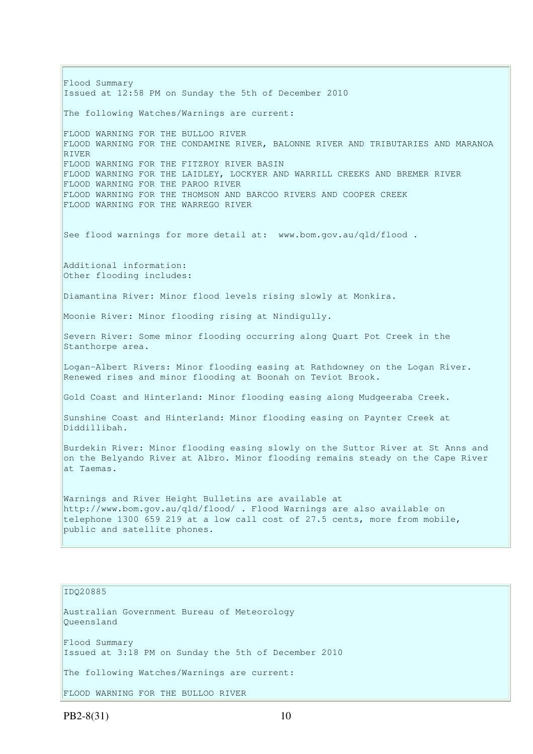Flood Summary
Issued at 12:58 PM on Sunday the 5th of December 2010

The following Watches/Warnings are current:

FLOOD WARNING FOR THE BULLOO RIVER
FLOOD WARNING FOR THE CONDAMINE RIVER, BALONNE RIVER AND TRIBUTARIES AND MARANOA RIVER
FLOOD WARNING FOR THE FITZROY RIVER BASIN
FLOOD WARNING FOR THE LAIDLEY, LOCKYER AND WARRILL CREEKS AND BREMER RIVER
FLOOD WARNING FOR THE PAROO RIVER
FLOOD WARNING FOR THE THOMSON AND BARCOO RIVERS AND COOPER CREEK
FLOOD WARNING FOR THE WARREGO RIVER

See flood warnings for more detail at: www.bom.gov.au/qld/flood .

Additional information:
Other flooding includes:

Diamantina River: Minor flood levels rising slowly at Monkira.

Moonie River: Minor flooding rising at Nindigully.

Severn River: Some minor flooding occurring along Quart Pot Creek in the Stanthorpe area.

Logan-Albert Rivers: Minor flooding easing at Rathdowney on the Logan River. Renewed rises and minor flooding at Boonah on Teviot Brook.

Gold Coast and Hinterland: Minor flooding easing along Mudgeeraba Creek.

Sunshine Coast and Hinterland: Minor flooding easing on Paynter Creek at Diddillibah.

Burdekin River: Minor flooding easing slowly on the Suttor River at St Anns and on the Belyando River at Albro. Minor flooding remains steady on the Cape River at Taemas.

Warnings and River Height Bulletins are available at http://www.bom.gov.au/qld/flood/ . Flood Warnings are also available on telephone 1300 659 219 at a low call cost of 27.5 cents, more from mobile, public and satellite phones.

IDQ20885

Australian Government Bureau of Meteorology
Queensland

Flood Summary
Issued at 3:18 PM on Sunday the 5th of December 2010

The following Watches/Warnings are current:

FLOOD WARNING FOR THE BULLOO RIVER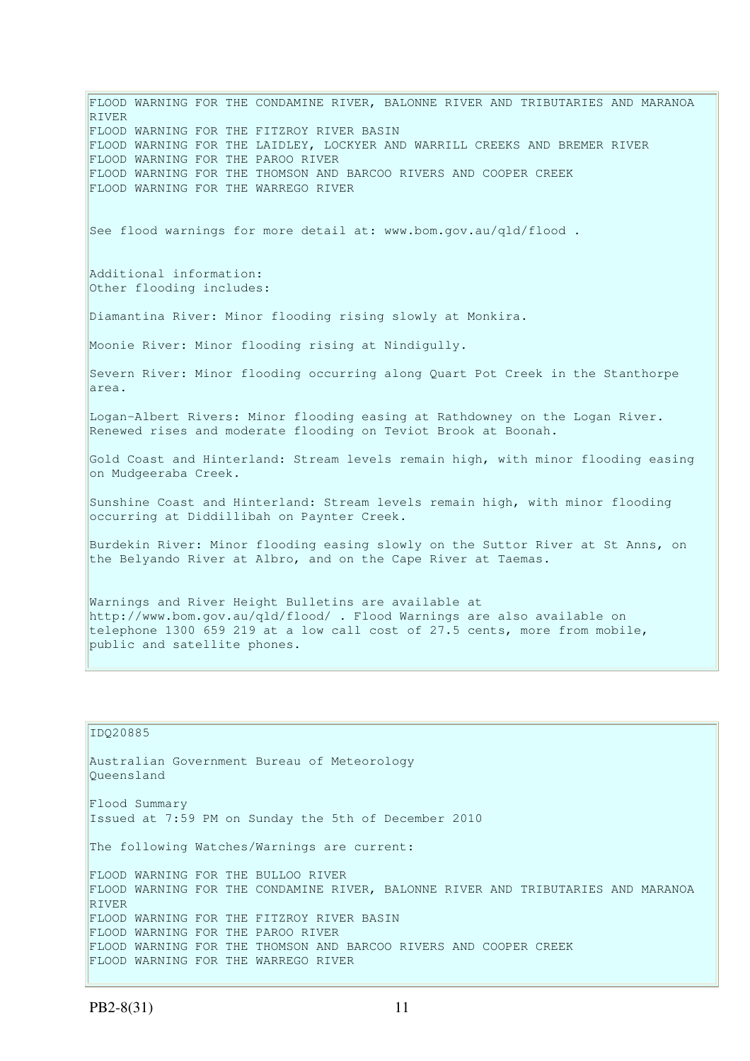FLOOD WARNING FOR THE CONDAMINE RIVER, BALONNE RIVER AND TRIBUTARIES AND MARANOA RIVER
FLOOD WARNING FOR THE FITZROY RIVER BASIN
FLOOD WARNING FOR THE LAIDLEY, LOCKYER AND WARRILL CREEKS AND BREMER RIVER
FLOOD WARNING FOR THE PAROO RIVER
FLOOD WARNING FOR THE THOMSON AND BARCOO RIVERS AND COOPER CREEK
FLOOD WARNING FOR THE WARREGO RIVER

See flood warnings for more detail at: www.bom.gov.au/qld/flood .

Additional information:
Other flooding includes:

Diamantina River: Minor flooding rising slowly at Monkira.

Moonie River: Minor flooding rising at Nindigully.

Severn River: Minor flooding occurring along Quart Pot Creek in the Stanthorpe area.

Logan-Albert Rivers: Minor flooding easing at Rathdowney on the Logan River. Renewed rises and moderate flooding on Teviot Brook at Boonah.

Gold Coast and Hinterland: Stream levels remain high, with minor flooding easing on Mudgeeraba Creek.

Sunshine Coast and Hinterland: Stream levels remain high, with minor flooding occurring at Diddillibah on Paynter Creek.

Burdekin River: Minor flooding easing slowly on the Suttor River at St Anns, on the Belyando River at Albro, and on the Cape River at Taemas.

Warnings and River Height Bulletins are available at http://www.bom.gov.au/qld/flood/ . Flood Warnings are also available on telephone 1300 659 219 at a low call cost of 27.5 cents, more from mobile, public and satellite phones.

IDQ20885

Australian Government Bureau of Meteorology
Queensland

Flood Summary
Issued at 7:59 PM on Sunday the 5th of December 2010

The following Watches/Warnings are current:

FLOOD WARNING FOR THE BULLOO RIVER
FLOOD WARNING FOR THE CONDAMINE RIVER, BALONNE RIVER AND TRIBUTARIES AND MARANOA RIVER
FLOOD WARNING FOR THE FITZROY RIVER BASIN
FLOOD WARNING FOR THE PAROO RIVER
FLOOD WARNING FOR THE THOMSON AND BARCOO RIVERS AND COOPER CREEK
FLOOD WARNING FOR THE WARREGO RIVER

PB2-8(31)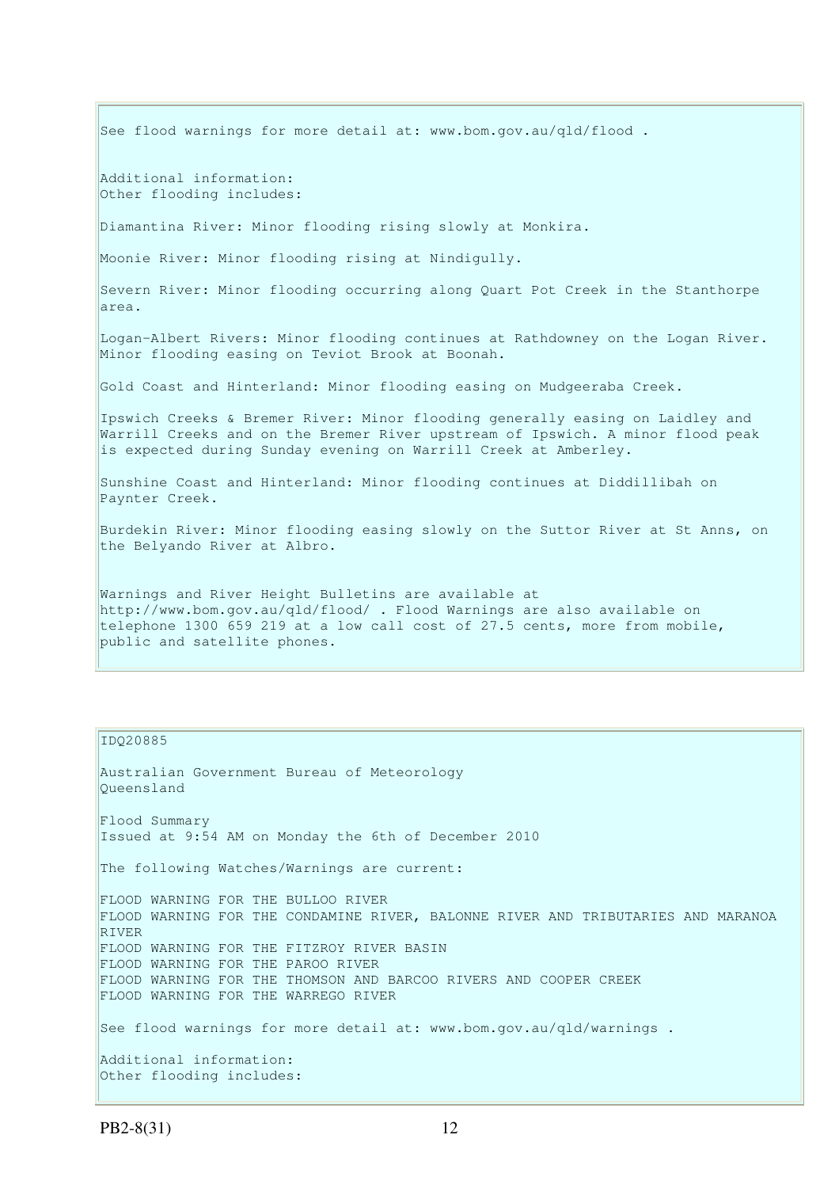See flood warnings for more detail at: www.bom.gov.au/qld/flood .

Additional information:
Other flooding includes:

Diamantina River: Minor flooding rising slowly at Monkira.

Moonie River: Minor flooding rising at Nindigully.

Severn River: Minor flooding occurring along Quart Pot Creek in the Stanthorpe area.

Logan-Albert Rivers: Minor flooding continues at Rathdowney on the Logan River. Minor flooding easing on Teviot Brook at Boonah.

Gold Coast and Hinterland: Minor flooding easing on Mudgeeraba Creek.

Ipswich Creeks & Bremer River: Minor flooding generally easing on Laidley and Warrill Creeks and on the Bremer River upstream of Ipswich. A minor flood peak is expected during Sunday evening on Warrill Creek at Amberley.

Sunshine Coast and Hinterland: Minor flooding continues at Diddillibah on Paynter Creek.

Burdekin River: Minor flooding easing slowly on the Suttor River at St Anns, on the Belyando River at Albro.

Warnings and River Height Bulletins are available at http://www.bom.gov.au/qld/flood/ . Flood Warnings are also available on telephone 1300 659 219 at a low call cost of 27.5 cents, more from mobile, public and satellite phones.

IDQ20885

Australian Government Bureau of Meteorology
Queensland

Flood Summary
Issued at 9:54 AM on Monday the 6th of December 2010

The following Watches/Warnings are current:

FLOOD WARNING FOR THE BULLOO RIVER
FLOOD WARNING FOR THE CONDAMINE RIVER, BALONNE RIVER AND TRIBUTARIES AND MARANOA RIVER
FLOOD WARNING FOR THE FITZROY RIVER BASIN
FLOOD WARNING FOR THE PAROO RIVER
FLOOD WARNING FOR THE THOMSON AND BARCOO RIVERS AND COOPER CREEK
FLOOD WARNING FOR THE WARREGO RIVER

See flood warnings for more detail at: www.bom.gov.au/qld/warnings .

Additional information:
Other flooding includes:

PB2-8(31)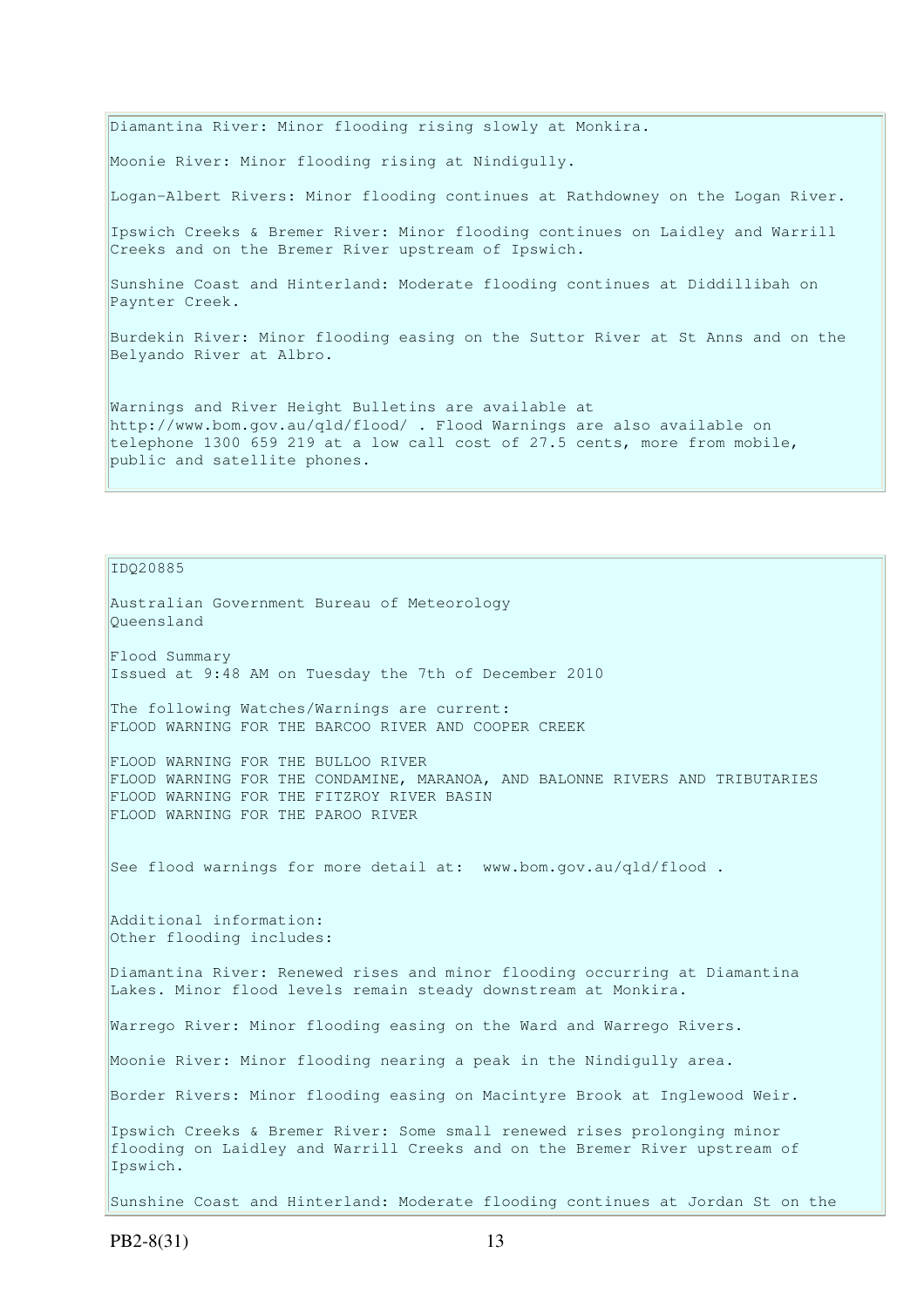Diamantina River: Minor flooding rising slowly at Monkira.

Moonie River: Minor flooding rising at Nindigully.

Logan-Albert Rivers: Minor flooding continues at Rathdowney on the Logan River.

Ipswich Creeks & Bremer River: Minor flooding continues on Laidley and Warrill Creeks and on the Bremer River upstream of Ipswich.

Sunshine Coast and Hinterland: Moderate flooding continues at Diddillibah on Paynter Creek.

Burdekin River: Minor flooding easing on the Suttor River at St Anns and on the Belyando River at Albro.

Warnings and River Height Bulletins are available at http://www.bom.gov.au/qld/flood/ . Flood Warnings are also available on telephone 1300 659 219 at a low call cost of 27.5 cents, more from mobile, public and satellite phones.

IDQ20885

Australian Government Bureau of Meteorology
Queensland

Flood Summary
Issued at 9:48 AM on Tuesday the 7th of December 2010

The following Watches/Warnings are current:
FLOOD WARNING FOR THE BARCOO RIVER AND COOPER CREEK

FLOOD WARNING FOR THE BULLOO RIVER
FLOOD WARNING FOR THE CONDAMINE, MARANOA, AND BALONNE RIVERS AND TRIBUTARIES
FLOOD WARNING FOR THE FITZROY RIVER BASIN
FLOOD WARNING FOR THE PAROO RIVER

See flood warnings for more detail at: www.bom.gov.au/qld/flood .

Additional information:
Other flooding includes:

Diamantina River: Renewed rises and minor flooding occurring at Diamantina Lakes. Minor flood levels remain steady downstream at Monkira.

Warrego River: Minor flooding easing on the Ward and Warrego Rivers.

Moonie River: Minor flooding nearing a peak in the Nindigully area.

Border Rivers: Minor flooding easing on Macintyre Brook at Inglewood Weir.

Ipswich Creeks & Bremer River: Some small renewed rises prolonging minor flooding on Laidley and Warrill Creeks and on the Bremer River upstream of Ipswich.

Sunshine Coast and Hinterland: Moderate flooding continues at Jordan St on the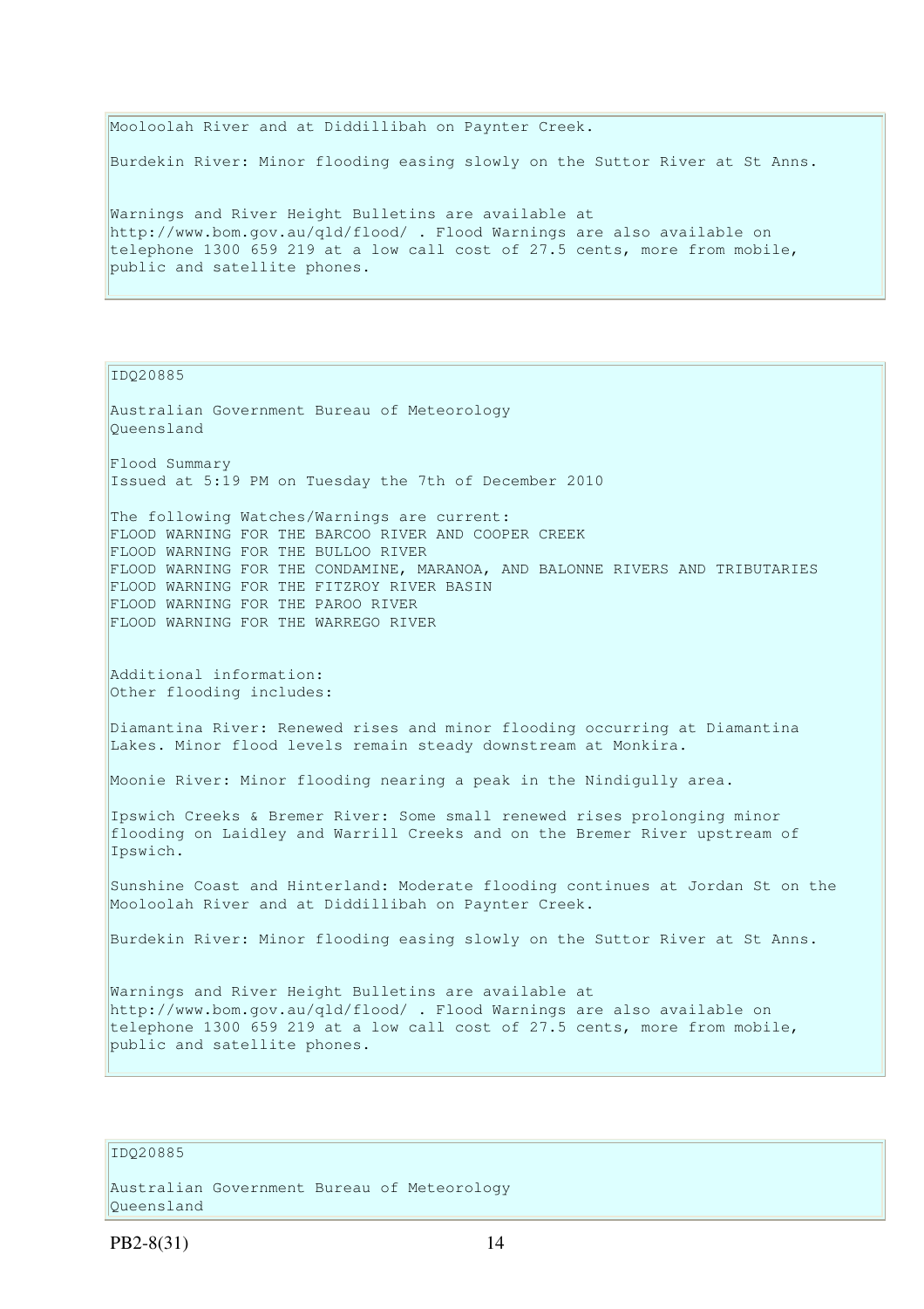Mooloolah River and at Diddillibah on Paynter Creek.

Burdekin River: Minor flooding easing slowly on the Suttor River at St Anns.

Warnings and River Height Bulletins are available at http://www.bom.gov.au/qld/flood/ . Flood Warnings are also available on telephone 1300 659 219 at a low call cost of 27.5 cents, more from mobile, public and satellite phones.

IDQ20885

Australian Government Bureau of Meteorology
Queensland

Flood Summary
Issued at 5:19 PM on Tuesday the 7th of December 2010

The following Watches/Warnings are current:
FLOOD WARNING FOR THE BARCOO RIVER AND COOPER CREEK
FLOOD WARNING FOR THE BULLOO RIVER
FLOOD WARNING FOR THE CONDAMINE, MARANOA, AND BALONNE RIVERS AND TRIBUTARIES
FLOOD WARNING FOR THE FITZROY RIVER BASIN
FLOOD WARNING FOR THE PAROO RIVER
FLOOD WARNING FOR THE WARREGO RIVER

Additional information:
Other flooding includes:

Diamantina River: Renewed rises and minor flooding occurring at Diamantina Lakes. Minor flood levels remain steady downstream at Monkira.

Moonie River: Minor flooding nearing a peak in the Nindigully area.

Ipswich Creeks & Bremer River: Some small renewed rises prolonging minor flooding on Laidley and Warrill Creeks and on the Bremer River upstream of Ipswich.

Sunshine Coast and Hinterland: Moderate flooding continues at Jordan St on the Mooloolah River and at Diddillibah on Paynter Creek.

Burdekin River: Minor flooding easing slowly on the Suttor River at St Anns.

Warnings and River Height Bulletins are available at http://www.bom.gov.au/qld/flood/ . Flood Warnings are also available on telephone 1300 659 219 at a low call cost of 27.5 cents, more from mobile, public and satellite phones.

IDQ20885

Australian Government Bureau of Meteorology
Queensland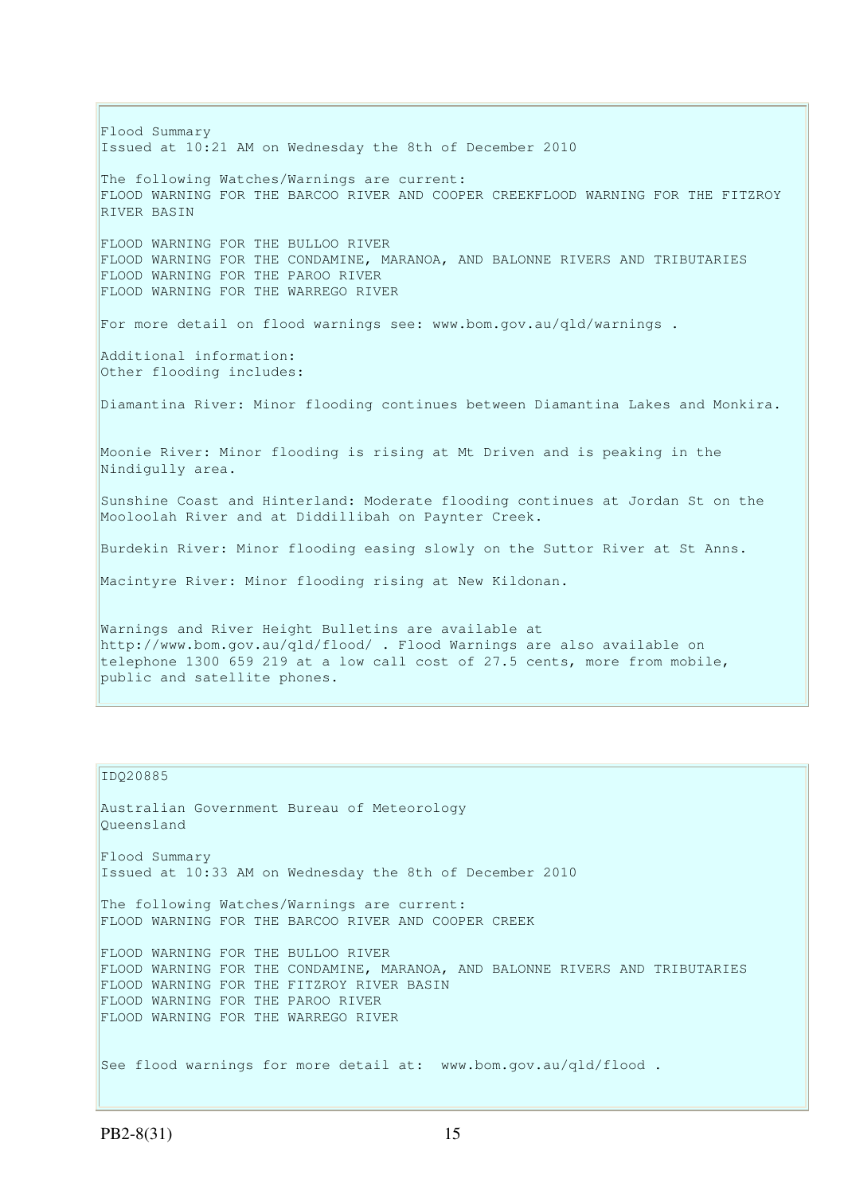Flood Summary
Issued at 10:21 AM on Wednesday the 8th of December 2010

The following Watches/Warnings are current:
FLOOD WARNING FOR THE BARCOO RIVER AND COOPER CREEKFLOOD WARNING FOR THE FITZROY RIVER BASIN

FLOOD WARNING FOR THE BULLOO RIVER
FLOOD WARNING FOR THE CONDAMINE, MARANOA, AND BALONNE RIVERS AND TRIBUTARIES
FLOOD WARNING FOR THE PAROO RIVER
FLOOD WARNING FOR THE WARREGO RIVER

For more detail on flood warnings see: www.bom.gov.au/qld/warnings .

Additional information:
Other flooding includes:

Diamantina River: Minor flooding continues between Diamantina Lakes and Monkira.

Moonie River: Minor flooding is rising at Mt Driven and is peaking in the Nindigully area.

Sunshine Coast and Hinterland: Moderate flooding continues at Jordan St on the Mooloolah River and at Diddillibah on Paynter Creek.

Burdekin River: Minor flooding easing slowly on the Suttor River at St Anns.

Macintyre River: Minor flooding rising at New Kildonan.

Warnings and River Height Bulletins are available at http://www.bom.gov.au/qld/flood/ . Flood Warnings are also available on telephone 1300 659 219 at a low call cost of 27.5 cents, more from mobile, public and satellite phones.

IDQ20885

Australian Government Bureau of Meteorology
Queensland

Flood Summary
Issued at 10:33 AM on Wednesday the 8th of December 2010

The following Watches/Warnings are current:
FLOOD WARNING FOR THE BARCOO RIVER AND COOPER CREEK

FLOOD WARNING FOR THE BULLOO RIVER
FLOOD WARNING FOR THE CONDAMINE, MARANOA, AND BALONNE RIVERS AND TRIBUTARIES
FLOOD WARNING FOR THE FITZROY RIVER BASIN
FLOOD WARNING FOR THE PAROO RIVER
FLOOD WARNING FOR THE WARREGO RIVER

See flood warnings for more detail at: www.bom.gov.au/qld/flood .

PB2-8(31)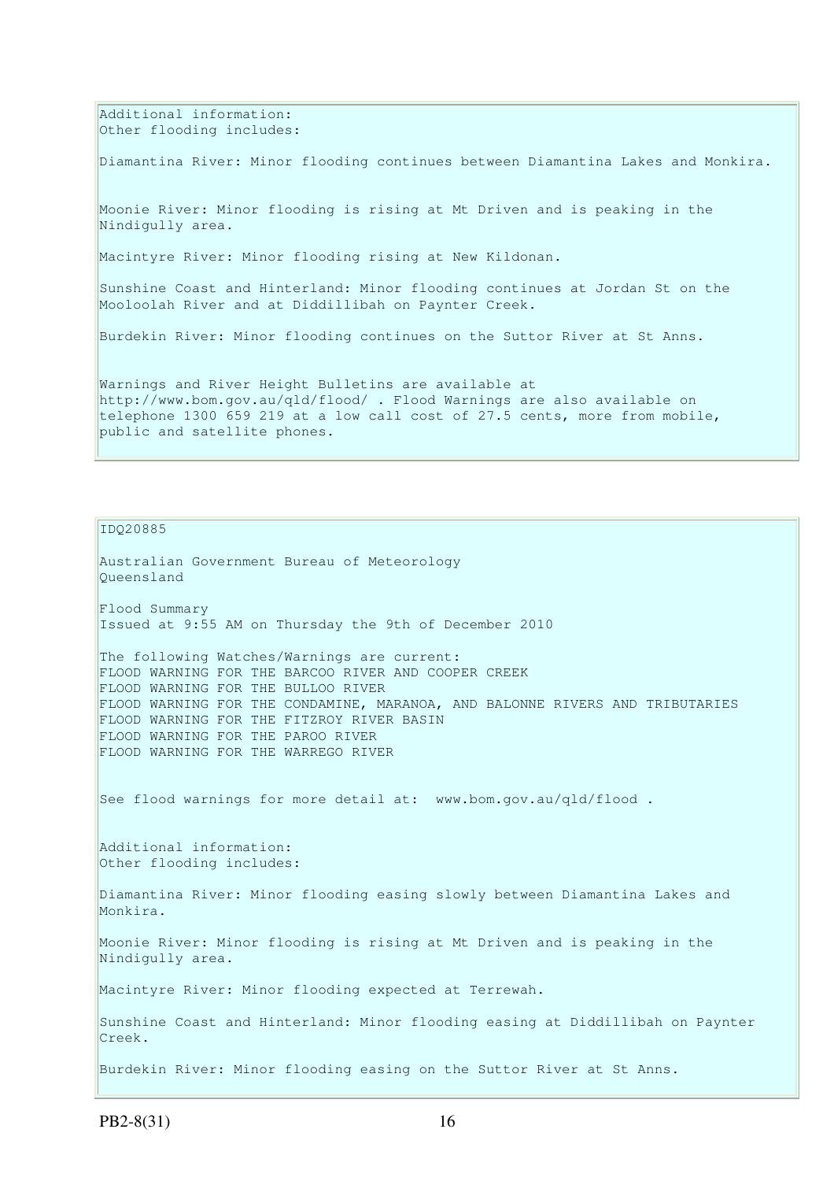Additional information:
Other flooding includes:

Diamantina River: Minor flooding continues between Diamantina Lakes and Monkira.

Moonie River: Minor flooding is rising at Mt Driven and is peaking in the Nindigully area.

Macintyre River: Minor flooding rising at New Kildonan.

Sunshine Coast and Hinterland: Minor flooding continues at Jordan St on the Mooloolah River and at Diddillibah on Paynter Creek.

Burdekin River: Minor flooding continues on the Suttor River at St Anns.

Warnings and River Height Bulletins are available at http://www.bom.gov.au/qld/flood/ . Flood Warnings are also available on telephone 1300 659 219 at a low call cost of 27.5 cents, more from mobile, public and satellite phones.

---

IDQ20885

Australian Government Bureau of Meteorology
Queensland

Flood Summary
Issued at 9:55 AM on Thursday the 9th of December 2010

The following Watches/Warnings are current:
FLOOD WARNING FOR THE BARCOO RIVER AND COOPER CREEK
FLOOD WARNING FOR THE BULLOO RIVER
FLOOD WARNING FOR THE CONDAMINE, MARANOA, AND BALONNE RIVERS AND TRIBUTARIES
FLOOD WARNING FOR THE FITZROY RIVER BASIN
FLOOD WARNING FOR THE PAROO RIVER
FLOOD WARNING FOR THE WARREGO RIVER

See flood warnings for more detail at: www.bom.gov.au/qld/flood .

Additional information:
Other flooding includes:

Diamantina River: Minor flooding easing slowly between Diamantina Lakes and Monkira.

Moonie River: Minor flooding is rising at Mt Driven and is peaking in the Nindigully area.

Macintyre River: Minor flooding expected at Terrewah.

Sunshine Coast and Hinterland: Minor flooding easing at Diddillibah on Paynter Creek.

Burdekin River: Minor flooding easing on the Suttor River at St Anns.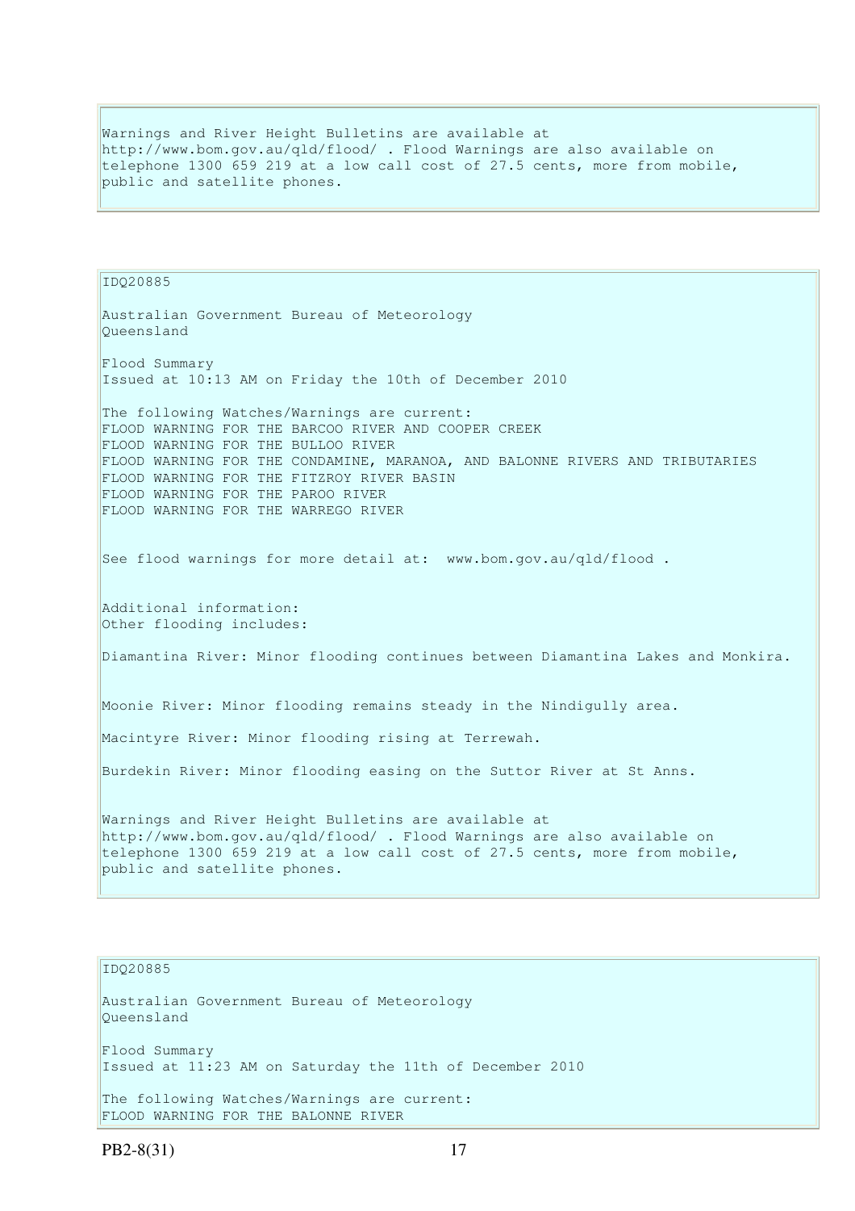Warnings and River Height Bulletins are available at http://www.bom.gov.au/qld/flood/ . Flood Warnings are also available on telephone 1300 659 219 at a low call cost of 27.5 cents, more from mobile, public and satellite phones.

IDQ20885

Australian Government Bureau of Meteorology
Queensland

Flood Summary
Issued at 10:13 AM on Friday the 10th of December 2010

The following Watches/Warnings are current:
FLOOD WARNING FOR THE BARCOO RIVER AND COOPER CREEK
FLOOD WARNING FOR THE BULLOO RIVER
FLOOD WARNING FOR THE CONDAMINE, MARANOA, AND BALONNE RIVERS AND TRIBUTARIES
FLOOD WARNING FOR THE FITZROY RIVER BASIN
FLOOD WARNING FOR THE PAROO RIVER
FLOOD WARNING FOR THE WARREGO RIVER

See flood warnings for more detail at: www.bom.gov.au/qld/flood .

Additional information:
Other flooding includes:

Diamantina River: Minor flooding continues between Diamantina Lakes and Monkira.

Moonie River: Minor flooding remains steady in the Nindigully area.

Macintyre River: Minor flooding rising at Terrewah.

Burdekin River: Minor flooding easing on the Suttor River at St Anns.

Warnings and River Height Bulletins are available at http://www.bom.gov.au/qld/flood/ . Flood Warnings are also available on telephone 1300 659 219 at a low call cost of 27.5 cents, more from mobile, public and satellite phones.

IDQ20885

Australian Government Bureau of Meteorology
Queensland

Flood Summary
Issued at 11:23 AM on Saturday the 11th of December 2010

The following Watches/Warnings are current:
FLOOD WARNING FOR THE BALONNE RIVER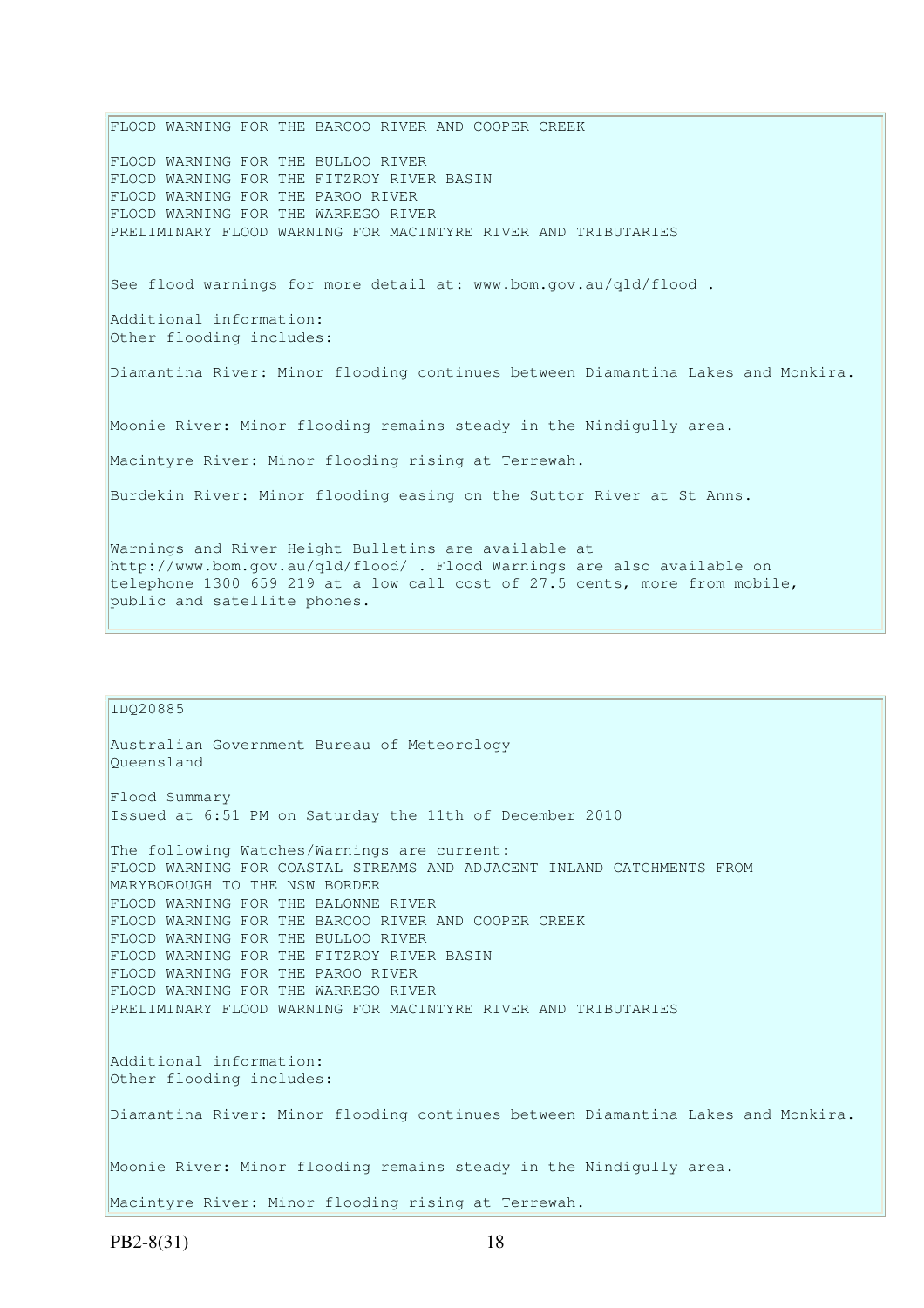FLOOD WARNING FOR THE BARCOO RIVER AND COOPER CREEK

FLOOD WARNING FOR THE BULLOO RIVER
FLOOD WARNING FOR THE FITZROY RIVER BASIN
FLOOD WARNING FOR THE PAROO RIVER
FLOOD WARNING FOR THE WARREGO RIVER
PRELIMINARY FLOOD WARNING FOR MACINTYRE RIVER AND TRIBUTARIES

See flood warnings for more detail at: www.bom.gov.au/qld/flood .

Additional information:
Other flooding includes:

Diamantina River: Minor flooding continues between Diamantina Lakes and Monkira.

Moonie River: Minor flooding remains steady in the Nindigully area.

Macintyre River: Minor flooding rising at Terrewah.

Burdekin River: Minor flooding easing on the Suttor River at St Anns.

Warnings and River Height Bulletins are available at http://www.bom.gov.au/qld/flood/ . Flood Warnings are also available on telephone 1300 659 219 at a low call cost of 27.5 cents, more from mobile, public and satellite phones.

---

IDQ20885

Australian Government Bureau of Meteorology
Queensland

Flood Summary
Issued at 6:51 PM on Saturday the 11th of December 2010

The following Watches/Warnings are current:
FLOOD WARNING FOR COASTAL STREAMS AND ADJACENT INLAND CATCHMENTS FROM MARYBOROUGH TO THE NSW BORDER
FLOOD WARNING FOR THE BALONNE RIVER
FLOOD WARNING FOR THE BARCOO RIVER AND COOPER CREEK
FLOOD WARNING FOR THE BULLOO RIVER
FLOOD WARNING FOR THE FITZROY RIVER BASIN
FLOOD WARNING FOR THE PAROO RIVER
FLOOD WARNING FOR THE WARREGO RIVER
PRELIMINARY FLOOD WARNING FOR MACINTYRE RIVER AND TRIBUTARIES

Additional information:
Other flooding includes:

Diamantina River: Minor flooding continues between Diamantina Lakes and Monkira.

Moonie River: Minor flooding remains steady in the Nindigully area.

Macintyre River: Minor flooding rising at Terrewah.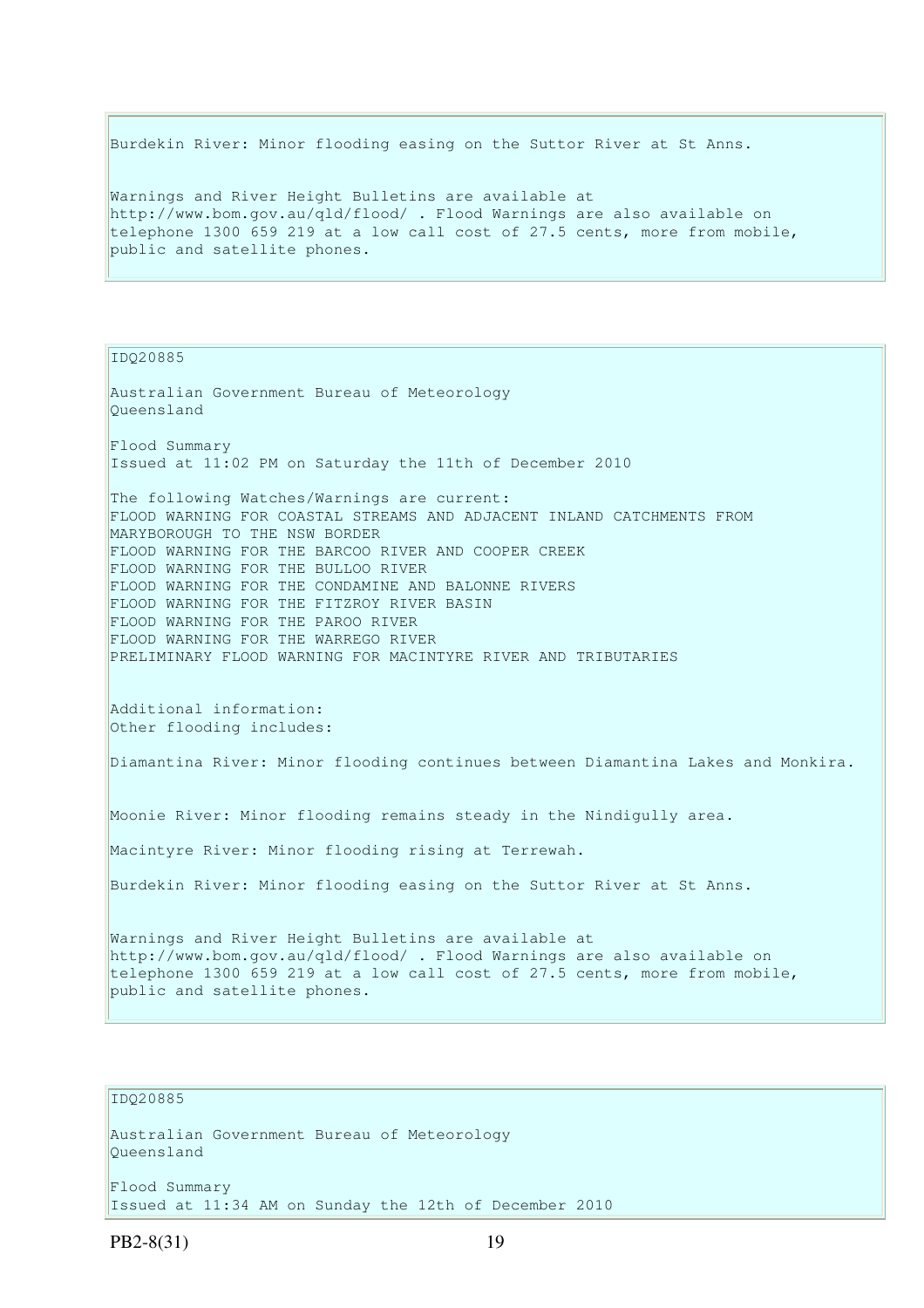Burdekin River: Minor flooding easing on the Suttor River at St Anns.

Warnings and River Height Bulletins are available at http://www.bom.gov.au/qld/flood/ . Flood Warnings are also available on telephone 1300 659 219 at a low call cost of 27.5 cents, more from mobile, public and satellite phones.

IDQ20885

Australian Government Bureau of Meteorology
Queensland

Flood Summary
Issued at 11:02 PM on Saturday the 11th of December 2010

The following Watches/Warnings are current:
FLOOD WARNING FOR COASTAL STREAMS AND ADJACENT INLAND CATCHMENTS FROM MARYBOROUGH TO THE NSW BORDER
FLOOD WARNING FOR THE BARCOO RIVER AND COOPER CREEK
FLOOD WARNING FOR THE BULLOO RIVER
FLOOD WARNING FOR THE CONDAMINE AND BALONNE RIVERS
FLOOD WARNING FOR THE FITZROY RIVER BASIN
FLOOD WARNING FOR THE PAROO RIVER
FLOOD WARNING FOR THE WARREGO RIVER
PRELIMINARY FLOOD WARNING FOR MACINTYRE RIVER AND TRIBUTARIES

Additional information:
Other flooding includes:

Diamantina River: Minor flooding continues between Diamantina Lakes and Monkira.

Moonie River: Minor flooding remains steady in the Nindigully area.

Macintyre River: Minor flooding rising at Terrewah.

Burdekin River: Minor flooding easing on the Suttor River at St Anns.

Warnings and River Height Bulletins are available at http://www.bom.gov.au/qld/flood/ . Flood Warnings are also available on telephone 1300 659 219 at a low call cost of 27.5 cents, more from mobile, public and satellite phones.

IDQ20885

Australian Government Bureau of Meteorology
Queensland

Flood Summary
Issued at 11:34 AM on Sunday the 12th of December 2010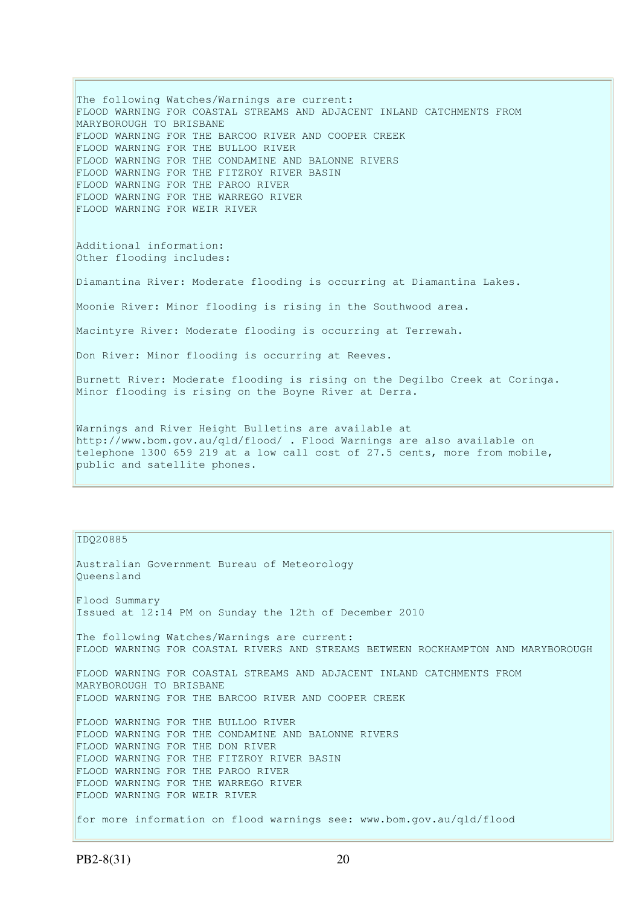The following Watches/Warnings are current:
FLOOD WARNING FOR COASTAL STREAMS AND ADJACENT INLAND CATCHMENTS FROM MARYBOROUGH TO BRISBANE
FLOOD WARNING FOR THE BARCOO RIVER AND COOPER CREEK
FLOOD WARNING FOR THE BULLOO RIVER
FLOOD WARNING FOR THE CONDAMINE AND BALONNE RIVERS
FLOOD WARNING FOR THE FITZROY RIVER BASIN
FLOOD WARNING FOR THE PAROO RIVER
FLOOD WARNING FOR THE WARREGO RIVER
FLOOD WARNING FOR WEIR RIVER

Additional information:
Other flooding includes:

Diamantina River: Moderate flooding is occurring at Diamantina Lakes.

Moonie River: Minor flooding is rising in the Southwood area.

Macintyre River: Moderate flooding is occurring at Terrewah.

Don River: Minor flooding is occurring at Reeves.

Burnett River: Moderate flooding is rising on the Degilbo Creek at Coringa. Minor flooding is rising on the Boyne River at Derra.

Warnings and River Height Bulletins are available at http://www.bom.gov.au/qld/flood/ . Flood Warnings are also available on telephone 1300 659 219 at a low call cost of 27.5 cents, more from mobile, public and satellite phones.

IDQ20885

Australian Government Bureau of Meteorology
Queensland

Flood Summary
Issued at 12:14 PM on Sunday the 12th of December 2010

The following Watches/Warnings are current:
FLOOD WARNING FOR COASTAL RIVERS AND STREAMS BETWEEN ROCKHAMPTON AND MARYBOROUGH

FLOOD WARNING FOR COASTAL STREAMS AND ADJACENT INLAND CATCHMENTS FROM MARYBOROUGH TO BRISBANE
FLOOD WARNING FOR THE BARCOO RIVER AND COOPER CREEK

FLOOD WARNING FOR THE BULLOO RIVER
FLOOD WARNING FOR THE CONDAMINE AND BALONNE RIVERS
FLOOD WARNING FOR THE DON RIVER
FLOOD WARNING FOR THE FITZROY RIVER BASIN
FLOOD WARNING FOR THE PAROO RIVER
FLOOD WARNING FOR THE WARREGO RIVER
FLOOD WARNING FOR WEIR RIVER

for more information on flood warnings see: www.bom.gov.au/qld/flood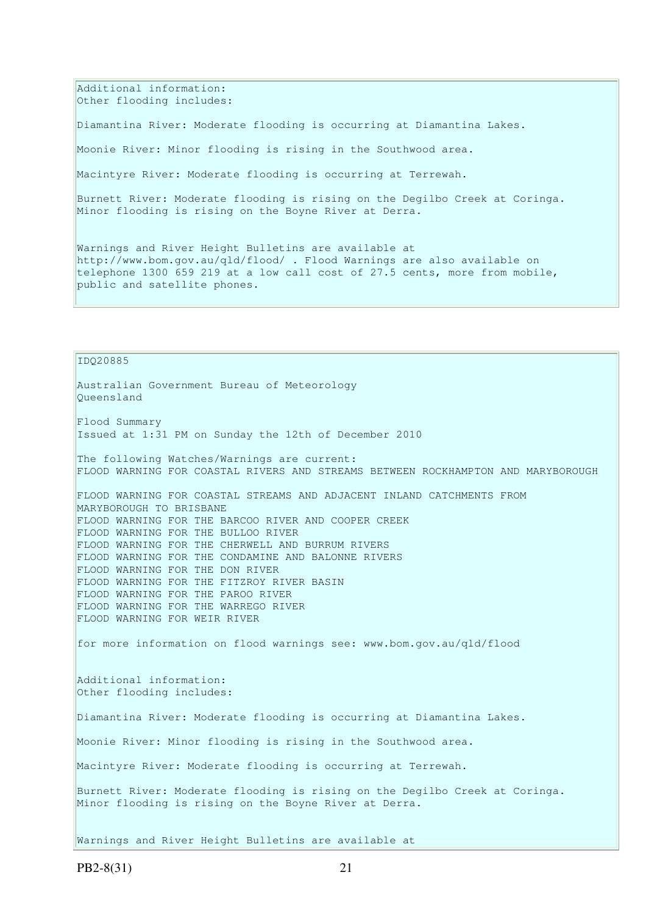Additional information:
Other flooding includes:

Diamantina River: Moderate flooding is occurring at Diamantina Lakes.

Moonie River: Minor flooding is rising in the Southwood area.

Macintyre River: Moderate flooding is occurring at Terrewah.

Burnett River: Moderate flooding is rising on the Degilbo Creek at Coringa.
Minor flooding is rising on the Boyne River at Derra.

Warnings and River Height Bulletins are available at http://www.bom.gov.au/qld/flood/ . Flood Warnings are also available on telephone 1300 659 219 at a low call cost of 27.5 cents, more from mobile, public and satellite phones.

IDQ20885

Australian Government Bureau of Meteorology
Queensland

Flood Summary
Issued at 1:31 PM on Sunday the 12th of December 2010

The following Watches/Warnings are current:
FLOOD WARNING FOR COASTAL RIVERS AND STREAMS BETWEEN ROCKHAMPTON AND MARYBOROUGH

FLOOD WARNING FOR COASTAL STREAMS AND ADJACENT INLAND CATCHMENTS FROM MARYBOROUGH TO BRISBANE
FLOOD WARNING FOR THE BARCOO RIVER AND COOPER CREEK
FLOOD WARNING FOR THE BULLOO RIVER
FLOOD WARNING FOR THE CHERWELL AND BURRUM RIVERS
FLOOD WARNING FOR THE CONDAMINE AND BALONNE RIVERS
FLOOD WARNING FOR THE DON RIVER
FLOOD WARNING FOR THE FITZROY RIVER BASIN
FLOOD WARNING FOR THE PAROO RIVER
FLOOD WARNING FOR THE WARREGO RIVER
FLOOD WARNING FOR WEIR RIVER

for more information on flood warnings see: www.bom.gov.au/qld/flood

Additional information:
Other flooding includes:

Diamantina River: Moderate flooding is occurring at Diamantina Lakes.

Moonie River: Minor flooding is rising in the Southwood area.

Macintyre River: Moderate flooding is occurring at Terrewah.

Burnett River: Moderate flooding is rising on the Degilbo Creek at Coringa.
Minor flooding is rising on the Boyne River at Derra.

Warnings and River Height Bulletins are available at

PB2-8(31)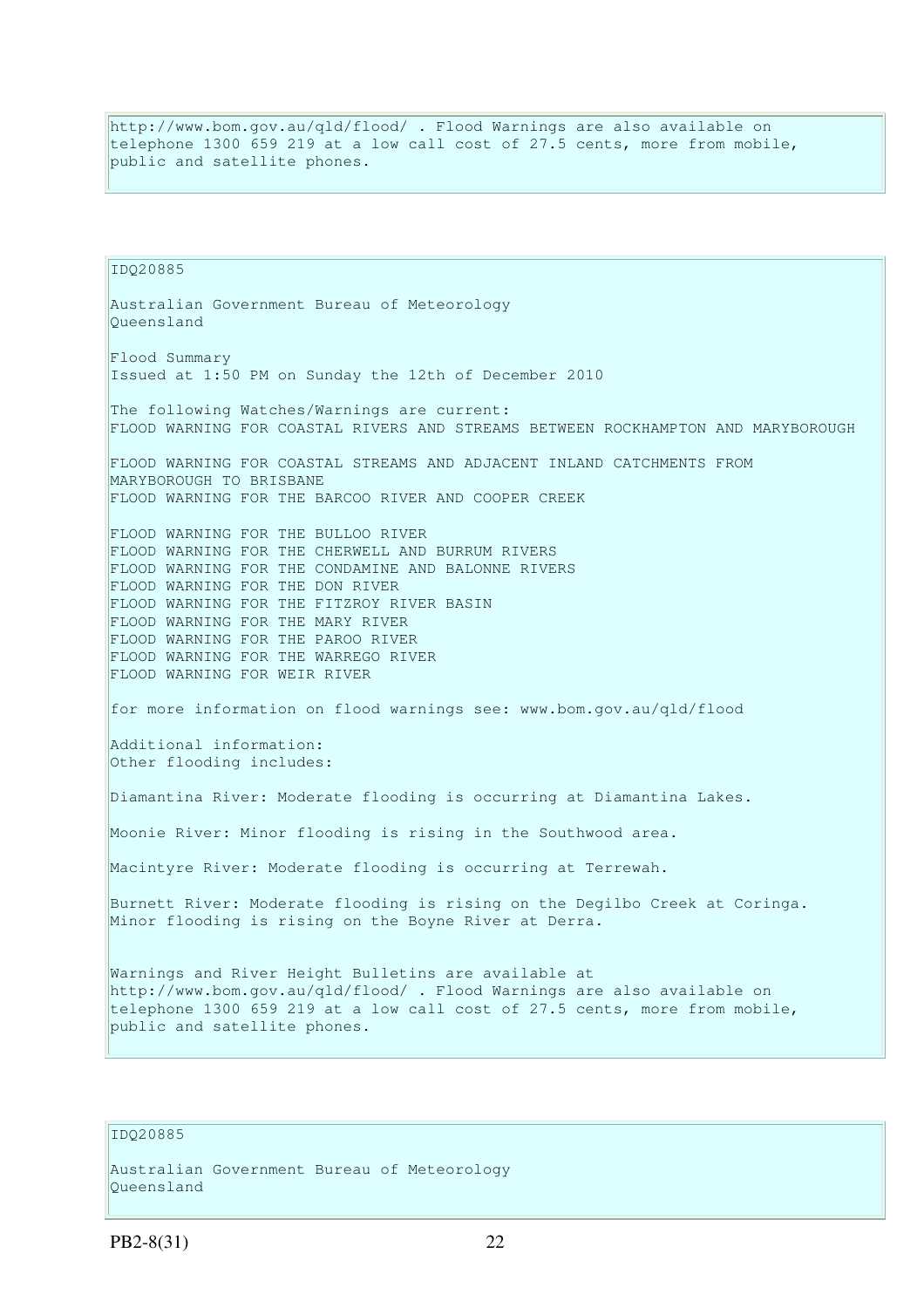http://www.bom.gov.au/qld/flood/ . Flood Warnings are also available on telephone 1300 659 219 at a low call cost of 27.5 cents, more from mobile, public and satellite phones.

IDQ20885

Australian Government Bureau of Meteorology
Queensland

Flood Summary
Issued at 1:50 PM on Sunday the 12th of December 2010

The following Watches/Warnings are current:
FLOOD WARNING FOR COASTAL RIVERS AND STREAMS BETWEEN ROCKHAMPTON AND MARYBOROUGH

FLOOD WARNING FOR COASTAL STREAMS AND ADJACENT INLAND CATCHMENTS FROM MARYBOROUGH TO BRISBANE
FLOOD WARNING FOR THE BARCOO RIVER AND COOPER CREEK

FLOOD WARNING FOR THE BULLOO RIVER
FLOOD WARNING FOR THE CHERWELL AND BURRUM RIVERS
FLOOD WARNING FOR THE CONDAMINE AND BALONNE RIVERS
FLOOD WARNING FOR THE DON RIVER
FLOOD WARNING FOR THE FITZROY RIVER BASIN
FLOOD WARNING FOR THE MARY RIVER
FLOOD WARNING FOR THE PAROO RIVER
FLOOD WARNING FOR THE WARREGO RIVER
FLOOD WARNING FOR WEIR RIVER

for more information on flood warnings see: www.bom.gov.au/qld/flood

Additional information:
Other flooding includes:

Diamantina River: Moderate flooding is occurring at Diamantina Lakes.

Moonie River: Minor flooding is rising in the Southwood area.

Macintyre River: Moderate flooding is occurring at Terrewah.

Burnett River: Moderate flooding is rising on the Degilbo Creek at Coringa.
Minor flooding is rising on the Boyne River at Derra.

Warnings and River Height Bulletins are available at http://www.bom.gov.au/qld/flood/ . Flood Warnings are also available on telephone 1300 659 219 at a low call cost of 27.5 cents, more from mobile, public and satellite phones.

IDQ20885

Australian Government Bureau of Meteorology
Queensland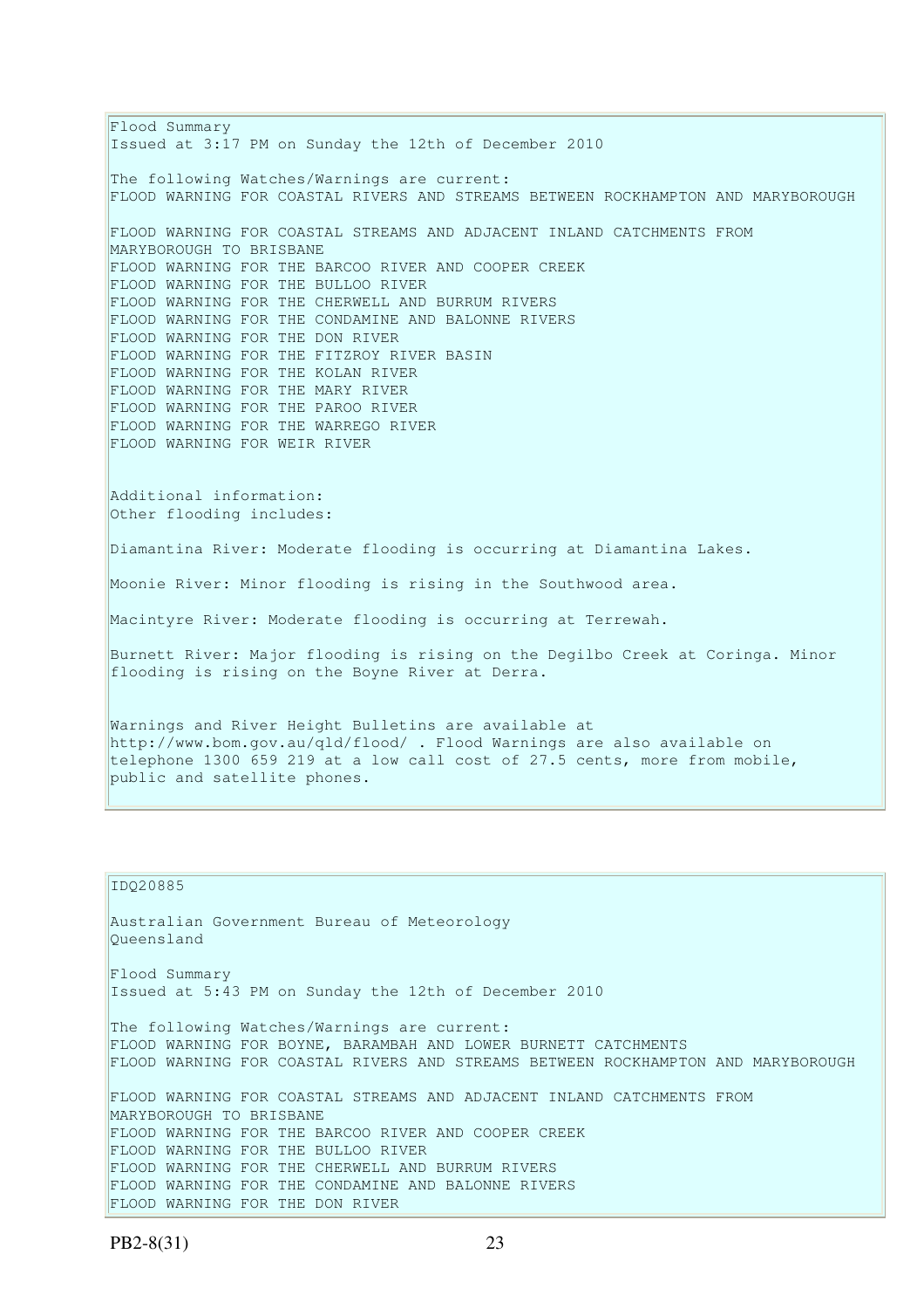Flood Summary
Issued at 3:17 PM on Sunday the 12th of December 2010

The following Watches/Warnings are current:
FLOOD WARNING FOR COASTAL RIVERS AND STREAMS BETWEEN ROCKHAMPTON AND MARYBOROUGH

FLOOD WARNING FOR COASTAL STREAMS AND ADJACENT INLAND CATCHMENTS FROM MARYBOROUGH TO BRISBANE
FLOOD WARNING FOR THE BARCOO RIVER AND COOPER CREEK
FLOOD WARNING FOR THE BULLOO RIVER
FLOOD WARNING FOR THE CHERWELL AND BURRUM RIVERS
FLOOD WARNING FOR THE CONDAMINE AND BALONNE RIVERS
FLOOD WARNING FOR THE DON RIVER
FLOOD WARNING FOR THE FITZROY RIVER BASIN
FLOOD WARNING FOR THE KOLAN RIVER
FLOOD WARNING FOR THE MARY RIVER
FLOOD WARNING FOR THE PAROO RIVER
FLOOD WARNING FOR THE WARREGO RIVER
FLOOD WARNING FOR WEIR RIVER

Additional information:
Other flooding includes:

Diamantina River: Moderate flooding is occurring at Diamantina Lakes.

Moonie River: Minor flooding is rising in the Southwood area.

Macintyre River: Moderate flooding is occurring at Terrewah.

Burnett River: Major flooding is rising on the Degilbo Creek at Coringa. Minor flooding is rising on the Boyne River at Derra.

Warnings and River Height Bulletins are available at http://www.bom.gov.au/qld/flood/ . Flood Warnings are also available on telephone 1300 659 219 at a low call cost of 27.5 cents, more from mobile, public and satellite phones.

IDQ20885

Australian Government Bureau of Meteorology
Queensland

Flood Summary
Issued at 5:43 PM on Sunday the 12th of December 2010

The following Watches/Warnings are current:
FLOOD WARNING FOR BOYNE, BARAMBAH AND LOWER BURNETT CATCHMENTS
FLOOD WARNING FOR COASTAL RIVERS AND STREAMS BETWEEN ROCKHAMPTON AND MARYBOROUGH

FLOOD WARNING FOR COASTAL STREAMS AND ADJACENT INLAND CATCHMENTS FROM MARYBOROUGH TO BRISBANE
FLOOD WARNING FOR THE BARCOO RIVER AND COOPER CREEK
FLOOD WARNING FOR THE BULLOO RIVER
FLOOD WARNING FOR THE CHERWELL AND BURRUM RIVERS
FLOOD WARNING FOR THE CONDAMINE AND BALONNE RIVERS
FLOOD WARNING FOR THE DON RIVER

PB2-8(31)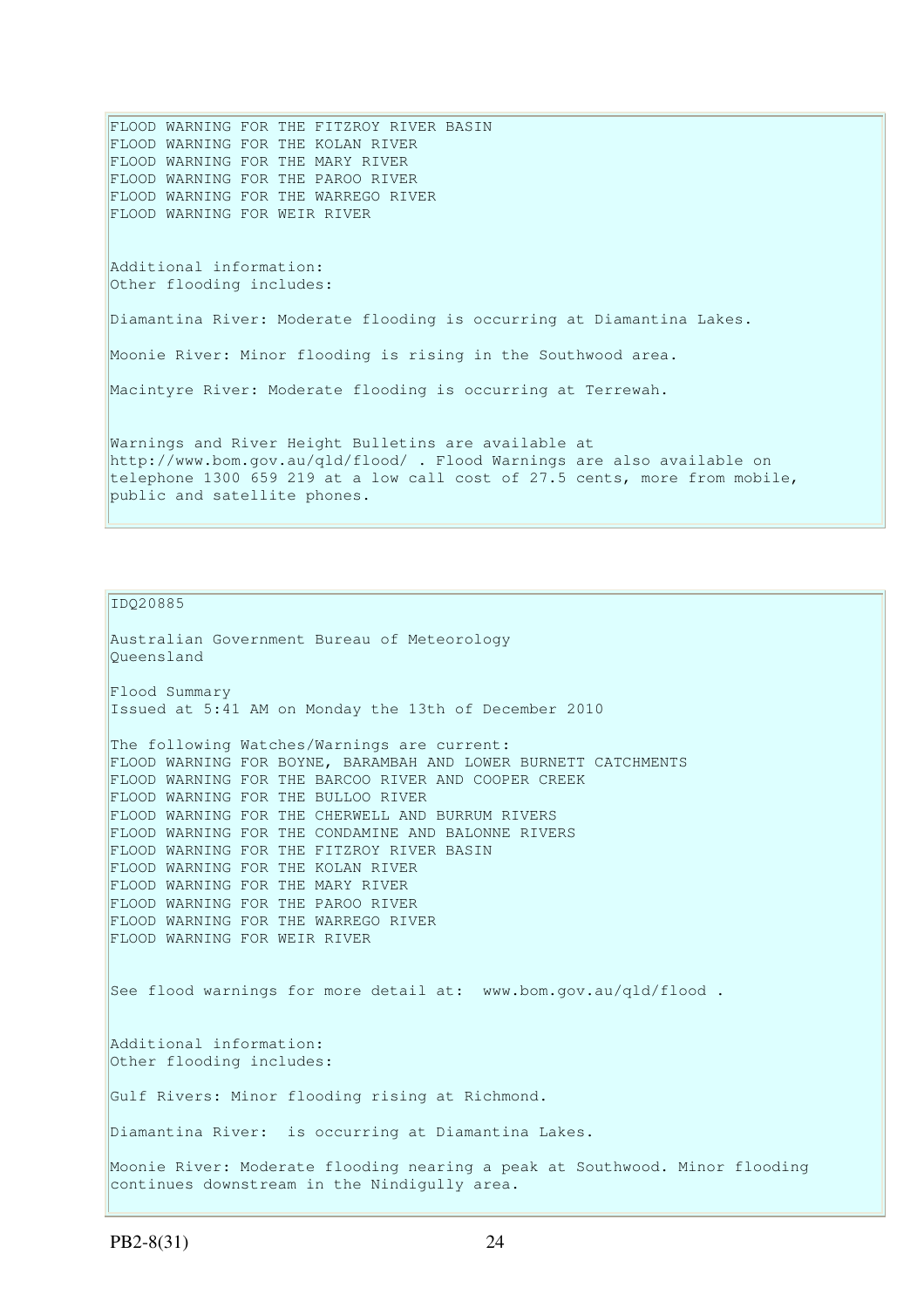FLOOD WARNING FOR THE FITZROY RIVER BASIN
FLOOD WARNING FOR THE KOLAN RIVER
FLOOD WARNING FOR THE MARY RIVER
FLOOD WARNING FOR THE PAROO RIVER
FLOOD WARNING FOR THE WARREGO RIVER
FLOOD WARNING FOR WEIR RIVER

Additional information:
Other flooding includes:

Diamantina River: Moderate flooding is occurring at Diamantina Lakes.

Moonie River: Minor flooding is rising in the Southwood area.

Macintyre River: Moderate flooding is occurring at Terrewah.

Warnings and River Height Bulletins are available at http://www.bom.gov.au/qld/flood/ . Flood Warnings are also available on telephone 1300 659 219 at a low call cost of 27.5 cents, more from mobile, public and satellite phones.

---

IDQ20885

Australian Government Bureau of Meteorology
Queensland

Flood Summary
Issued at 5:41 AM on Monday the 13th of December 2010

The following Watches/Warnings are current:
FLOOD WARNING FOR BOYNE, BARAMBAH AND LOWER BURNETT CATCHMENTS
FLOOD WARNING FOR THE BARCOO RIVER AND COOPER CREEK
FLOOD WARNING FOR THE BULLOO RIVER
FLOOD WARNING FOR THE CHERWELL AND BURRUM RIVERS
FLOOD WARNING FOR THE CONDAMINE AND BALONNE RIVERS
FLOOD WARNING FOR THE FITZROY RIVER BASIN
FLOOD WARNING FOR THE KOLAN RIVER
FLOOD WARNING FOR THE MARY RIVER
FLOOD WARNING FOR THE PAROO RIVER
FLOOD WARNING FOR THE WARREGO RIVER
FLOOD WARNING FOR WEIR RIVER

See flood warnings for more detail at: www.bom.gov.au/qld/flood .

Additional information:
Other flooding includes:

Gulf Rivers: Minor flooding rising at Richmond.

Diamantina River: is occurring at Diamantina Lakes.

Moonie River: Moderate flooding nearing a peak at Southwood. Minor flooding continues downstream in the Nindigully area.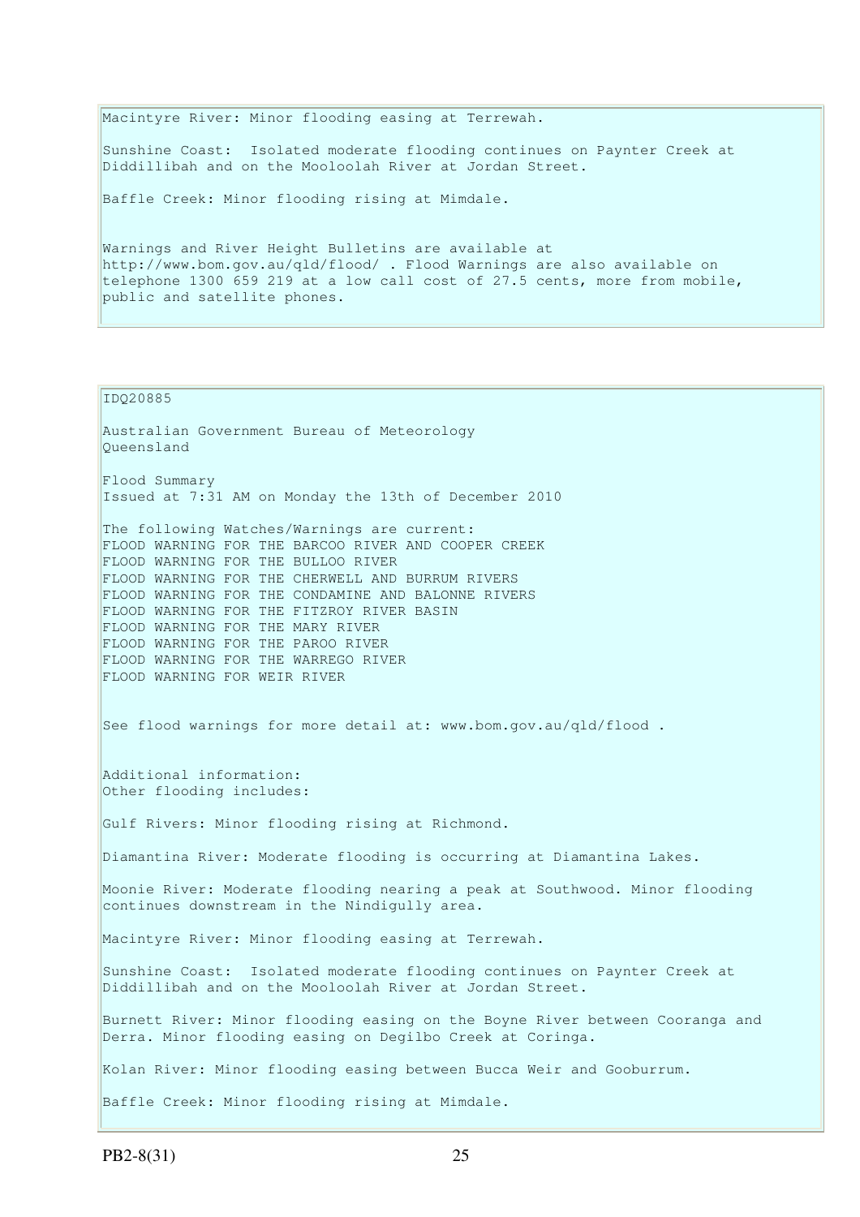Macintyre River: Minor flooding easing at Terrewah.

Sunshine Coast: Isolated moderate flooding continues on Paynter Creek at Diddillibah and on the Mooloolah River at Jordan Street.

Baffle Creek: Minor flooding rising at Mimdale.

Warnings and River Height Bulletins are available at http://www.bom.gov.au/qld/flood/ . Flood Warnings are also available on telephone 1300 659 219 at a low call cost of 27.5 cents, more from mobile, public and satellite phones.

IDQ20885

Australian Government Bureau of Meteorology
Queensland

Flood Summary
Issued at 7:31 AM on Monday the 13th of December 2010

The following Watches/Warnings are current:
FLOOD WARNING FOR THE BARCOO RIVER AND COOPER CREEK
FLOOD WARNING FOR THE BULLOO RIVER
FLOOD WARNING FOR THE CHERWELL AND BURRUM RIVERS
FLOOD WARNING FOR THE CONDAMINE AND BALONNE RIVERS
FLOOD WARNING FOR THE FITZROY RIVER BASIN
FLOOD WARNING FOR THE MARY RIVER
FLOOD WARNING FOR THE PAROO RIVER
FLOOD WARNING FOR THE WARREGO RIVER
FLOOD WARNING FOR WEIR RIVER

See flood warnings for more detail at: www.bom.gov.au/qld/flood .

Additional information:
Other flooding includes:

Gulf Rivers: Minor flooding rising at Richmond.

Diamantina River: Moderate flooding is occurring at Diamantina Lakes.

Moonie River: Moderate flooding nearing a peak at Southwood. Minor flooding continues downstream in the Nindigully area.

Macintyre River: Minor flooding easing at Terrewah.

Sunshine Coast: Isolated moderate flooding continues on Paynter Creek at Diddillibah and on the Mooloolah River at Jordan Street.

Burnett River: Minor flooding easing on the Boyne River between Cooranga and Derra. Minor flooding easing on Degilbo Creek at Coringa.

Kolan River: Minor flooding easing between Bucca Weir and Gooburrum.

Baffle Creek: Minor flooding rising at Mimdale.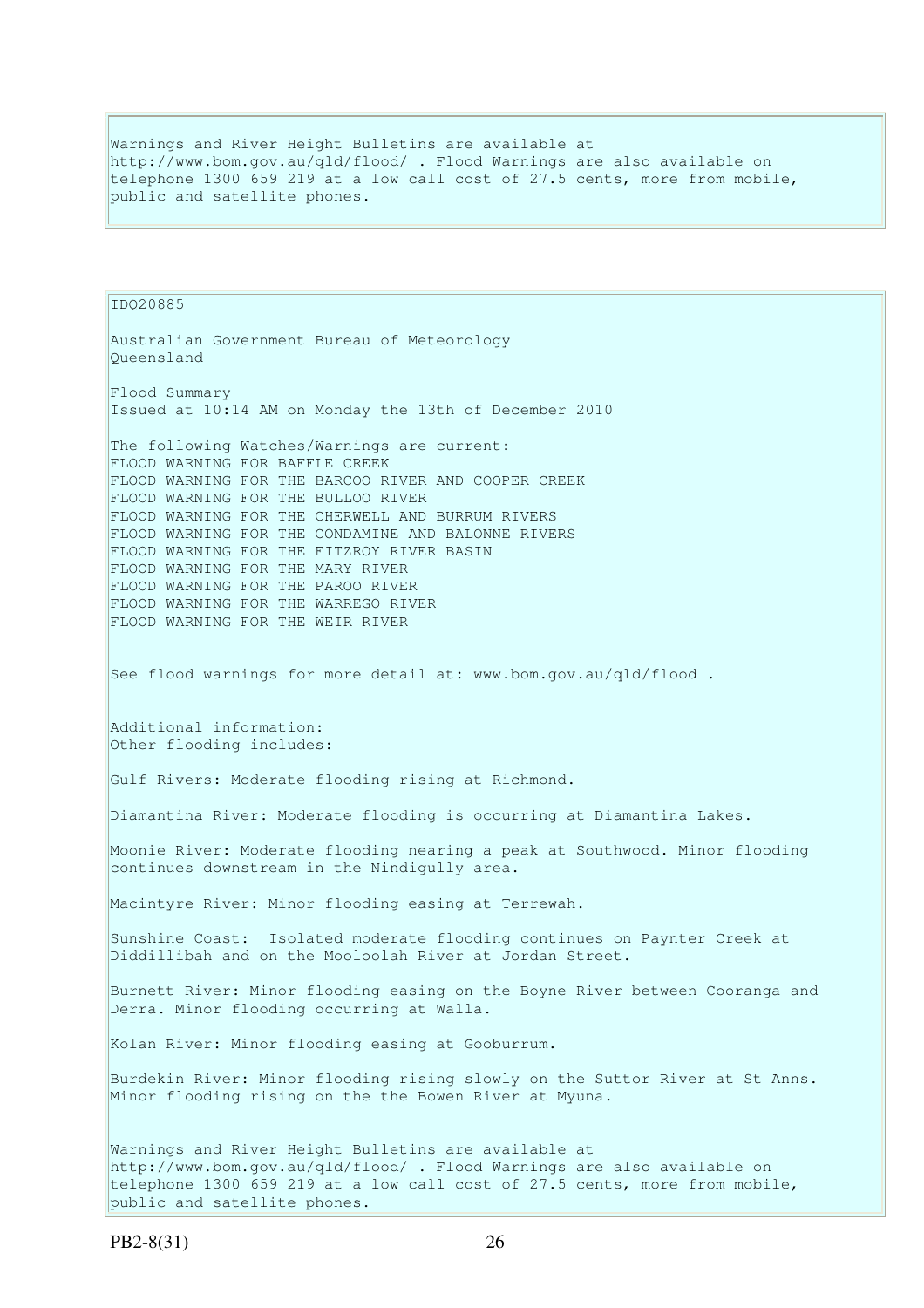Warnings and River Height Bulletins are available at http://www.bom.gov.au/qld/flood/ . Flood Warnings are also available on telephone 1300 659 219 at a low call cost of 27.5 cents, more from mobile, public and satellite phones.

IDQ20885

Australian Government Bureau of Meteorology
Queensland

Flood Summary
Issued at 10:14 AM on Monday the 13th of December 2010

The following Watches/Warnings are current:
FLOOD WARNING FOR BAFFLE CREEK
FLOOD WARNING FOR THE BARCOO RIVER AND COOPER CREEK
FLOOD WARNING FOR THE BULLOO RIVER
FLOOD WARNING FOR THE CHERWELL AND BURRUM RIVERS
FLOOD WARNING FOR THE CONDAMINE AND BALONNE RIVERS
FLOOD WARNING FOR THE FITZROY RIVER BASIN
FLOOD WARNING FOR THE MARY RIVER
FLOOD WARNING FOR THE PAROO RIVER
FLOOD WARNING FOR THE WARREGO RIVER
FLOOD WARNING FOR THE WEIR RIVER

See flood warnings for more detail at: www.bom.gov.au/qld/flood .

Additional information:
Other flooding includes:

Gulf Rivers: Moderate flooding rising at Richmond.

Diamantina River: Moderate flooding is occurring at Diamantina Lakes.

Moonie River: Moderate flooding nearing a peak at Southwood. Minor flooding continues downstream in the Nindigully area.

Macintyre River: Minor flooding easing at Terrewah.

Sunshine Coast: Isolated moderate flooding continues on Paynter Creek at Diddillibah and on the Mooloolah River at Jordan Street.

Burnett River: Minor flooding easing on the Boyne River between Cooranga and Derra. Minor flooding occurring at Walla.

Kolan River: Minor flooding easing at Gooburrum.

Burdekin River: Minor flooding rising slowly on the Suttor River at St Anns. Minor flooding rising on the the Bowen River at Myuna.

Warnings and River Height Bulletins are available at http://www.bom.gov.au/qld/flood/ . Flood Warnings are also available on telephone 1300 659 219 at a low call cost of 27.5 cents, more from mobile, public and satellite phones.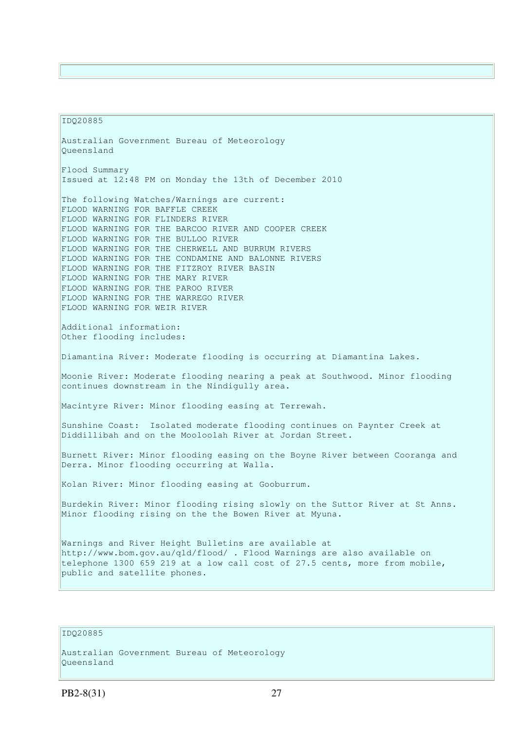IDQ20885

Australian Government Bureau of Meteorology
Queensland

Flood Summary
Issued at 12:48 PM on Monday the 13th of December 2010

The following Watches/Warnings are current:
FLOOD WARNING FOR BAFFLE CREEK
FLOOD WARNING FOR FLINDERS RIVER
FLOOD WARNING FOR THE BARCOO RIVER AND COOPER CREEK
FLOOD WARNING FOR THE BULLOO RIVER
FLOOD WARNING FOR THE CHERWELL AND BURRUM RIVERS
FLOOD WARNING FOR THE CONDAMINE AND BALONNE RIVERS
FLOOD WARNING FOR THE FITZROY RIVER BASIN
FLOOD WARNING FOR THE MARY RIVER
FLOOD WARNING FOR THE PAROO RIVER
FLOOD WARNING FOR THE WARREGO RIVER
FLOOD WARNING FOR WEIR RIVER

Additional information:
Other flooding includes:

Diamantina River: Moderate flooding is occurring at Diamantina Lakes.

Moonie River: Moderate flooding nearing a peak at Southwood. Minor flooding continues downstream in the Nindigully area.

Macintyre River: Minor flooding easing at Terrewah.

Sunshine Coast: Isolated moderate flooding continues on Paynter Creek at Diddillibah and on the Mooloolah River at Jordan Street.

Burnett River: Minor flooding easing on the Boyne River between Cooranga and Derra. Minor flooding occurring at Walla.

Kolan River: Minor flooding easing at Gooburrum.

Burdekin River: Minor flooding rising slowly on the Suttor River at St Anns. Minor flooding rising on the the Bowen River at Myuna.

Warnings and River Height Bulletins are available at http://www.bom.gov.au/qld/flood/ . Flood Warnings are also available on telephone 1300 659 219 at a low call cost of 27.5 cents, more from mobile, public and satellite phones.

IDQ20885

Australian Government Bureau of Meteorology
Queensland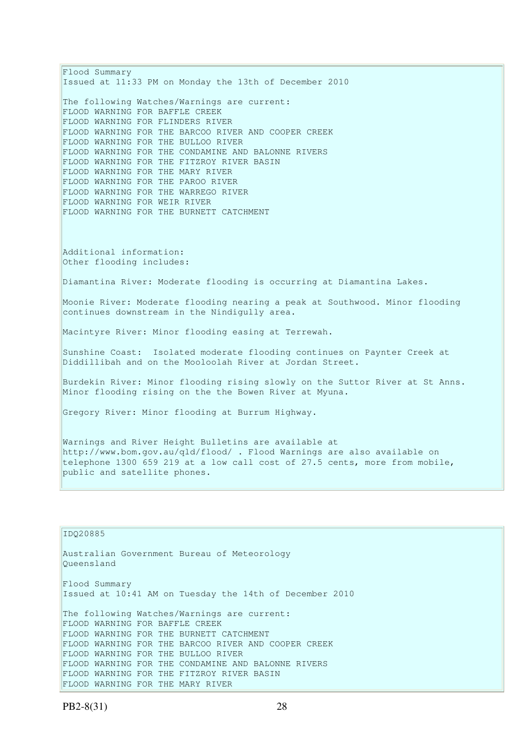Flood Summary
Issued at 11:33 PM on Monday the 13th of December 2010

The following Watches/Warnings are current:
FLOOD WARNING FOR BAFFLE CREEK
FLOOD WARNING FOR FLINDERS RIVER
FLOOD WARNING FOR THE BARCOO RIVER AND COOPER CREEK
FLOOD WARNING FOR THE BULLOO RIVER
FLOOD WARNING FOR THE CONDAMINE AND BALONNE RIVERS
FLOOD WARNING FOR THE FITZROY RIVER BASIN
FLOOD WARNING FOR THE MARY RIVER
FLOOD WARNING FOR THE PAROO RIVER
FLOOD WARNING FOR THE WARREGO RIVER
FLOOD WARNING FOR WEIR RIVER
FLOOD WARNING FOR THE BURNETT CATCHMENT

Additional information:
Other flooding includes:

Diamantina River: Moderate flooding is occurring at Diamantina Lakes.

Moonie River: Moderate flooding nearing a peak at Southwood. Minor flooding continues downstream in the Nindigully area.

Macintyre River: Minor flooding easing at Terrewah.

Sunshine Coast: Isolated moderate flooding continues on Paynter Creek at Diddillibah and on the Mooloolah River at Jordan Street.

Burdekin River: Minor flooding rising slowly on the Suttor River at St Anns. Minor flooding rising on the the Bowen River at Myuna.

Gregory River: Minor flooding at Burrum Highway.

Warnings and River Height Bulletins are available at http://www.bom.gov.au/qld/flood/ . Flood Warnings are also available on telephone 1300 659 219 at a low call cost of 27.5 cents, more from mobile, public and satellite phones.

IDQ20885

Australian Government Bureau of Meteorology
Queensland

Flood Summary
Issued at 10:41 AM on Tuesday the 14th of December 2010

The following Watches/Warnings are current:
FLOOD WARNING FOR BAFFLE CREEK
FLOOD WARNING FOR THE BURNETT CATCHMENT
FLOOD WARNING FOR THE BARCOO RIVER AND COOPER CREEK
FLOOD WARNING FOR THE BULLOO RIVER
FLOOD WARNING FOR THE CONDAMINE AND BALONNE RIVERS
FLOOD WARNING FOR THE FITZROY RIVER BASIN
FLOOD WARNING FOR THE MARY RIVER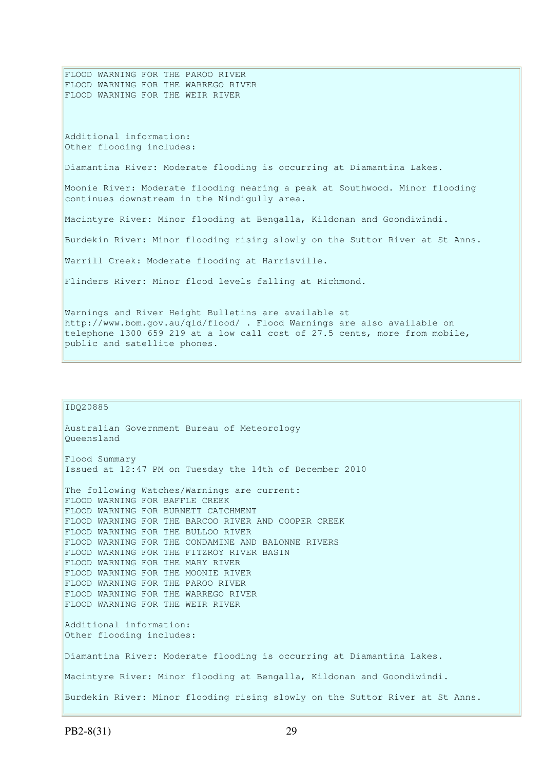FLOOD WARNING FOR THE PAROO RIVER
FLOOD WARNING FOR THE WARREGO RIVER
FLOOD WARNING FOR THE WEIR RIVER

Additional information:
Other flooding includes:

Diamantina River: Moderate flooding is occurring at Diamantina Lakes.

Moonie River: Moderate flooding nearing a peak at Southwood. Minor flooding continues downstream in the Nindigully area.

Macintyre River: Minor flooding at Bengalla, Kildonan and Goondiwindi.

Burdekin River: Minor flooding rising slowly on the Suttor River at St Anns.

Warrill Creek: Moderate flooding at Harrisville.

Flinders River: Minor flood levels falling at Richmond.

Warnings and River Height Bulletins are available at http://www.bom.gov.au/qld/flood/ . Flood Warnings are also available on telephone 1300 659 219 at a low call cost of 27.5 cents, more from mobile, public and satellite phones.

---

IDQ20885

Australian Government Bureau of Meteorology
Queensland

Flood Summary
Issued at 12:47 PM on Tuesday the 14th of December 2010

The following Watches/Warnings are current:
FLOOD WARNING FOR BAFFLE CREEK
FLOOD WARNING FOR BURNETT CATCHMENT
FLOOD WARNING FOR THE BARCOO RIVER AND COOPER CREEK
FLOOD WARNING FOR THE BULLOO RIVER
FLOOD WARNING FOR THE CONDAMINE AND BALONNE RIVERS
FLOOD WARNING FOR THE FITZROY RIVER BASIN
FLOOD WARNING FOR THE MARY RIVER
FLOOD WARNING FOR THE MOONIE RIVER
FLOOD WARNING FOR THE PAROO RIVER
FLOOD WARNING FOR THE WARREGO RIVER
FLOOD WARNING FOR THE WEIR RIVER

Additional information:
Other flooding includes:

Diamantina River: Moderate flooding is occurring at Diamantina Lakes.

Macintyre River: Minor flooding at Bengalla, Kildonan and Goondiwindi.

Burdekin River: Minor flooding rising slowly on the Suttor River at St Anns.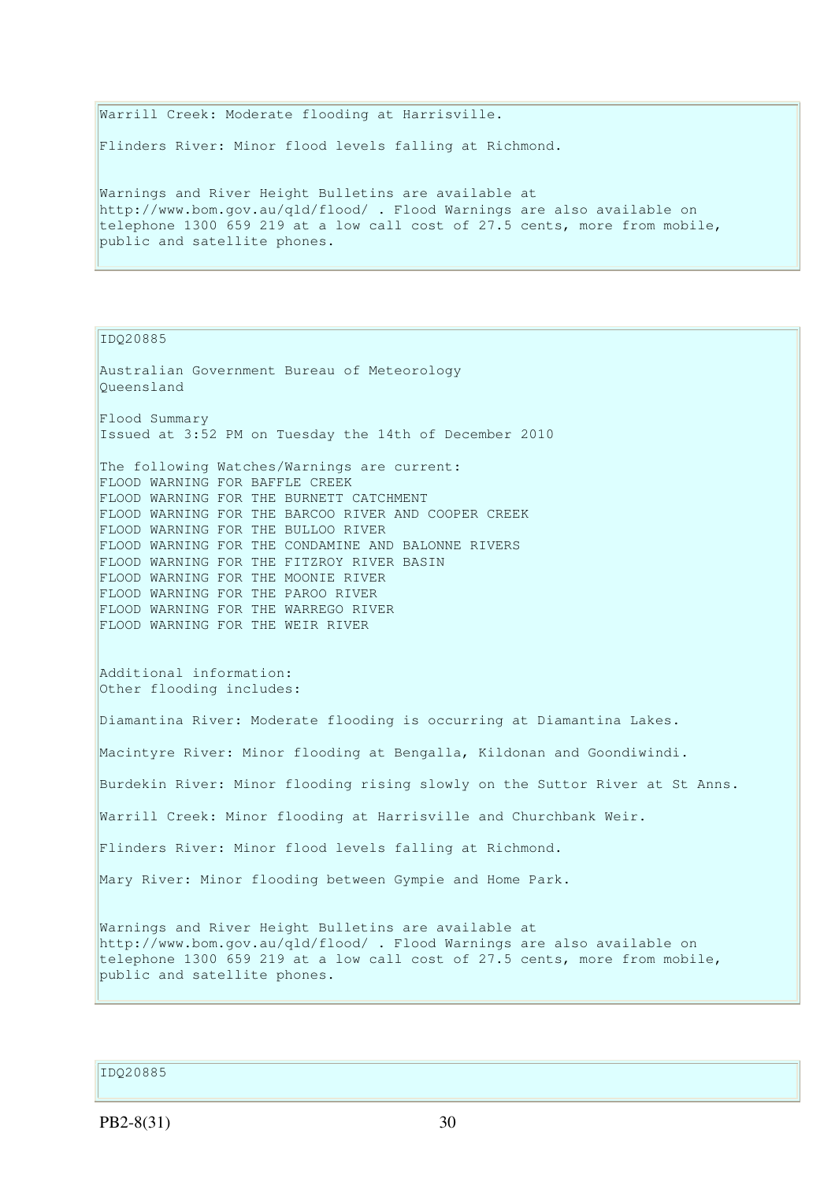Warrill Creek: Moderate flooding at Harrisville.

Flinders River: Minor flood levels falling at Richmond.

Warnings and River Height Bulletins are available at http://www.bom.gov.au/qld/flood/ . Flood Warnings are also available on telephone 1300 659 219 at a low call cost of 27.5 cents, more from mobile, public and satellite phones.

IDQ20885

Australian Government Bureau of Meteorology
Queensland

Flood Summary
Issued at 3:52 PM on Tuesday the 14th of December 2010

The following Watches/Warnings are current:
FLOOD WARNING FOR BAFFLE CREEK
FLOOD WARNING FOR THE BURNETT CATCHMENT
FLOOD WARNING FOR THE BARCOO RIVER AND COOPER CREEK
FLOOD WARNING FOR THE BULLOO RIVER
FLOOD WARNING FOR THE CONDAMINE AND BALONNE RIVERS
FLOOD WARNING FOR THE FITZROY RIVER BASIN
FLOOD WARNING FOR THE MOONIE RIVER
FLOOD WARNING FOR THE PAROO RIVER
FLOOD WARNING FOR THE WARREGO RIVER
FLOOD WARNING FOR THE WEIR RIVER

Additional information:
Other flooding includes:

Diamantina River: Moderate flooding is occurring at Diamantina Lakes.

Macintyre River: Minor flooding at Bengalla, Kildonan and Goondiwindi.

Burdekin River: Minor flooding rising slowly on the Suttor River at St Anns.

Warrill Creek: Minor flooding at Harrisville and Churchbank Weir.

Flinders River: Minor flood levels falling at Richmond.

Mary River: Minor flooding between Gympie and Home Park.

Warnings and River Height Bulletins are available at http://www.bom.gov.au/qld/flood/ . Flood Warnings are also available on telephone 1300 659 219 at a low call cost of 27.5 cents, more from mobile, public and satellite phones.

IDQ20885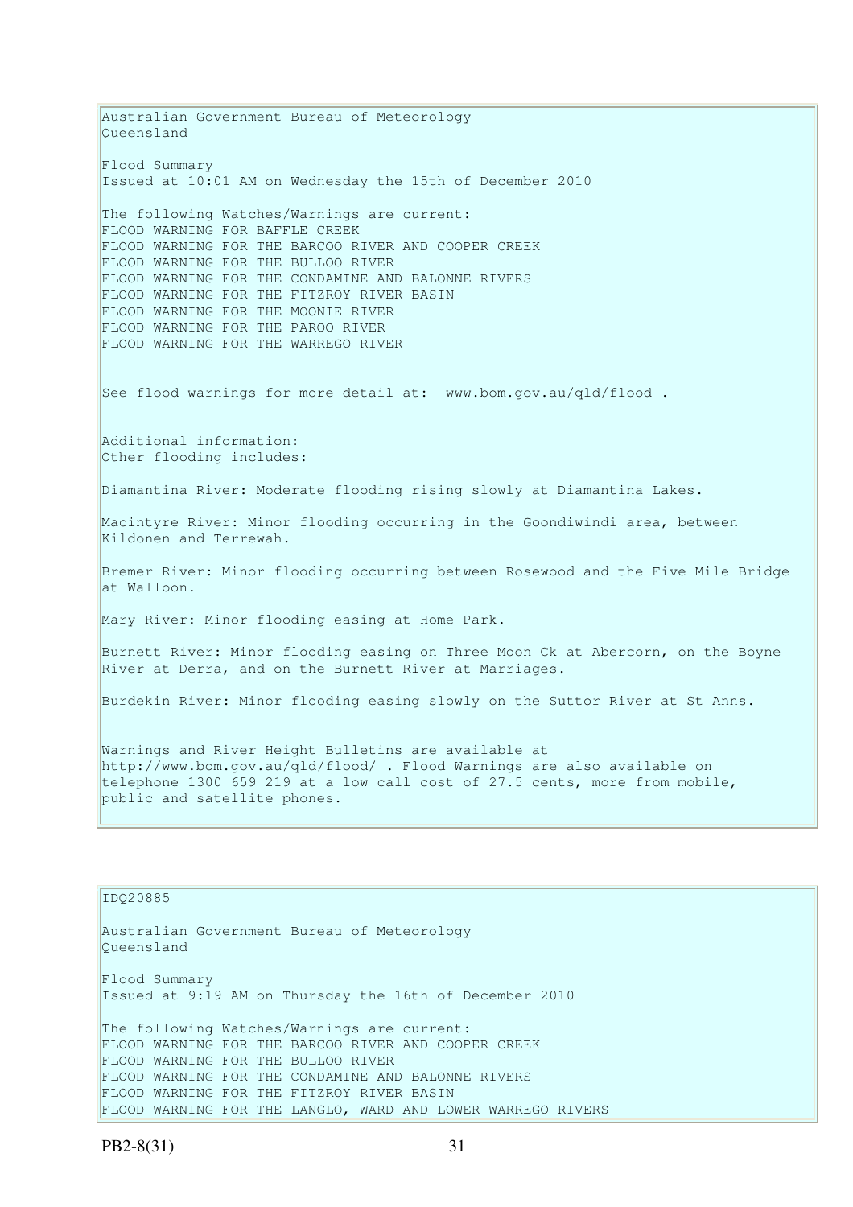Australian Government Bureau of Meteorology
Queensland

Flood Summary
Issued at 10:01 AM on Wednesday the 15th of December 2010

The following Watches/Warnings are current:
FLOOD WARNING FOR BAFFLE CREEK
FLOOD WARNING FOR THE BARCOO RIVER AND COOPER CREEK
FLOOD WARNING FOR THE BULLOO RIVER
FLOOD WARNING FOR THE CONDAMINE AND BALONNE RIVERS
FLOOD WARNING FOR THE FITZROY RIVER BASIN
FLOOD WARNING FOR THE MOONIE RIVER
FLOOD WARNING FOR THE PAROO RIVER
FLOOD WARNING FOR THE WARREGO RIVER

See flood warnings for more detail at: www.bom.gov.au/qld/flood .

Additional information:
Other flooding includes:

Diamantina River: Moderate flooding rising slowly at Diamantina Lakes.

Macintyre River: Minor flooding occurring in the Goondiwindi area, between Kildonen and Terrewah.

Bremer River: Minor flooding occurring between Rosewood and the Five Mile Bridge at Walloon.

Mary River: Minor flooding easing at Home Park.

Burnett River: Minor flooding easing on Three Moon Ck at Abercorn, on the Boyne River at Derra, and on the Burnett River at Marriages.

Burdekin River: Minor flooding easing slowly on the Suttor River at St Anns.

Warnings and River Height Bulletins are available at http://www.bom.gov.au/qld/flood/ . Flood Warnings are also available on telephone 1300 659 219 at a low call cost of 27.5 cents, more from mobile, public and satellite phones.

IDQ20885

Australian Government Bureau of Meteorology
Queensland

Flood Summary
Issued at 9:19 AM on Thursday the 16th of December 2010

The following Watches/Warnings are current:
FLOOD WARNING FOR THE BARCOO RIVER AND COOPER CREEK
FLOOD WARNING FOR THE BULLOO RIVER
FLOOD WARNING FOR THE CONDAMINE AND BALONNE RIVERS
FLOOD WARNING FOR THE FITZROY RIVER BASIN
FLOOD WARNING FOR THE LANGLO, WARD AND LOWER WARREGO RIVERS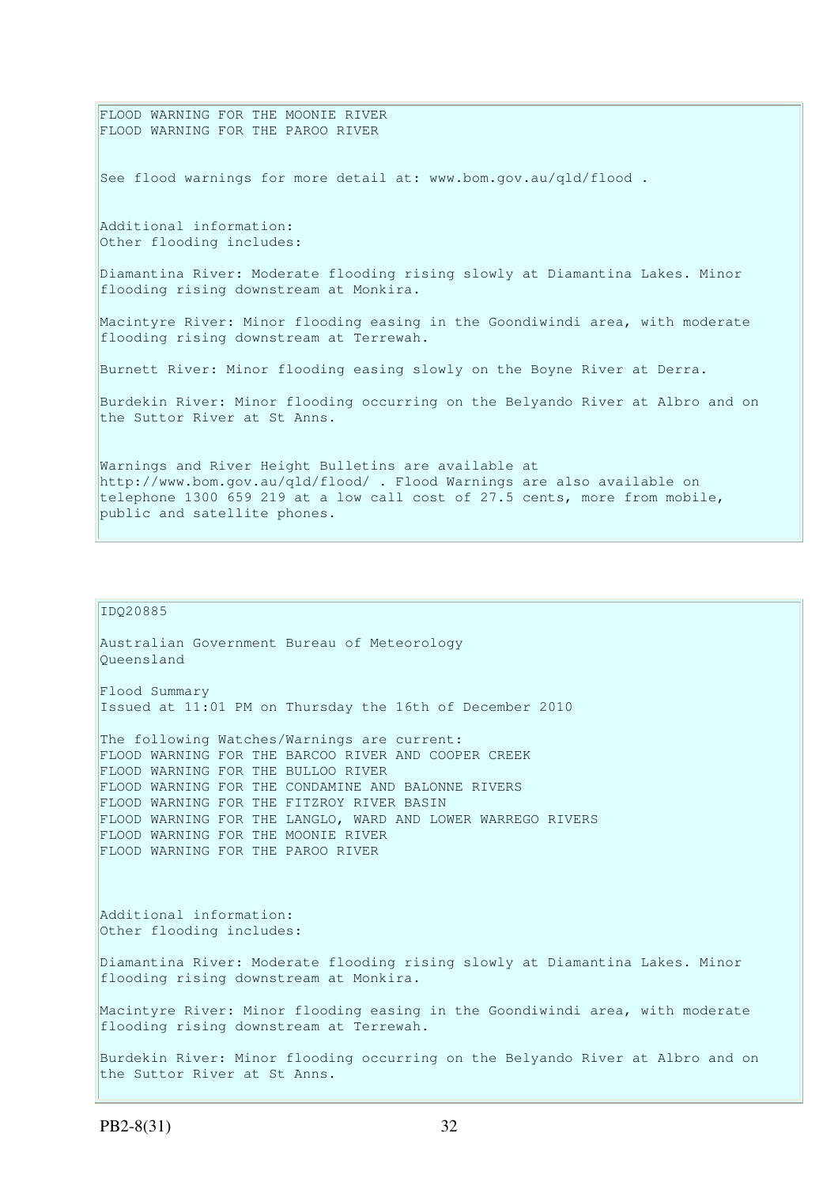FLOOD WARNING FOR THE MOONIE RIVER
FLOOD WARNING FOR THE PAROO RIVER

See flood warnings for more detail at: www.bom.gov.au/qld/flood .

Additional information:
Other flooding includes:

Diamantina River: Moderate flooding rising slowly at Diamantina Lakes. Minor flooding rising downstream at Monkira.

Macintyre River: Minor flooding easing in the Goondiwindi area, with moderate flooding rising downstream at Terrewah.

Burnett River: Minor flooding easing slowly on the Boyne River at Derra.

Burdekin River: Minor flooding occurring on the Belyando River at Albro and on the Suttor River at St Anns.

Warnings and River Height Bulletins are available at http://www.bom.gov.au/qld/flood/ . Flood Warnings are also available on telephone 1300 659 219 at a low call cost of 27.5 cents, more from mobile, public and satellite phones.

---

IDQ20885

Australian Government Bureau of Meteorology
Queensland

Flood Summary
Issued at 11:01 PM on Thursday the 16th of December 2010

The following Watches/Warnings are current:
FLOOD WARNING FOR THE BARCOO RIVER AND COOPER CREEK
FLOOD WARNING FOR THE BULLOO RIVER
FLOOD WARNING FOR THE CONDAMINE AND BALONNE RIVERS
FLOOD WARNING FOR THE FITZROY RIVER BASIN
FLOOD WARNING FOR THE LANGLO, WARD AND LOWER WARREGO RIVERS
FLOOD WARNING FOR THE MOONIE RIVER
FLOOD WARNING FOR THE PAROO RIVER

Additional information:
Other flooding includes:

Diamantina River: Moderate flooding rising slowly at Diamantina Lakes. Minor flooding rising downstream at Monkira.

Macintyre River: Minor flooding easing in the Goondiwindi area, with moderate flooding rising downstream at Terrewah.

Burdekin River: Minor flooding occurring on the Belyando River at Albro and on the Suttor River at St Anns.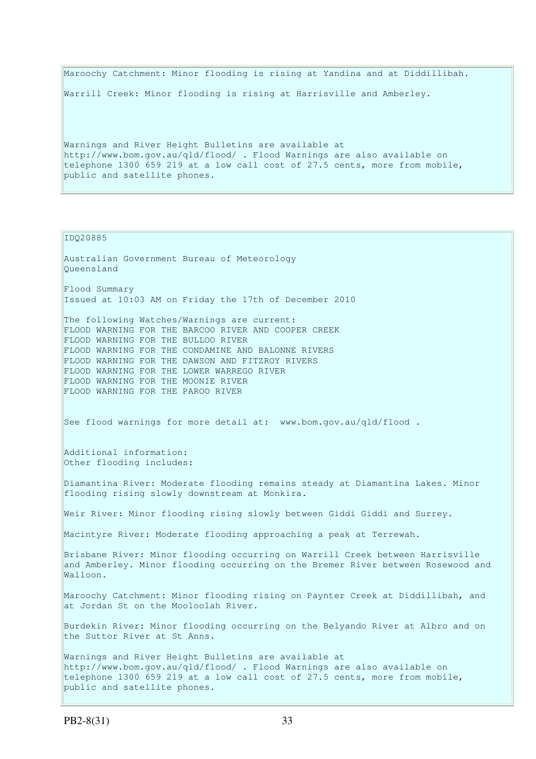Maroochy Catchment: Minor flooding is rising at Yandina and at Diddillibah.

Warrill Creek: Minor flooding is rising at Harrisville and Amberley.

Warnings and River Height Bulletins are available at http://www.bom.gov.au/qld/flood/ . Flood Warnings are also available on telephone 1300 659 219 at a low call cost of 27.5 cents, more from mobile, public and satellite phones.

IDQ20885

Australian Government Bureau of Meteorology
Queensland

Flood Summary
Issued at 10:03 AM on Friday the 17th of December 2010

The following Watches/Warnings are current:
FLOOD WARNING FOR THE BARCOO RIVER AND COOPER CREEK
FLOOD WARNING FOR THE BULLOO RIVER
FLOOD WARNING FOR THE CONDAMINE AND BALONNE RIVERS
FLOOD WARNING FOR THE DAWSON AND FITZROY RIVERS
FLOOD WARNING FOR THE LOWER WARREGO RIVER
FLOOD WARNING FOR THE MOONIE RIVER
FLOOD WARNING FOR THE PAROO RIVER

See flood warnings for more detail at: www.bom.gov.au/qld/flood .

Additional information:
Other flooding includes:

Diamantina River: Moderate flooding remains steady at Diamantina Lakes. Minor flooding rising slowly downstream at Monkira.

Weir River: Minor flooding rising slowly between Giddi Giddi and Surrey.

Macintyre River: Moderate flooding approaching a peak at Terrewah.

Brisbane River: Minor flooding occurring on Warrill Creek between Harrisville and Amberley. Minor flooding occurring on the Bremer River between Rosewood and Walloon.

Maroochy Catchment: Minor flooding rising on Paynter Creek at Diddillibah, and at Jordan St on the Mooloolah River.

Burdekin River: Minor flooding occurring on the Belyando River at Albro and on the Suttor River at St Anns.

Warnings and River Height Bulletins are available at http://www.bom.gov.au/qld/flood/ . Flood Warnings are also available on telephone 1300 659 219 at a low call cost of 27.5 cents, more from mobile, public and satellite phones.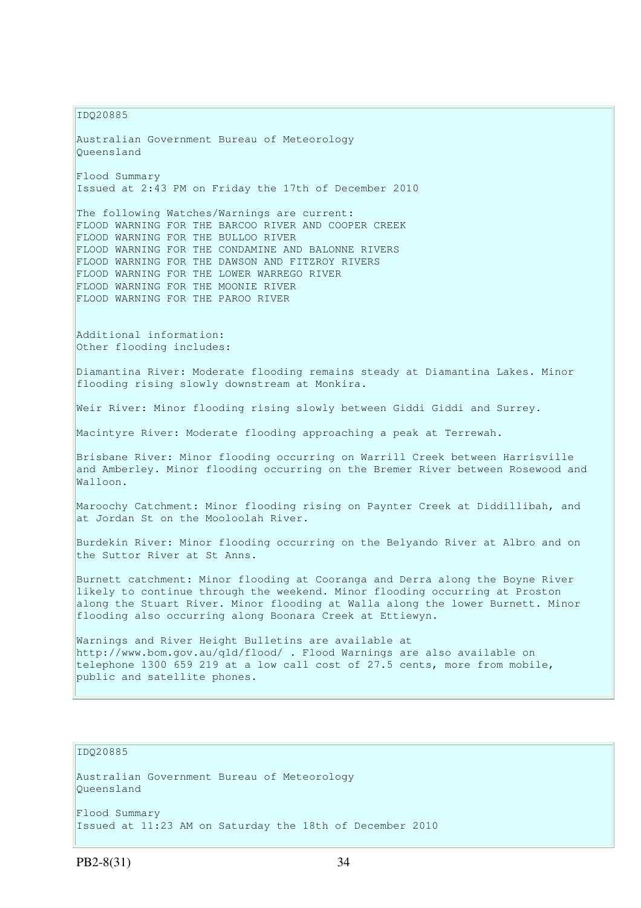IDQ20885

Australian Government Bureau of Meteorology
Queensland

Flood Summary
Issued at 2:43 PM on Friday the 17th of December 2010

The following Watches/Warnings are current:
FLOOD WARNING FOR THE BARCOO RIVER AND COOPER CREEK
FLOOD WARNING FOR THE BULLOO RIVER
FLOOD WARNING FOR THE CONDAMINE AND BALONNE RIVERS
FLOOD WARNING FOR THE DAWSON AND FITZROY RIVERS
FLOOD WARNING FOR THE LOWER WARREGO RIVER
FLOOD WARNING FOR THE MOONIE RIVER
FLOOD WARNING FOR THE PAROO RIVER

Additional information:
Other flooding includes:

Diamantina River: Moderate flooding remains steady at Diamantina Lakes. Minor flooding rising slowly downstream at Monkira.

Weir River: Minor flooding rising slowly between Giddi Giddi and Surrey.

Macintyre River: Moderate flooding approaching a peak at Terrewah.

Brisbane River: Minor flooding occurring on Warrill Creek between Harrisville and Amberley. Minor flooding occurring on the Bremer River between Rosewood and Walloon.

Maroochy Catchment: Minor flooding rising on Paynter Creek at Diddillibah, and at Jordan St on the Mooloolah River.

Burdekin River: Minor flooding occurring on the Belyando River at Albro and on the Suttor River at St Anns.

Burnett catchment: Minor flooding at Cooranga and Derra along the Boyne River likely to continue through the weekend. Minor flooding occurring at Proston along the Stuart River. Minor flooding at Walla along the lower Burnett. Minor flooding also occurring along Boonara Creek at Ettiewyn.

Warnings and River Height Bulletins are available at http://www.bom.gov.au/qld/flood/ . Flood Warnings are also available on telephone 1300 659 219 at a low call cost of 27.5 cents, more from mobile, public and satellite phones.

IDQ20885

Australian Government Bureau of Meteorology
Queensland

Flood Summary
Issued at 11:23 AM on Saturday the 18th of December 2010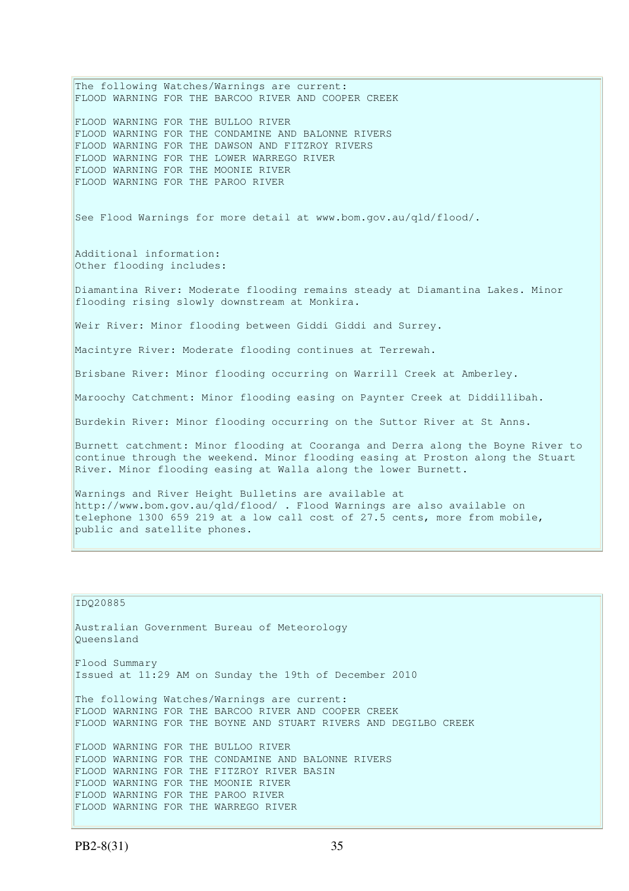The following Watches/Warnings are current:
FLOOD WARNING FOR THE BARCOO RIVER AND COOPER CREEK

FLOOD WARNING FOR THE BULLOO RIVER
FLOOD WARNING FOR THE CONDAMINE AND BALONNE RIVERS
FLOOD WARNING FOR THE DAWSON AND FITZROY RIVERS
FLOOD WARNING FOR THE LOWER WARREGO RIVER
FLOOD WARNING FOR THE MOONIE RIVER
FLOOD WARNING FOR THE PAROO RIVER

See Flood Warnings for more detail at www.bom.gov.au/qld/flood/.

Additional information:
Other flooding includes:

Diamantina River: Moderate flooding remains steady at Diamantina Lakes. Minor flooding rising slowly downstream at Monkira.

Weir River: Minor flooding between Giddi Giddi and Surrey.

Macintyre River: Moderate flooding continues at Terrewah.

Brisbane River: Minor flooding occurring on Warrill Creek at Amberley.

Maroochy Catchment: Minor flooding easing on Paynter Creek at Diddillibah.

Burdekin River: Minor flooding occurring on the Suttor River at St Anns.

Burnett catchment: Minor flooding at Cooranga and Derra along the Boyne River to continue through the weekend. Minor flooding easing at Proston along the Stuart River. Minor flooding easing at Walla along the lower Burnett.

Warnings and River Height Bulletins are available at http://www.bom.gov.au/qld/flood/ . Flood Warnings are also available on telephone 1300 659 219 at a low call cost of 27.5 cents, more from mobile, public and satellite phones.

---

IDQ20885

Australian Government Bureau of Meteorology
Queensland

Flood Summary
Issued at 11:29 AM on Sunday the 19th of December 2010

The following Watches/Warnings are current:
FLOOD WARNING FOR THE BARCOO RIVER AND COOPER CREEK
FLOOD WARNING FOR THE BOYNE AND STUART RIVERS AND DEGILBO CREEK

FLOOD WARNING FOR THE BULLOO RIVER
FLOOD WARNING FOR THE CONDAMINE AND BALONNE RIVERS
FLOOD WARNING FOR THE FITZROY RIVER BASIN
FLOOD WARNING FOR THE MOONIE RIVER
FLOOD WARNING FOR THE PAROO RIVER
FLOOD WARNING FOR THE WARREGO RIVER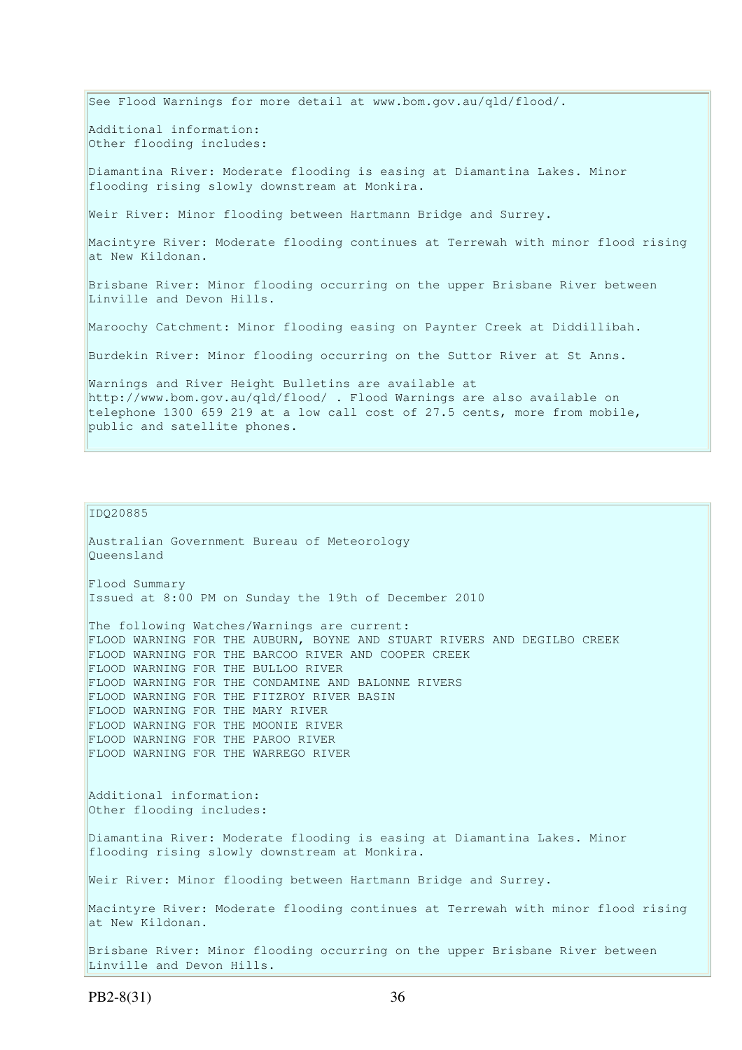See Flood Warnings for more detail at www.bom.gov.au/qld/flood/.

Additional information:
Other flooding includes:

Diamantina River: Moderate flooding is easing at Diamantina Lakes. Minor flooding rising slowly downstream at Monkira.

Weir River: Minor flooding between Hartmann Bridge and Surrey.

Macintyre River: Moderate flooding continues at Terrewah with minor flood rising at New Kildonan.

Brisbane River: Minor flooding occurring on the upper Brisbane River between Linville and Devon Hills.

Maroochy Catchment: Minor flooding easing on Paynter Creek at Diddillibah.

Burdekin River: Minor flooding occurring on the Suttor River at St Anns.

Warnings and River Height Bulletins are available at http://www.bom.gov.au/qld/flood/ . Flood Warnings are also available on telephone 1300 659 219 at a low call cost of 27.5 cents, more from mobile, public and satellite phones.

IDQ20885

Australian Government Bureau of Meteorology
Queensland

Flood Summary
Issued at 8:00 PM on Sunday the 19th of December 2010

The following Watches/Warnings are current:
FLOOD WARNING FOR THE AUBURN, BOYNE AND STUART RIVERS AND DEGILBO CREEK
FLOOD WARNING FOR THE BARCOO RIVER AND COOPER CREEK
FLOOD WARNING FOR THE BULLOO RIVER
FLOOD WARNING FOR THE CONDAMINE AND BALONNE RIVERS
FLOOD WARNING FOR THE FITZROY RIVER BASIN
FLOOD WARNING FOR THE MARY RIVER
FLOOD WARNING FOR THE MOONIE RIVER
FLOOD WARNING FOR THE PAROO RIVER
FLOOD WARNING FOR THE WARREGO RIVER

Additional information:
Other flooding includes:

Diamantina River: Moderate flooding is easing at Diamantina Lakes. Minor flooding rising slowly downstream at Monkira.

Weir River: Minor flooding between Hartmann Bridge and Surrey.

Macintyre River: Moderate flooding continues at Terrewah with minor flood rising at New Kildonan.

Brisbane River: Minor flooding occurring on the upper Brisbane River between Linville and Devon Hills.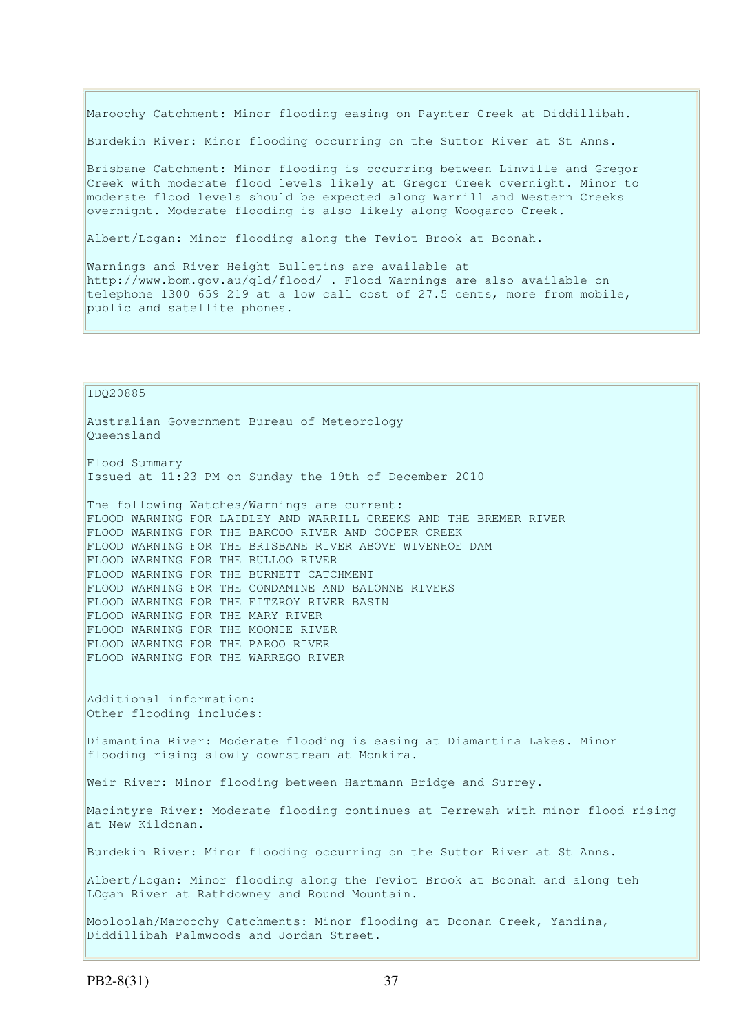Maroochy Catchment: Minor flooding easing on Paynter Creek at Diddillibah.

Burdekin River: Minor flooding occurring on the Suttor River at St Anns.

Brisbane Catchment: Minor flooding is occurring between Linville and Gregor Creek with moderate flood levels likely at Gregor Creek overnight. Minor to moderate flood levels should be expected along Warrill and Western Creeks overnight. Moderate flooding is also likely along Woogaroo Creek.

Albert/Logan: Minor flooding along the Teviot Brook at Boonah.

Warnings and River Height Bulletins are available at http://www.bom.gov.au/qld/flood/ . Flood Warnings are also available on telephone 1300 659 219 at a low call cost of 27.5 cents, more from mobile, public and satellite phones.

IDQ20885

Australian Government Bureau of Meteorology
Queensland

Flood Summary
Issued at 11:23 PM on Sunday the 19th of December 2010

The following Watches/Warnings are current:
FLOOD WARNING FOR LAIDLEY AND WARRILL CREEKS AND THE BREMER RIVER
FLOOD WARNING FOR THE BARCOO RIVER AND COOPER CREEK
FLOOD WARNING FOR THE BRISBANE RIVER ABOVE WIVENHOE DAM
FLOOD WARNING FOR THE BULLOO RIVER
FLOOD WARNING FOR THE BURNETT CATCHMENT
FLOOD WARNING FOR THE CONDAMINE AND BALONNE RIVERS
FLOOD WARNING FOR THE FITZROY RIVER BASIN
FLOOD WARNING FOR THE MARY RIVER
FLOOD WARNING FOR THE MOONIE RIVER
FLOOD WARNING FOR THE PAROO RIVER
FLOOD WARNING FOR THE WARREGO RIVER

Additional information:
Other flooding includes:

Diamantina River: Moderate flooding is easing at Diamantina Lakes. Minor flooding rising slowly downstream at Monkira.

Weir River: Minor flooding between Hartmann Bridge and Surrey.

Macintyre River: Moderate flooding continues at Terrewah with minor flood rising at New Kildonan.

Burdekin River: Minor flooding occurring on the Suttor River at St Anns.

Albert/Logan: Minor flooding along the Teviot Brook at Boonah and along teh LOgan River at Rathdowney and Round Mountain.

Mooloolah/Maroochy Catchments: Minor flooding at Doonan Creek, Yandina, Diddillibah Palmwoods and Jordan Street.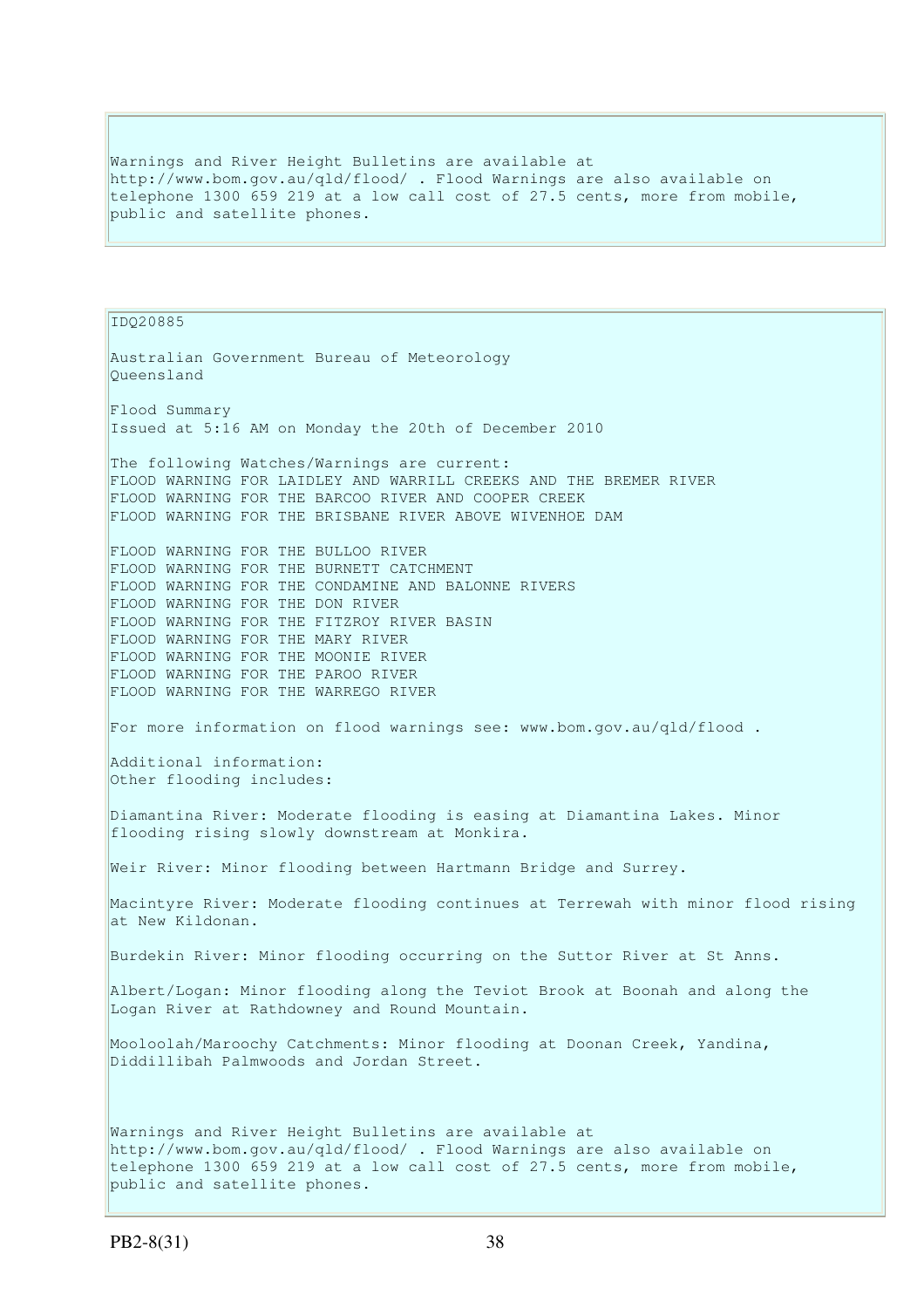Warnings and River Height Bulletins are available at http://www.bom.gov.au/qld/flood/ . Flood Warnings are also available on telephone 1300 659 219 at a low call cost of 27.5 cents, more from mobile, public and satellite phones.

IDQ20885

Australian Government Bureau of Meteorology
Queensland

Flood Summary
Issued at 5:16 AM on Monday the 20th of December 2010

The following Watches/Warnings are current:
FLOOD WARNING FOR LAIDLEY AND WARRILL CREEKS AND THE BREMER RIVER
FLOOD WARNING FOR THE BARCOO RIVER AND COOPER CREEK
FLOOD WARNING FOR THE BRISBANE RIVER ABOVE WIVENHOE DAM

FLOOD WARNING FOR THE BULLOO RIVER
FLOOD WARNING FOR THE BURNETT CATCHMENT
FLOOD WARNING FOR THE CONDAMINE AND BALONNE RIVERS
FLOOD WARNING FOR THE DON RIVER
FLOOD WARNING FOR THE FITZROY RIVER BASIN
FLOOD WARNING FOR THE MARY RIVER
FLOOD WARNING FOR THE MOONIE RIVER
FLOOD WARNING FOR THE PAROO RIVER
FLOOD WARNING FOR THE WARREGO RIVER

For more information on flood warnings see: www.bom.gov.au/qld/flood .

Additional information:
Other flooding includes:

Diamantina River: Moderate flooding is easing at Diamantina Lakes. Minor flooding rising slowly downstream at Monkira.

Weir River: Minor flooding between Hartmann Bridge and Surrey.

Macintyre River: Moderate flooding continues at Terrewah with minor flood rising at New Kildonan.

Burdekin River: Minor flooding occurring on the Suttor River at St Anns.

Albert/Logan: Minor flooding along the Teviot Brook at Boonah and along the Logan River at Rathdowney and Round Mountain.

Mooloolah/Maroochy Catchments: Minor flooding at Doonan Creek, Yandina, Diddillibah Palmwoods and Jordan Street.

Warnings and River Height Bulletins are available at http://www.bom.gov.au/qld/flood/ . Flood Warnings are also available on telephone 1300 659 219 at a low call cost of 27.5 cents, more from mobile, public and satellite phones.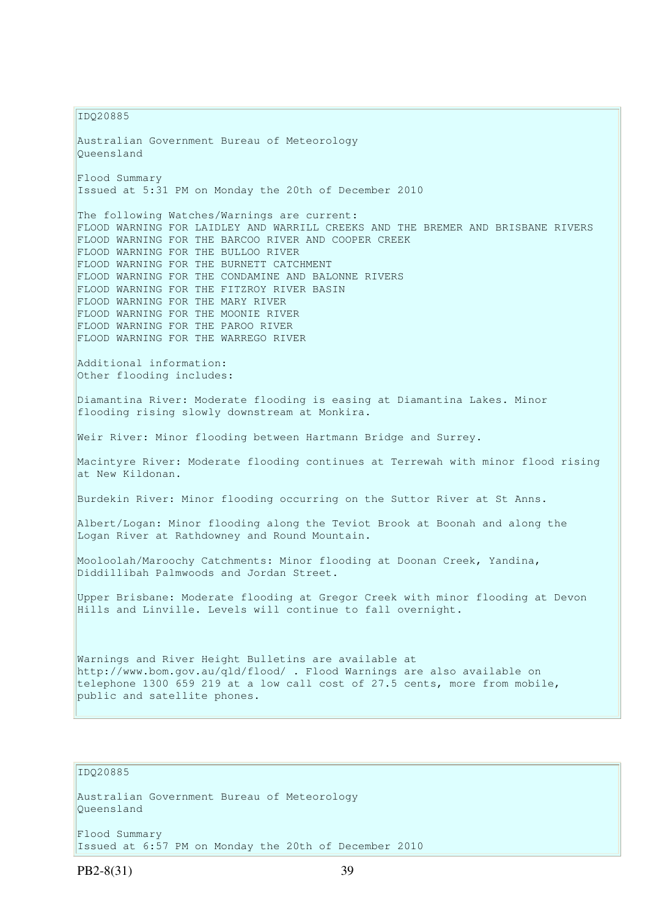IDQ20885

Australian Government Bureau of Meteorology
Queensland

Flood Summary
Issued at 5:31 PM on Monday the 20th of December 2010

The following Watches/Warnings are current:
FLOOD WARNING FOR LAIDLEY AND WARRILL CREEKS AND THE BREMER AND BRISBANE RIVERS
FLOOD WARNING FOR THE BARCOO RIVER AND COOPER CREEK
FLOOD WARNING FOR THE BULLOO RIVER
FLOOD WARNING FOR THE BURNETT CATCHMENT
FLOOD WARNING FOR THE CONDAMINE AND BALONNE RIVERS
FLOOD WARNING FOR THE FITZROY RIVER BASIN
FLOOD WARNING FOR THE MARY RIVER
FLOOD WARNING FOR THE MOONIE RIVER
FLOOD WARNING FOR THE PAROO RIVER
FLOOD WARNING FOR THE WARREGO RIVER

Additional information:
Other flooding includes:

Diamantina River: Moderate flooding is easing at Diamantina Lakes. Minor flooding rising slowly downstream at Monkira.

Weir River: Minor flooding between Hartmann Bridge and Surrey.

Macintyre River: Moderate flooding continues at Terrewah with minor flood rising at New Kildonan.

Burdekin River: Minor flooding occurring on the Suttor River at St Anns.

Albert/Logan: Minor flooding along the Teviot Brook at Boonah and along the Logan River at Rathdowney and Round Mountain.

Mooloolah/Maroochy Catchments: Minor flooding at Doonan Creek, Yandina, Diddillibah Palmwoods and Jordan Street.

Upper Brisbane: Moderate flooding at Gregor Creek with minor flooding at Devon Hills and Linville. Levels will continue to fall overnight.

Warnings and River Height Bulletins are available at http://www.bom.gov.au/qld/flood/ . Flood Warnings are also available on telephone 1300 659 219 at a low call cost of 27.5 cents, more from mobile, public and satellite phones.

IDQ20885

Australian Government Bureau of Meteorology
Queensland

Flood Summary
Issued at 6:57 PM on Monday the 20th of December 2010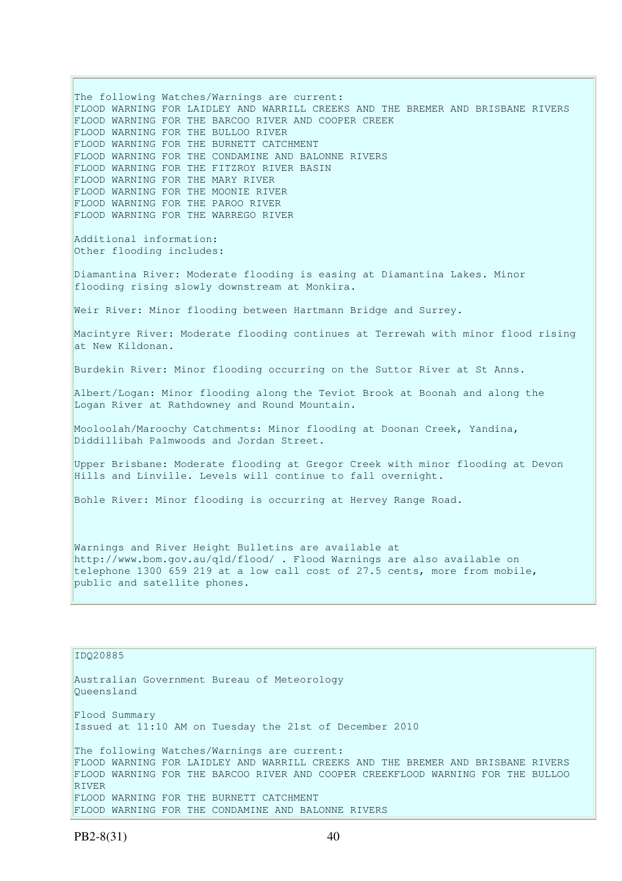The following Watches/Warnings are current:
FLOOD WARNING FOR LAIDLEY AND WARRILL CREEKS AND THE BREMER AND BRISBANE RIVERS
FLOOD WARNING FOR THE BARCOO RIVER AND COOPER CREEK
FLOOD WARNING FOR THE BULLOO RIVER
FLOOD WARNING FOR THE BURNETT CATCHMENT
FLOOD WARNING FOR THE CONDAMINE AND BALONNE RIVERS
FLOOD WARNING FOR THE FITZROY RIVER BASIN
FLOOD WARNING FOR THE MARY RIVER
FLOOD WARNING FOR THE MOONIE RIVER
FLOOD WARNING FOR THE PAROO RIVER
FLOOD WARNING FOR THE WARREGO RIVER

Additional information:
Other flooding includes:

Diamantina River: Moderate flooding is easing at Diamantina Lakes. Minor flooding rising slowly downstream at Monkira.

Weir River: Minor flooding between Hartmann Bridge and Surrey.

Macintyre River: Moderate flooding continues at Terrewah with minor flood rising at New Kildonan.

Burdekin River: Minor flooding occurring on the Suttor River at St Anns.

Albert/Logan: Minor flooding along the Teviot Brook at Boonah and along the Logan River at Rathdowney and Round Mountain.

Mooloolah/Maroochy Catchments: Minor flooding at Doonan Creek, Yandina, Diddillibah Palmwoods and Jordan Street.

Upper Brisbane: Moderate flooding at Gregor Creek with minor flooding at Devon Hills and Linville. Levels will continue to fall overnight.

Bohle River: Minor flooding is occurring at Hervey Range Road.

Warnings and River Height Bulletins are available at http://www.bom.gov.au/qld/flood/ . Flood Warnings are also available on telephone 1300 659 219 at a low call cost of 27.5 cents, more from mobile, public and satellite phones.

IDQ20885

Australian Government Bureau of Meteorology
Queensland

Flood Summary
Issued at 11:10 AM on Tuesday the 21st of December 2010

The following Watches/Warnings are current:
FLOOD WARNING FOR LAIDLEY AND WARRILL CREEKS AND THE BREMER AND BRISBANE RIVERS
FLOOD WARNING FOR THE BARCOO RIVER AND COOPER CREEKFLOOD WARNING FOR THE BULLOO RIVER
FLOOD WARNING FOR THE BURNETT CATCHMENT
FLOOD WARNING FOR THE CONDAMINE AND BALONNE RIVERS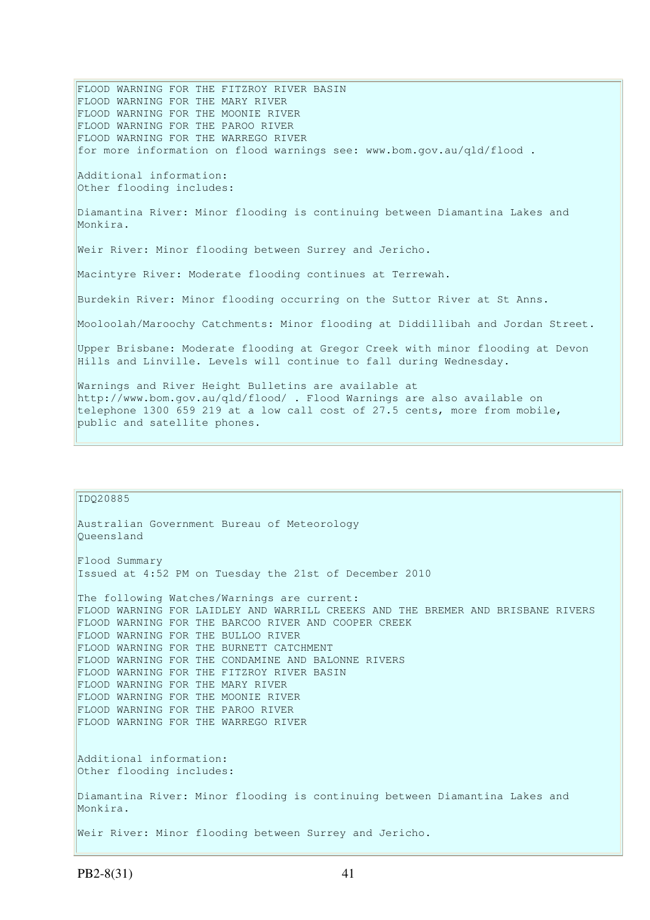FLOOD WARNING FOR THE FITZROY RIVER BASIN
FLOOD WARNING FOR THE MARY RIVER
FLOOD WARNING FOR THE MOONIE RIVER
FLOOD WARNING FOR THE PAROO RIVER
FLOOD WARNING FOR THE WARREGO RIVER
for more information on flood warnings see: www.bom.gov.au/qld/flood .

Additional information:
Other flooding includes:

Diamantina River: Minor flooding is continuing between Diamantina Lakes and Monkira.

Weir River: Minor flooding between Surrey and Jericho.

Macintyre River: Moderate flooding continues at Terrewah.

Burdekin River: Minor flooding occurring on the Suttor River at St Anns.

Mooloolah/Maroochy Catchments: Minor flooding at Diddillibah and Jordan Street.

Upper Brisbane: Moderate flooding at Gregor Creek with minor flooding at Devon Hills and Linville. Levels will continue to fall during Wednesday.

Warnings and River Height Bulletins are available at http://www.bom.gov.au/qld/flood/ . Flood Warnings are also available on telephone 1300 659 219 at a low call cost of 27.5 cents, more from mobile, public and satellite phones.

IDQ20885

Australian Government Bureau of Meteorology
Queensland

Flood Summary
Issued at 4:52 PM on Tuesday the 21st of December 2010

The following Watches/Warnings are current:
FLOOD WARNING FOR LAIDLEY AND WARRILL CREEKS AND THE BREMER AND BRISBANE RIVERS
FLOOD WARNING FOR THE BARCOO RIVER AND COOPER CREEK
FLOOD WARNING FOR THE BULLOO RIVER
FLOOD WARNING FOR THE BURNETT CATCHMENT
FLOOD WARNING FOR THE CONDAMINE AND BALONNE RIVERS
FLOOD WARNING FOR THE FITZROY RIVER BASIN
FLOOD WARNING FOR THE MARY RIVER
FLOOD WARNING FOR THE MOONIE RIVER
FLOOD WARNING FOR THE PAROO RIVER
FLOOD WARNING FOR THE WARREGO RIVER

Additional information:
Other flooding includes:

Diamantina River: Minor flooding is continuing between Diamantina Lakes and Monkira.

Weir River: Minor flooding between Surrey and Jericho.

PB2-8(31)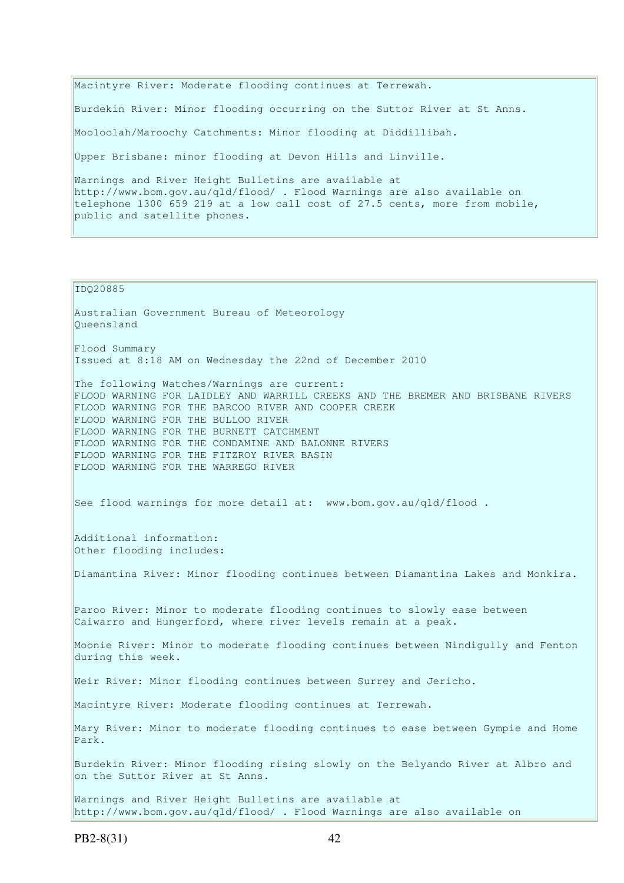Macintyre River: Moderate flooding continues at Terrewah.

Burdekin River: Minor flooding occurring on the Suttor River at St Anns.

Mooloolah/Maroochy Catchments: Minor flooding at Diddillibah.

Upper Brisbane: minor flooding at Devon Hills and Linville.

Warnings and River Height Bulletins are available at http://www.bom.gov.au/qld/flood/ . Flood Warnings are also available on telephone 1300 659 219 at a low call cost of 27.5 cents, more from mobile, public and satellite phones.

---

IDQ20885

Australian Government Bureau of Meteorology
Queensland

Flood Summary
Issued at 8:18 AM on Wednesday the 22nd of December 2010

The following Watches/Warnings are current:
FLOOD WARNING FOR LAIDLEY AND WARRILL CREEKS AND THE BREMER AND BRISBANE RIVERS
FLOOD WARNING FOR THE BARCOO RIVER AND COOPER CREEK
FLOOD WARNING FOR THE BULLOO RIVER
FLOOD WARNING FOR THE BURNETT CATCHMENT
FLOOD WARNING FOR THE CONDAMINE AND BALONNE RIVERS
FLOOD WARNING FOR THE FITZROY RIVER BASIN
FLOOD WARNING FOR THE WARREGO RIVER

See flood warnings for more detail at: www.bom.gov.au/qld/flood .

Additional information:
Other flooding includes:

Diamantina River: Minor flooding continues between Diamantina Lakes and Monkira.

Paroo River: Minor to moderate flooding continues to slowly ease between Caiwarro and Hungerford, where river levels remain at a peak.

Moonie River: Minor to moderate flooding continues between Nindigully and Fenton during this week.

Weir River: Minor flooding continues between Surrey and Jericho.

Macintyre River: Moderate flooding continues at Terrewah.

Mary River: Minor to moderate flooding continues to ease between Gympie and Home Park.

Burdekin River: Minor flooding rising slowly on the Belyando River at Albro and on the Suttor River at St Anns.

Warnings and River Height Bulletins are available at http://www.bom.gov.au/qld/flood/ . Flood Warnings are also available on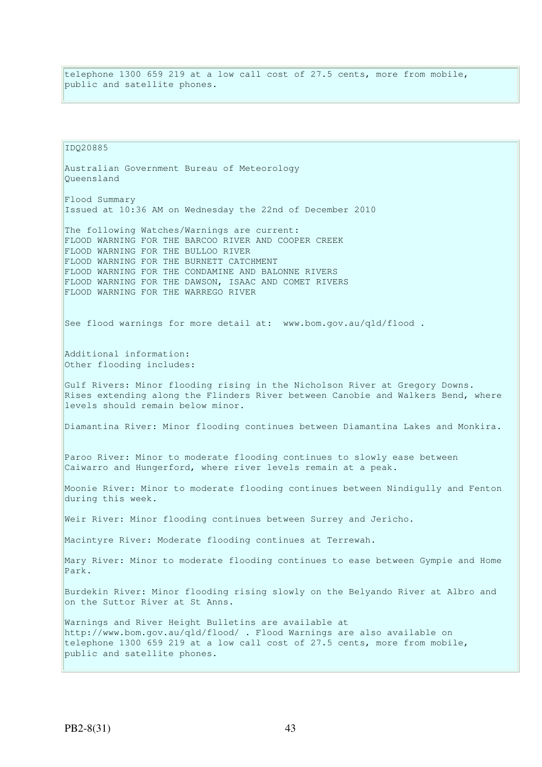telephone 1300 659 219 at a low call cost of 27.5 cents, more from mobile, public and satellite phones.

IDQ20885

Australian Government Bureau of Meteorology
Queensland

Flood Summary
Issued at 10:36 AM on Wednesday the 22nd of December 2010

The following Watches/Warnings are current:
FLOOD WARNING FOR THE BARCOO RIVER AND COOPER CREEK
FLOOD WARNING FOR THE BULLOO RIVER
FLOOD WARNING FOR THE BURNETT CATCHMENT
FLOOD WARNING FOR THE CONDAMINE AND BALONNE RIVERS
FLOOD WARNING FOR THE DAWSON, ISAAC AND COMET RIVERS
FLOOD WARNING FOR THE WARREGO RIVER

See flood warnings for more detail at: www.bom.gov.au/qld/flood .

Additional information:
Other flooding includes:

Gulf Rivers: Minor flooding rising in the Nicholson River at Gregory Downs. Rises extending along the Flinders River between Canobie and Walkers Bend, where levels should remain below minor.

Diamantina River: Minor flooding continues between Diamantina Lakes and Monkira.

Paroo River: Minor to moderate flooding continues to slowly ease between Caiwarro and Hungerford, where river levels remain at a peak.

Moonie River: Minor to moderate flooding continues between Nindigully and Fenton during this week.

Weir River: Minor flooding continues between Surrey and Jericho.

Macintyre River: Moderate flooding continues at Terrewah.

Mary River: Minor to moderate flooding continues to ease between Gympie and Home Park.

Burdekin River: Minor flooding rising slowly on the Belyando River at Albro and on the Suttor River at St Anns.

Warnings and River Height Bulletins are available at http://www.bom.gov.au/qld/flood/ . Flood Warnings are also available on telephone 1300 659 219 at a low call cost of 27.5 cents, more from mobile, public and satellite phones.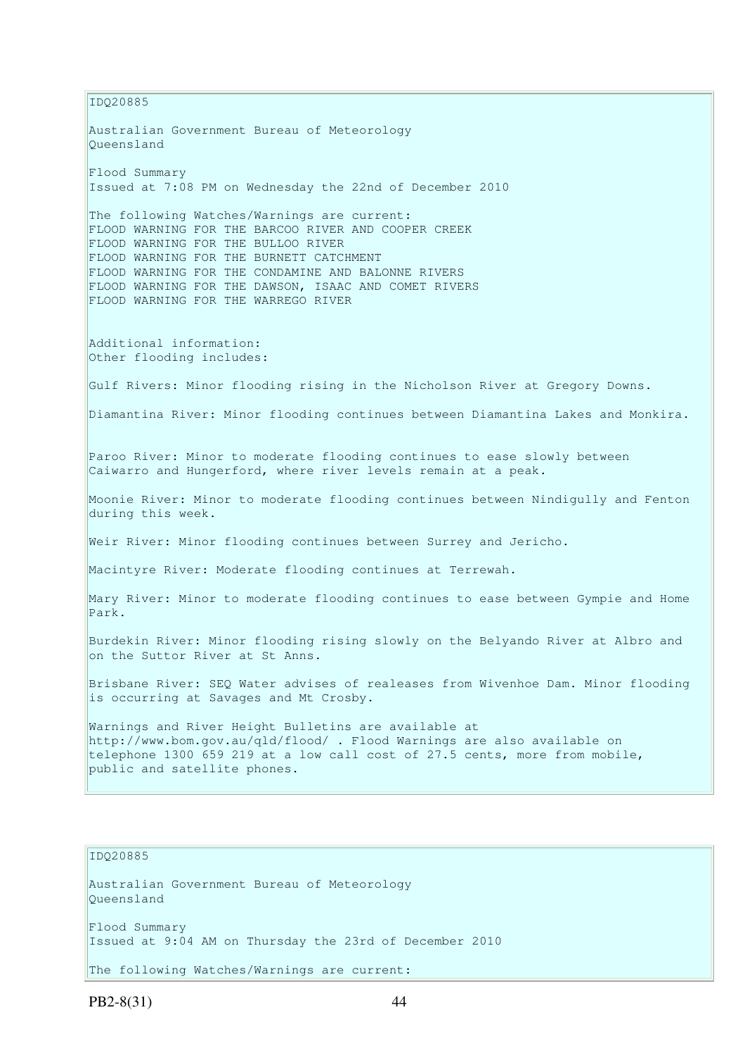IDQ20885

Australian Government Bureau of Meteorology
Queensland

Flood Summary
Issued at 7:08 PM on Wednesday the 22nd of December 2010

The following Watches/Warnings are current:
FLOOD WARNING FOR THE BARCOO RIVER AND COOPER CREEK
FLOOD WARNING FOR THE BULLOO RIVER
FLOOD WARNING FOR THE BURNETT CATCHMENT
FLOOD WARNING FOR THE CONDAMINE AND BALONNE RIVERS
FLOOD WARNING FOR THE DAWSON, ISAAC AND COMET RIVERS
FLOOD WARNING FOR THE WARREGO RIVER

Additional information:
Other flooding includes:

Gulf Rivers: Minor flooding rising in the Nicholson River at Gregory Downs.

Diamantina River: Minor flooding continues between Diamantina Lakes and Monkira.

Paroo River: Minor to moderate flooding continues to ease slowly between Caiwarro and Hungerford, where river levels remain at a peak.

Moonie River: Minor to moderate flooding continues between Nindigully and Fenton during this week.

Weir River: Minor flooding continues between Surrey and Jericho.

Macintyre River: Moderate flooding continues at Terrewah.

Mary River: Minor to moderate flooding continues to ease between Gympie and Home Park.

Burdekin River: Minor flooding rising slowly on the Belyando River at Albro and on the Suttor River at St Anns.

Brisbane River: SEQ Water advises of realeases from Wivenhoe Dam. Minor flooding is occurring at Savages and Mt Crosby.

Warnings and River Height Bulletins are available at http://www.bom.gov.au/qld/flood/ . Flood Warnings are also available on telephone 1300 659 219 at a low call cost of 27.5 cents, more from mobile, public and satellite phones.

IDQ20885

Australian Government Bureau of Meteorology
Queensland

Flood Summary
Issued at 9:04 AM on Thursday the 23rd of December 2010

The following Watches/Warnings are current: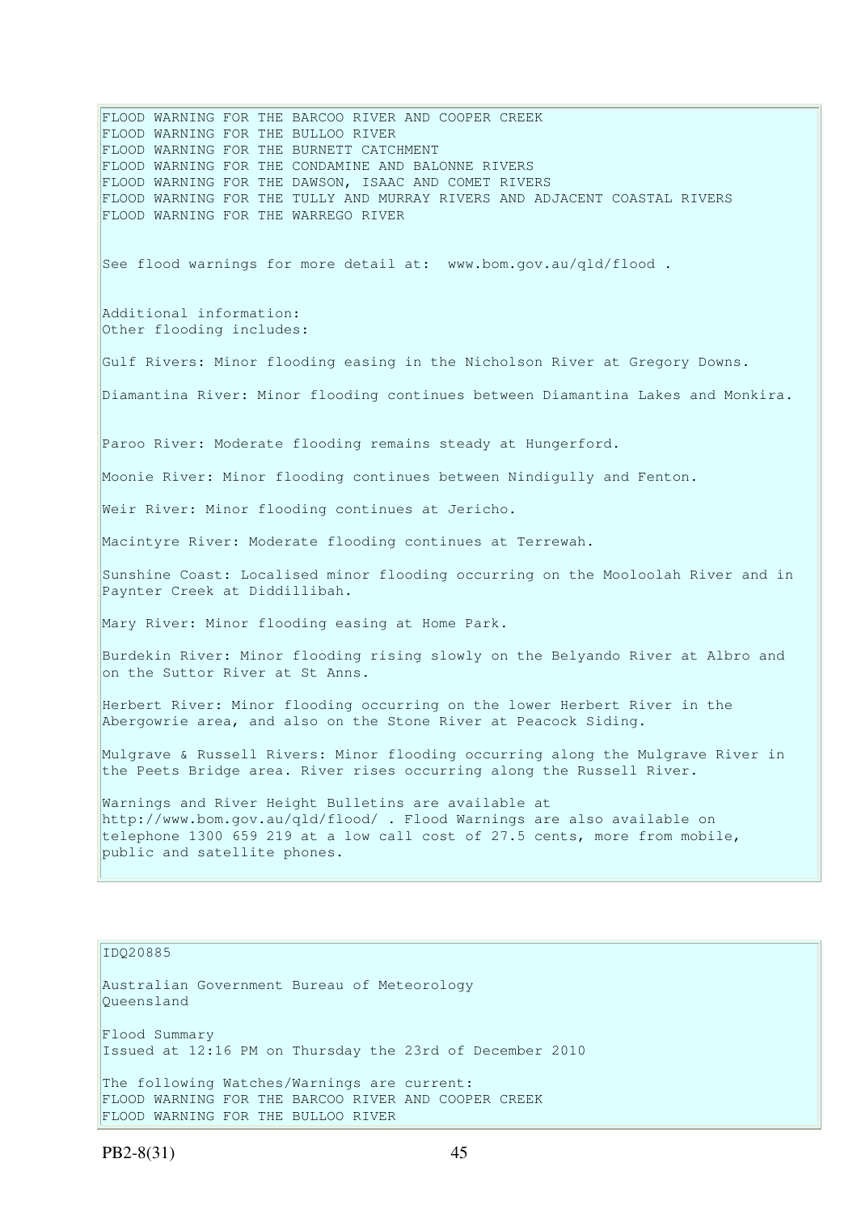FLOOD WARNING FOR THE BARCOO RIVER AND COOPER CREEK
FLOOD WARNING FOR THE BULLOO RIVER
FLOOD WARNING FOR THE BURNETT CATCHMENT
FLOOD WARNING FOR THE CONDAMINE AND BALONNE RIVERS
FLOOD WARNING FOR THE DAWSON, ISAAC AND COMET RIVERS
FLOOD WARNING FOR THE TULLY AND MURRAY RIVERS AND ADJACENT COASTAL RIVERS
FLOOD WARNING FOR THE WARREGO RIVER

See flood warnings for more detail at: www.bom.gov.au/qld/flood .

Additional information:
Other flooding includes:

Gulf Rivers: Minor flooding easing in the Nicholson River at Gregory Downs.

Diamantina River: Minor flooding continues between Diamantina Lakes and Monkira.

Paroo River: Moderate flooding remains steady at Hungerford.

Moonie River: Minor flooding continues between Nindigully and Fenton.

Weir River: Minor flooding continues at Jericho.

Macintyre River: Moderate flooding continues at Terrewah.

Sunshine Coast: Localised minor flooding occurring on the Mooloolah River and in Paynter Creek at Diddillibah.

Mary River: Minor flooding easing at Home Park.

Burdekin River: Minor flooding rising slowly on the Belyando River at Albro and on the Suttor River at St Anns.

Herbert River: Minor flooding occurring on the lower Herbert River in the Abergowrie area, and also on the Stone River at Peacock Siding.

Mulgrave & Russell Rivers: Minor flooding occurring along the Mulgrave River in the Peets Bridge area. River rises occurring along the Russell River.

Warnings and River Height Bulletins are available at http://www.bom.gov.au/qld/flood/ . Flood Warnings are also available on telephone 1300 659 219 at a low call cost of 27.5 cents, more from mobile, public and satellite phones.

IDQ20885

Australian Government Bureau of Meteorology
Queensland

Flood Summary
Issued at 12:16 PM on Thursday the 23rd of December 2010

The following Watches/Warnings are current:
FLOOD WARNING FOR THE BARCOO RIVER AND COOPER CREEK
FLOOD WARNING FOR THE BULLOO RIVER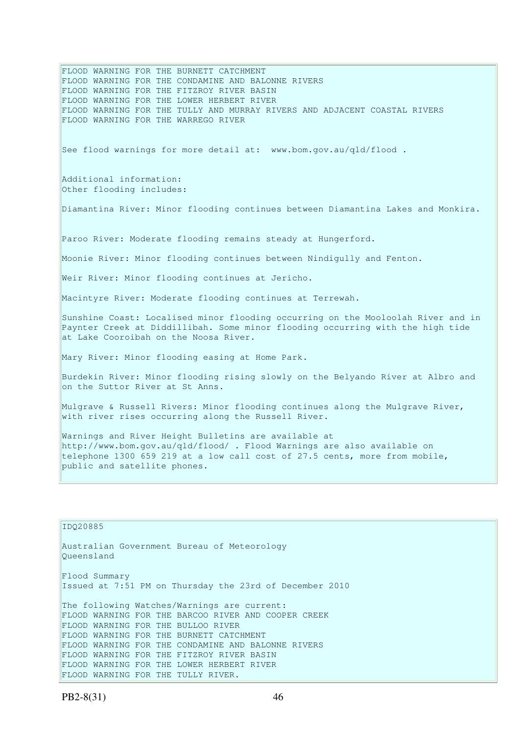FLOOD WARNING FOR THE BURNETT CATCHMENT
FLOOD WARNING FOR THE CONDAMINE AND BALONNE RIVERS
FLOOD WARNING FOR THE FITZROY RIVER BASIN
FLOOD WARNING FOR THE LOWER HERBERT RIVER
FLOOD WARNING FOR THE TULLY AND MURRAY RIVERS AND ADJACENT COASTAL RIVERS
FLOOD WARNING FOR THE WARREGO RIVER

See flood warnings for more detail at: www.bom.gov.au/qld/flood .

Additional information:
Other flooding includes:

Diamantina River: Minor flooding continues between Diamantina Lakes and Monkira.

Paroo River: Moderate flooding remains steady at Hungerford.

Moonie River: Minor flooding continues between Nindigully and Fenton.

Weir River: Minor flooding continues at Jericho.

Macintyre River: Moderate flooding continues at Terrewah.

Sunshine Coast: Localised minor flooding occurring on the Mooloolah River and in Paynter Creek at Diddillibah. Some minor flooding occurring with the high tide at Lake Cooroibah on the Noosa River.

Mary River: Minor flooding easing at Home Park.

Burdekin River: Minor flooding rising slowly on the Belyando River at Albro and on the Suttor River at St Anns.

Mulgrave & Russell Rivers: Minor flooding continues along the Mulgrave River, with river rises occurring along the Russell River.

Warnings and River Height Bulletins are available at http://www.bom.gov.au/qld/flood/ . Flood Warnings are also available on telephone 1300 659 219 at a low call cost of 27.5 cents, more from mobile, public and satellite phones.

IDQ20885

Australian Government Bureau of Meteorology
Queensland

Flood Summary
Issued at 7:51 PM on Thursday the 23rd of December 2010

The following Watches/Warnings are current:
FLOOD WARNING FOR THE BARCOO RIVER AND COOPER CREEK
FLOOD WARNING FOR THE BULLOO RIVER
FLOOD WARNING FOR THE BURNETT CATCHMENT
FLOOD WARNING FOR THE CONDAMINE AND BALONNE RIVERS
FLOOD WARNING FOR THE FITZROY RIVER BASIN
FLOOD WARNING FOR THE LOWER HERBERT RIVER
FLOOD WARNING FOR THE TULLY RIVER.

PB2-8(31)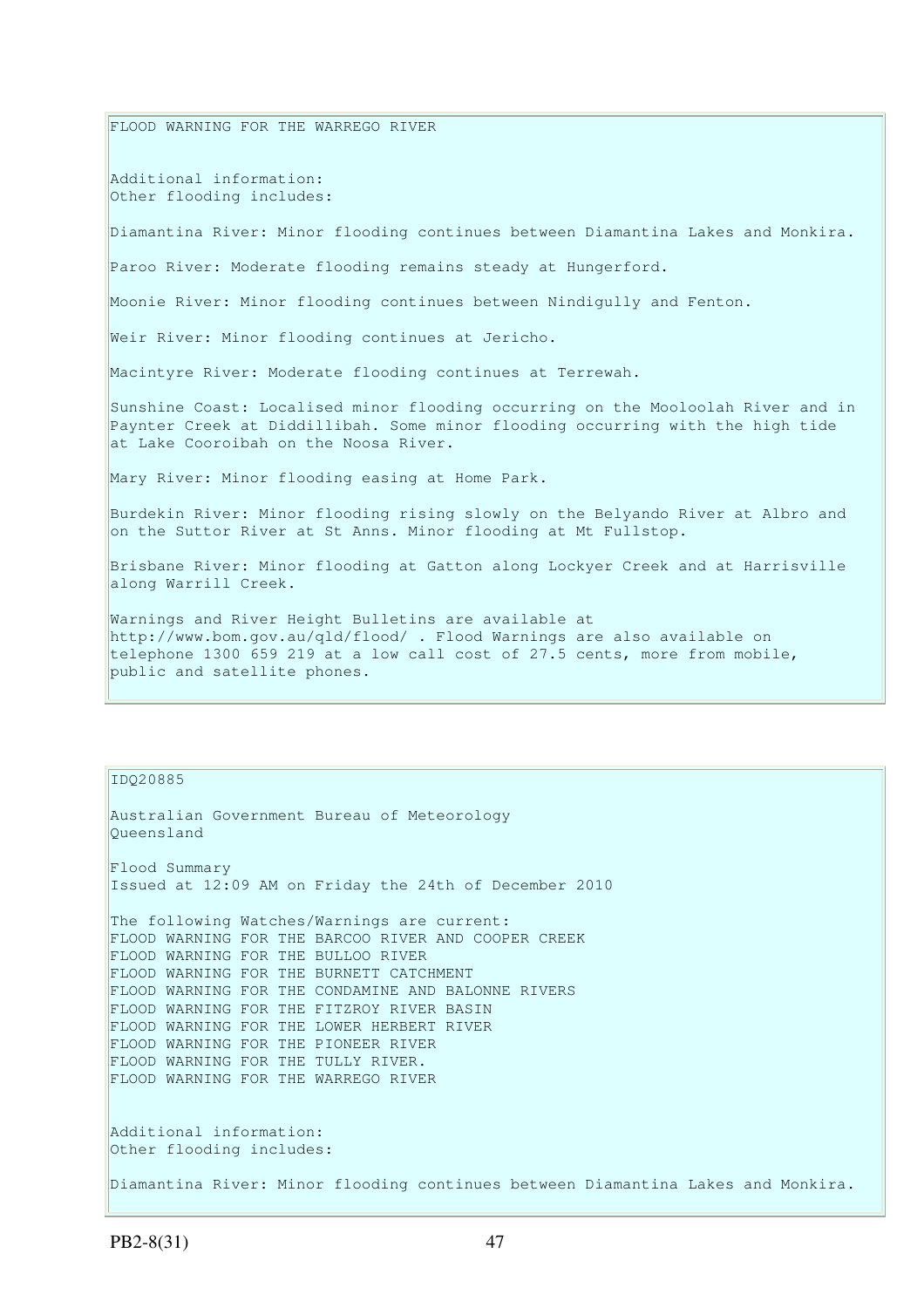FLOOD WARNING FOR THE WARREGO RIVER

Additional information:
Other flooding includes:

Diamantina River: Minor flooding continues between Diamantina Lakes and Monkira.

Paroo River: Moderate flooding remains steady at Hungerford.

Moonie River: Minor flooding continues between Nindigully and Fenton.

Weir River: Minor flooding continues at Jericho.

Macintyre River: Moderate flooding continues at Terrewah.

Sunshine Coast: Localised minor flooding occurring on the Mooloolah River and in Paynter Creek at Diddillibah. Some minor flooding occurring with the high tide at Lake Cooroibah on the Noosa River.

Mary River: Minor flooding easing at Home Park.

Burdekin River: Minor flooding rising slowly on the Belyando River at Albro and on the Suttor River at St Anns. Minor flooding at Mt Fullstop.

Brisbane River: Minor flooding at Gatton along Lockyer Creek and at Harrisville along Warrill Creek.

Warnings and River Height Bulletins are available at http://www.bom.gov.au/qld/flood/ . Flood Warnings are also available on telephone 1300 659 219 at a low call cost of 27.5 cents, more from mobile, public and satellite phones.

IDQ20885

Australian Government Bureau of Meteorology
Queensland

Flood Summary
Issued at 12:09 AM on Friday the 24th of December 2010

The following Watches/Warnings are current:
FLOOD WARNING FOR THE BARCOO RIVER AND COOPER CREEK
FLOOD WARNING FOR THE BULLOO RIVER
FLOOD WARNING FOR THE BURNETT CATCHMENT
FLOOD WARNING FOR THE CONDAMINE AND BALONNE RIVERS
FLOOD WARNING FOR THE FITZROY RIVER BASIN
FLOOD WARNING FOR THE LOWER HERBERT RIVER
FLOOD WARNING FOR THE PIONEER RIVER
FLOOD WARNING FOR THE TULLY RIVER.
FLOOD WARNING FOR THE WARREGO RIVER

Additional information:
Other flooding includes:

Diamantina River: Minor flooding continues between Diamantina Lakes and Monkira.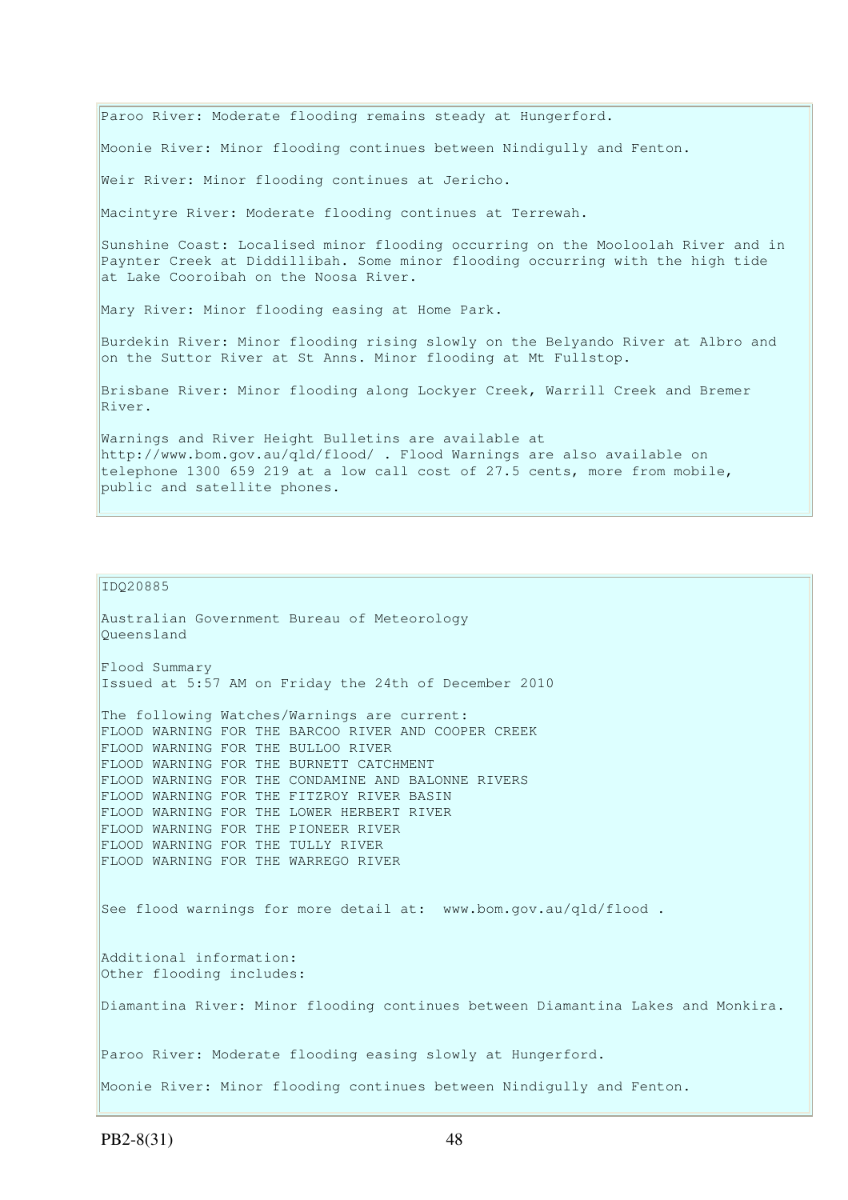Paroo River: Moderate flooding remains steady at Hungerford.

Moonie River: Minor flooding continues between Nindigully and Fenton.

Weir River: Minor flooding continues at Jericho.

Macintyre River: Moderate flooding continues at Terrewah.

Sunshine Coast: Localised minor flooding occurring on the Mooloolah River and in Paynter Creek at Diddillibah. Some minor flooding occurring with the high tide at Lake Cooroibah on the Noosa River.

Mary River: Minor flooding easing at Home Park.

Burdekin River: Minor flooding rising slowly on the Belyando River at Albro and on the Suttor River at St Anns. Minor flooding at Mt Fullstop.

Brisbane River: Minor flooding along Lockyer Creek, Warrill Creek and Bremer River.

Warnings and River Height Bulletins are available at http://www.bom.gov.au/qld/flood/ . Flood Warnings are also available on telephone 1300 659 219 at a low call cost of 27.5 cents, more from mobile, public and satellite phones.

IDQ20885

Australian Government Bureau of Meteorology
Queensland

Flood Summary
Issued at 5:57 AM on Friday the 24th of December 2010

The following Watches/Warnings are current:
FLOOD WARNING FOR THE BARCOO RIVER AND COOPER CREEK
FLOOD WARNING FOR THE BULLOO RIVER
FLOOD WARNING FOR THE BURNETT CATCHMENT
FLOOD WARNING FOR THE CONDAMINE AND BALONNE RIVERS
FLOOD WARNING FOR THE FITZROY RIVER BASIN
FLOOD WARNING FOR THE LOWER HERBERT RIVER
FLOOD WARNING FOR THE PIONEER RIVER
FLOOD WARNING FOR THE TULLY RIVER
FLOOD WARNING FOR THE WARREGO RIVER

See flood warnings for more detail at: www.bom.gov.au/qld/flood .

Additional information:
Other flooding includes:

Diamantina River: Minor flooding continues between Diamantina Lakes and Monkira.

Paroo River: Moderate flooding easing slowly at Hungerford.

Moonie River: Minor flooding continues between Nindigully and Fenton.

PB2-8(31)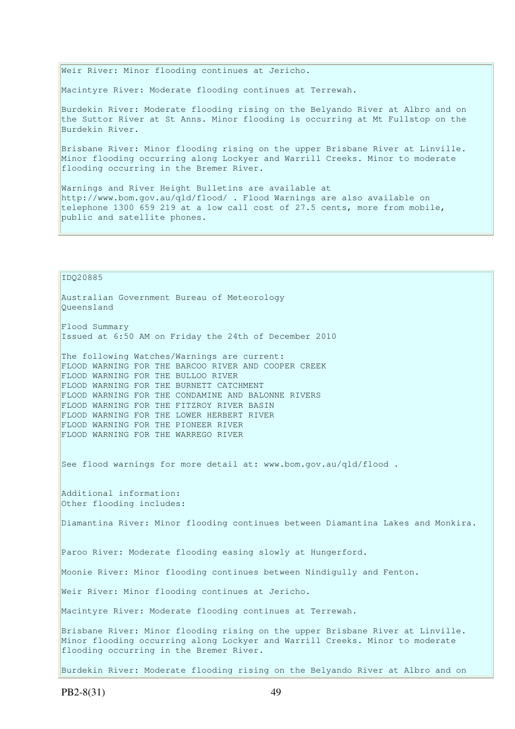Weir River: Minor flooding continues at Jericho.

Macintyre River: Moderate flooding continues at Terrewah.

Burdekin River: Moderate flooding rising on the Belyando River at Albro and on the Suttor River at St Anns. Minor flooding is occurring at Mt Fullstop on the Burdekin River.

Brisbane River: Minor flooding rising on the upper Brisbane River at Linville. Minor flooding occurring along Lockyer and Warrill Creeks. Minor to moderate flooding occurring in the Bremer River.

Warnings and River Height Bulletins are available at http://www.bom.gov.au/qld/flood/ . Flood Warnings are also available on telephone 1300 659 219 at a low call cost of 27.5 cents, more from mobile, public and satellite phones.

IDQ20885

Australian Government Bureau of Meteorology
Queensland

Flood Summary
Issued at 6:50 AM on Friday the 24th of December 2010

The following Watches/Warnings are current:
FLOOD WARNING FOR THE BARCOO RIVER AND COOPER CREEK
FLOOD WARNING FOR THE BULLOO RIVER
FLOOD WARNING FOR THE BURNETT CATCHMENT
FLOOD WARNING FOR THE CONDAMINE AND BALONNE RIVERS
FLOOD WARNING FOR THE FITZROY RIVER BASIN
FLOOD WARNING FOR THE LOWER HERBERT RIVER
FLOOD WARNING FOR THE PIONEER RIVER
FLOOD WARNING FOR THE WARREGO RIVER

See flood warnings for more detail at: www.bom.gov.au/qld/flood .

Additional information:
Other flooding includes:

Diamantina River: Minor flooding continues between Diamantina Lakes and Monkira.

Paroo River: Moderate flooding easing slowly at Hungerford.

Moonie River: Minor flooding continues between Nindigully and Fenton.

Weir River: Minor flooding continues at Jericho.

Macintyre River: Moderate flooding continues at Terrewah.

Brisbane River: Minor flooding rising on the upper Brisbane River at Linville. Minor flooding occurring along Lockyer and Warrill Creeks. Minor to moderate flooding occurring in the Bremer River.

Burdekin River: Moderate flooding rising on the Belyando River at Albro and on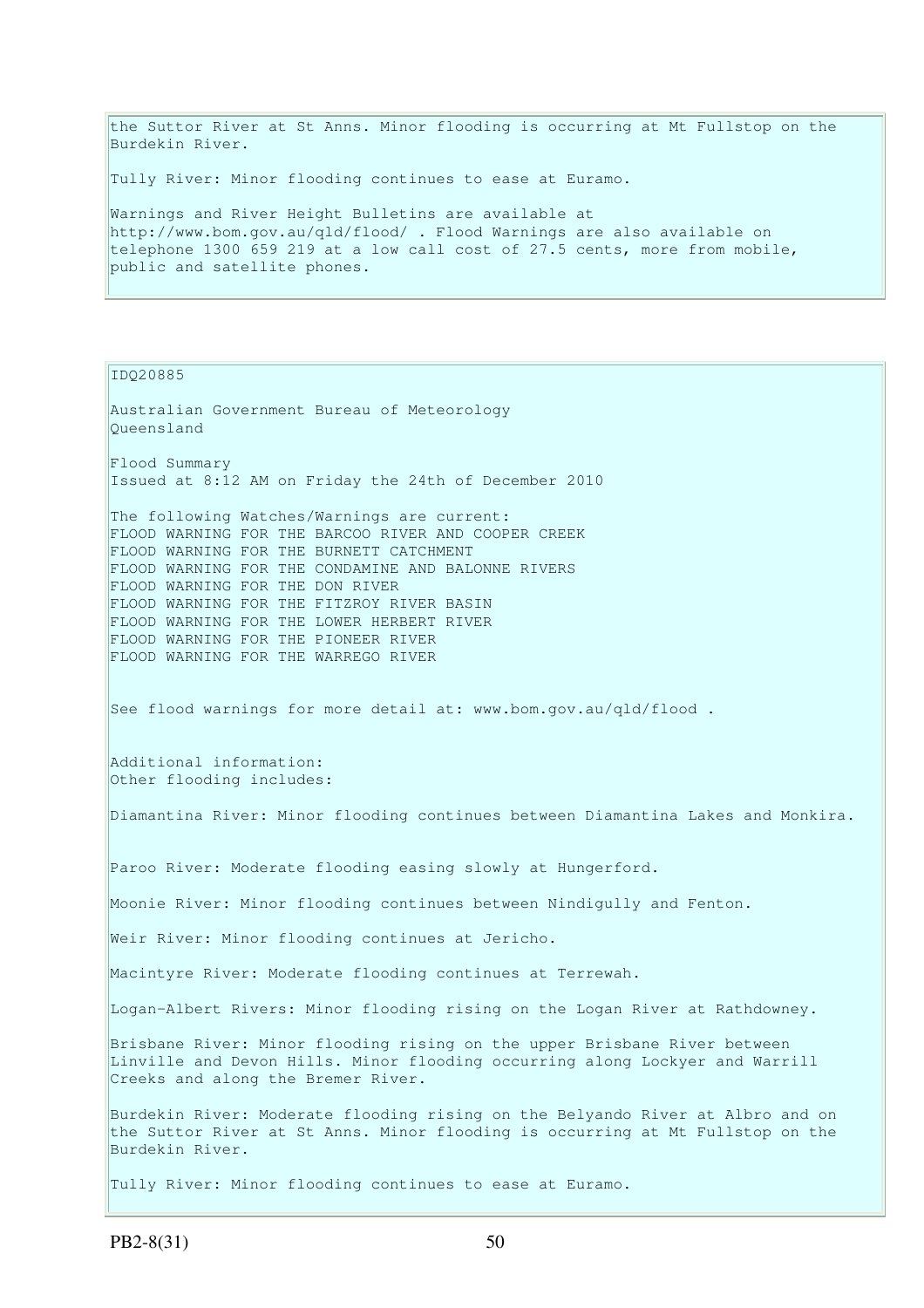the Suttor River at St Anns. Minor flooding is occurring at Mt Fullstop on the Burdekin River.

Tully River: Minor flooding continues to ease at Euramo.

Warnings and River Height Bulletins are available at http://www.bom.gov.au/qld/flood/ . Flood Warnings are also available on telephone 1300 659 219 at a low call cost of 27.5 cents, more from mobile, public and satellite phones.

IDQ20885

Australian Government Bureau of Meteorology
Queensland

Flood Summary
Issued at 8:12 AM on Friday the 24th of December 2010

The following Watches/Warnings are current:
FLOOD WARNING FOR THE BARCOO RIVER AND COOPER CREEK
FLOOD WARNING FOR THE BURNETT CATCHMENT
FLOOD WARNING FOR THE CONDAMINE AND BALONNE RIVERS
FLOOD WARNING FOR THE DON RIVER
FLOOD WARNING FOR THE FITZROY RIVER BASIN
FLOOD WARNING FOR THE LOWER HERBERT RIVER
FLOOD WARNING FOR THE PIONEER RIVER
FLOOD WARNING FOR THE WARREGO RIVER

See flood warnings for more detail at: www.bom.gov.au/qld/flood .

Additional information:
Other flooding includes:

Diamantina River: Minor flooding continues between Diamantina Lakes and Monkira.

Paroo River: Moderate flooding easing slowly at Hungerford.

Moonie River: Minor flooding continues between Nindigully and Fenton.

Weir River: Minor flooding continues at Jericho.

Macintyre River: Moderate flooding continues at Terrewah.

Logan-Albert Rivers: Minor flooding rising on the Logan River at Rathdowney.

Brisbane River: Minor flooding rising on the upper Brisbane River between Linville and Devon Hills. Minor flooding occurring along Lockyer and Warrill Creeks and along the Bremer River.

Burdekin River: Moderate flooding rising on the Belyando River at Albro and on the Suttor River at St Anns. Minor flooding is occurring at Mt Fullstop on the Burdekin River.

Tully River: Minor flooding continues to ease at Euramo.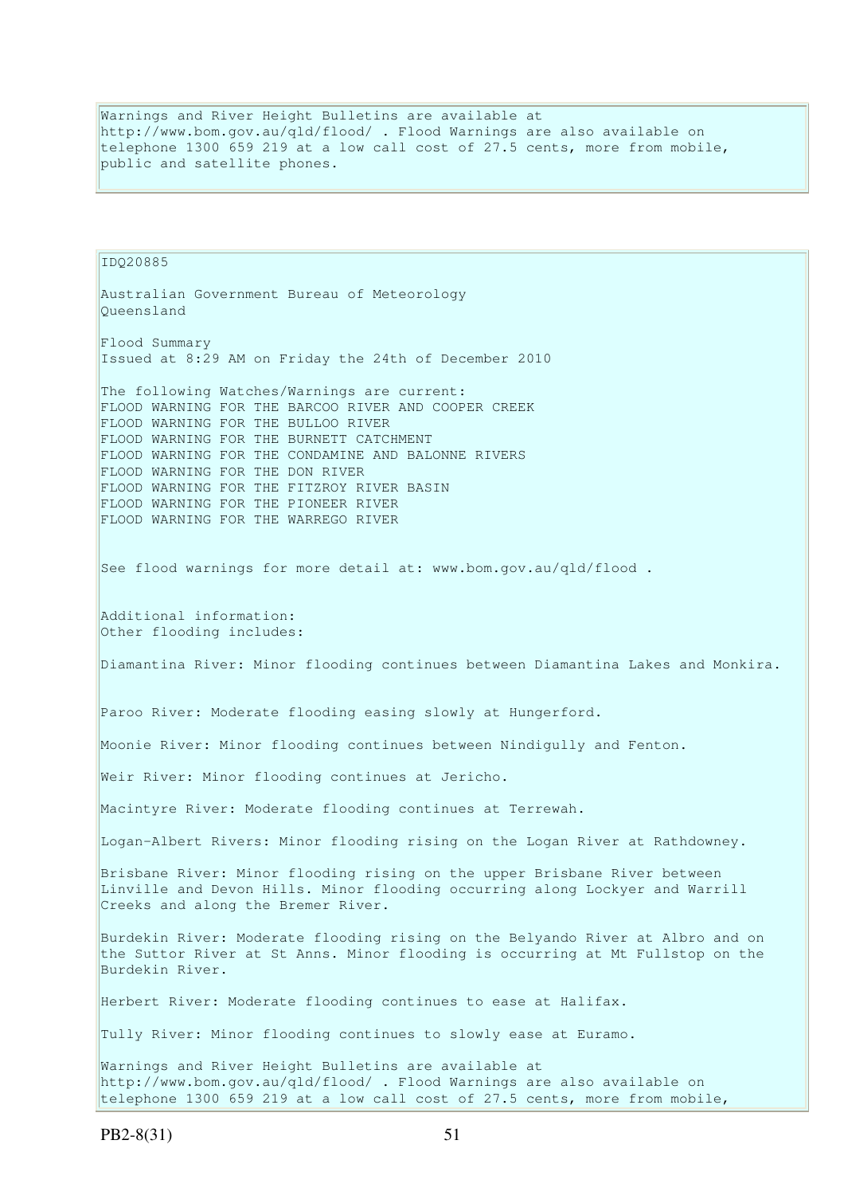Warnings and River Height Bulletins are available at http://www.bom.gov.au/qld/flood/ . Flood Warnings are also available on telephone 1300 659 219 at a low call cost of 27.5 cents, more from mobile, public and satellite phones.

IDQ20885

Australian Government Bureau of Meteorology
Queensland

Flood Summary
Issued at 8:29 AM on Friday the 24th of December 2010

The following Watches/Warnings are current:
FLOOD WARNING FOR THE BARCOO RIVER AND COOPER CREEK
FLOOD WARNING FOR THE BULLOO RIVER
FLOOD WARNING FOR THE BURNETT CATCHMENT
FLOOD WARNING FOR THE CONDAMINE AND BALONNE RIVERS
FLOOD WARNING FOR THE DON RIVER
FLOOD WARNING FOR THE FITZROY RIVER BASIN
FLOOD WARNING FOR THE PIONEER RIVER
FLOOD WARNING FOR THE WARREGO RIVER

See flood warnings for more detail at: www.bom.gov.au/qld/flood .

Additional information:
Other flooding includes:

Diamantina River: Minor flooding continues between Diamantina Lakes and Monkira.

Paroo River: Moderate flooding easing slowly at Hungerford.

Moonie River: Minor flooding continues between Nindigully and Fenton.

Weir River: Minor flooding continues at Jericho.

Macintyre River: Moderate flooding continues at Terrewah.

Logan-Albert Rivers: Minor flooding rising on the Logan River at Rathdowney.

Brisbane River: Minor flooding rising on the upper Brisbane River between Linville and Devon Hills. Minor flooding occurring along Lockyer and Warrill Creeks and along the Bremer River.

Burdekin River: Moderate flooding rising on the Belyando River at Albro and on the Suttor River at St Anns. Minor flooding is occurring at Mt Fullstop on the Burdekin River.

Herbert River: Moderate flooding continues to ease at Halifax.

Tully River: Minor flooding continues to slowly ease at Euramo.

Warnings and River Height Bulletins are available at http://www.bom.gov.au/qld/flood/ . Flood Warnings are also available on telephone 1300 659 219 at a low call cost of 27.5 cents, more from mobile,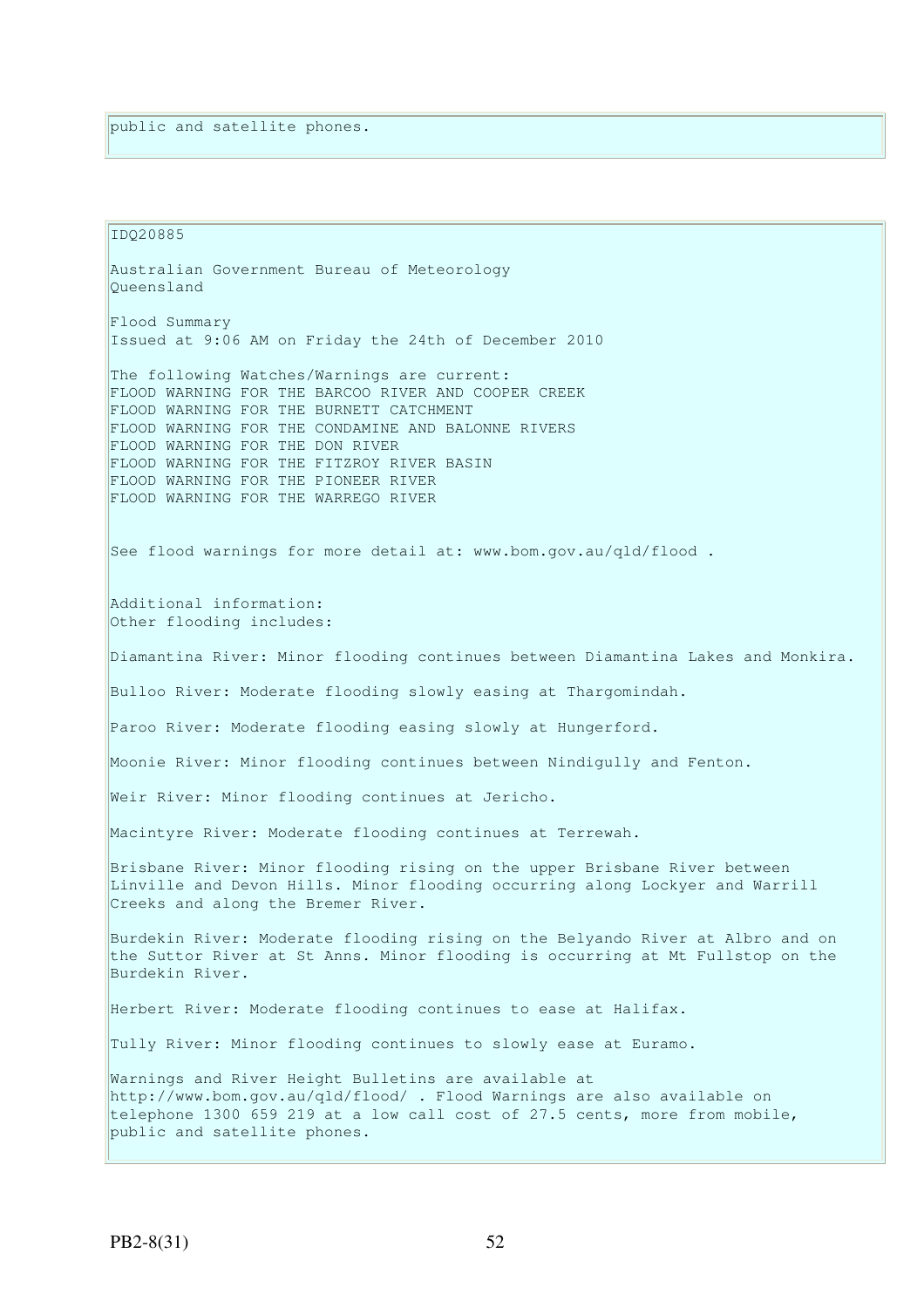public and satellite phones.

IDQ20885

Australian Government Bureau of Meteorology
Queensland

Flood Summary
Issued at 9:06 AM on Friday the 24th of December 2010

The following Watches/Warnings are current:
FLOOD WARNING FOR THE BARCOO RIVER AND COOPER CREEK
FLOOD WARNING FOR THE BURNETT CATCHMENT
FLOOD WARNING FOR THE CONDAMINE AND BALONNE RIVERS
FLOOD WARNING FOR THE DON RIVER
FLOOD WARNING FOR THE FITZROY RIVER BASIN
FLOOD WARNING FOR THE PIONEER RIVER
FLOOD WARNING FOR THE WARREGO RIVER

See flood warnings for more detail at: www.bom.gov.au/qld/flood .

Additional information:
Other flooding includes:

Diamantina River: Minor flooding continues between Diamantina Lakes and Monkira.

Bulloo River: Moderate flooding slowly easing at Thargomindah.

Paroo River: Moderate flooding easing slowly at Hungerford.

Moonie River: Minor flooding continues between Nindigully and Fenton.

Weir River: Minor flooding continues at Jericho.

Macintyre River: Moderate flooding continues at Terrewah.

Brisbane River: Minor flooding rising on the upper Brisbane River between Linville and Devon Hills. Minor flooding occurring along Lockyer and Warrill Creeks and along the Bremer River.

Burdekin River: Moderate flooding rising on the Belyando River at Albro and on the Suttor River at St Anns. Minor flooding is occurring at Mt Fullstop on the Burdekin River.

Herbert River: Moderate flooding continues to ease at Halifax.

Tully River: Minor flooding continues to slowly ease at Euramo.

Warnings and River Height Bulletins are available at http://www.bom.gov.au/qld/flood/ . Flood Warnings are also available on telephone 1300 659 219 at a low call cost of 27.5 cents, more from mobile, public and satellite phones.

PB2-8(31)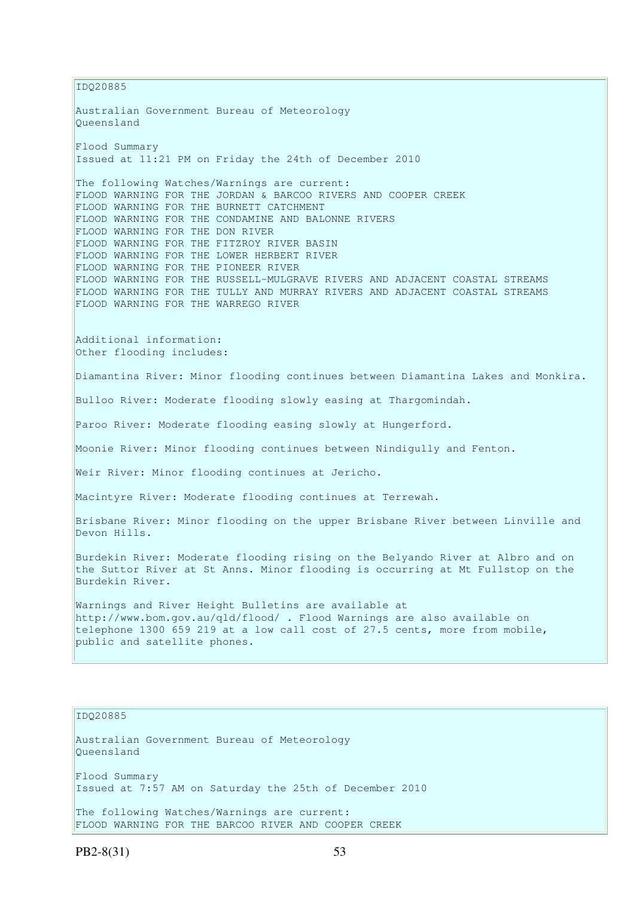IDQ20885

Australian Government Bureau of Meteorology
Queensland

Flood Summary
Issued at 11:21 PM on Friday the 24th of December 2010

The following Watches/Warnings are current:
FLOOD WARNING FOR THE JORDAN & BARCOO RIVERS AND COOPER CREEK
FLOOD WARNING FOR THE BURNETT CATCHMENT
FLOOD WARNING FOR THE CONDAMINE AND BALONNE RIVERS
FLOOD WARNING FOR THE DON RIVER
FLOOD WARNING FOR THE FITZROY RIVER BASIN
FLOOD WARNING FOR THE LOWER HERBERT RIVER
FLOOD WARNING FOR THE PIONEER RIVER
FLOOD WARNING FOR THE RUSSELL-MULGRAVE RIVERS AND ADJACENT COASTAL STREAMS
FLOOD WARNING FOR THE TULLY AND MURRAY RIVERS AND ADJACENT COASTAL STREAMS
FLOOD WARNING FOR THE WARREGO RIVER

Additional information:
Other flooding includes:

Diamantina River: Minor flooding continues between Diamantina Lakes and Monkira.

Bulloo River: Moderate flooding slowly easing at Thargomindah.

Paroo River: Moderate flooding easing slowly at Hungerford.

Moonie River: Minor flooding continues between Nindigully and Fenton.

Weir River: Minor flooding continues at Jericho.

Macintyre River: Moderate flooding continues at Terrewah.

Brisbane River: Minor flooding on the upper Brisbane River between Linville and Devon Hills.

Burdekin River: Moderate flooding rising on the Belyando River at Albro and on the Suttor River at St Anns. Minor flooding is occurring at Mt Fullstop on the Burdekin River.

Warnings and River Height Bulletins are available at http://www.bom.gov.au/qld/flood/ . Flood Warnings are also available on telephone 1300 659 219 at a low call cost of 27.5 cents, more from mobile, public and satellite phones.

IDQ20885

Australian Government Bureau of Meteorology
Queensland

Flood Summary
Issued at 7:57 AM on Saturday the 25th of December 2010

The following Watches/Warnings are current:
FLOOD WARNING FOR THE BARCOO RIVER AND COOPER CREEK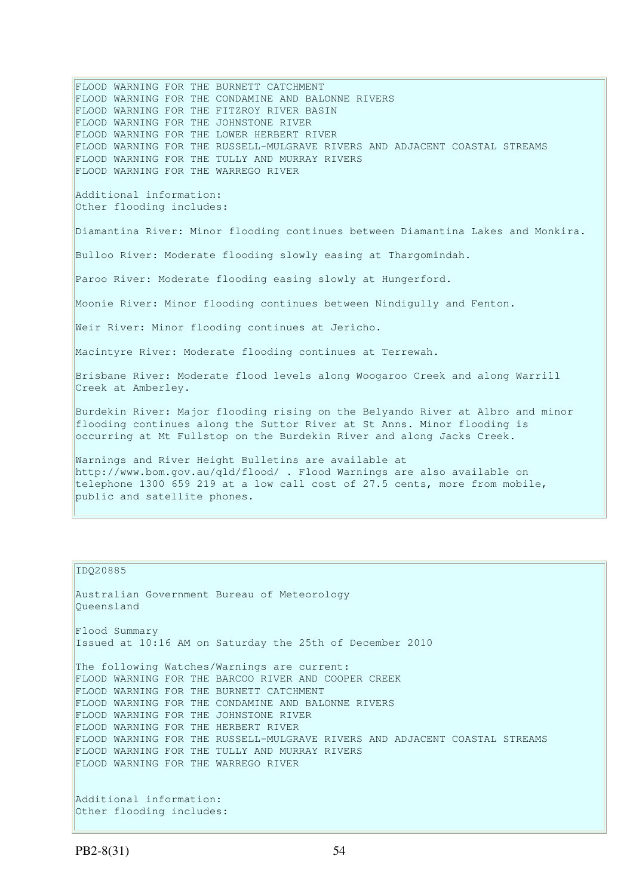FLOOD WARNING FOR THE BURNETT CATCHMENT
FLOOD WARNING FOR THE CONDAMINE AND BALONNE RIVERS
FLOOD WARNING FOR THE FITZROY RIVER BASIN
FLOOD WARNING FOR THE JOHNSTONE RIVER
FLOOD WARNING FOR THE LOWER HERBERT RIVER
FLOOD WARNING FOR THE RUSSELL-MULGRAVE RIVERS AND ADJACENT COASTAL STREAMS
FLOOD WARNING FOR THE TULLY AND MURRAY RIVERS
FLOOD WARNING FOR THE WARREGO RIVER

Additional information:
Other flooding includes:

Diamantina River: Minor flooding continues between Diamantina Lakes and Monkira.

Bulloo River: Moderate flooding slowly easing at Thargomindah.

Paroo River: Moderate flooding easing slowly at Hungerford.

Moonie River: Minor flooding continues between Nindigully and Fenton.

Weir River: Minor flooding continues at Jericho.

Macintyre River: Moderate flooding continues at Terrewah.

Brisbane River: Moderate flood levels along Woogaroo Creek and along Warrill Creek at Amberley.

Burdekin River: Major flooding rising on the Belyando River at Albro and minor flooding continues along the Suttor River at St Anns. Minor flooding is occurring at Mt Fullstop on the Burdekin River and along Jacks Creek.

Warnings and River Height Bulletins are available at http://www.bom.gov.au/qld/flood/ . Flood Warnings are also available on telephone 1300 659 219 at a low call cost of 27.5 cents, more from mobile, public and satellite phones.

IDQ20885

Australian Government Bureau of Meteorology
Queensland

Flood Summary
Issued at 10:16 AM on Saturday the 25th of December 2010

The following Watches/Warnings are current:
FLOOD WARNING FOR THE BARCOO RIVER AND COOPER CREEK
FLOOD WARNING FOR THE BURNETT CATCHMENT
FLOOD WARNING FOR THE CONDAMINE AND BALONNE RIVERS
FLOOD WARNING FOR THE JOHNSTONE RIVER
FLOOD WARNING FOR THE HERBERT RIVER
FLOOD WARNING FOR THE RUSSELL-MULGRAVE RIVERS AND ADJACENT COASTAL STREAMS
FLOOD WARNING FOR THE TULLY AND MURRAY RIVERS
FLOOD WARNING FOR THE WARREGO RIVER

Additional information:
Other flooding includes: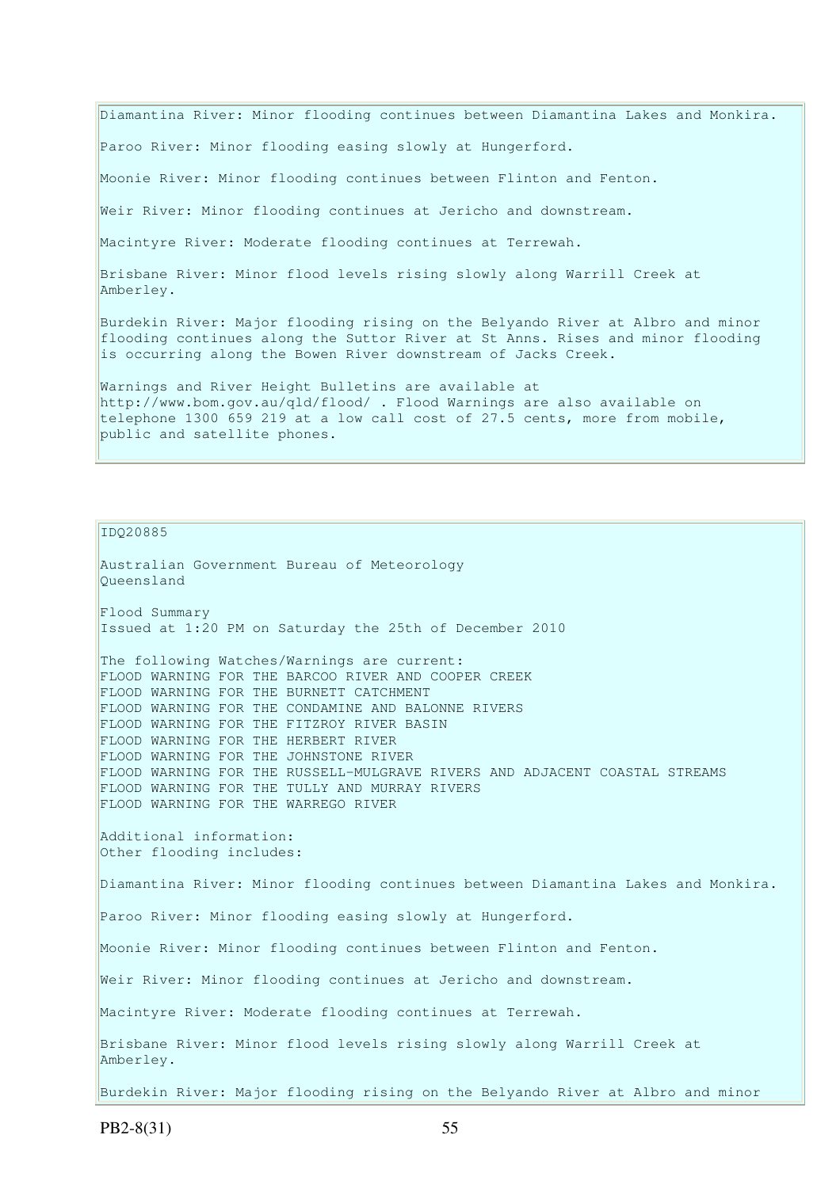Diamantina River: Minor flooding continues between Diamantina Lakes and Monkira.

Paroo River: Minor flooding easing slowly at Hungerford.

Moonie River: Minor flooding continues between Flinton and Fenton.

Weir River: Minor flooding continues at Jericho and downstream.

Macintyre River: Moderate flooding continues at Terrewah.

Brisbane River: Minor flood levels rising slowly along Warrill Creek at Amberley.

Burdekin River: Major flooding rising on the Belyando River at Albro and minor flooding continues along the Suttor River at St Anns. Rises and minor flooding is occurring along the Bowen River downstream of Jacks Creek.

Warnings and River Height Bulletins are available at http://www.bom.gov.au/qld/flood/ . Flood Warnings are also available on telephone 1300 659 219 at a low call cost of 27.5 cents, more from mobile, public and satellite phones.

IDQ20885

Australian Government Bureau of Meteorology
Queensland

Flood Summary
Issued at 1:20 PM on Saturday the 25th of December 2010

The following Watches/Warnings are current:
FLOOD WARNING FOR THE BARCOO RIVER AND COOPER CREEK
FLOOD WARNING FOR THE BURNETT CATCHMENT
FLOOD WARNING FOR THE CONDAMINE AND BALONNE RIVERS
FLOOD WARNING FOR THE FITZROY RIVER BASIN
FLOOD WARNING FOR THE HERBERT RIVER
FLOOD WARNING FOR THE JOHNSTONE RIVER
FLOOD WARNING FOR THE RUSSELL-MULGRAVE RIVERS AND ADJACENT COASTAL STREAMS
FLOOD WARNING FOR THE TULLY AND MURRAY RIVERS
FLOOD WARNING FOR THE WARREGO RIVER

Additional information:
Other flooding includes:

Diamantina River: Minor flooding continues between Diamantina Lakes and Monkira.

Paroo River: Minor flooding easing slowly at Hungerford.

Moonie River: Minor flooding continues between Flinton and Fenton.

Weir River: Minor flooding continues at Jericho and downstream.

Macintyre River: Moderate flooding continues at Terrewah.

Brisbane River: Minor flood levels rising slowly along Warrill Creek at Amberley.

Burdekin River: Major flooding rising on the Belyando River at Albro and minor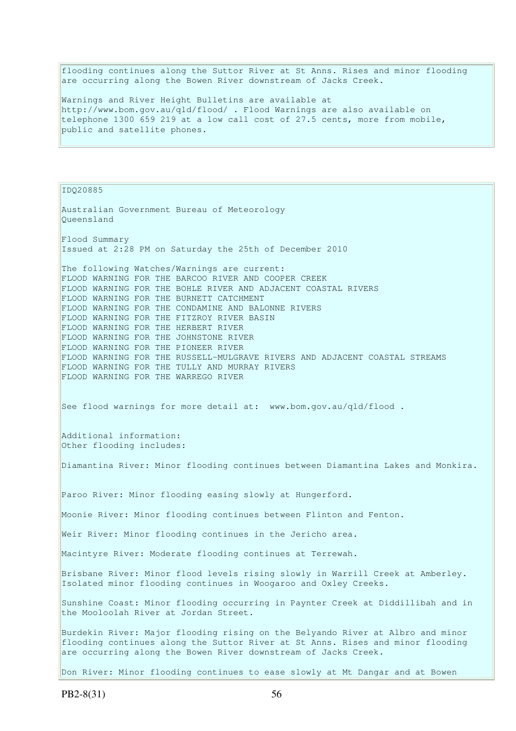flooding continues along the Suttor River at St Anns. Rises and minor flooding are occurring along the Bowen River downstream of Jacks Creek.

Warnings and River Height Bulletins are available at http://www.bom.gov.au/qld/flood/ . Flood Warnings are also available on telephone 1300 659 219 at a low call cost of 27.5 cents, more from mobile, public and satellite phones.

IDQ20885

Australian Government Bureau of Meteorology
Queensland

Flood Summary
Issued at 2:28 PM on Saturday the 25th of December 2010

The following Watches/Warnings are current:
FLOOD WARNING FOR THE BARCOO RIVER AND COOPER CREEK
FLOOD WARNING FOR THE BOHLE RIVER AND ADJACENT COASTAL RIVERS
FLOOD WARNING FOR THE BURNETT CATCHMENT
FLOOD WARNING FOR THE CONDAMINE AND BALONNE RIVERS
FLOOD WARNING FOR THE FITZROY RIVER BASIN
FLOOD WARNING FOR THE HERBERT RIVER
FLOOD WARNING FOR THE JOHNSTONE RIVER
FLOOD WARNING FOR THE PIONEER RIVER
FLOOD WARNING FOR THE RUSSELL-MULGRAVE RIVERS AND ADJACENT COASTAL STREAMS
FLOOD WARNING FOR THE TULLY AND MURRAY RIVERS
FLOOD WARNING FOR THE WARREGO RIVER

See flood warnings for more detail at: www.bom.gov.au/qld/flood .

Additional information:
Other flooding includes:

Diamantina River: Minor flooding continues between Diamantina Lakes and Monkira.

Paroo River: Minor flooding easing slowly at Hungerford.

Moonie River: Minor flooding continues between Flinton and Fenton.

Weir River: Minor flooding continues in the Jericho area.

Macintyre River: Moderate flooding continues at Terrewah.

Brisbane River: Minor flood levels rising slowly in Warrill Creek at Amberley. Isolated minor flooding continues in Woogaroo and Oxley Creeks.

Sunshine Coast: Minor flooding occurring in Paynter Creek at Diddillibah and in the Mooloolah River at Jordan Street.

Burdekin River: Major flooding rising on the Belyando River at Albro and minor flooding continues along the Suttor River at St Anns. Rises and minor flooding are occurring along the Bowen River downstream of Jacks Creek.

Don River: Minor flooding continues to ease slowly at Mt Dangar and at Bowen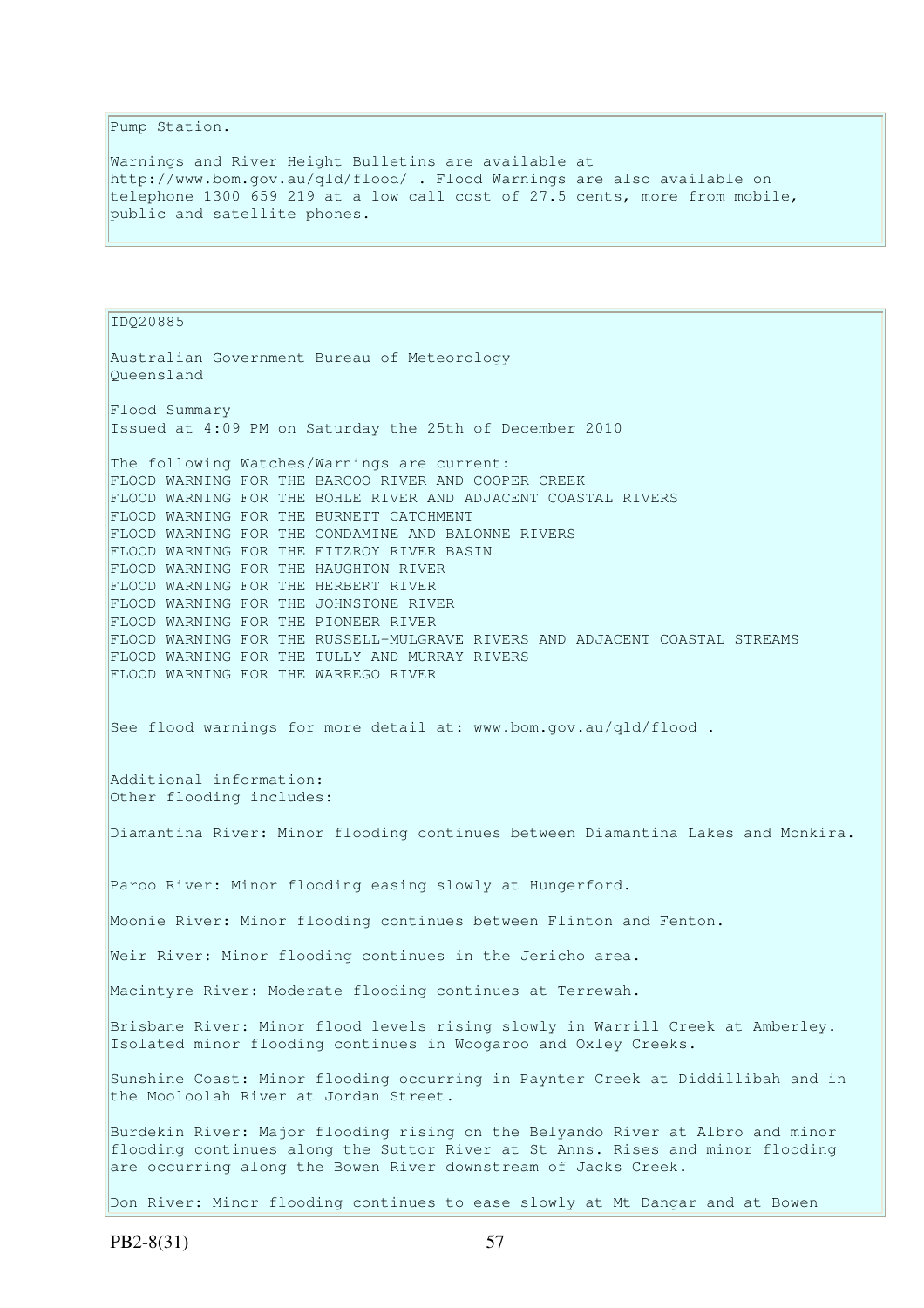Pump Station.

Warnings and River Height Bulletins are available at http://www.bom.gov.au/qld/flood/ . Flood Warnings are also available on telephone 1300 659 219 at a low call cost of 27.5 cents, more from mobile, public and satellite phones.

IDQ20885

Australian Government Bureau of Meteorology
Queensland

Flood Summary
Issued at 4:09 PM on Saturday the 25th of December 2010

The following Watches/Warnings are current:
FLOOD WARNING FOR THE BARCOO RIVER AND COOPER CREEK
FLOOD WARNING FOR THE BOHLE RIVER AND ADJACENT COASTAL RIVERS
FLOOD WARNING FOR THE BURNETT CATCHMENT
FLOOD WARNING FOR THE CONDAMINE AND BALONNE RIVERS
FLOOD WARNING FOR THE FITZROY RIVER BASIN
FLOOD WARNING FOR THE HAUGHTON RIVER
FLOOD WARNING FOR THE HERBERT RIVER
FLOOD WARNING FOR THE JOHNSTONE RIVER
FLOOD WARNING FOR THE PIONEER RIVER
FLOOD WARNING FOR THE RUSSELL-MULGRAVE RIVERS AND ADJACENT COASTAL STREAMS
FLOOD WARNING FOR THE TULLY AND MURRAY RIVERS
FLOOD WARNING FOR THE WARREGO RIVER

See flood warnings for more detail at: www.bom.gov.au/qld/flood .

Additional information:
Other flooding includes:

Diamantina River: Minor flooding continues between Diamantina Lakes and Monkira.

Paroo River: Minor flooding easing slowly at Hungerford.

Moonie River: Minor flooding continues between Flinton and Fenton.

Weir River: Minor flooding continues in the Jericho area.

Macintyre River: Moderate flooding continues at Terrewah.

Brisbane River: Minor flood levels rising slowly in Warrill Creek at Amberley. Isolated minor flooding continues in Woogaroo and Oxley Creeks.

Sunshine Coast: Minor flooding occurring in Paynter Creek at Diddillibah and in the Mooloolah River at Jordan Street.

Burdekin River: Major flooding rising on the Belyando River at Albro and minor flooding continues along the Suttor River at St Anns. Rises and minor flooding are occurring along the Bowen River downstream of Jacks Creek.

Don River: Minor flooding continues to ease slowly at Mt Dangar and at Bowen

PB2-8(31)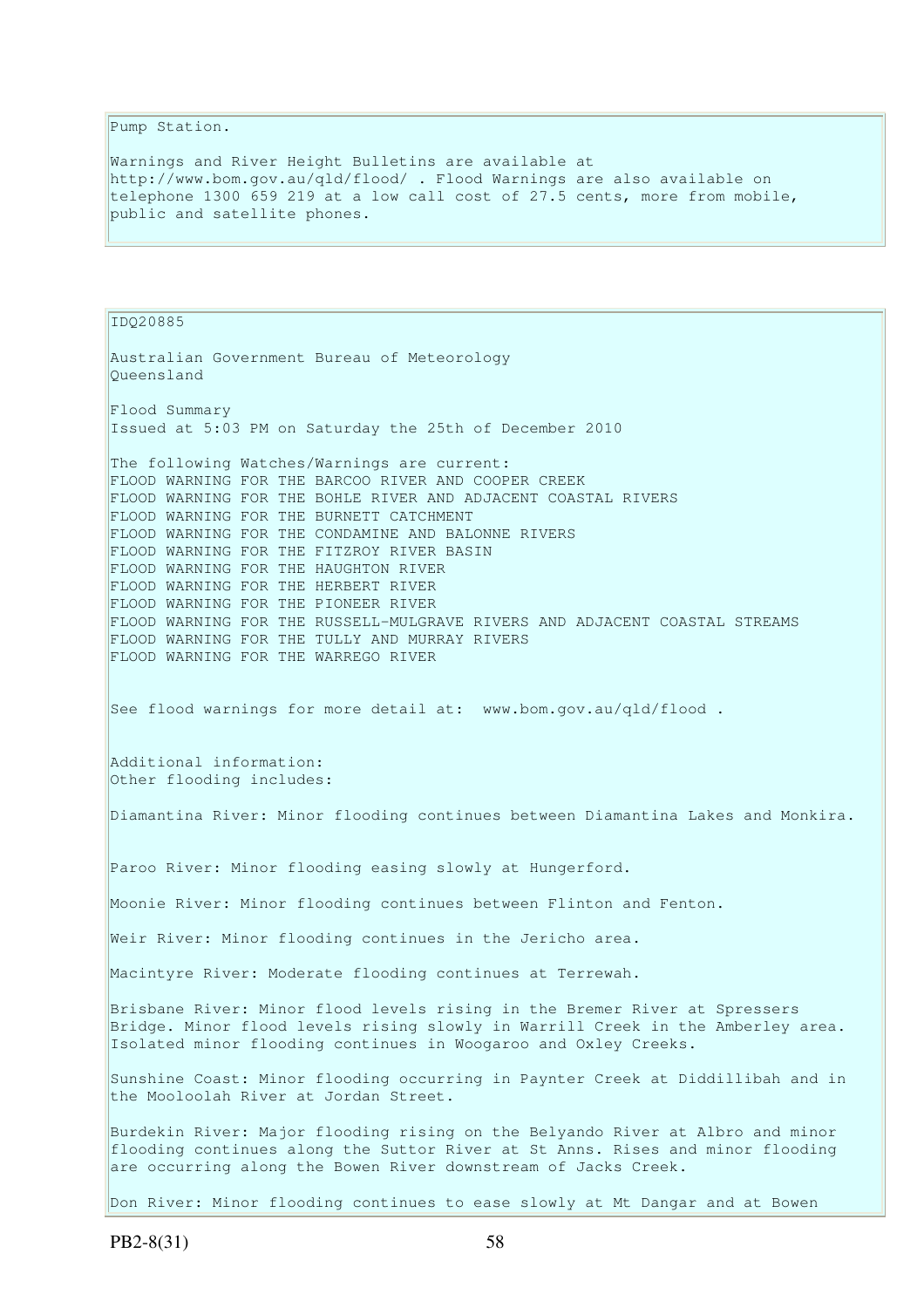Pump Station.

Warnings and River Height Bulletins are available at http://www.bom.gov.au/qld/flood/ . Flood Warnings are also available on telephone 1300 659 219 at a low call cost of 27.5 cents, more from mobile, public and satellite phones.

IDQ20885

Australian Government Bureau of Meteorology
Queensland

Flood Summary
Issued at 5:03 PM on Saturday the 25th of December 2010

The following Watches/Warnings are current:
FLOOD WARNING FOR THE BARCOO RIVER AND COOPER CREEK
FLOOD WARNING FOR THE BOHLE RIVER AND ADJACENT COASTAL RIVERS
FLOOD WARNING FOR THE BURNETT CATCHMENT
FLOOD WARNING FOR THE CONDAMINE AND BALONNE RIVERS
FLOOD WARNING FOR THE FITZROY RIVER BASIN
FLOOD WARNING FOR THE HAUGHTON RIVER
FLOOD WARNING FOR THE HERBERT RIVER
FLOOD WARNING FOR THE PIONEER RIVER
FLOOD WARNING FOR THE RUSSELL-MULGRAVE RIVERS AND ADJACENT COASTAL STREAMS
FLOOD WARNING FOR THE TULLY AND MURRAY RIVERS
FLOOD WARNING FOR THE WARREGO RIVER

See flood warnings for more detail at: www.bom.gov.au/qld/flood .

Additional information:
Other flooding includes:

Diamantina River: Minor flooding continues between Diamantina Lakes and Monkira.

Paroo River: Minor flooding easing slowly at Hungerford.

Moonie River: Minor flooding continues between Flinton and Fenton.

Weir River: Minor flooding continues in the Jericho area.

Macintyre River: Moderate flooding continues at Terrewah.

Brisbane River: Minor flood levels rising in the Bremer River at Spressers Bridge. Minor flood levels rising slowly in Warrill Creek in the Amberley area. Isolated minor flooding continues in Woogaroo and Oxley Creeks.

Sunshine Coast: Minor flooding occurring in Paynter Creek at Diddillibah and in the Mooloolah River at Jordan Street.

Burdekin River: Major flooding rising on the Belyando River at Albro and minor flooding continues along the Suttor River at St Anns. Rises and minor flooding are occurring along the Bowen River downstream of Jacks Creek.

Don River: Minor flooding continues to ease slowly at Mt Dangar and at Bowen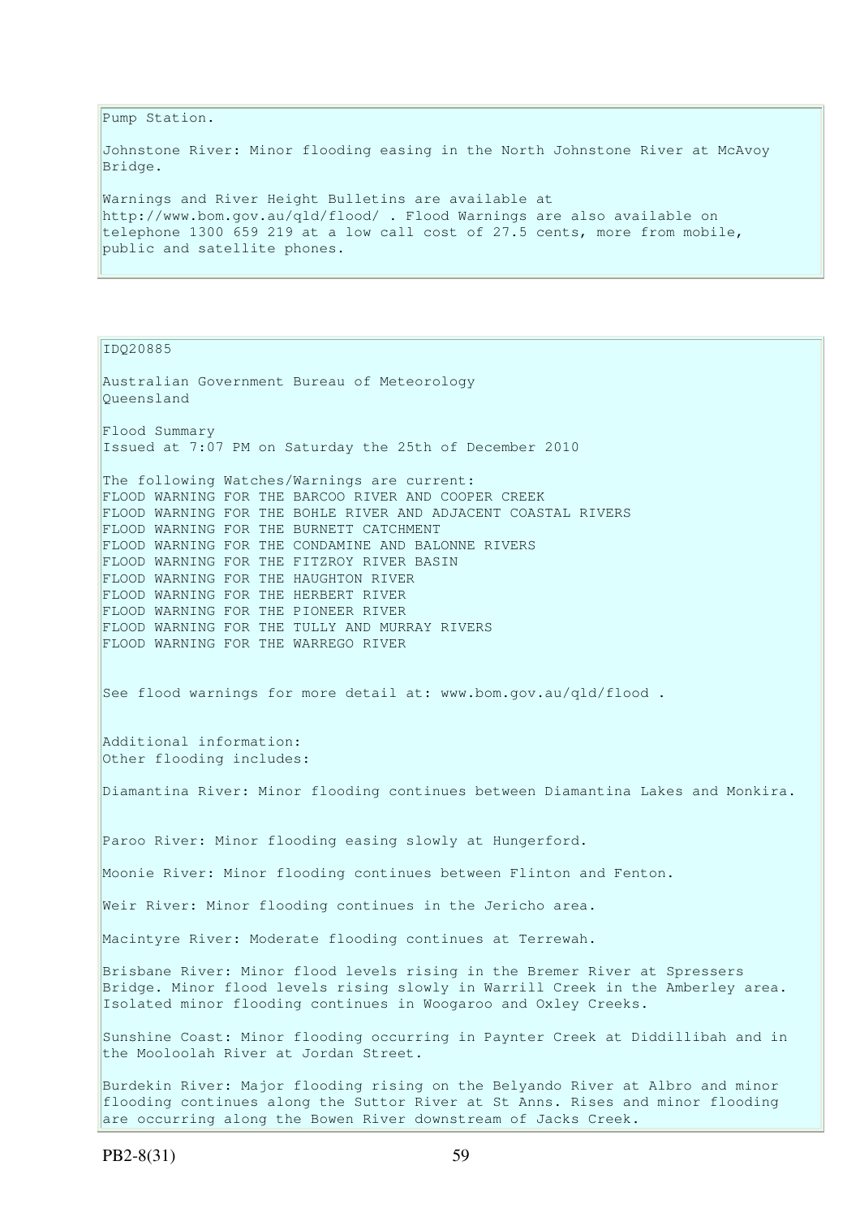Pump Station.

Johnstone River: Minor flooding easing in the North Johnstone River at McAvoy Bridge.

Warnings and River Height Bulletins are available at http://www.bom.gov.au/qld/flood/ . Flood Warnings are also available on telephone 1300 659 219 at a low call cost of 27.5 cents, more from mobile, public and satellite phones.

IDQ20885

Australian Government Bureau of Meteorology
Queensland

Flood Summary
Issued at 7:07 PM on Saturday the 25th of December 2010

The following Watches/Warnings are current:
FLOOD WARNING FOR THE BARCOO RIVER AND COOPER CREEK
FLOOD WARNING FOR THE BOHLE RIVER AND ADJACENT COASTAL RIVERS
FLOOD WARNING FOR THE BURNETT CATCHMENT
FLOOD WARNING FOR THE CONDAMINE AND BALONNE RIVERS
FLOOD WARNING FOR THE FITZROY RIVER BASIN
FLOOD WARNING FOR THE HAUGHTON RIVER
FLOOD WARNING FOR THE HERBERT RIVER
FLOOD WARNING FOR THE PIONEER RIVER
FLOOD WARNING FOR THE TULLY AND MURRAY RIVERS
FLOOD WARNING FOR THE WARREGO RIVER

See flood warnings for more detail at: www.bom.gov.au/qld/flood .

Additional information:
Other flooding includes:

Diamantina River: Minor flooding continues between Diamantina Lakes and Monkira.

Paroo River: Minor flooding easing slowly at Hungerford.

Moonie River: Minor flooding continues between Flinton and Fenton.

Weir River: Minor flooding continues in the Jericho area.

Macintyre River: Moderate flooding continues at Terrewah.

Brisbane River: Minor flood levels rising in the Bremer River at Spressers Bridge. Minor flood levels rising slowly in Warrill Creek in the Amberley area. Isolated minor flooding continues in Woogaroo and Oxley Creeks.

Sunshine Coast: Minor flooding occurring in Paynter Creek at Diddillibah and in the Mooloolah River at Jordan Street.

Burdekin River: Major flooding rising on the Belyando River at Albro and minor flooding continues along the Suttor River at St Anns. Rises and minor flooding are occurring along the Bowen River downstream of Jacks Creek.

PB2-8(31)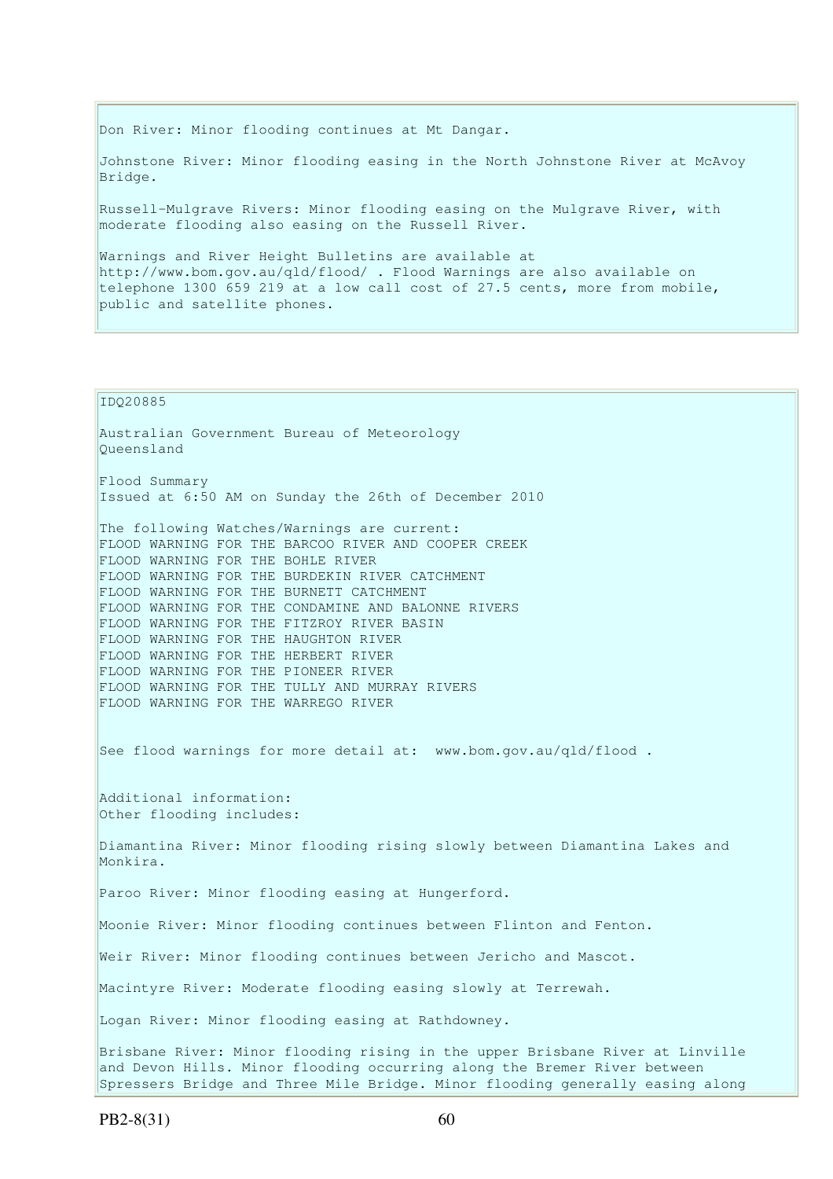Don River: Minor flooding continues at Mt Dangar.

Johnstone River: Minor flooding easing in the North Johnstone River at McAvoy Bridge.

Russell-Mulgrave Rivers: Minor flooding easing on the Mulgrave River, with moderate flooding also easing on the Russell River.

Warnings and River Height Bulletins are available at http://www.bom.gov.au/qld/flood/ . Flood Warnings are also available on telephone 1300 659 219 at a low call cost of 27.5 cents, more from mobile, public and satellite phones.

IDQ20885

Australian Government Bureau of Meteorology
Queensland

Flood Summary
Issued at 6:50 AM on Sunday the 26th of December 2010

The following Watches/Warnings are current:
FLOOD WARNING FOR THE BARCOO RIVER AND COOPER CREEK
FLOOD WARNING FOR THE BOHLE RIVER
FLOOD WARNING FOR THE BURDEKIN RIVER CATCHMENT
FLOOD WARNING FOR THE BURNETT CATCHMENT
FLOOD WARNING FOR THE CONDAMINE AND BALONNE RIVERS
FLOOD WARNING FOR THE FITZROY RIVER BASIN
FLOOD WARNING FOR THE HAUGHTON RIVER
FLOOD WARNING FOR THE HERBERT RIVER
FLOOD WARNING FOR THE PIONEER RIVER
FLOOD WARNING FOR THE TULLY AND MURRAY RIVERS
FLOOD WARNING FOR THE WARREGO RIVER

See flood warnings for more detail at: www.bom.gov.au/qld/flood .

Additional information:
Other flooding includes:

Diamantina River: Minor flooding rising slowly between Diamantina Lakes and Monkira.

Paroo River: Minor flooding easing at Hungerford.

Moonie River: Minor flooding continues between Flinton and Fenton.

Weir River: Minor flooding continues between Jericho and Mascot.

Macintyre River: Moderate flooding easing slowly at Terrewah.

Logan River: Minor flooding easing at Rathdowney.

Brisbane River: Minor flooding rising in the upper Brisbane River at Linville and Devon Hills. Minor flooding occurring along the Bremer River between Spressers Bridge and Three Mile Bridge. Minor flooding generally easing along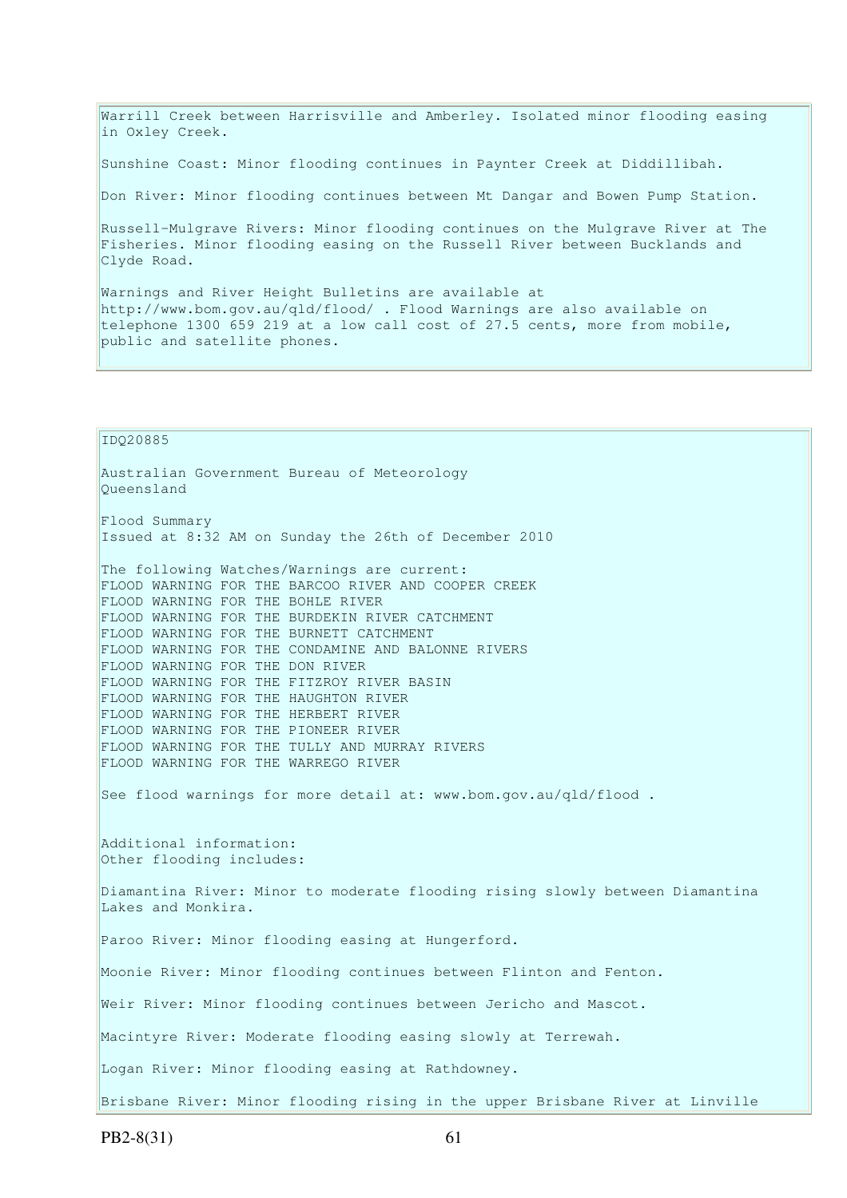Warrill Creek between Harrisville and Amberley. Isolated minor flooding easing in Oxley Creek.

Sunshine Coast: Minor flooding continues in Paynter Creek at Diddillibah.

Don River: Minor flooding continues between Mt Dangar and Bowen Pump Station.

Russell-Mulgrave Rivers: Minor flooding continues on the Mulgrave River at The Fisheries. Minor flooding easing on the Russell River between Bucklands and Clyde Road.

Warnings and River Height Bulletins are available at http://www.bom.gov.au/qld/flood/ . Flood Warnings are also available on telephone 1300 659 219 at a low call cost of 27.5 cents, more from mobile, public and satellite phones.

IDQ20885

Australian Government Bureau of Meteorology
Queensland

Flood Summary
Issued at 8:32 AM on Sunday the 26th of December 2010

The following Watches/Warnings are current:
FLOOD WARNING FOR THE BARCOO RIVER AND COOPER CREEK
FLOOD WARNING FOR THE BOHLE RIVER
FLOOD WARNING FOR THE BURDEKIN RIVER CATCHMENT
FLOOD WARNING FOR THE BURNETT CATCHMENT
FLOOD WARNING FOR THE CONDAMINE AND BALONNE RIVERS
FLOOD WARNING FOR THE DON RIVER
FLOOD WARNING FOR THE FITZROY RIVER BASIN
FLOOD WARNING FOR THE HAUGHTON RIVER
FLOOD WARNING FOR THE HERBERT RIVER
FLOOD WARNING FOR THE PIONEER RIVER
FLOOD WARNING FOR THE TULLY AND MURRAY RIVERS
FLOOD WARNING FOR THE WARREGO RIVER

See flood warnings for more detail at: www.bom.gov.au/qld/flood .

Additional information:
Other flooding includes:

Diamantina River: Minor to moderate flooding rising slowly between Diamantina Lakes and Monkira.

Paroo River: Minor flooding easing at Hungerford.

Moonie River: Minor flooding continues between Flinton and Fenton.

Weir River: Minor flooding continues between Jericho and Mascot.

Macintyre River: Moderate flooding easing slowly at Terrewah.

Logan River: Minor flooding easing at Rathdowney.

Brisbane River: Minor flooding rising in the upper Brisbane River at Linville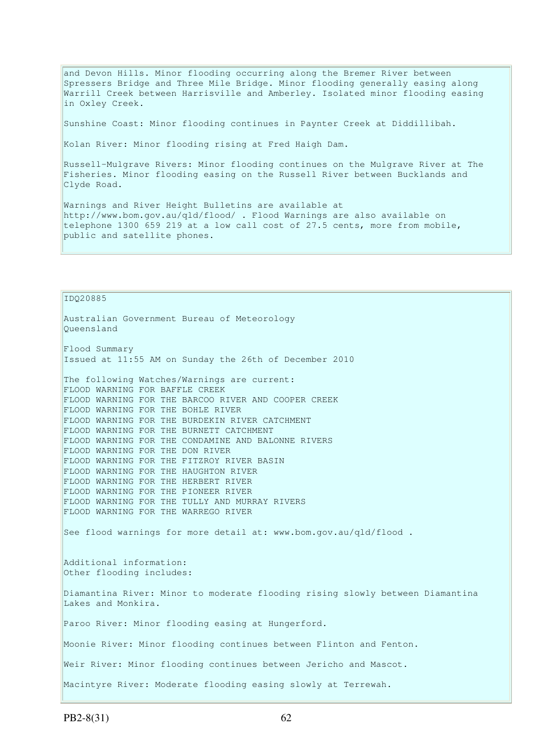and Devon Hills. Minor flooding occurring along the Bremer River between Spressers Bridge and Three Mile Bridge. Minor flooding generally easing along Warrill Creek between Harrisville and Amberley. Isolated minor flooding easing in Oxley Creek.

Sunshine Coast: Minor flooding continues in Paynter Creek at Diddillibah.

Kolan River: Minor flooding rising at Fred Haigh Dam.

Russell-Mulgrave Rivers: Minor flooding continues on the Mulgrave River at The Fisheries. Minor flooding easing on the Russell River between Bucklands and Clyde Road.

Warnings and River Height Bulletins are available at http://www.bom.gov.au/qld/flood/ . Flood Warnings are also available on telephone 1300 659 219 at a low call cost of 27.5 cents, more from mobile, public and satellite phones.

IDQ20885

Australian Government Bureau of Meteorology
Queensland

Flood Summary
Issued at 11:55 AM on Sunday the 26th of December 2010

The following Watches/Warnings are current:
FLOOD WARNING FOR BAFFLE CREEK
FLOOD WARNING FOR THE BARCOO RIVER AND COOPER CREEK
FLOOD WARNING FOR THE BOHLE RIVER
FLOOD WARNING FOR THE BURDEKIN RIVER CATCHMENT
FLOOD WARNING FOR THE BURNETT CATCHMENT
FLOOD WARNING FOR THE CONDAMINE AND BALONNE RIVERS
FLOOD WARNING FOR THE DON RIVER
FLOOD WARNING FOR THE FITZROY RIVER BASIN
FLOOD WARNING FOR THE HAUGHTON RIVER
FLOOD WARNING FOR THE HERBERT RIVER
FLOOD WARNING FOR THE PIONEER RIVER
FLOOD WARNING FOR THE TULLY AND MURRAY RIVERS
FLOOD WARNING FOR THE WARREGO RIVER

See flood warnings for more detail at: www.bom.gov.au/qld/flood .

Additional information:
Other flooding includes:

Diamantina River: Minor to moderate flooding rising slowly between Diamantina Lakes and Monkira.

Paroo River: Minor flooding easing at Hungerford.

Moonie River: Minor flooding continues between Flinton and Fenton.

Weir River: Minor flooding continues between Jericho and Mascot.

Macintyre River: Moderate flooding easing slowly at Terrewah.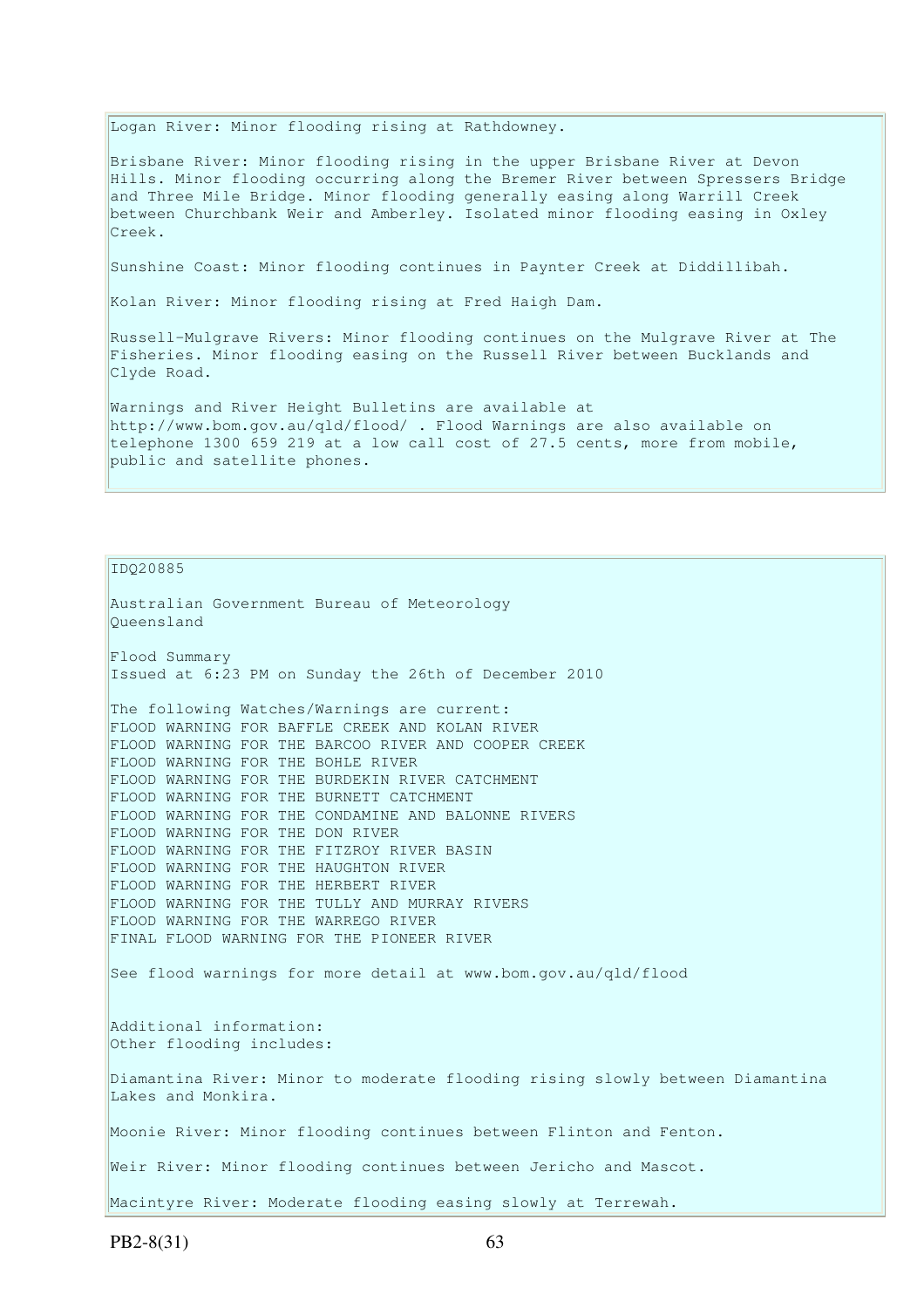Logan River: Minor flooding rising at Rathdowney.

Brisbane River: Minor flooding rising in the upper Brisbane River at Devon Hills. Minor flooding occurring along the Bremer River between Spressers Bridge and Three Mile Bridge. Minor flooding generally easing along Warrill Creek between Churchbank Weir and Amberley. Isolated minor flooding easing in Oxley Creek.

Sunshine Coast: Minor flooding continues in Paynter Creek at Diddillibah.

Kolan River: Minor flooding rising at Fred Haigh Dam.

Russell-Mulgrave Rivers: Minor flooding continues on the Mulgrave River at The Fisheries. Minor flooding easing on the Russell River between Bucklands and Clyde Road.

Warnings and River Height Bulletins are available at http://www.bom.gov.au/qld/flood/ . Flood Warnings are also available on telephone 1300 659 219 at a low call cost of 27.5 cents, more from mobile, public and satellite phones.

IDQ20885

Australian Government Bureau of Meteorology
Queensland

Flood Summary
Issued at 6:23 PM on Sunday the 26th of December 2010

The following Watches/Warnings are current:
FLOOD WARNING FOR BAFFLE CREEK AND KOLAN RIVER
FLOOD WARNING FOR THE BARCOO RIVER AND COOPER CREEK
FLOOD WARNING FOR THE BOHLE RIVER
FLOOD WARNING FOR THE BURDEKIN RIVER CATCHMENT
FLOOD WARNING FOR THE BURNETT CATCHMENT
FLOOD WARNING FOR THE CONDAMINE AND BALONNE RIVERS
FLOOD WARNING FOR THE DON RIVER
FLOOD WARNING FOR THE FITZROY RIVER BASIN
FLOOD WARNING FOR THE HAUGHTON RIVER
FLOOD WARNING FOR THE HERBERT RIVER
FLOOD WARNING FOR THE TULLY AND MURRAY RIVERS
FLOOD WARNING FOR THE WARREGO RIVER
FINAL FLOOD WARNING FOR THE PIONEER RIVER

See flood warnings for more detail at www.bom.gov.au/qld/flood

Additional information:
Other flooding includes:

Diamantina River: Minor to moderate flooding rising slowly between Diamantina Lakes and Monkira.

Moonie River: Minor flooding continues between Flinton and Fenton.

Weir River: Minor flooding continues between Jericho and Mascot.

Macintyre River: Moderate flooding easing slowly at Terrewah.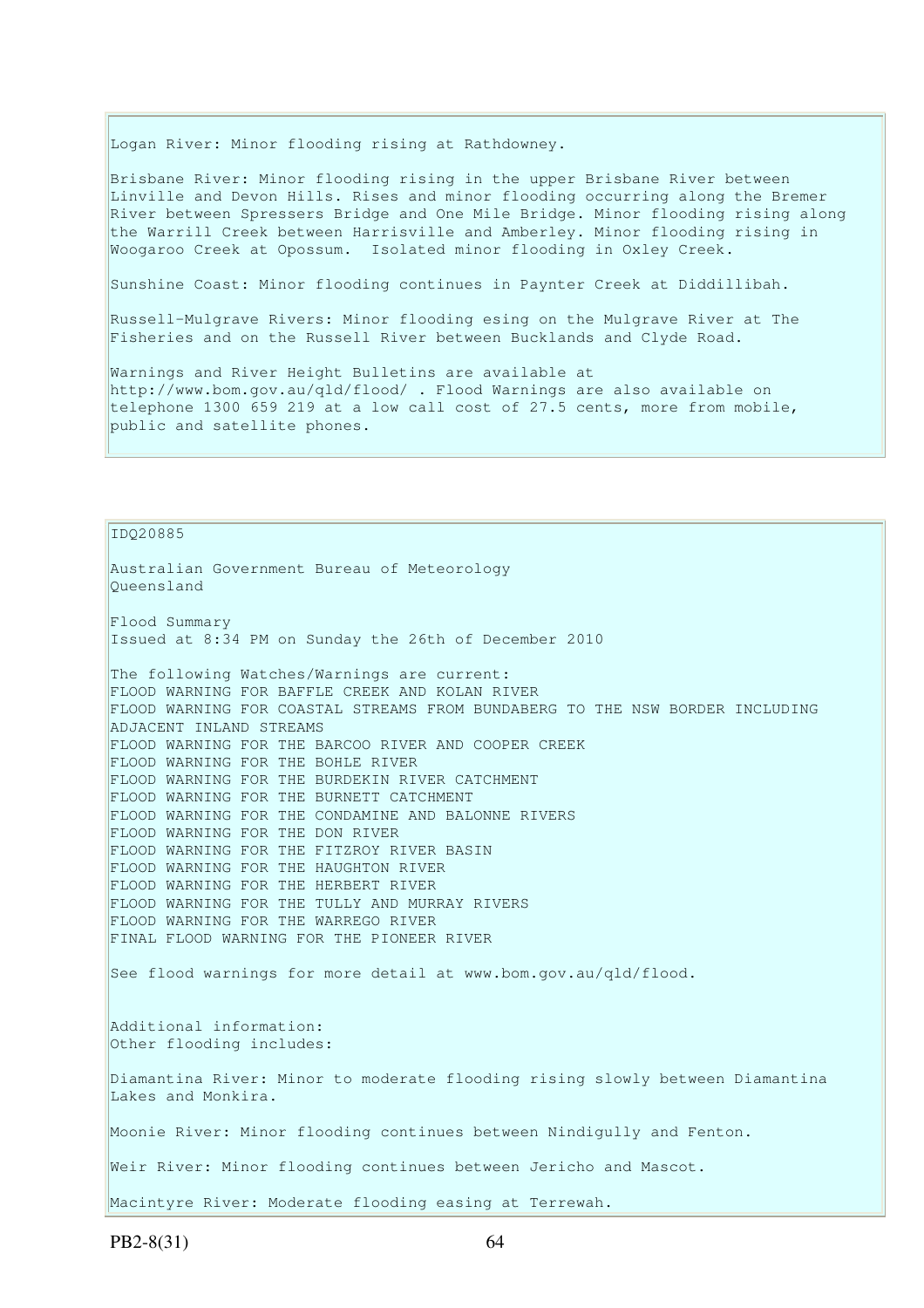Logan River: Minor flooding rising at Rathdowney.

Brisbane River: Minor flooding rising in the upper Brisbane River between Linville and Devon Hills. Rises and minor flooding occurring along the Bremer River between Spressers Bridge and One Mile Bridge. Minor flooding rising along the Warrill Creek between Harrisville and Amberley. Minor flooding rising in Woogaroo Creek at Opossum. Isolated minor flooding in Oxley Creek.

Sunshine Coast: Minor flooding continues in Paynter Creek at Diddillibah.

Russell-Mulgrave Rivers: Minor flooding esing on the Mulgrave River at The Fisheries and on the Russell River between Bucklands and Clyde Road.

Warnings and River Height Bulletins are available at http://www.bom.gov.au/qld/flood/ . Flood Warnings are also available on telephone 1300 659 219 at a low call cost of 27.5 cents, more from mobile, public and satellite phones.

IDQ20885

Australian Government Bureau of Meteorology
Queensland

Flood Summary
Issued at 8:34 PM on Sunday the 26th of December 2010

The following Watches/Warnings are current:
FLOOD WARNING FOR BAFFLE CREEK AND KOLAN RIVER
FLOOD WARNING FOR COASTAL STREAMS FROM BUNDABERG TO THE NSW BORDER INCLUDING ADJACENT INLAND STREAMS
FLOOD WARNING FOR THE BARCOO RIVER AND COOPER CREEK
FLOOD WARNING FOR THE BOHLE RIVER
FLOOD WARNING FOR THE BURDEKIN RIVER CATCHMENT
FLOOD WARNING FOR THE BURNETT CATCHMENT
FLOOD WARNING FOR THE CONDAMINE AND BALONNE RIVERS
FLOOD WARNING FOR THE DON RIVER
FLOOD WARNING FOR THE FITZROY RIVER BASIN
FLOOD WARNING FOR THE HAUGHTON RIVER
FLOOD WARNING FOR THE HERBERT RIVER
FLOOD WARNING FOR THE TULLY AND MURRAY RIVERS
FLOOD WARNING FOR THE WARREGO RIVER
FINAL FLOOD WARNING FOR THE PIONEER RIVER

See flood warnings for more detail at www.bom.gov.au/qld/flood.

Additional information:
Other flooding includes:

Diamantina River: Minor to moderate flooding rising slowly between Diamantina Lakes and Monkira.

Moonie River: Minor flooding continues between Nindigully and Fenton.

Weir River: Minor flooding continues between Jericho and Mascot.

Macintyre River: Moderate flooding easing at Terrewah.

PB2-8(31)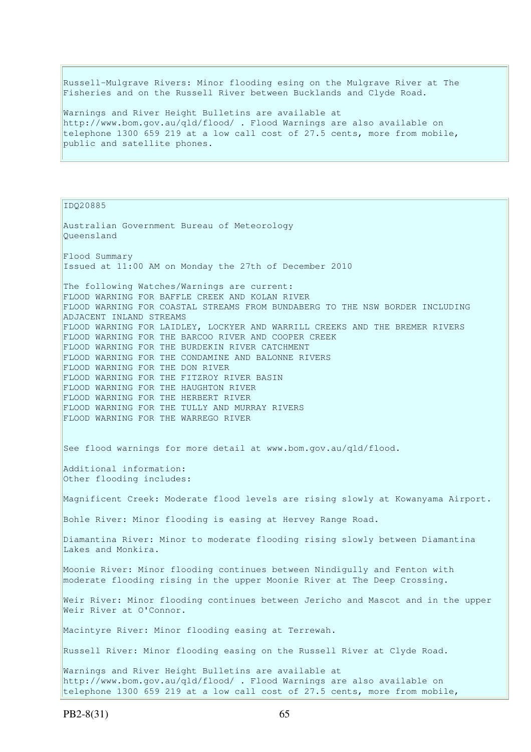Russell-Mulgrave Rivers: Minor flooding esing on the Mulgrave River at The Fisheries and on the Russell River between Bucklands and Clyde Road.

Warnings and River Height Bulletins are available at http://www.bom.gov.au/qld/flood/ . Flood Warnings are also available on telephone 1300 659 219 at a low call cost of 27.5 cents, more from mobile, public and satellite phones.

IDQ20885

Australian Government Bureau of Meteorology
Queensland

Flood Summary
Issued at 11:00 AM on Monday the 27th of December 2010

The following Watches/Warnings are current:
FLOOD WARNING FOR BAFFLE CREEK AND KOLAN RIVER
FLOOD WARNING FOR COASTAL STREAMS FROM BUNDABERG TO THE NSW BORDER INCLUDING ADJACENT INLAND STREAMS
FLOOD WARNING FOR LAIDLEY, LOCKYER AND WARRILL CREEKS AND THE BREMER RIVERS
FLOOD WARNING FOR THE BARCOO RIVER AND COOPER CREEK
FLOOD WARNING FOR THE BURDEKIN RIVER CATCHMENT
FLOOD WARNING FOR THE CONDAMINE AND BALONNE RIVERS
FLOOD WARNING FOR THE DON RIVER
FLOOD WARNING FOR THE FITZROY RIVER BASIN
FLOOD WARNING FOR THE HAUGHTON RIVER
FLOOD WARNING FOR THE HERBERT RIVER
FLOOD WARNING FOR THE TULLY AND MURRAY RIVERS
FLOOD WARNING FOR THE WARREGO RIVER

See flood warnings for more detail at www.bom.gov.au/qld/flood.

Additional information:
Other flooding includes:

Magnificent Creek: Moderate flood levels are rising slowly at Kowanyama Airport.

Bohle River: Minor flooding is easing at Hervey Range Road.

Diamantina River: Minor to moderate flooding rising slowly between Diamantina Lakes and Monkira.

Moonie River: Minor flooding continues between Nindigully and Fenton with moderate flooding rising in the upper Moonie River at The Deep Crossing.

Weir River: Minor flooding continues between Jericho and Mascot and in the upper Weir River at O'Connor.

Macintyre River: Minor flooding easing at Terrewah.

Russell River: Minor flooding easing on the Russell River at Clyde Road.

Warnings and River Height Bulletins are available at http://www.bom.gov.au/qld/flood/ . Flood Warnings are also available on telephone 1300 659 219 at a low call cost of 27.5 cents, more from mobile,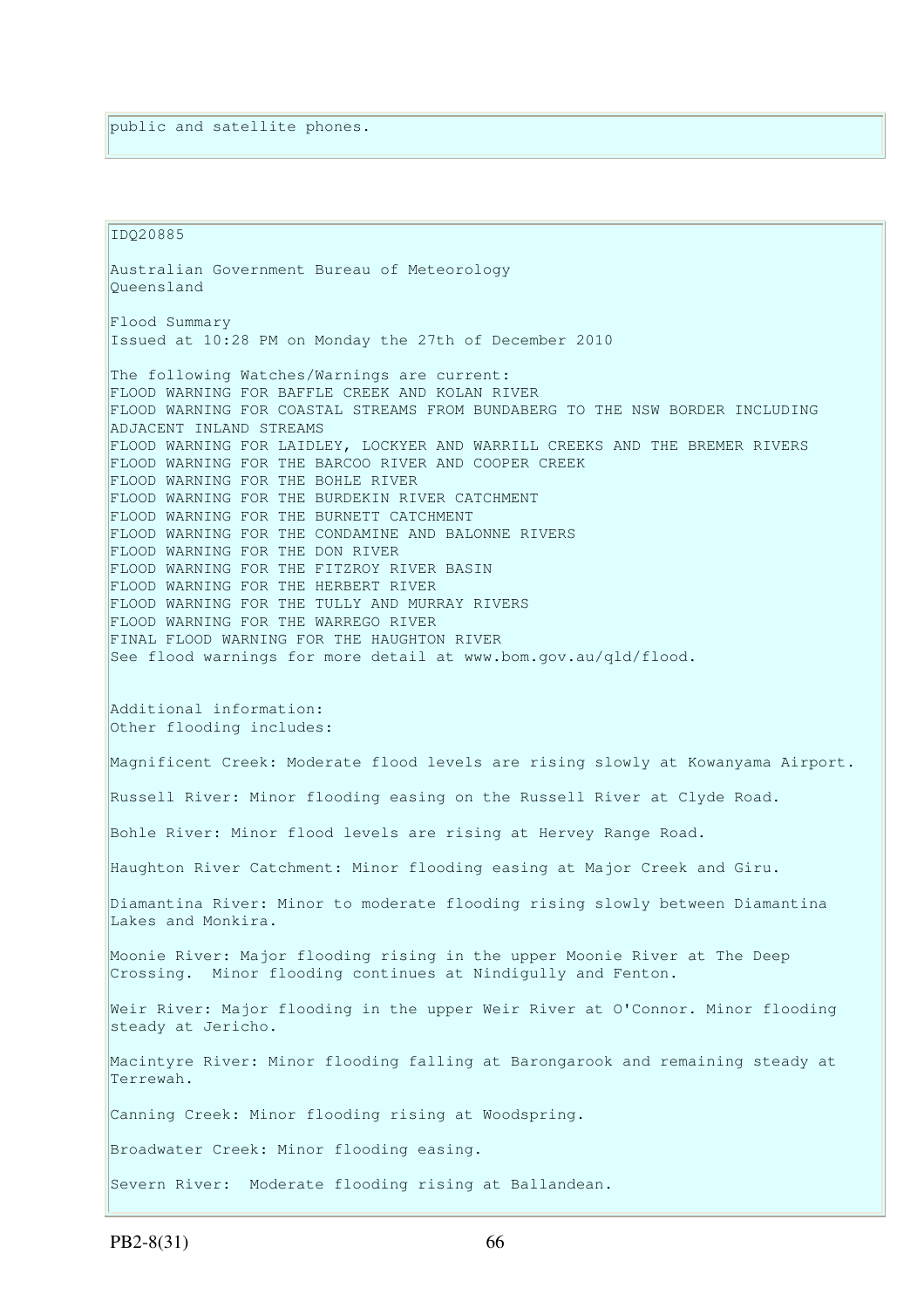public and satellite phones.

IDQ20885

Australian Government Bureau of Meteorology
Queensland

Flood Summary
Issued at 10:28 PM on Monday the 27th of December 2010

The following Watches/Warnings are current:
FLOOD WARNING FOR BAFFLE CREEK AND KOLAN RIVER
FLOOD WARNING FOR COASTAL STREAMS FROM BUNDABERG TO THE NSW BORDER INCLUDING ADJACENT INLAND STREAMS
FLOOD WARNING FOR LAIDLEY, LOCKYER AND WARRILL CREEKS AND THE BREMER RIVERS
FLOOD WARNING FOR THE BARCOO RIVER AND COOPER CREEK
FLOOD WARNING FOR THE BOHLE RIVER
FLOOD WARNING FOR THE BURDEKIN RIVER CATCHMENT
FLOOD WARNING FOR THE BURNETT CATCHMENT
FLOOD WARNING FOR THE CONDAMINE AND BALONNE RIVERS
FLOOD WARNING FOR THE DON RIVER
FLOOD WARNING FOR THE FITZROY RIVER BASIN
FLOOD WARNING FOR THE HERBERT RIVER
FLOOD WARNING FOR THE TULLY AND MURRAY RIVERS
FLOOD WARNING FOR THE WARREGO RIVER
FINAL FLOOD WARNING FOR THE HAUGHTON RIVER
See flood warnings for more detail at www.bom.gov.au/qld/flood.

Additional information:
Other flooding includes:

Magnificent Creek: Moderate flood levels are rising slowly at Kowanyama Airport.

Russell River: Minor flooding easing on the Russell River at Clyde Road.

Bohle River: Minor flood levels are rising at Hervey Range Road.

Haughton River Catchment: Minor flooding easing at Major Creek and Giru.

Diamantina River: Minor to moderate flooding rising slowly between Diamantina Lakes and Monkira.

Moonie River: Major flooding rising in the upper Moonie River at The Deep Crossing. Minor flooding continues at Nindigully and Fenton.

Weir River: Major flooding in the upper Weir River at O'Connor. Minor flooding steady at Jericho.

Macintyre River: Minor flooding falling at Barongarook and remaining steady at Terrewah.

Canning Creek: Minor flooding rising at Woodspring.

Broadwater Creek: Minor flooding easing.

Severn River: Moderate flooding rising at Ballandean.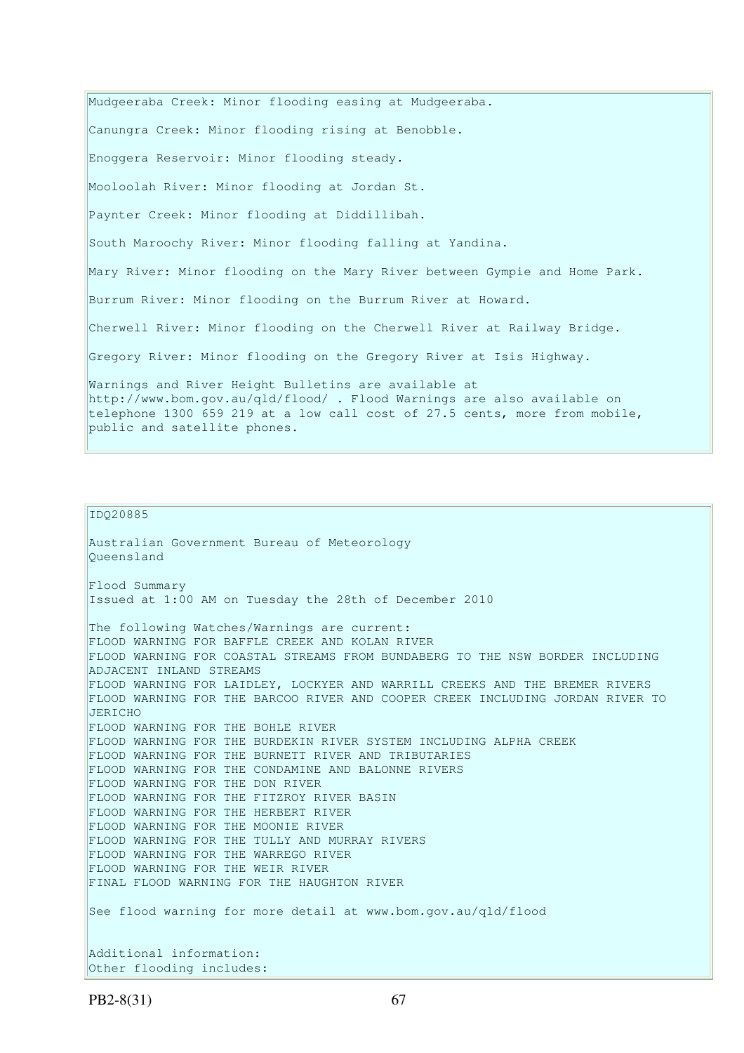Mudgeeraba Creek: Minor flooding easing at Mudgeeraba.

Canungra Creek: Minor flooding rising at Benobble.

Enoggera Reservoir: Minor flooding steady.

Mooloolah River: Minor flooding at Jordan St.

Paynter Creek: Minor flooding at Diddillibah.

South Maroochy River: Minor flooding falling at Yandina.

Mary River: Minor flooding on the Mary River between Gympie and Home Park.

Burrum River: Minor flooding on the Burrum River at Howard.

Cherwell River: Minor flooding on the Cherwell River at Railway Bridge.

Gregory River: Minor flooding on the Gregory River at Isis Highway.

Warnings and River Height Bulletins are available at http://www.bom.gov.au/qld/flood/ . Flood Warnings are also available on telephone 1300 659 219 at a low call cost of 27.5 cents, more from mobile, public and satellite phones.

IDQ20885

Australian Government Bureau of Meteorology
Queensland

Flood Summary
Issued at 1:00 AM on Tuesday the 28th of December 2010

The following Watches/Warnings are current:
FLOOD WARNING FOR BAFFLE CREEK AND KOLAN RIVER
FLOOD WARNING FOR COASTAL STREAMS FROM BUNDABERG TO THE NSW BORDER INCLUDING ADJACENT INLAND STREAMS
FLOOD WARNING FOR LAIDLEY, LOCKYER AND WARRILL CREEKS AND THE BREMER RIVERS
FLOOD WARNING FOR THE BARCOO RIVER AND COOPER CREEK INCLUDING JORDAN RIVER TO JERICHO
FLOOD WARNING FOR THE BOHLE RIVER
FLOOD WARNING FOR THE BURDEKIN RIVER SYSTEM INCLUDING ALPHA CREEK
FLOOD WARNING FOR THE BURNETT RIVER AND TRIBUTARIES
FLOOD WARNING FOR THE CONDAMINE AND BALONNE RIVERS
FLOOD WARNING FOR THE DON RIVER
FLOOD WARNING FOR THE FITZROY RIVER BASIN
FLOOD WARNING FOR THE HERBERT RIVER
FLOOD WARNING FOR THE MOONIE RIVER
FLOOD WARNING FOR THE TULLY AND MURRAY RIVERS
FLOOD WARNING FOR THE WARREGO RIVER
FLOOD WARNING FOR THE WEIR RIVER
FINAL FLOOD WARNING FOR THE HAUGHTON RIVER

See flood warning for more detail at www.bom.gov.au/qld/flood

Additional information:
Other flooding includes: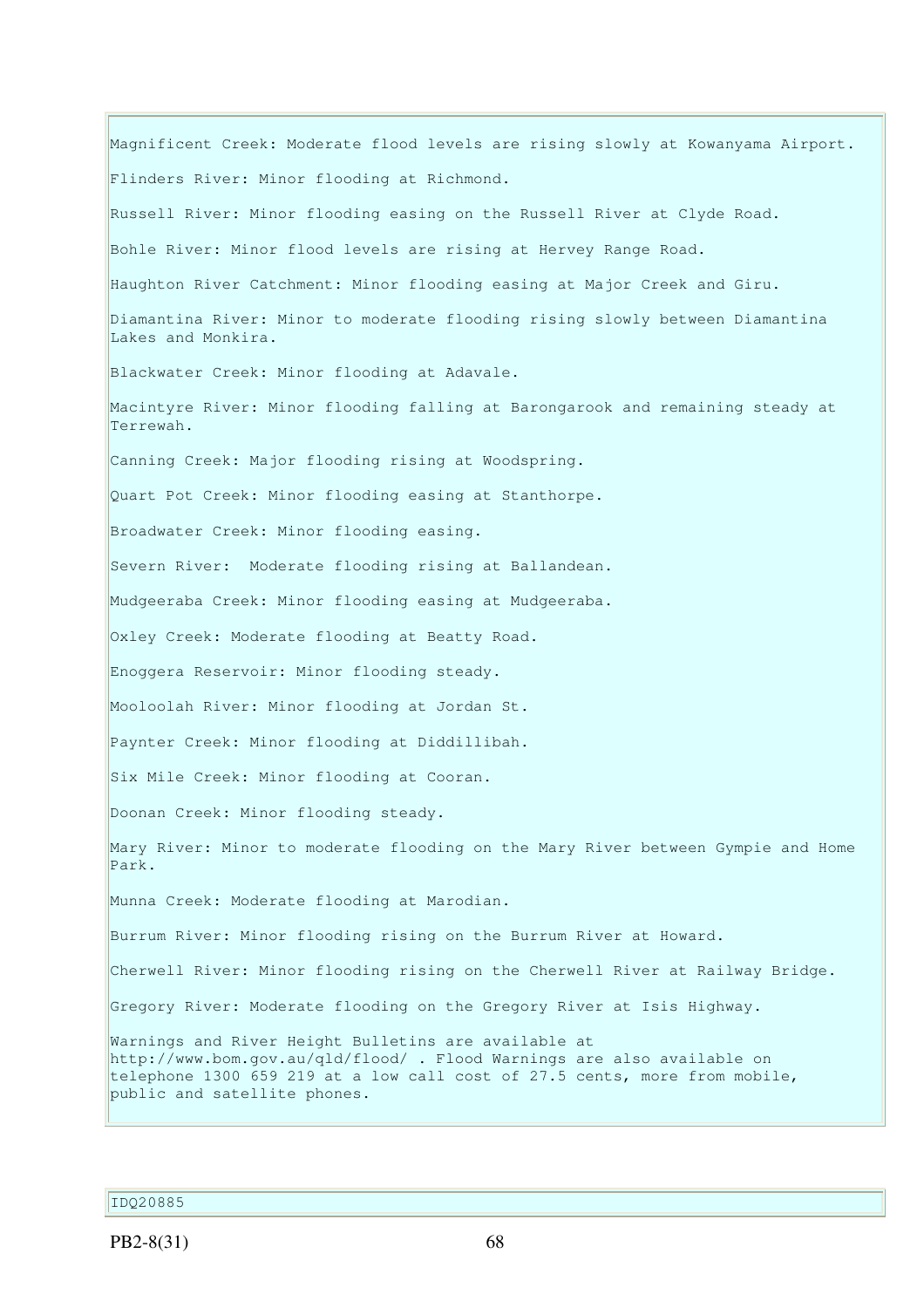Magnificent Creek: Moderate flood levels are rising slowly at Kowanyama Airport.

Flinders River: Minor flooding at Richmond.

Russell River: Minor flooding easing on the Russell River at Clyde Road.

Bohle River: Minor flood levels are rising at Hervey Range Road.

Haughton River Catchment: Minor flooding easing at Major Creek and Giru.

Diamantina River: Minor to moderate flooding rising slowly between Diamantina Lakes and Monkira.

Blackwater Creek: Minor flooding at Adavale.

Macintyre River: Minor flooding falling at Barongarook and remaining steady at Terrewah.

Canning Creek: Major flooding rising at Woodspring.

Quart Pot Creek: Minor flooding easing at Stanthorpe.

Broadwater Creek: Minor flooding easing.

Severn River: Moderate flooding rising at Ballandean.

Mudgeeraba Creek: Minor flooding easing at Mudgeeraba.

Oxley Creek: Moderate flooding at Beatty Road.

Enoggera Reservoir: Minor flooding steady.

Mooloolah River: Minor flooding at Jordan St.

Paynter Creek: Minor flooding at Diddillibah.

Six Mile Creek: Minor flooding at Cooran.

Doonan Creek: Minor flooding steady.

Mary River: Minor to moderate flooding on the Mary River between Gympie and Home Park.

Munna Creek: Moderate flooding at Marodian.

Burrum River: Minor flooding rising on the Burrum River at Howard.

Cherwell River: Minor flooding rising on the Cherwell River at Railway Bridge.

Gregory River: Moderate flooding on the Gregory River at Isis Highway.

Warnings and River Height Bulletins are available at http://www.bom.gov.au/qld/flood/ . Flood Warnings are also available on telephone 1300 659 219 at a low call cost of 27.5 cents, more from mobile, public and satellite phones.

IDQ20885

PB2-8(31)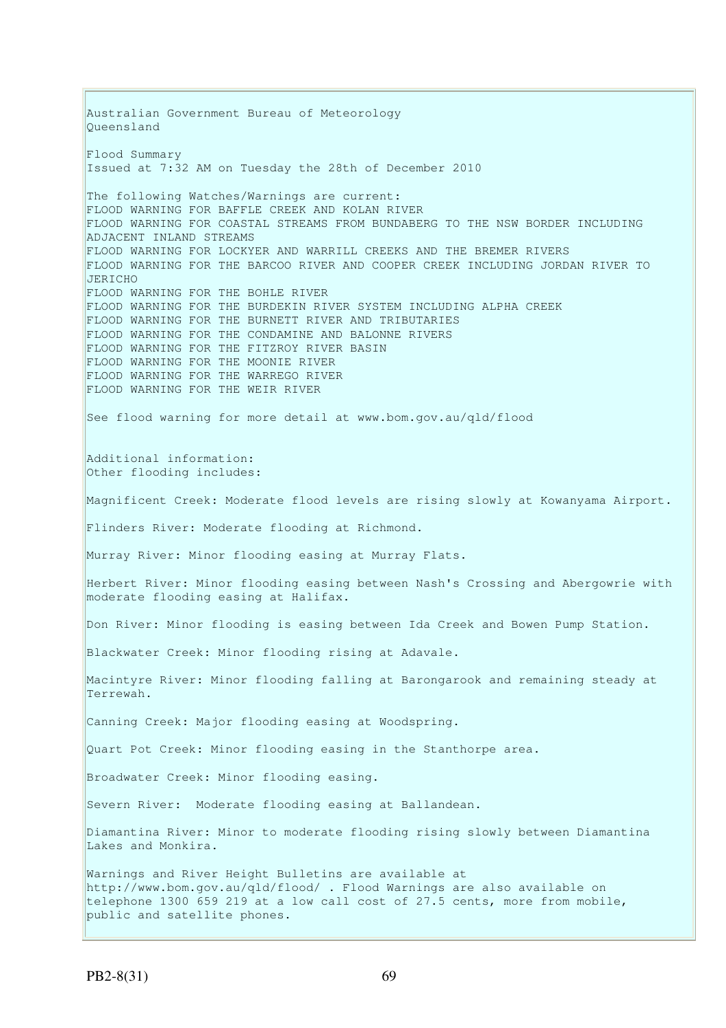Australian Government Bureau of Meteorology
Queensland

Flood Summary
Issued at 7:32 AM on Tuesday the 28th of December 2010

The following Watches/Warnings are current:
FLOOD WARNING FOR BAFFLE CREEK AND KOLAN RIVER
FLOOD WARNING FOR COASTAL STREAMS FROM BUNDABERG TO THE NSW BORDER INCLUDING ADJACENT INLAND STREAMS
FLOOD WARNING FOR LOCKYER AND WARRILL CREEKS AND THE BREMER RIVERS
FLOOD WARNING FOR THE BARCOO RIVER AND COOPER CREEK INCLUDING JORDAN RIVER TO JERICHO
FLOOD WARNING FOR THE BOHLE RIVER
FLOOD WARNING FOR THE BURDEKIN RIVER SYSTEM INCLUDING ALPHA CREEK
FLOOD WARNING FOR THE BURNETT RIVER AND TRIBUTARIES
FLOOD WARNING FOR THE CONDAMINE AND BALONNE RIVERS
FLOOD WARNING FOR THE FITZROY RIVER BASIN
FLOOD WARNING FOR THE MOONIE RIVER
FLOOD WARNING FOR THE WARREGO RIVER
FLOOD WARNING FOR THE WEIR RIVER

See flood warning for more detail at www.bom.gov.au/qld/flood

Additional information:
Other flooding includes:

Magnificent Creek: Moderate flood levels are rising slowly at Kowanyama Airport.

Flinders River: Moderate flooding at Richmond.

Murray River: Minor flooding easing at Murray Flats.

Herbert River: Minor flooding easing between Nash's Crossing and Abergowrie with moderate flooding easing at Halifax.

Don River: Minor flooding is easing between Ida Creek and Bowen Pump Station.

Blackwater Creek: Minor flooding rising at Adavale.

Macintyre River: Minor flooding falling at Barongarook and remaining steady at Terrewah.

Canning Creek: Major flooding easing at Woodspring.

Quart Pot Creek: Minor flooding easing in the Stanthorpe area.

Broadwater Creek: Minor flooding easing.

Severn River: Moderate flooding easing at Ballandean.

Diamantina River: Minor to moderate flooding rising slowly between Diamantina Lakes and Monkira.

Warnings and River Height Bulletins are available at http://www.bom.gov.au/qld/flood/ . Flood Warnings are also available on telephone 1300 659 219 at a low call cost of 27.5 cents, more from mobile, public and satellite phones.

PB2-8(31)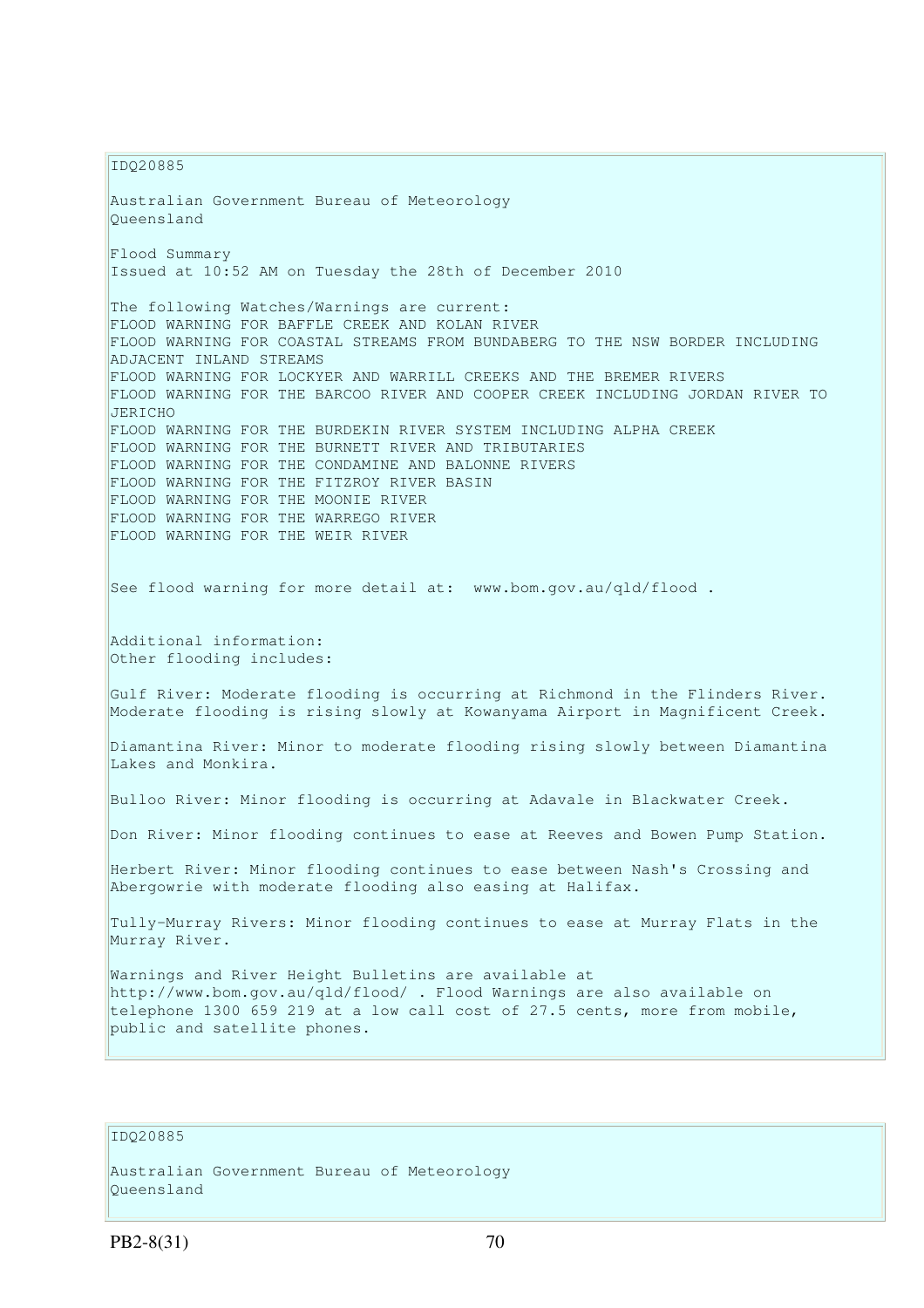IDQ20885

Australian Government Bureau of Meteorology
Queensland

Flood Summary
Issued at 10:52 AM on Tuesday the 28th of December 2010

The following Watches/Warnings are current:
FLOOD WARNING FOR BAFFLE CREEK AND KOLAN RIVER
FLOOD WARNING FOR COASTAL STREAMS FROM BUNDABERG TO THE NSW BORDER INCLUDING ADJACENT INLAND STREAMS
FLOOD WARNING FOR LOCKYER AND WARRILL CREEKS AND THE BREMER RIVERS
FLOOD WARNING FOR THE BARCOO RIVER AND COOPER CREEK INCLUDING JORDAN RIVER TO JERICHO
FLOOD WARNING FOR THE BURDEKIN RIVER SYSTEM INCLUDING ALPHA CREEK
FLOOD WARNING FOR THE BURNETT RIVER AND TRIBUTARIES
FLOOD WARNING FOR THE CONDAMINE AND BALONNE RIVERS
FLOOD WARNING FOR THE FITZROY RIVER BASIN
FLOOD WARNING FOR THE MOONIE RIVER
FLOOD WARNING FOR THE WARREGO RIVER
FLOOD WARNING FOR THE WEIR RIVER

See flood warning for more detail at: www.bom.gov.au/qld/flood .

Additional information:
Other flooding includes:

Gulf River: Moderate flooding is occurring at Richmond in the Flinders River. Moderate flooding is rising slowly at Kowanyama Airport in Magnificent Creek.

Diamantina River: Minor to moderate flooding rising slowly between Diamantina Lakes and Monkira.

Bulloo River: Minor flooding is occurring at Adavale in Blackwater Creek.

Don River: Minor flooding continues to ease at Reeves and Bowen Pump Station.

Herbert River: Minor flooding continues to ease between Nash's Crossing and Abergowrie with moderate flooding also easing at Halifax.

Tully-Murray Rivers: Minor flooding continues to ease at Murray Flats in the Murray River.

Warnings and River Height Bulletins are available at http://www.bom.gov.au/qld/flood/ . Flood Warnings are also available on telephone 1300 659 219 at a low call cost of 27.5 cents, more from mobile, public and satellite phones.

IDQ20885

Australian Government Bureau of Meteorology
Queensland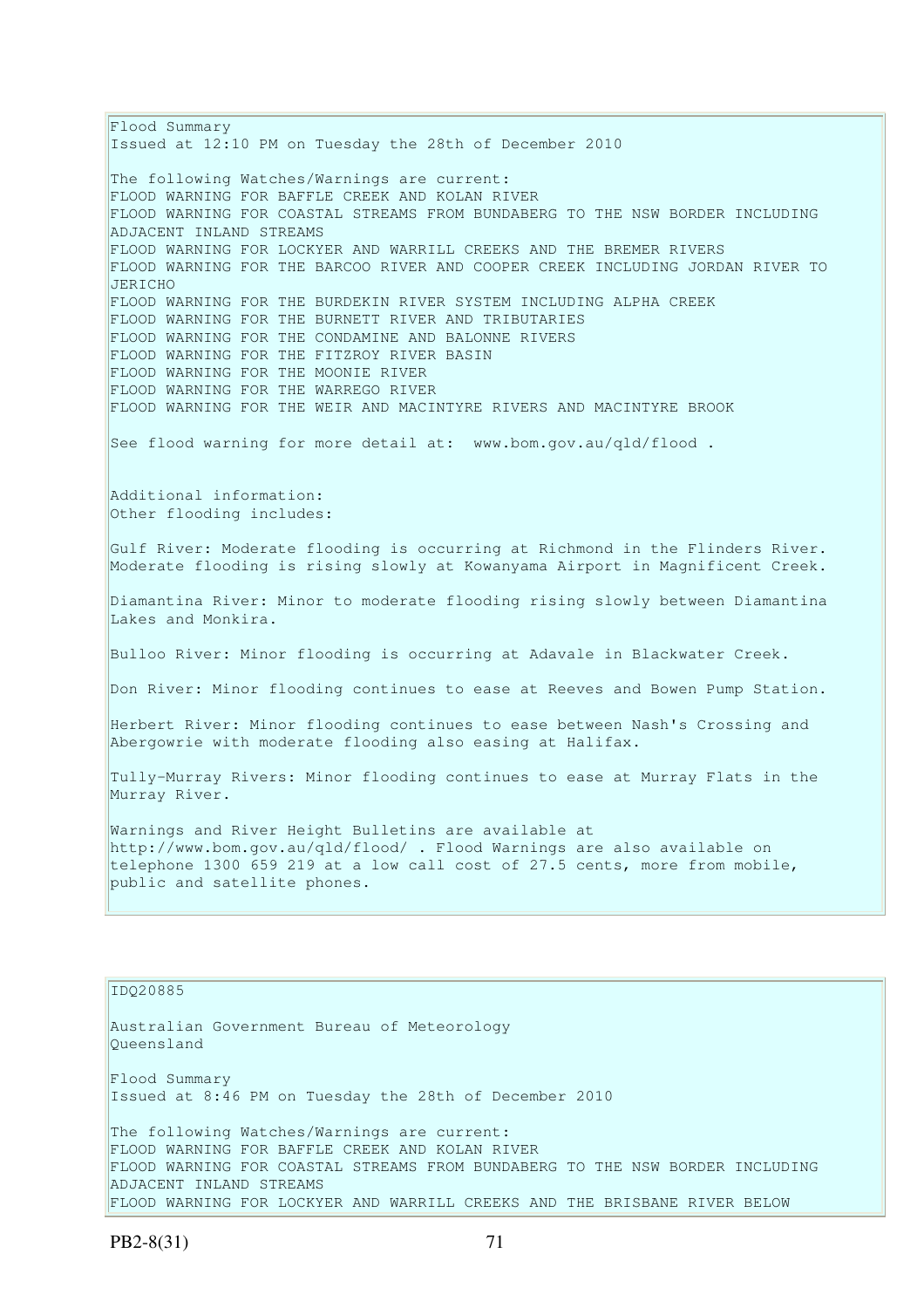Flood Summary
Issued at 12:10 PM on Tuesday the 28th of December 2010

The following Watches/Warnings are current:
FLOOD WARNING FOR BAFFLE CREEK AND KOLAN RIVER
FLOOD WARNING FOR COASTAL STREAMS FROM BUNDABERG TO THE NSW BORDER INCLUDING ADJACENT INLAND STREAMS
FLOOD WARNING FOR LOCKYER AND WARRILL CREEKS AND THE BREMER RIVERS
FLOOD WARNING FOR THE BARCOO RIVER AND COOPER CREEK INCLUDING JORDAN RIVER TO JERICHO
FLOOD WARNING FOR THE BURDEKIN RIVER SYSTEM INCLUDING ALPHA CREEK
FLOOD WARNING FOR THE BURNETT RIVER AND TRIBUTARIES
FLOOD WARNING FOR THE CONDAMINE AND BALONNE RIVERS
FLOOD WARNING FOR THE FITZROY RIVER BASIN
FLOOD WARNING FOR THE MOONIE RIVER
FLOOD WARNING FOR THE WARREGO RIVER
FLOOD WARNING FOR THE WEIR AND MACINTYRE RIVERS AND MACINTYRE BROOK

See flood warning for more detail at: www.bom.gov.au/qld/flood .

Additional information:
Other flooding includes:

Gulf River: Moderate flooding is occurring at Richmond in the Flinders River. Moderate flooding is rising slowly at Kowanyama Airport in Magnificent Creek.

Diamantina River: Minor to moderate flooding rising slowly between Diamantina Lakes and Monkira.

Bulloo River: Minor flooding is occurring at Adavale in Blackwater Creek.

Don River: Minor flooding continues to ease at Reeves and Bowen Pump Station.

Herbert River: Minor flooding continues to ease between Nash's Crossing and Abergowrie with moderate flooding also easing at Halifax.

Tully-Murray Rivers: Minor flooding continues to ease at Murray Flats in the Murray River.

Warnings and River Height Bulletins are available at http://www.bom.gov.au/qld/flood/ . Flood Warnings are also available on telephone 1300 659 219 at a low call cost of 27.5 cents, more from mobile, public and satellite phones.

---

IDQ20885

Australian Government Bureau of Meteorology
Queensland

Flood Summary
Issued at 8:46 PM on Tuesday the 28th of December 2010

The following Watches/Warnings are current:
FLOOD WARNING FOR BAFFLE CREEK AND KOLAN RIVER
FLOOD WARNING FOR COASTAL STREAMS FROM BUNDABERG TO THE NSW BORDER INCLUDING ADJACENT INLAND STREAMS
FLOOD WARNING FOR LOCKYER AND WARRILL CREEKS AND THE BRISBANE RIVER BELOW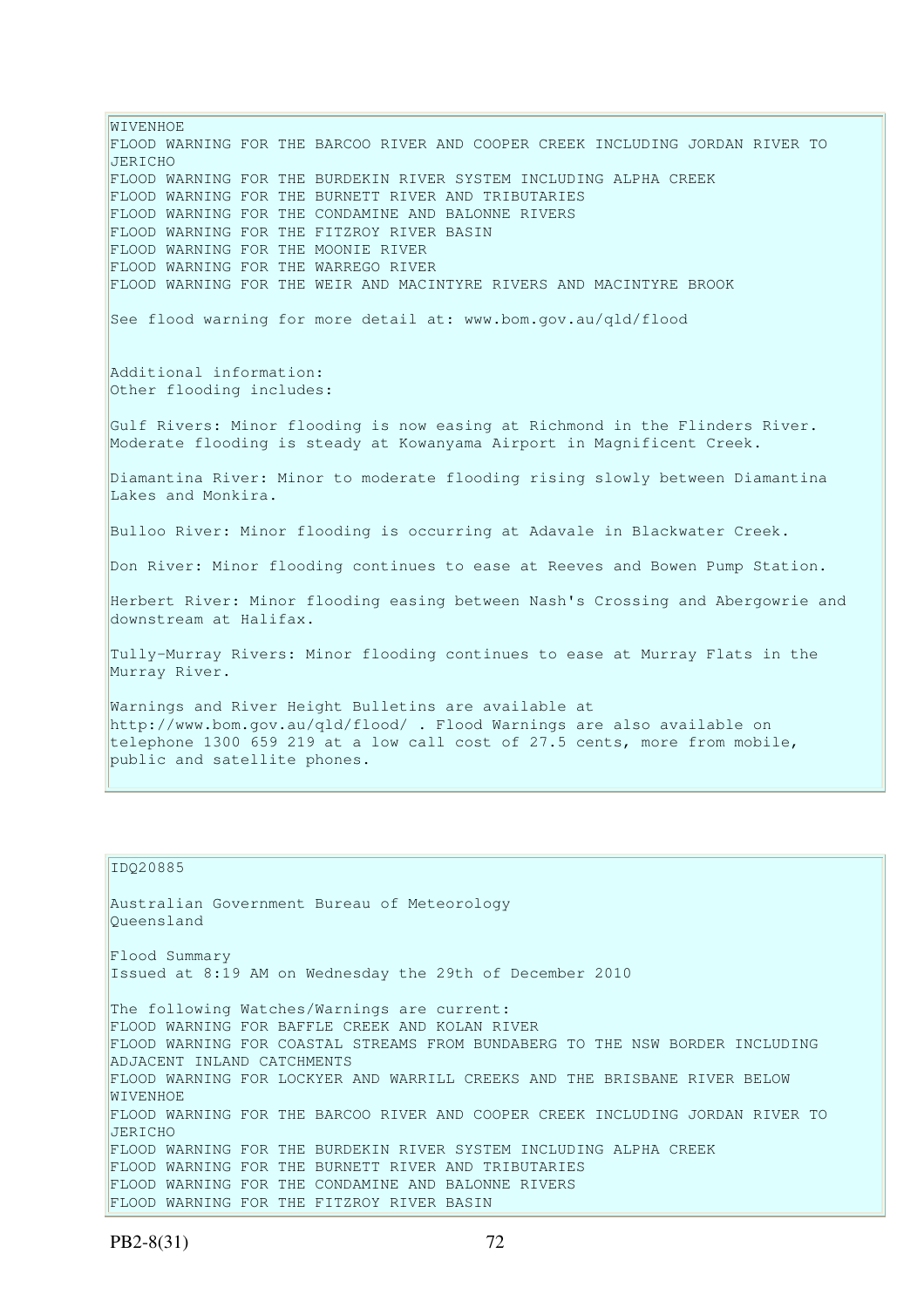WIVENHOE
FLOOD WARNING FOR THE BARCOO RIVER AND COOPER CREEK INCLUDING JORDAN RIVER TO JERICHO
FLOOD WARNING FOR THE BURDEKIN RIVER SYSTEM INCLUDING ALPHA CREEK
FLOOD WARNING FOR THE BURNETT RIVER AND TRIBUTARIES
FLOOD WARNING FOR THE CONDAMINE AND BALONNE RIVERS
FLOOD WARNING FOR THE FITZROY RIVER BASIN
FLOOD WARNING FOR THE MOONIE RIVER
FLOOD WARNING FOR THE WARREGO RIVER
FLOOD WARNING FOR THE WEIR AND MACINTYRE RIVERS AND MACINTYRE BROOK

See flood warning for more detail at: www.bom.gov.au/qld/flood

Additional information:
Other flooding includes:

Gulf Rivers: Minor flooding is now easing at Richmond in the Flinders River. Moderate flooding is steady at Kowanyama Airport in Magnificent Creek.

Diamantina River: Minor to moderate flooding rising slowly between Diamantina Lakes and Monkira.

Bulloo River: Minor flooding is occurring at Adavale in Blackwater Creek.

Don River: Minor flooding continues to ease at Reeves and Bowen Pump Station.

Herbert River: Minor flooding easing between Nash's Crossing and Abergowrie and downstream at Halifax.

Tully-Murray Rivers: Minor flooding continues to ease at Murray Flats in the Murray River.

Warnings and River Height Bulletins are available at http://www.bom.gov.au/qld/flood/ . Flood Warnings are also available on telephone 1300 659 219 at a low call cost of 27.5 cents, more from mobile, public and satellite phones.

---

IDQ20885

Australian Government Bureau of Meteorology
Queensland

Flood Summary
Issued at 8:19 AM on Wednesday the 29th of December 2010

The following Watches/Warnings are current:
FLOOD WARNING FOR BAFFLE CREEK AND KOLAN RIVER
FLOOD WARNING FOR COASTAL STREAMS FROM BUNDABERG TO THE NSW BORDER INCLUDING ADJACENT INLAND CATCHMENTS
FLOOD WARNING FOR LOCKYER AND WARRILL CREEKS AND THE BRISBANE RIVER BELOW WIVENHOE
FLOOD WARNING FOR THE BARCOO RIVER AND COOPER CREEK INCLUDING JORDAN RIVER TO JERICHO
FLOOD WARNING FOR THE BURDEKIN RIVER SYSTEM INCLUDING ALPHA CREEK
FLOOD WARNING FOR THE BURNETT RIVER AND TRIBUTARIES
FLOOD WARNING FOR THE CONDAMINE AND BALONNE RIVERS
FLOOD WARNING FOR THE FITZROY RIVER BASIN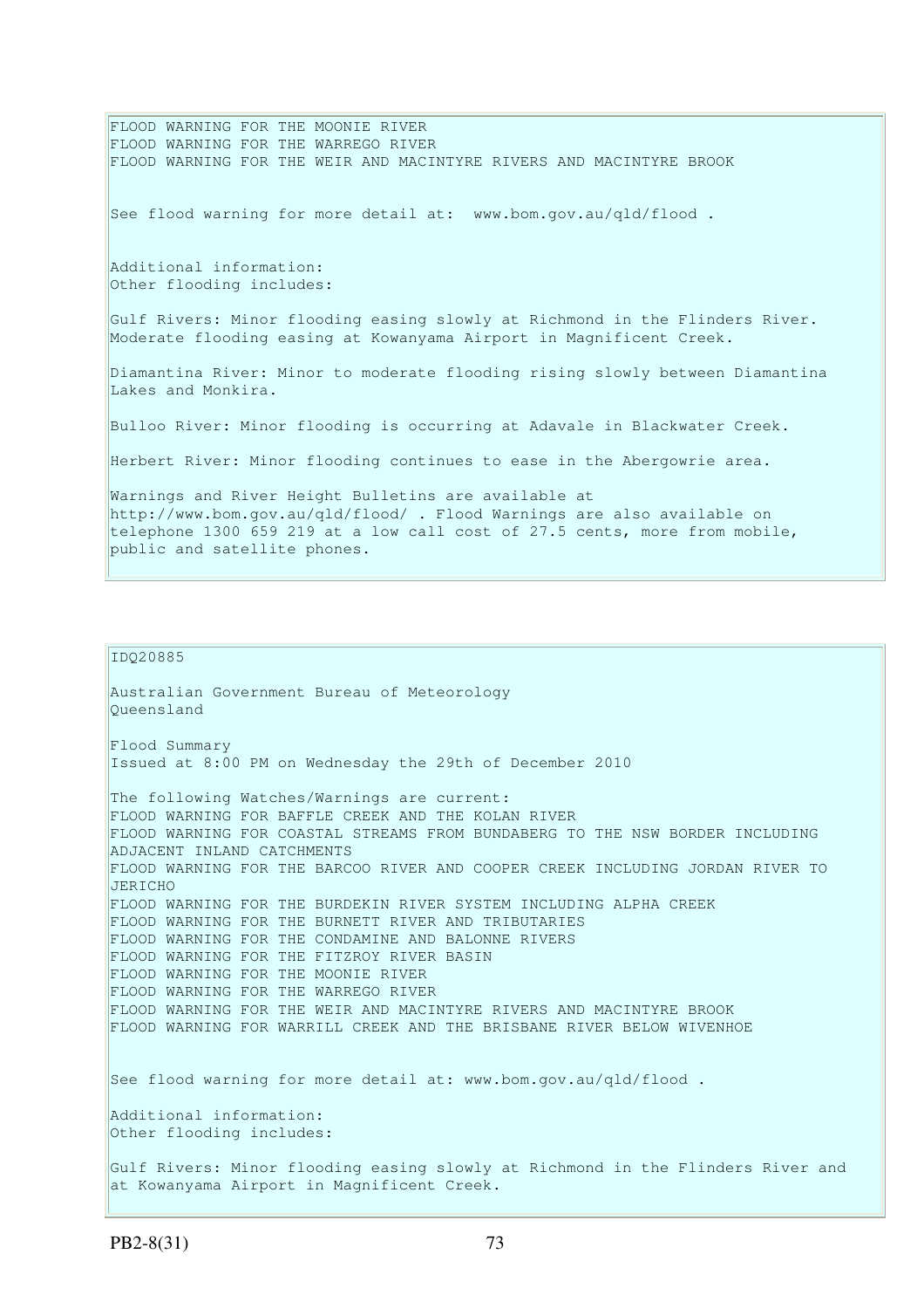FLOOD WARNING FOR THE MOONIE RIVER
FLOOD WARNING FOR THE WARREGO RIVER
FLOOD WARNING FOR THE WEIR AND MACINTYRE RIVERS AND MACINTYRE BROOK

See flood warning for more detail at: www.bom.gov.au/qld/flood .

Additional information:
Other flooding includes:

Gulf Rivers: Minor flooding easing slowly at Richmond in the Flinders River. Moderate flooding easing at Kowanyama Airport in Magnificent Creek.

Diamantina River: Minor to moderate flooding rising slowly between Diamantina Lakes and Monkira.

Bulloo River: Minor flooding is occurring at Adavale in Blackwater Creek.

Herbert River: Minor flooding continues to ease in the Abergowrie area.

Warnings and River Height Bulletins are available at http://www.bom.gov.au/qld/flood/ . Flood Warnings are also available on telephone 1300 659 219 at a low call cost of 27.5 cents, more from mobile, public and satellite phones.

IDQ20885

Australian Government Bureau of Meteorology
Queensland

Flood Summary
Issued at 8:00 PM on Wednesday the 29th of December 2010

The following Watches/Warnings are current:
FLOOD WARNING FOR BAFFLE CREEK AND THE KOLAN RIVER
FLOOD WARNING FOR COASTAL STREAMS FROM BUNDABERG TO THE NSW BORDER INCLUDING ADJACENT INLAND CATCHMENTS
FLOOD WARNING FOR THE BARCOO RIVER AND COOPER CREEK INCLUDING JORDAN RIVER TO JERICHO
FLOOD WARNING FOR THE BURDEKIN RIVER SYSTEM INCLUDING ALPHA CREEK
FLOOD WARNING FOR THE BURNETT RIVER AND TRIBUTARIES
FLOOD WARNING FOR THE CONDAMINE AND BALONNE RIVERS
FLOOD WARNING FOR THE FITZROY RIVER BASIN
FLOOD WARNING FOR THE MOONIE RIVER
FLOOD WARNING FOR THE WARREGO RIVER
FLOOD WARNING FOR THE WEIR AND MACINTYRE RIVERS AND MACINTYRE BROOK
FLOOD WARNING FOR WARRILL CREEK AND THE BRISBANE RIVER BELOW WIVENHOE

See flood warning for more detail at: www.bom.gov.au/qld/flood .

Additional information:
Other flooding includes:

Gulf Rivers: Minor flooding easing slowly at Richmond in the Flinders River and at Kowanyama Airport in Magnificent Creek.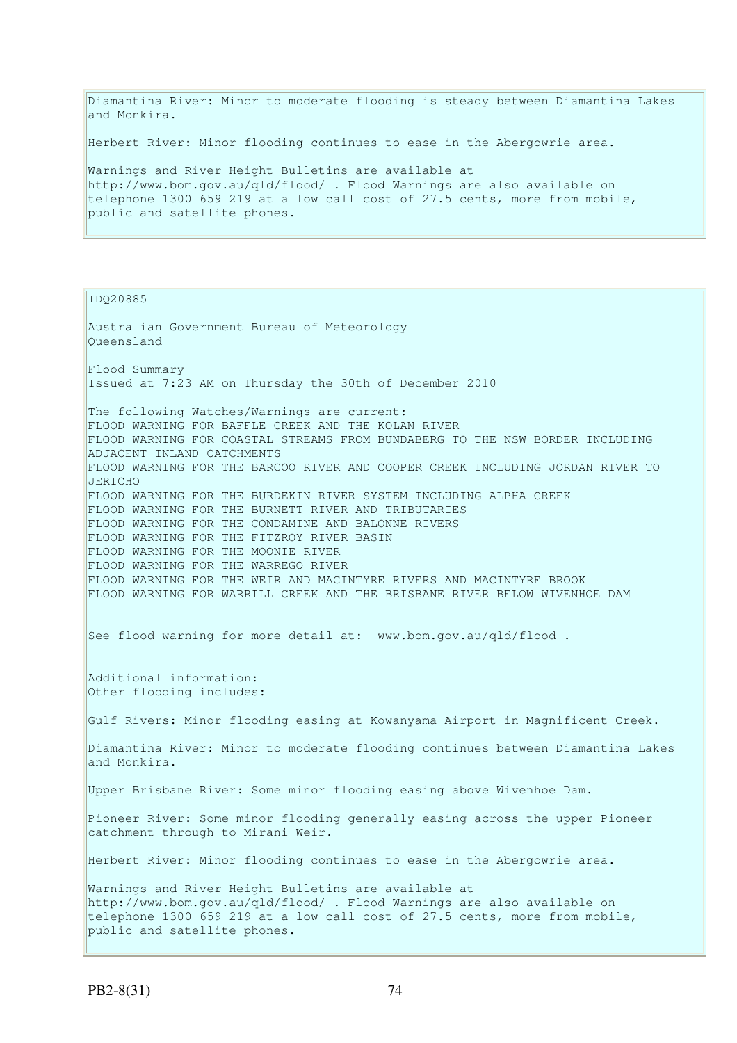Diamantina River: Minor to moderate flooding is steady between Diamantina Lakes and Monkira.

Herbert River: Minor flooding continues to ease in the Abergowrie area.

Warnings and River Height Bulletins are available at http://www.bom.gov.au/qld/flood/ . Flood Warnings are also available on telephone 1300 659 219 at a low call cost of 27.5 cents, more from mobile, public and satellite phones.

IDQ20885

Australian Government Bureau of Meteorology
Queensland

Flood Summary
Issued at 7:23 AM on Thursday the 30th of December 2010

The following Watches/Warnings are current:
FLOOD WARNING FOR BAFFLE CREEK AND THE KOLAN RIVER
FLOOD WARNING FOR COASTAL STREAMS FROM BUNDABERG TO THE NSW BORDER INCLUDING ADJACENT INLAND CATCHMENTS
FLOOD WARNING FOR THE BARCOO RIVER AND COOPER CREEK INCLUDING JORDAN RIVER TO JERICHO
FLOOD WARNING FOR THE BURDEKIN RIVER SYSTEM INCLUDING ALPHA CREEK
FLOOD WARNING FOR THE BURNETT RIVER AND TRIBUTARIES
FLOOD WARNING FOR THE CONDAMINE AND BALONNE RIVERS
FLOOD WARNING FOR THE FITZROY RIVER BASIN
FLOOD WARNING FOR THE MOONIE RIVER
FLOOD WARNING FOR THE WARREGO RIVER
FLOOD WARNING FOR THE WEIR AND MACINTYRE RIVERS AND MACINTYRE BROOK
FLOOD WARNING FOR WARRILL CREEK AND THE BRISBANE RIVER BELOW WIVENHOE DAM

See flood warning for more detail at: www.bom.gov.au/qld/flood .

Additional information:
Other flooding includes:

Gulf Rivers: Minor flooding easing at Kowanyama Airport in Magnificent Creek.

Diamantina River: Minor to moderate flooding continues between Diamantina Lakes and Monkira.

Upper Brisbane River: Some minor flooding easing above Wivenhoe Dam.

Pioneer River: Some minor flooding generally easing across the upper Pioneer catchment through to Mirani Weir.

Herbert River: Minor flooding continues to ease in the Abergowrie area.

Warnings and River Height Bulletins are available at http://www.bom.gov.au/qld/flood/ . Flood Warnings are also available on telephone 1300 659 219 at a low call cost of 27.5 cents, more from mobile, public and satellite phones.

PB2-8(31)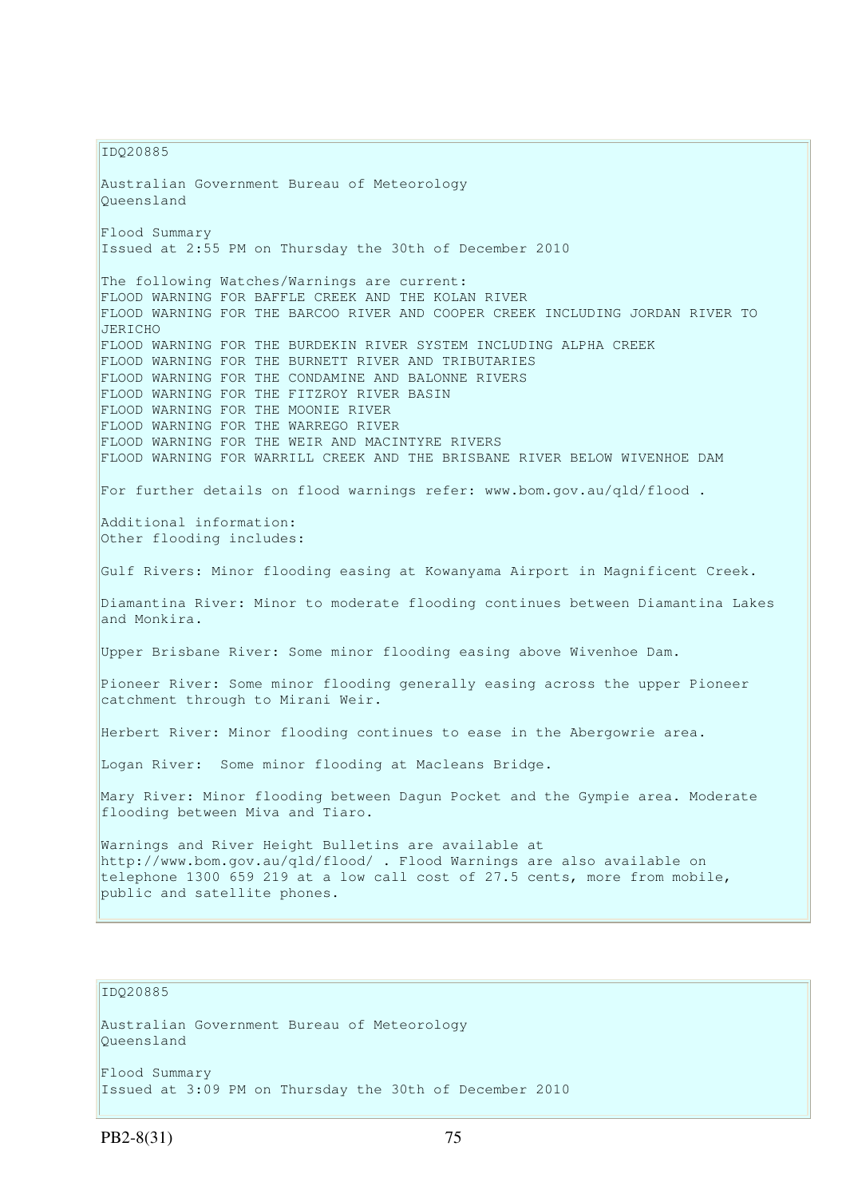IDQ20885

Australian Government Bureau of Meteorology
Queensland

Flood Summary
Issued at 2:55 PM on Thursday the 30th of December 2010

The following Watches/Warnings are current:
FLOOD WARNING FOR BAFFLE CREEK AND THE KOLAN RIVER
FLOOD WARNING FOR THE BARCOO RIVER AND COOPER CREEK INCLUDING JORDAN RIVER TO JERICHO
FLOOD WARNING FOR THE BURDEKIN RIVER SYSTEM INCLUDING ALPHA CREEK
FLOOD WARNING FOR THE BURNETT RIVER AND TRIBUTARIES
FLOOD WARNING FOR THE CONDAMINE AND BALONNE RIVERS
FLOOD WARNING FOR THE FITZROY RIVER BASIN
FLOOD WARNING FOR THE MOONIE RIVER
FLOOD WARNING FOR THE WARREGO RIVER
FLOOD WARNING FOR THE WEIR AND MACINTYRE RIVERS
FLOOD WARNING FOR WARRILL CREEK AND THE BRISBANE RIVER BELOW WIVENHOE DAM

For further details on flood warnings refer: www.bom.gov.au/qld/flood .

Additional information:
Other flooding includes:

Gulf Rivers: Minor flooding easing at Kowanyama Airport in Magnificent Creek.

Diamantina River: Minor to moderate flooding continues between Diamantina Lakes and Monkira.

Upper Brisbane River: Some minor flooding easing above Wivenhoe Dam.

Pioneer River: Some minor flooding generally easing across the upper Pioneer catchment through to Mirani Weir.

Herbert River: Minor flooding continues to ease in the Abergowrie area.

Logan River: Some minor flooding at Macleans Bridge.

Mary River: Minor flooding between Dagun Pocket and the Gympie area. Moderate flooding between Miva and Tiaro.

Warnings and River Height Bulletins are available at http://www.bom.gov.au/qld/flood/ . Flood Warnings are also available on telephone 1300 659 219 at a low call cost of 27.5 cents, more from mobile, public and satellite phones.

IDQ20885

Australian Government Bureau of Meteorology
Queensland

Flood Summary
Issued at 3:09 PM on Thursday the 30th of December 2010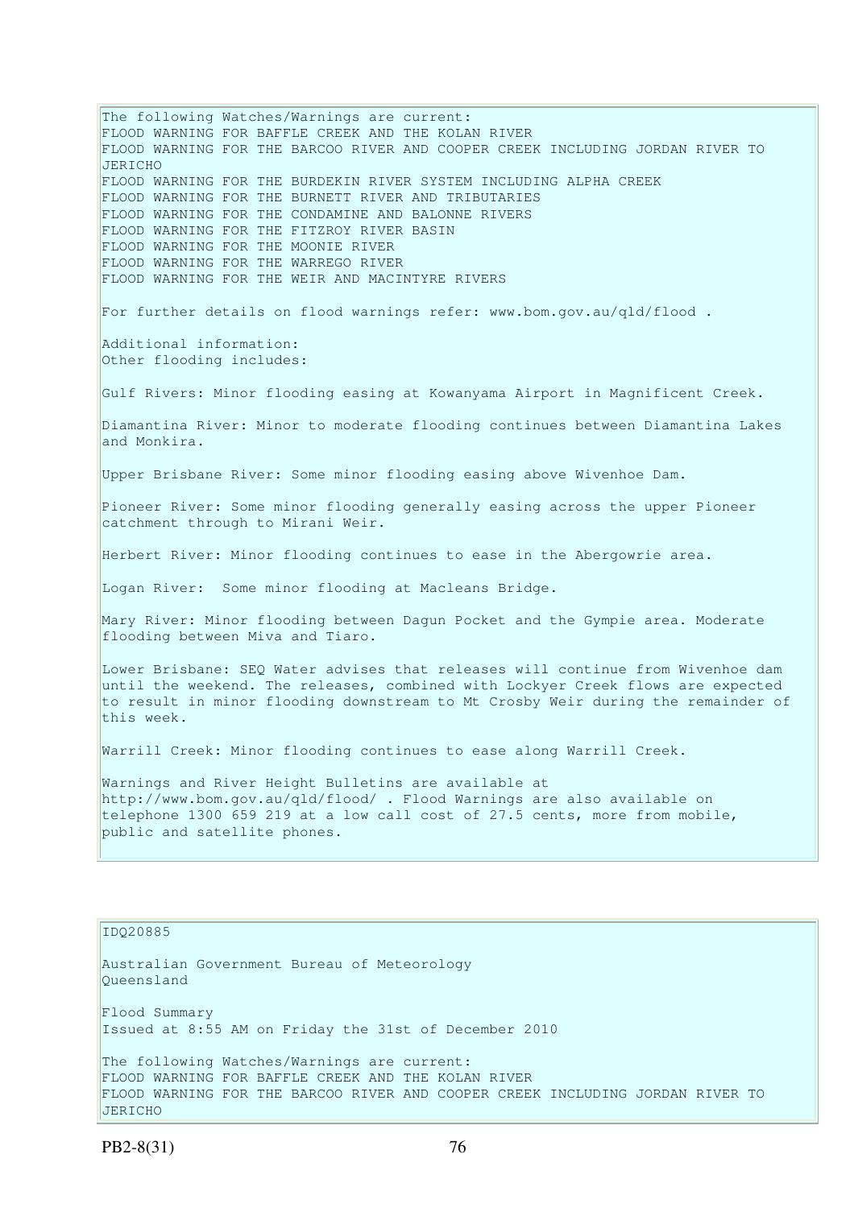The following Watches/Warnings are current:
FLOOD WARNING FOR BAFFLE CREEK AND THE KOLAN RIVER
FLOOD WARNING FOR THE BARCOO RIVER AND COOPER CREEK INCLUDING JORDAN RIVER TO JERICHO
FLOOD WARNING FOR THE BURDEKIN RIVER SYSTEM INCLUDING ALPHA CREEK
FLOOD WARNING FOR THE BURNETT RIVER AND TRIBUTARIES
FLOOD WARNING FOR THE CONDAMINE AND BALONNE RIVERS
FLOOD WARNING FOR THE FITZROY RIVER BASIN
FLOOD WARNING FOR THE MOONIE RIVER
FLOOD WARNING FOR THE WARREGO RIVER
FLOOD WARNING FOR THE WEIR AND MACINTYRE RIVERS

For further details on flood warnings refer: www.bom.gov.au/qld/flood .

Additional information:
Other flooding includes:

Gulf Rivers: Minor flooding easing at Kowanyama Airport in Magnificent Creek.

Diamantina River: Minor to moderate flooding continues between Diamantina Lakes and Monkira.

Upper Brisbane River: Some minor flooding easing above Wivenhoe Dam.

Pioneer River: Some minor flooding generally easing across the upper Pioneer catchment through to Mirani Weir.

Herbert River: Minor flooding continues to ease in the Abergowrie area.

Logan River: Some minor flooding at Macleans Bridge.

Mary River: Minor flooding between Dagun Pocket and the Gympie area. Moderate flooding between Miva and Tiaro.

Lower Brisbane: SEQ Water advises that releases will continue from Wivenhoe dam until the weekend. The releases, combined with Lockyer Creek flows are expected to result in minor flooding downstream to Mt Crosby Weir during the remainder of this week.

Warrill Creek: Minor flooding continues to ease along Warrill Creek.

Warnings and River Height Bulletins are available at http://www.bom.gov.au/qld/flood/ . Flood Warnings are also available on telephone 1300 659 219 at a low call cost of 27.5 cents, more from mobile, public and satellite phones.

IDQ20885

Australian Government Bureau of Meteorology
Queensland

Flood Summary
Issued at 8:55 AM on Friday the 31st of December 2010

The following Watches/Warnings are current:
FLOOD WARNING FOR BAFFLE CREEK AND THE KOLAN RIVER
FLOOD WARNING FOR THE BARCOO RIVER AND COOPER CREEK INCLUDING JORDAN RIVER TO JERICHO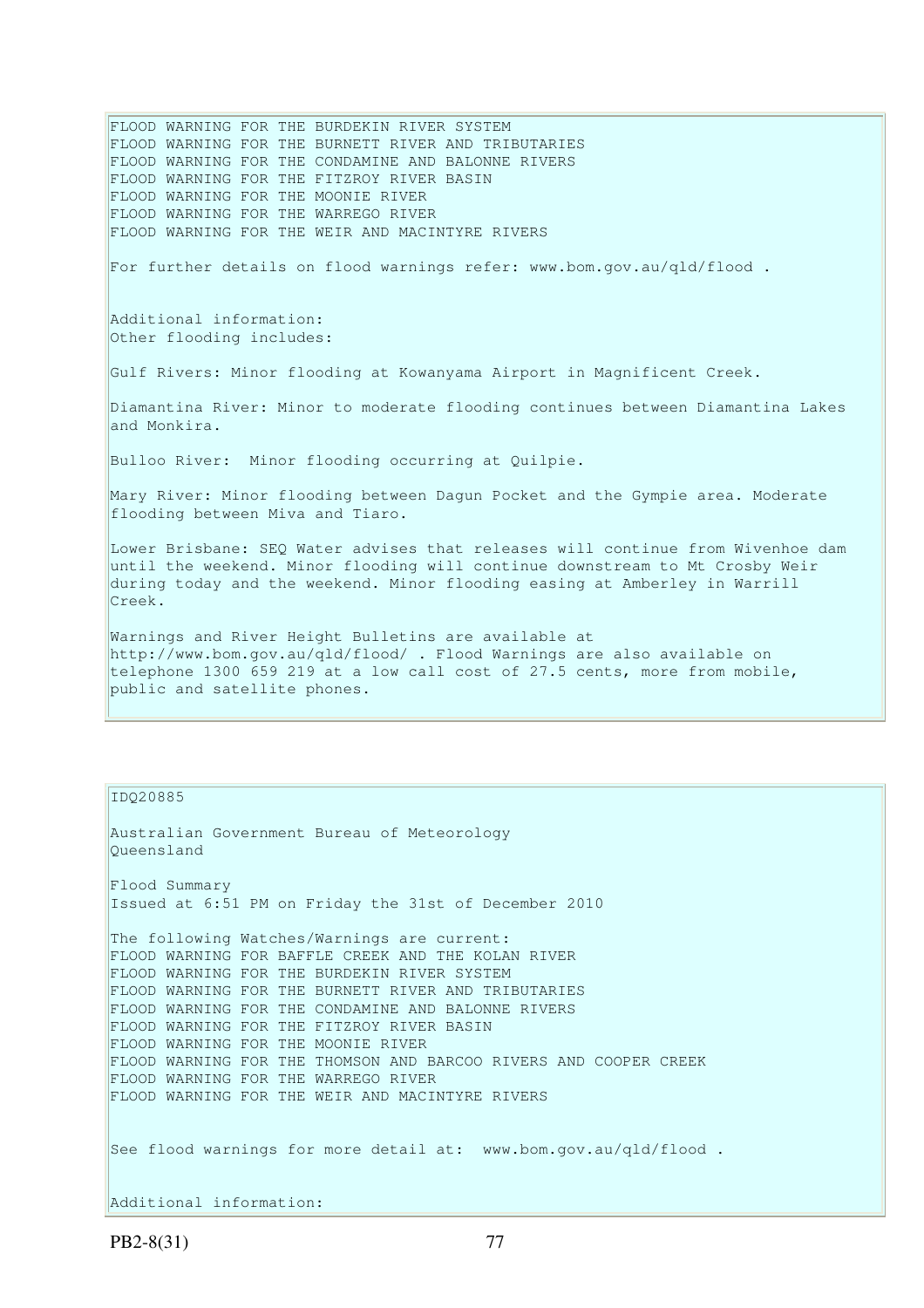FLOOD WARNING FOR THE BURDEKIN RIVER SYSTEM
FLOOD WARNING FOR THE BURNETT RIVER AND TRIBUTARIES
FLOOD WARNING FOR THE CONDAMINE AND BALONNE RIVERS
FLOOD WARNING FOR THE FITZROY RIVER BASIN
FLOOD WARNING FOR THE MOONIE RIVER
FLOOD WARNING FOR THE WARREGO RIVER
FLOOD WARNING FOR THE WEIR AND MACINTYRE RIVERS

For further details on flood warnings refer: www.bom.gov.au/qld/flood .

Additional information:
Other flooding includes:

Gulf Rivers: Minor flooding at Kowanyama Airport in Magnificent Creek.

Diamantina River: Minor to moderate flooding continues between Diamantina Lakes and Monkira.

Bulloo River: Minor flooding occurring at Quilpie.

Mary River: Minor flooding between Dagun Pocket and the Gympie area. Moderate flooding between Miva and Tiaro.

Lower Brisbane: SEQ Water advises that releases will continue from Wivenhoe dam until the weekend. Minor flooding will continue downstream to Mt Crosby Weir during today and the weekend. Minor flooding easing at Amberley in Warrill Creek.

Warnings and River Height Bulletins are available at http://www.bom.gov.au/qld/flood/ . Flood Warnings are also available on telephone 1300 659 219 at a low call cost of 27.5 cents, more from mobile, public and satellite phones.

IDQ20885

Australian Government Bureau of Meteorology
Queensland

Flood Summary
Issued at 6:51 PM on Friday the 31st of December 2010

The following Watches/Warnings are current:
FLOOD WARNING FOR BAFFLE CREEK AND THE KOLAN RIVER
FLOOD WARNING FOR THE BURDEKIN RIVER SYSTEM
FLOOD WARNING FOR THE BURNETT RIVER AND TRIBUTARIES
FLOOD WARNING FOR THE CONDAMINE AND BALONNE RIVERS
FLOOD WARNING FOR THE FITZROY RIVER BASIN
FLOOD WARNING FOR THE MOONIE RIVER
FLOOD WARNING FOR THE THOMSON AND BARCOO RIVERS AND COOPER CREEK
FLOOD WARNING FOR THE WARREGO RIVER
FLOOD WARNING FOR THE WEIR AND MACINTYRE RIVERS

See flood warnings for more detail at: www.bom.gov.au/qld/flood .

Additional information: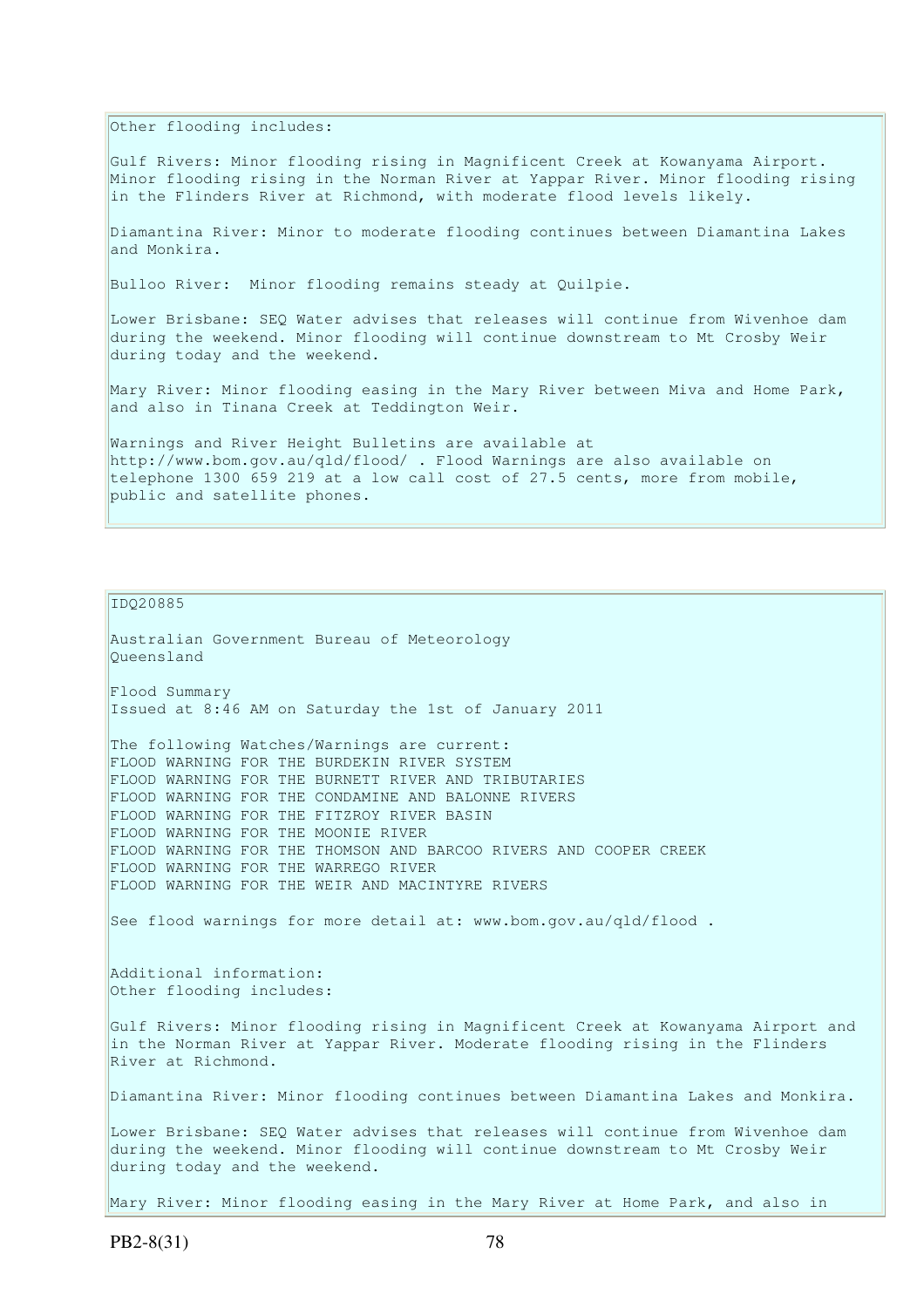Other flooding includes:

Gulf Rivers: Minor flooding rising in Magnificent Creek at Kowanyama Airport. Minor flooding rising in the Norman River at Yappar River. Minor flooding rising in the Flinders River at Richmond, with moderate flood levels likely.

Diamantina River: Minor to moderate flooding continues between Diamantina Lakes and Monkira.

Bulloo River: Minor flooding remains steady at Quilpie.

Lower Brisbane: SEQ Water advises that releases will continue from Wivenhoe dam during the weekend. Minor flooding will continue downstream to Mt Crosby Weir during today and the weekend.

Mary River: Minor flooding easing in the Mary River between Miva and Home Park, and also in Tinana Creek at Teddington Weir.

Warnings and River Height Bulletins are available at http://www.bom.gov.au/qld/flood/ . Flood Warnings are also available on telephone 1300 659 219 at a low call cost of 27.5 cents, more from mobile, public and satellite phones.

IDQ20885

Australian Government Bureau of Meteorology
Queensland

Flood Summary
Issued at 8:46 AM on Saturday the 1st of January 2011

The following Watches/Warnings are current:
FLOOD WARNING FOR THE BURDEKIN RIVER SYSTEM
FLOOD WARNING FOR THE BURNETT RIVER AND TRIBUTARIES
FLOOD WARNING FOR THE CONDAMINE AND BALONNE RIVERS
FLOOD WARNING FOR THE FITZROY RIVER BASIN
FLOOD WARNING FOR THE MOONIE RIVER
FLOOD WARNING FOR THE THOMSON AND BARCOO RIVERS AND COOPER CREEK
FLOOD WARNING FOR THE WARREGO RIVER
FLOOD WARNING FOR THE WEIR AND MACINTYRE RIVERS

See flood warnings for more detail at: www.bom.gov.au/qld/flood .

Additional information:
Other flooding includes:

Gulf Rivers: Minor flooding rising in Magnificent Creek at Kowanyama Airport and in the Norman River at Yappar River. Moderate flooding rising in the Flinders River at Richmond.

Diamantina River: Minor flooding continues between Diamantina Lakes and Monkira.

Lower Brisbane: SEQ Water advises that releases will continue from Wivenhoe dam during the weekend. Minor flooding will continue downstream to Mt Crosby Weir during today and the weekend.

Mary River: Minor flooding easing in the Mary River at Home Park, and also in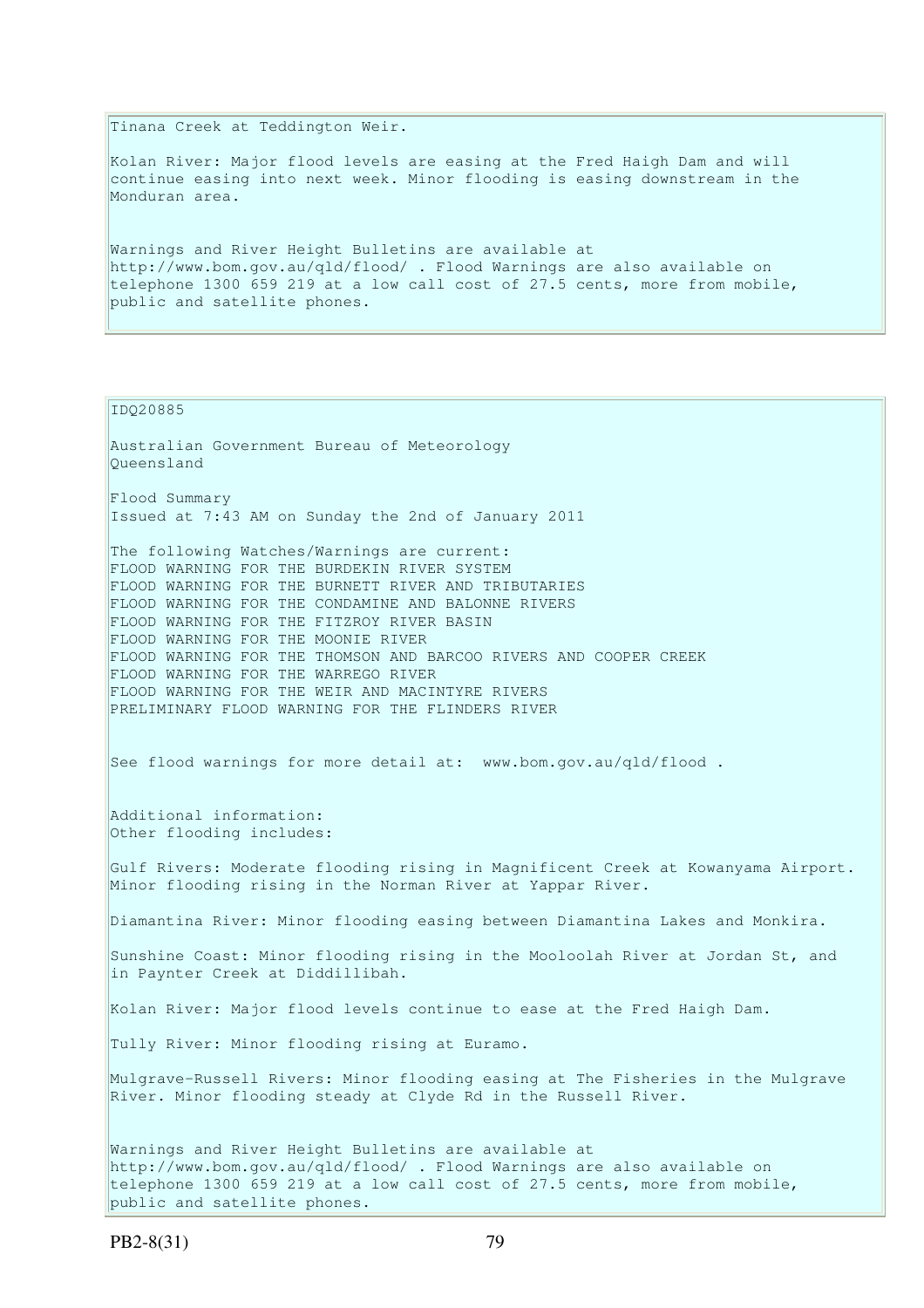Tinana Creek at Teddington Weir.

Kolan River: Major flood levels are easing at the Fred Haigh Dam and will continue easing into next week. Minor flooding is easing downstream in the Monduran area.

Warnings and River Height Bulletins are available at http://www.bom.gov.au/qld/flood/ . Flood Warnings are also available on telephone 1300 659 219 at a low call cost of 27.5 cents, more from mobile, public and satellite phones.

IDQ20885

Australian Government Bureau of Meteorology
Queensland

Flood Summary
Issued at 7:43 AM on Sunday the 2nd of January 2011

The following Watches/Warnings are current:
FLOOD WARNING FOR THE BURDEKIN RIVER SYSTEM
FLOOD WARNING FOR THE BURNETT RIVER AND TRIBUTARIES
FLOOD WARNING FOR THE CONDAMINE AND BALONNE RIVERS
FLOOD WARNING FOR THE FITZROY RIVER BASIN
FLOOD WARNING FOR THE MOONIE RIVER
FLOOD WARNING FOR THE THOMSON AND BARCOO RIVERS AND COOPER CREEK
FLOOD WARNING FOR THE WARREGO RIVER
FLOOD WARNING FOR THE WEIR AND MACINTYRE RIVERS
PRELIMINARY FLOOD WARNING FOR THE FLINDERS RIVER

See flood warnings for more detail at: www.bom.gov.au/qld/flood .

Additional information:
Other flooding includes:

Gulf Rivers: Moderate flooding rising in Magnificent Creek at Kowanyama Airport. Minor flooding rising in the Norman River at Yappar River.

Diamantina River: Minor flooding easing between Diamantina Lakes and Monkira.

Sunshine Coast: Minor flooding rising in the Mooloolah River at Jordan St, and in Paynter Creek at Diddillibah.

Kolan River: Major flood levels continue to ease at the Fred Haigh Dam.

Tully River: Minor flooding rising at Euramo.

Mulgrave-Russell Rivers: Minor flooding easing at The Fisheries in the Mulgrave River. Minor flooding steady at Clyde Rd in the Russell River.

Warnings and River Height Bulletins are available at http://www.bom.gov.au/qld/flood/ . Flood Warnings are also available on telephone 1300 659 219 at a low call cost of 27.5 cents, more from mobile, public and satellite phones.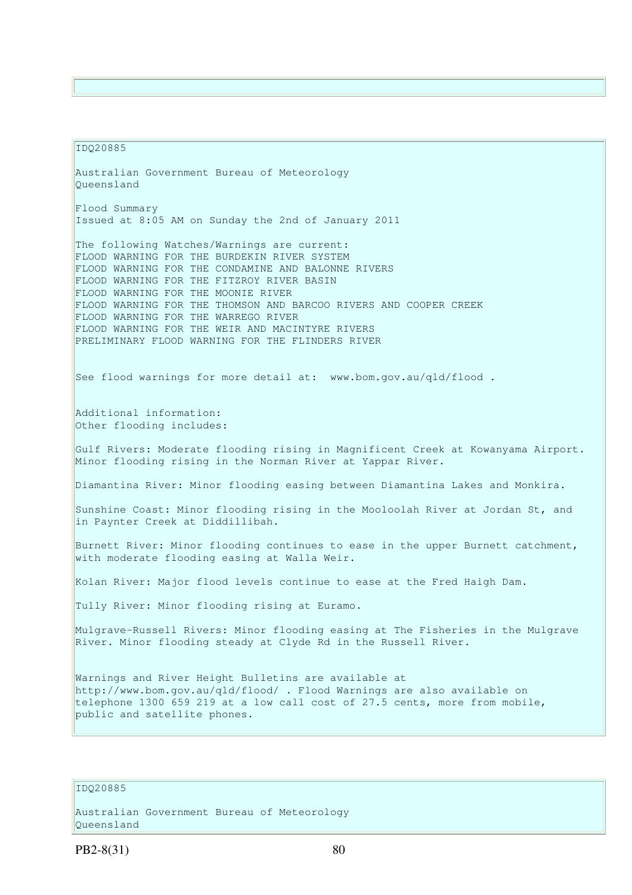IDQ20885

Australian Government Bureau of Meteorology
Queensland

Flood Summary
Issued at 8:05 AM on Sunday the 2nd of January 2011

The following Watches/Warnings are current:
FLOOD WARNING FOR THE BURDEKIN RIVER SYSTEM
FLOOD WARNING FOR THE CONDAMINE AND BALONNE RIVERS
FLOOD WARNING FOR THE FITZROY RIVER BASIN
FLOOD WARNING FOR THE MOONIE RIVER
FLOOD WARNING FOR THE THOMSON AND BARCOO RIVERS AND COOPER CREEK
FLOOD WARNING FOR THE WARREGO RIVER
FLOOD WARNING FOR THE WEIR AND MACINTYRE RIVERS
PRELIMINARY FLOOD WARNING FOR THE FLINDERS RIVER

See flood warnings for more detail at: www.bom.gov.au/qld/flood .

Additional information:
Other flooding includes:

Gulf Rivers: Moderate flooding rising in Magnificent Creek at Kowanyama Airport. Minor flooding rising in the Norman River at Yappar River.

Diamantina River: Minor flooding easing between Diamantina Lakes and Monkira.

Sunshine Coast: Minor flooding rising in the Mooloolah River at Jordan St, and in Paynter Creek at Diddillibah.

Burnett River: Minor flooding continues to ease in the upper Burnett catchment, with moderate flooding easing at Walla Weir.

Kolan River: Major flood levels continue to ease at the Fred Haigh Dam.

Tully River: Minor flooding rising at Euramo.

Mulgrave-Russell Rivers: Minor flooding easing at The Fisheries in the Mulgrave River. Minor flooding steady at Clyde Rd in the Russell River.

Warnings and River Height Bulletins are available at http://www.bom.gov.au/qld/flood/ . Flood Warnings are also available on telephone 1300 659 219 at a low call cost of 27.5 cents, more from mobile, public and satellite phones.

IDQ20885

Australian Government Bureau of Meteorology
Queensland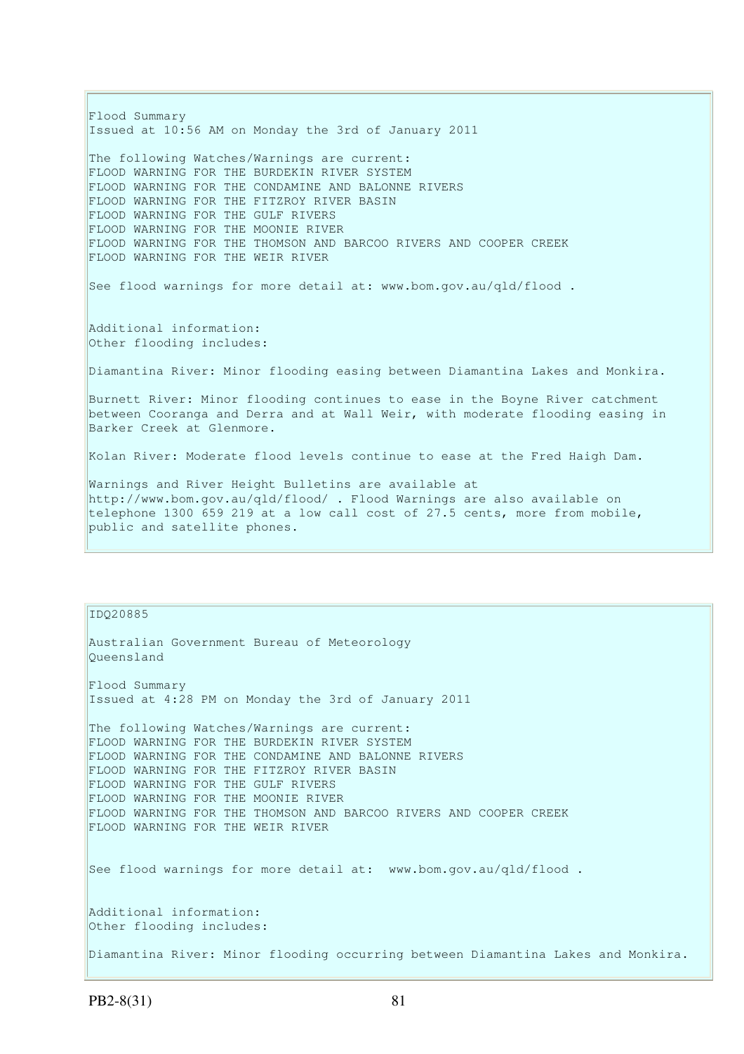Flood Summary
Issued at 10:56 AM on Monday the 3rd of January 2011

The following Watches/Warnings are current:
FLOOD WARNING FOR THE BURDEKIN RIVER SYSTEM
FLOOD WARNING FOR THE CONDAMINE AND BALONNE RIVERS
FLOOD WARNING FOR THE FITZROY RIVER BASIN
FLOOD WARNING FOR THE GULF RIVERS
FLOOD WARNING FOR THE MOONIE RIVER
FLOOD WARNING FOR THE THOMSON AND BARCOO RIVERS AND COOPER CREEK
FLOOD WARNING FOR THE WEIR RIVER

See flood warnings for more detail at: www.bom.gov.au/qld/flood .

Additional information:
Other flooding includes:

Diamantina River: Minor flooding easing between Diamantina Lakes and Monkira.

Burnett River: Minor flooding continues to ease in the Boyne River catchment between Cooranga and Derra and at Wall Weir, with moderate flooding easing in Barker Creek at Glenmore.

Kolan River: Moderate flood levels continue to ease at the Fred Haigh Dam.

Warnings and River Height Bulletins are available at http://www.bom.gov.au/qld/flood/ . Flood Warnings are also available on telephone 1300 659 219 at a low call cost of 27.5 cents, more from mobile, public and satellite phones.

IDQ20885

Australian Government Bureau of Meteorology
Queensland

Flood Summary
Issued at 4:28 PM on Monday the 3rd of January 2011

The following Watches/Warnings are current:
FLOOD WARNING FOR THE BURDEKIN RIVER SYSTEM
FLOOD WARNING FOR THE CONDAMINE AND BALONNE RIVERS
FLOOD WARNING FOR THE FITZROY RIVER BASIN
FLOOD WARNING FOR THE GULF RIVERS
FLOOD WARNING FOR THE MOONIE RIVER
FLOOD WARNING FOR THE THOMSON AND BARCOO RIVERS AND COOPER CREEK
FLOOD WARNING FOR THE WEIR RIVER

See flood warnings for more detail at: www.bom.gov.au/qld/flood .

Additional information:
Other flooding includes:

Diamantina River: Minor flooding occurring between Diamantina Lakes and Monkira.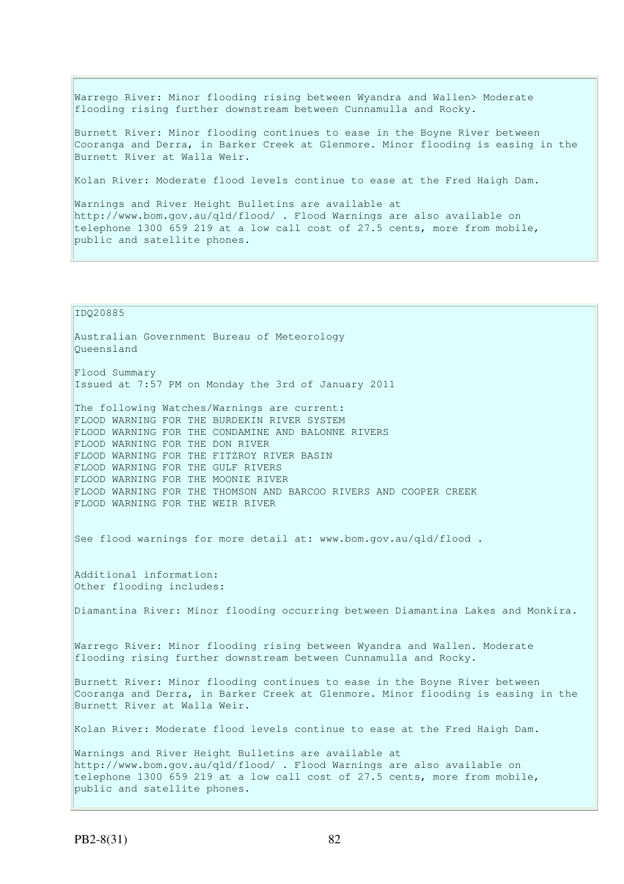Warrego River: Minor flooding rising between Wyandra and Wallen> Moderate flooding rising further downstream between Cunnamulla and Rocky.

Burnett River: Minor flooding continues to ease in the Boyne River between Cooranga and Derra, in Barker Creek at Glenmore. Minor flooding is easing in the Burnett River at Walla Weir.

Kolan River: Moderate flood levels continue to ease at the Fred Haigh Dam.

Warnings and River Height Bulletins are available at http://www.bom.gov.au/qld/flood/ . Flood Warnings are also available on telephone 1300 659 219 at a low call cost of 27.5 cents, more from mobile, public and satellite phones.

IDQ20885

Australian Government Bureau of Meteorology
Queensland

Flood Summary
Issued at 7:57 PM on Monday the 3rd of January 2011

The following Watches/Warnings are current:
FLOOD WARNING FOR THE BURDEKIN RIVER SYSTEM
FLOOD WARNING FOR THE CONDAMINE AND BALONNE RIVERS
FLOOD WARNING FOR THE DON RIVER
FLOOD WARNING FOR THE FITZROY RIVER BASIN
FLOOD WARNING FOR THE GULF RIVERS
FLOOD WARNING FOR THE MOONIE RIVER
FLOOD WARNING FOR THE THOMSON AND BARCOO RIVERS AND COOPER CREEK
FLOOD WARNING FOR THE WEIR RIVER

See flood warnings for more detail at: www.bom.gov.au/qld/flood .

Additional information:
Other flooding includes:

Diamantina River: Minor flooding occurring between Diamantina Lakes and Monkira.

Warrego River: Minor flooding rising between Wyandra and Wallen. Moderate flooding rising further downstream between Cunnamulla and Rocky.

Burnett River: Minor flooding continues to ease in the Boyne River between Cooranga and Derra, in Barker Creek at Glenmore. Minor flooding is easing in the Burnett River at Walla Weir.

Kolan River: Moderate flood levels continue to ease at the Fred Haigh Dam.

Warnings and River Height Bulletins are available at http://www.bom.gov.au/qld/flood/ . Flood Warnings are also available on telephone 1300 659 219 at a low call cost of 27.5 cents, more from mobile, public and satellite phones.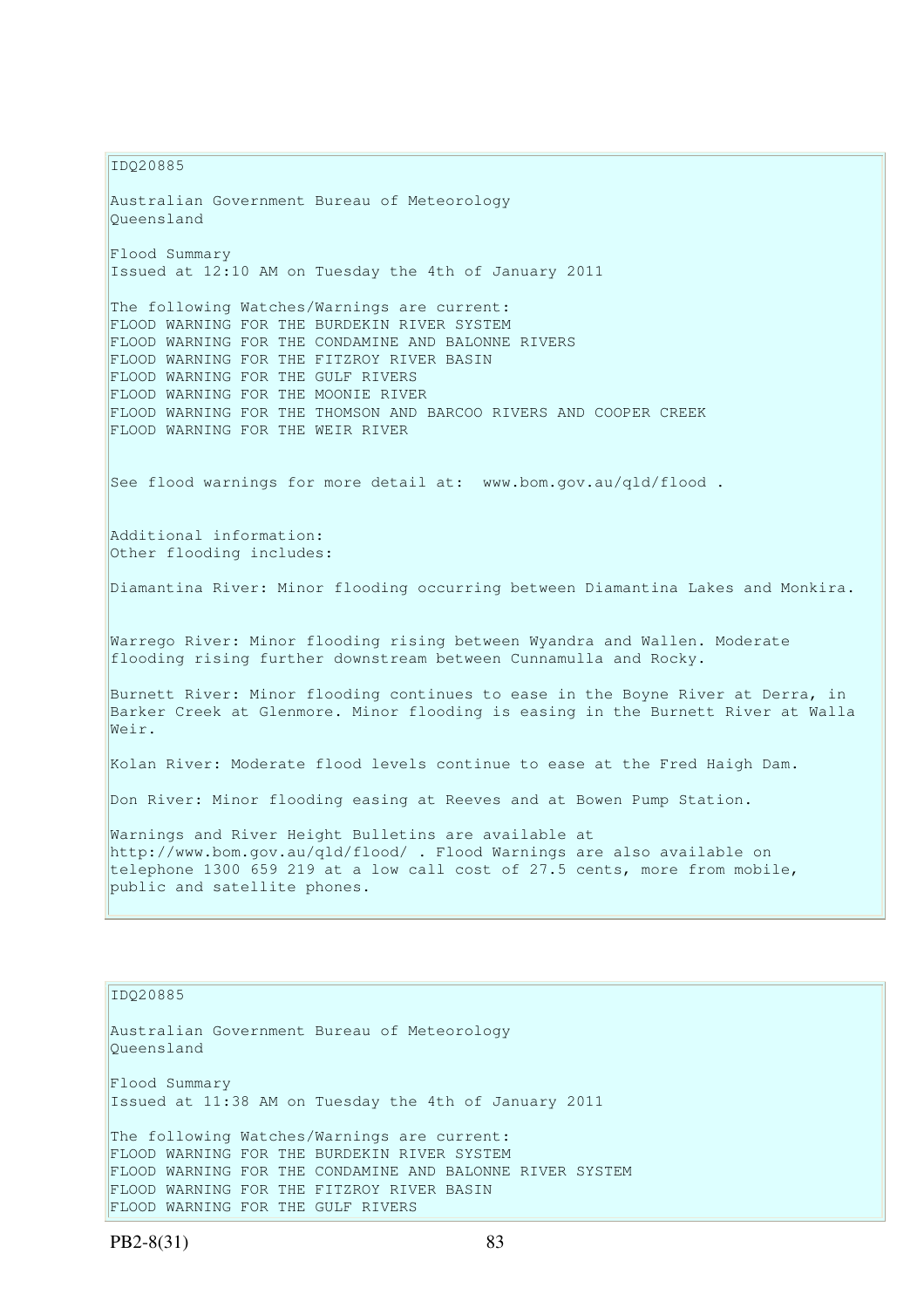IDQ20885

Australian Government Bureau of Meteorology
Queensland

Flood Summary
Issued at 12:10 AM on Tuesday the 4th of January 2011

The following Watches/Warnings are current:
FLOOD WARNING FOR THE BURDEKIN RIVER SYSTEM
FLOOD WARNING FOR THE CONDAMINE AND BALONNE RIVERS
FLOOD WARNING FOR THE FITZROY RIVER BASIN
FLOOD WARNING FOR THE GULF RIVERS
FLOOD WARNING FOR THE MOONIE RIVER
FLOOD WARNING FOR THE THOMSON AND BARCOO RIVERS AND COOPER CREEK
FLOOD WARNING FOR THE WEIR RIVER

See flood warnings for more detail at: www.bom.gov.au/qld/flood .

Additional information:
Other flooding includes:

Diamantina River: Minor flooding occurring between Diamantina Lakes and Monkira.

Warrego River: Minor flooding rising between Wyandra and Wallen. Moderate flooding rising further downstream between Cunnamulla and Rocky.

Burnett River: Minor flooding continues to ease in the Boyne River at Derra, in Barker Creek at Glenmore. Minor flooding is easing in the Burnett River at Walla Weir.

Kolan River: Moderate flood levels continue to ease at the Fred Haigh Dam.

Don River: Minor flooding easing at Reeves and at Bowen Pump Station.

Warnings and River Height Bulletins are available at http://www.bom.gov.au/qld/flood/ . Flood Warnings are also available on telephone 1300 659 219 at a low call cost of 27.5 cents, more from mobile, public and satellite phones.

IDQ20885

Australian Government Bureau of Meteorology
Queensland

Flood Summary
Issued at 11:38 AM on Tuesday the 4th of January 2011

The following Watches/Warnings are current:
FLOOD WARNING FOR THE BURDEKIN RIVER SYSTEM
FLOOD WARNING FOR THE CONDAMINE AND BALONNE RIVER SYSTEM
FLOOD WARNING FOR THE FITZROY RIVER BASIN
FLOOD WARNING FOR THE GULF RIVERS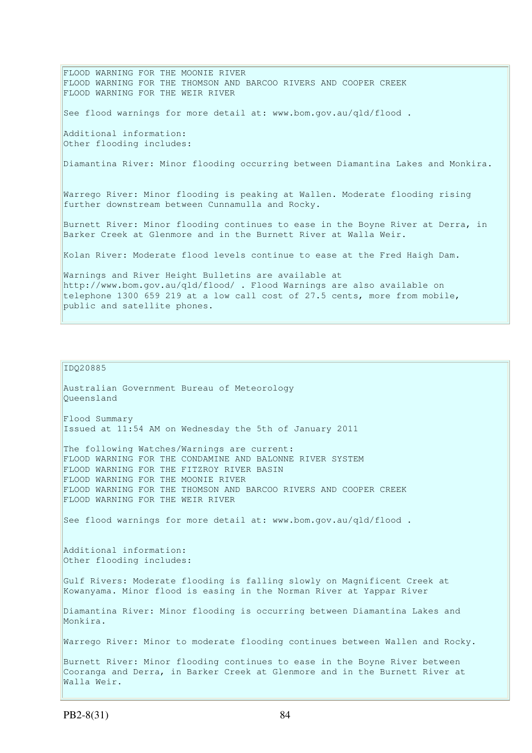FLOOD WARNING FOR THE MOONIE RIVER
FLOOD WARNING FOR THE THOMSON AND BARCOO RIVERS AND COOPER CREEK
FLOOD WARNING FOR THE WEIR RIVER

See flood warnings for more detail at: www.bom.gov.au/qld/flood .

Additional information:
Other flooding includes:

Diamantina River: Minor flooding occurring between Diamantina Lakes and Monkira.

Warrego River: Minor flooding is peaking at Wallen. Moderate flooding rising further downstream between Cunnamulla and Rocky.

Burnett River: Minor flooding continues to ease in the Boyne River at Derra, in Barker Creek at Glenmore and in the Burnett River at Walla Weir.

Kolan River: Moderate flood levels continue to ease at the Fred Haigh Dam.

Warnings and River Height Bulletins are available at http://www.bom.gov.au/qld/flood/ . Flood Warnings are also available on telephone 1300 659 219 at a low call cost of 27.5 cents, more from mobile, public and satellite phones.

---

IDQ20885

Australian Government Bureau of Meteorology
Queensland

Flood Summary
Issued at 11:54 AM on Wednesday the 5th of January 2011

The following Watches/Warnings are current:
FLOOD WARNING FOR THE CONDAMINE AND BALONNE RIVER SYSTEM
FLOOD WARNING FOR THE FITZROY RIVER BASIN
FLOOD WARNING FOR THE MOONIE RIVER
FLOOD WARNING FOR THE THOMSON AND BARCOO RIVERS AND COOPER CREEK
FLOOD WARNING FOR THE WEIR RIVER

See flood warnings for more detail at: www.bom.gov.au/qld/flood .

Additional information:
Other flooding includes:

Gulf Rivers: Moderate flooding is falling slowly on Magnificent Creek at Kowanyama. Minor flood is easing in the Norman River at Yappar River

Diamantina River: Minor flooding is occurring between Diamantina Lakes and Monkira.

Warrego River: Minor to moderate flooding continues between Wallen and Rocky.

Burnett River: Minor flooding continues to ease in the Boyne River between Cooranga and Derra, in Barker Creek at Glenmore and in the Burnett River at Walla Weir.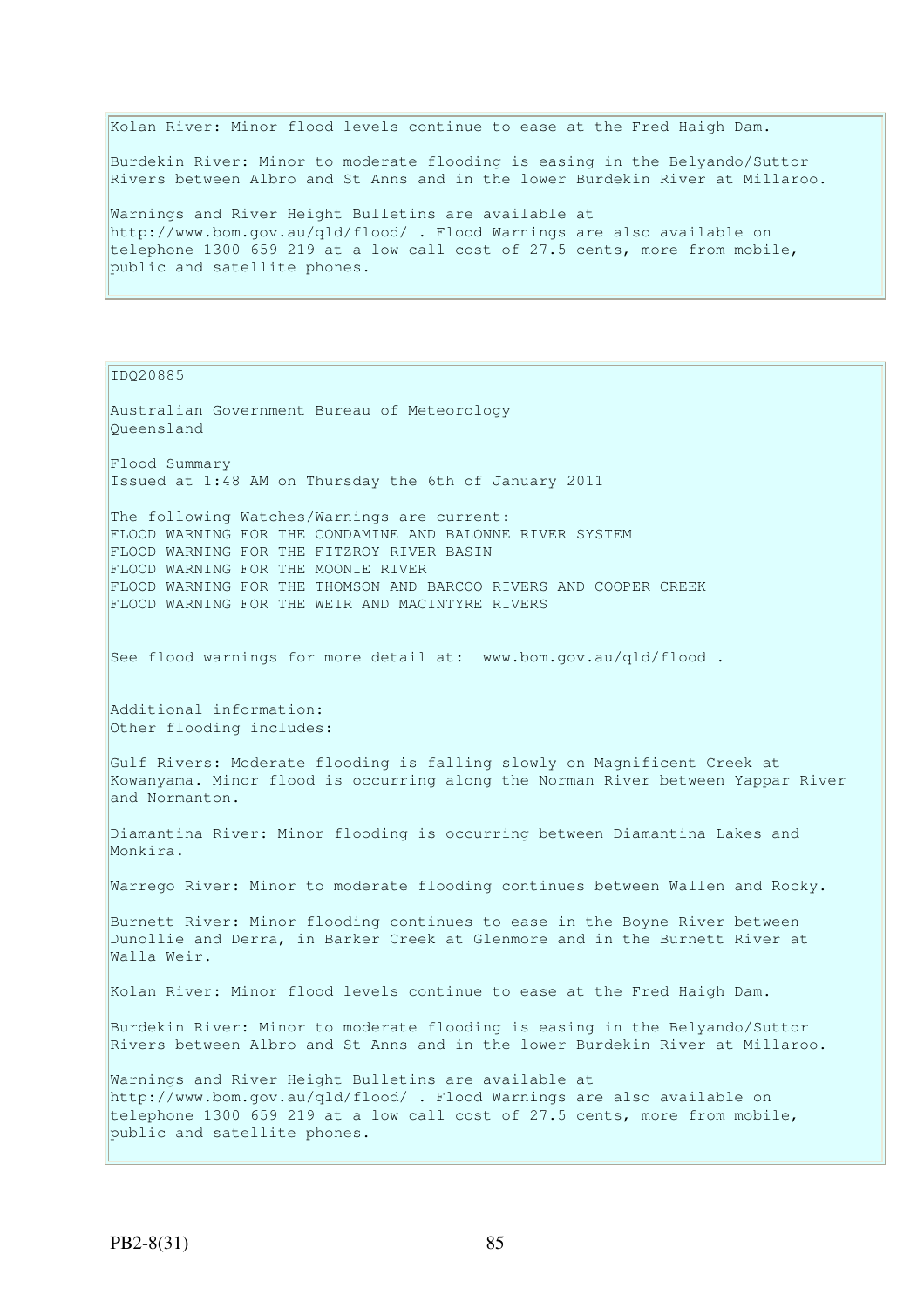Kolan River: Minor flood levels continue to ease at the Fred Haigh Dam.

Burdekin River: Minor to moderate flooding is easing in the Belyando/Suttor Rivers between Albro and St Anns and in the lower Burdekin River at Millaroo.

Warnings and River Height Bulletins are available at http://www.bom.gov.au/qld/flood/ . Flood Warnings are also available on telephone 1300 659 219 at a low call cost of 27.5 cents, more from mobile, public and satellite phones.

IDQ20885

Australian Government Bureau of Meteorology
Queensland

Flood Summary
Issued at 1:48 AM on Thursday the 6th of January 2011

The following Watches/Warnings are current:
FLOOD WARNING FOR THE CONDAMINE AND BALONNE RIVER SYSTEM
FLOOD WARNING FOR THE FITZROY RIVER BASIN
FLOOD WARNING FOR THE MOONIE RIVER
FLOOD WARNING FOR THE THOMSON AND BARCOO RIVERS AND COOPER CREEK
FLOOD WARNING FOR THE WEIR AND MACINTYRE RIVERS

See flood warnings for more detail at: www.bom.gov.au/qld/flood .

Additional information:
Other flooding includes:

Gulf Rivers: Moderate flooding is falling slowly on Magnificent Creek at Kowanyama. Minor flood is occurring along the Norman River between Yappar River and Normanton.

Diamantina River: Minor flooding is occurring between Diamantina Lakes and Monkira.

Warrego River: Minor to moderate flooding continues between Wallen and Rocky.

Burnett River: Minor flooding continues to ease in the Boyne River between Dunollie and Derra, in Barker Creek at Glenmore and in the Burnett River at Walla Weir.

Kolan River: Minor flood levels continue to ease at the Fred Haigh Dam.

Burdekin River: Minor to moderate flooding is easing in the Belyando/Suttor Rivers between Albro and St Anns and in the lower Burdekin River at Millaroo.

Warnings and River Height Bulletins are available at http://www.bom.gov.au/qld/flood/ . Flood Warnings are also available on telephone 1300 659 219 at a low call cost of 27.5 cents, more from mobile, public and satellite phones.

PB2-8(31)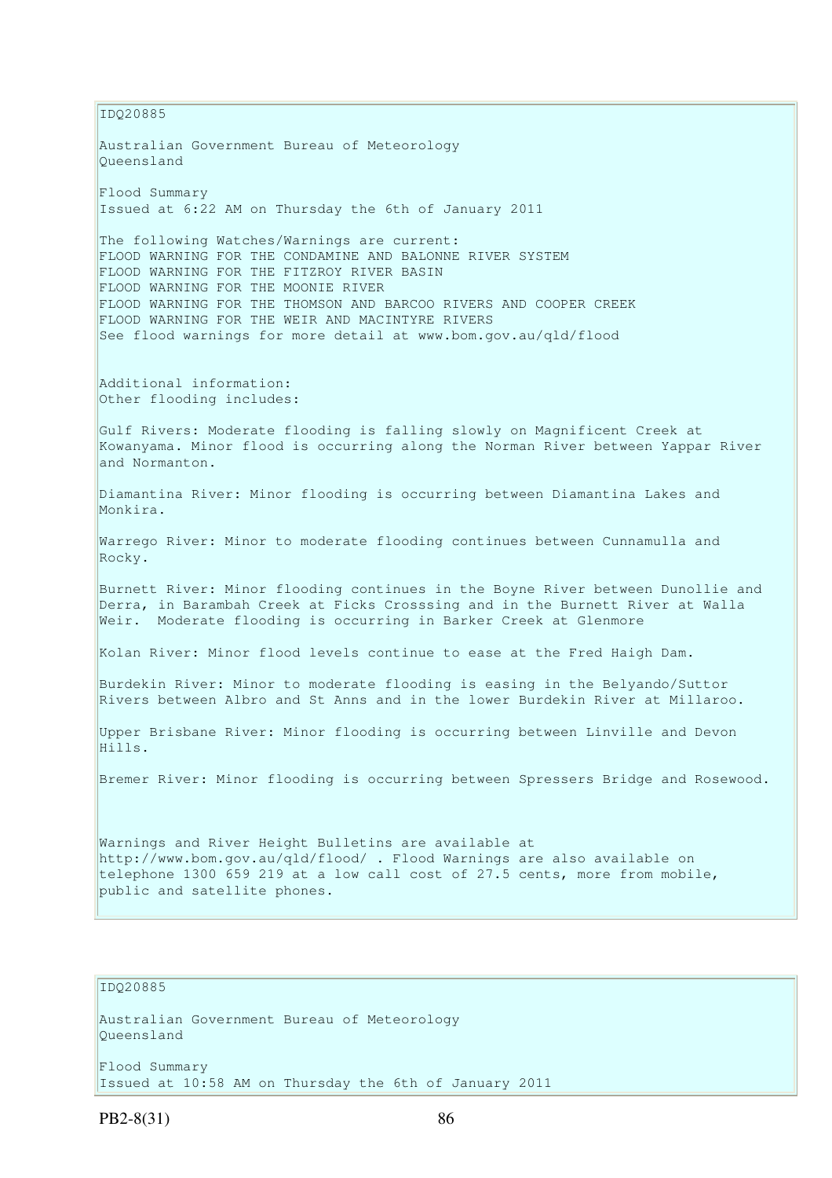IDQ20885

Australian Government Bureau of Meteorology
Queensland

Flood Summary
Issued at 6:22 AM on Thursday the 6th of January 2011

The following Watches/Warnings are current:
FLOOD WARNING FOR THE CONDAMINE AND BALONNE RIVER SYSTEM
FLOOD WARNING FOR THE FITZROY RIVER BASIN
FLOOD WARNING FOR THE MOONIE RIVER
FLOOD WARNING FOR THE THOMSON AND BARCOO RIVERS AND COOPER CREEK
FLOOD WARNING FOR THE WEIR AND MACINTYRE RIVERS
See flood warnings for more detail at www.bom.gov.au/qld/flood

Additional information:
Other flooding includes:

Gulf Rivers: Moderate flooding is falling slowly on Magnificent Creek at Kowanyama. Minor flood is occurring along the Norman River between Yappar River and Normanton.

Diamantina River: Minor flooding is occurring between Diamantina Lakes and Monkira.

Warrego River: Minor to moderate flooding continues between Cunnamulla and Rocky.

Burnett River: Minor flooding continues in the Boyne River between Dunollie and Derra, in Barambah Creek at Ficks Crosssing and in the Burnett River at Walla Weir. Moderate flooding is occurring in Barker Creek at Glenmore

Kolan River: Minor flood levels continue to ease at the Fred Haigh Dam.

Burdekin River: Minor to moderate flooding is easing in the Belyando/Suttor Rivers between Albro and St Anns and in the lower Burdekin River at Millaroo.

Upper Brisbane River: Minor flooding is occurring between Linville and Devon Hills.

Bremer River: Minor flooding is occurring between Spressers Bridge and Rosewood.

Warnings and River Height Bulletins are available at http://www.bom.gov.au/qld/flood/ . Flood Warnings are also available on telephone 1300 659 219 at a low call cost of 27.5 cents, more from mobile, public and satellite phones.

IDQ20885

Australian Government Bureau of Meteorology
Queensland

Flood Summary
Issued at 10:58 AM on Thursday the 6th of January 2011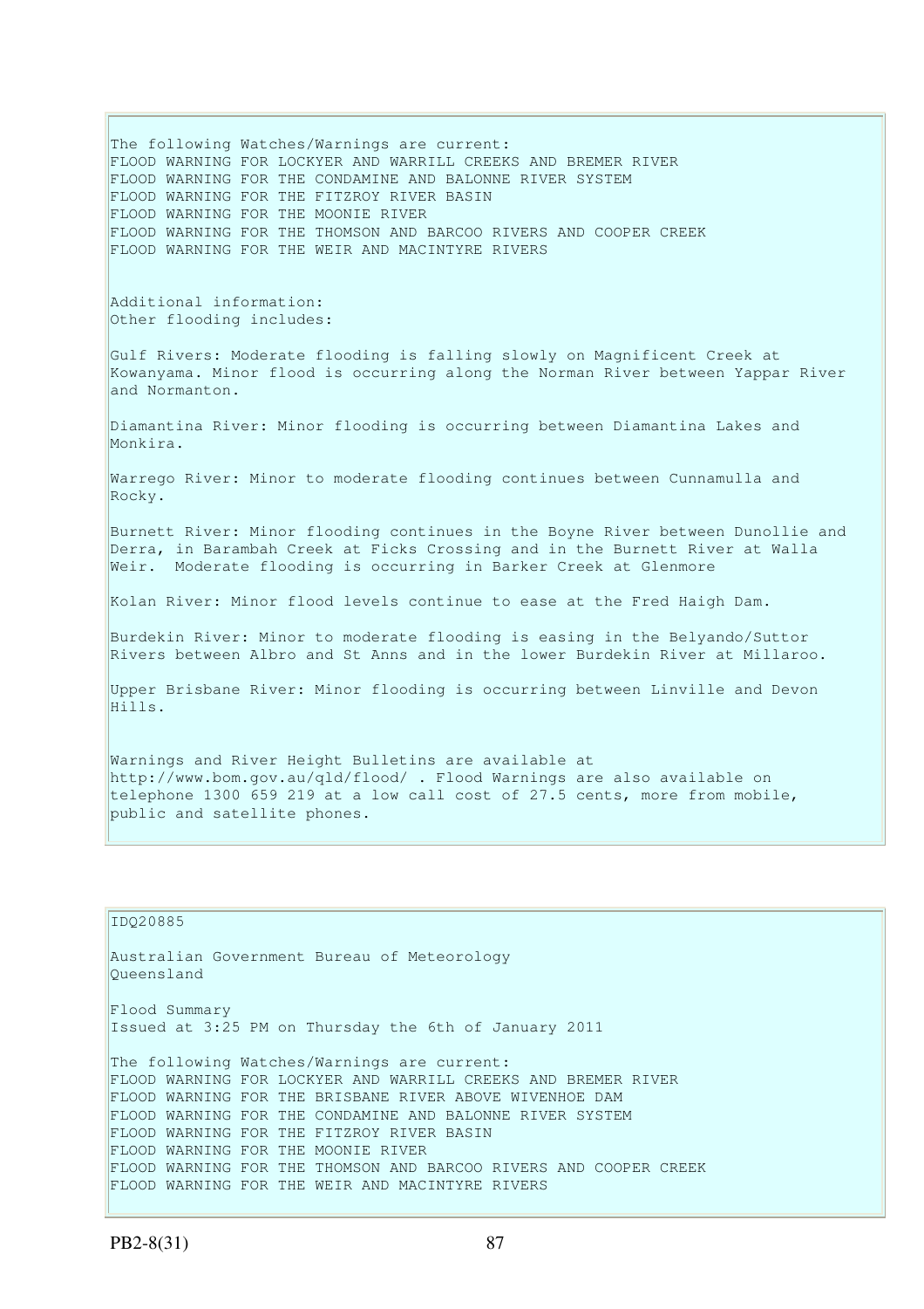The following Watches/Warnings are current:
FLOOD WARNING FOR LOCKYER AND WARRILL CREEKS AND BREMER RIVER
FLOOD WARNING FOR THE CONDAMINE AND BALONNE RIVER SYSTEM
FLOOD WARNING FOR THE FITZROY RIVER BASIN
FLOOD WARNING FOR THE MOONIE RIVER
FLOOD WARNING FOR THE THOMSON AND BARCOO RIVERS AND COOPER CREEK
FLOOD WARNING FOR THE WEIR AND MACINTYRE RIVERS

Additional information:
Other flooding includes:

Gulf Rivers: Moderate flooding is falling slowly on Magnificent Creek at Kowanyama. Minor flood is occurring along the Norman River between Yappar River and Normanton.

Diamantina River: Minor flooding is occurring between Diamantina Lakes and Monkira.

Warrego River: Minor to moderate flooding continues between Cunnamulla and Rocky.

Burnett River: Minor flooding continues in the Boyne River between Dunollie and Derra, in Barambah Creek at Ficks Crossing and in the Burnett River at Walla Weir. Moderate flooding is occurring in Barker Creek at Glenmore

Kolan River: Minor flood levels continue to ease at the Fred Haigh Dam.

Burdekin River: Minor to moderate flooding is easing in the Belyando/Suttor Rivers between Albro and St Anns and in the lower Burdekin River at Millaroo.

Upper Brisbane River: Minor flooding is occurring between Linville and Devon Hills.

Warnings and River Height Bulletins are available at http://www.bom.gov.au/qld/flood/ . Flood Warnings are also available on telephone 1300 659 219 at a low call cost of 27.5 cents, more from mobile, public and satellite phones.

IDQ20885

Australian Government Bureau of Meteorology
Queensland

Flood Summary
Issued at 3:25 PM on Thursday the 6th of January 2011

The following Watches/Warnings are current:
FLOOD WARNING FOR LOCKYER AND WARRILL CREEKS AND BREMER RIVER
FLOOD WARNING FOR THE BRISBANE RIVER ABOVE WIVENHOE DAM
FLOOD WARNING FOR THE CONDAMINE AND BALONNE RIVER SYSTEM
FLOOD WARNING FOR THE FITZROY RIVER BASIN
FLOOD WARNING FOR THE MOONIE RIVER
FLOOD WARNING FOR THE THOMSON AND BARCOO RIVERS AND COOPER CREEK
FLOOD WARNING FOR THE WEIR AND MACINTYRE RIVERS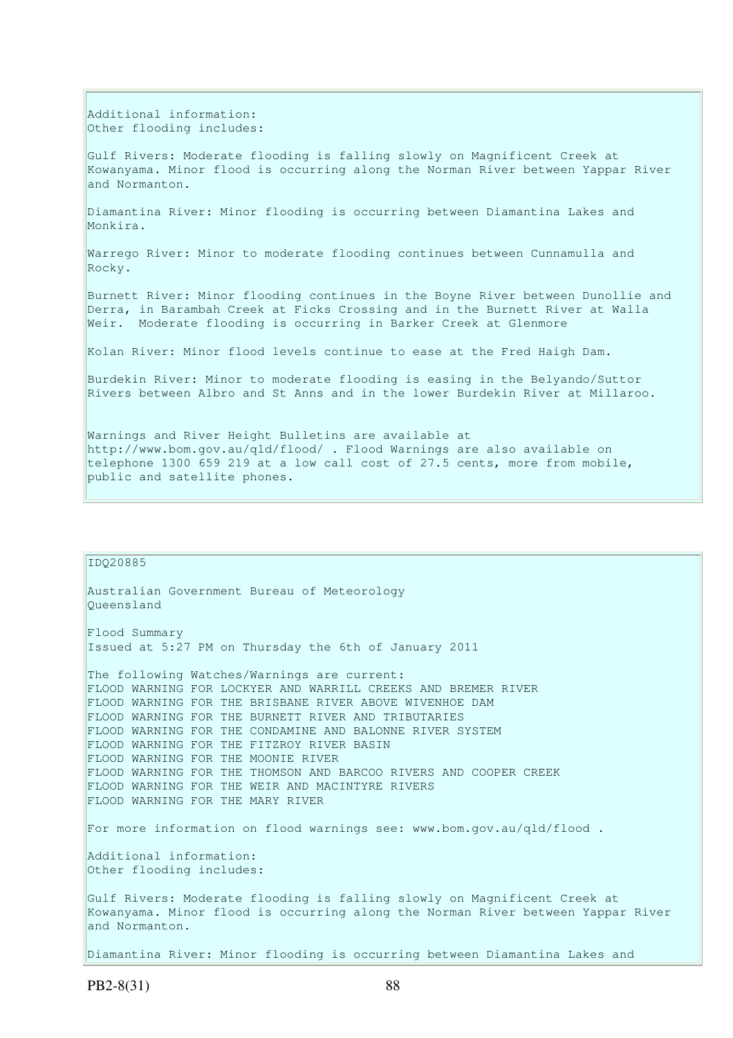Additional information:
Other flooding includes:

Gulf Rivers: Moderate flooding is falling slowly on Magnificent Creek at Kowanyama. Minor flood is occurring along the Norman River between Yappar River and Normanton.

Diamantina River: Minor flooding is occurring between Diamantina Lakes and Monkira.

Warrego River: Minor to moderate flooding continues between Cunnamulla and Rocky.

Burnett River: Minor flooding continues in the Boyne River between Dunollie and Derra, in Barambah Creek at Ficks Crossing and in the Burnett River at Walla Weir. Moderate flooding is occurring in Barker Creek at Glenmore

Kolan River: Minor flood levels continue to ease at the Fred Haigh Dam.

Burdekin River: Minor to moderate flooding is easing in the Belyando/Suttor Rivers between Albro and St Anns and in the lower Burdekin River at Millaroo.

Warnings and River Height Bulletins are available at http://www.bom.gov.au/qld/flood/ . Flood Warnings are also available on telephone 1300 659 219 at a low call cost of 27.5 cents, more from mobile, public and satellite phones.

IDQ20885

Australian Government Bureau of Meteorology
Queensland

Flood Summary
Issued at 5:27 PM on Thursday the 6th of January 2011

The following Watches/Warnings are current:
FLOOD WARNING FOR LOCKYER AND WARRILL CREEKS AND BREMER RIVER
FLOOD WARNING FOR THE BRISBANE RIVER ABOVE WIVENHOE DAM
FLOOD WARNING FOR THE BURNETT RIVER AND TRIBUTARIES
FLOOD WARNING FOR THE CONDAMINE AND BALONNE RIVER SYSTEM
FLOOD WARNING FOR THE FITZROY RIVER BASIN
FLOOD WARNING FOR THE MOONIE RIVER
FLOOD WARNING FOR THE THOMSON AND BARCOO RIVERS AND COOPER CREEK
FLOOD WARNING FOR THE WEIR AND MACINTYRE RIVERS
FLOOD WARNING FOR THE MARY RIVER

For more information on flood warnings see: www.bom.gov.au/qld/flood .

Additional information:
Other flooding includes:

Gulf Rivers: Moderate flooding is falling slowly on Magnificent Creek at Kowanyama. Minor flood is occurring along the Norman River between Yappar River and Normanton.

Diamantina River: Minor flooding is occurring between Diamantina Lakes and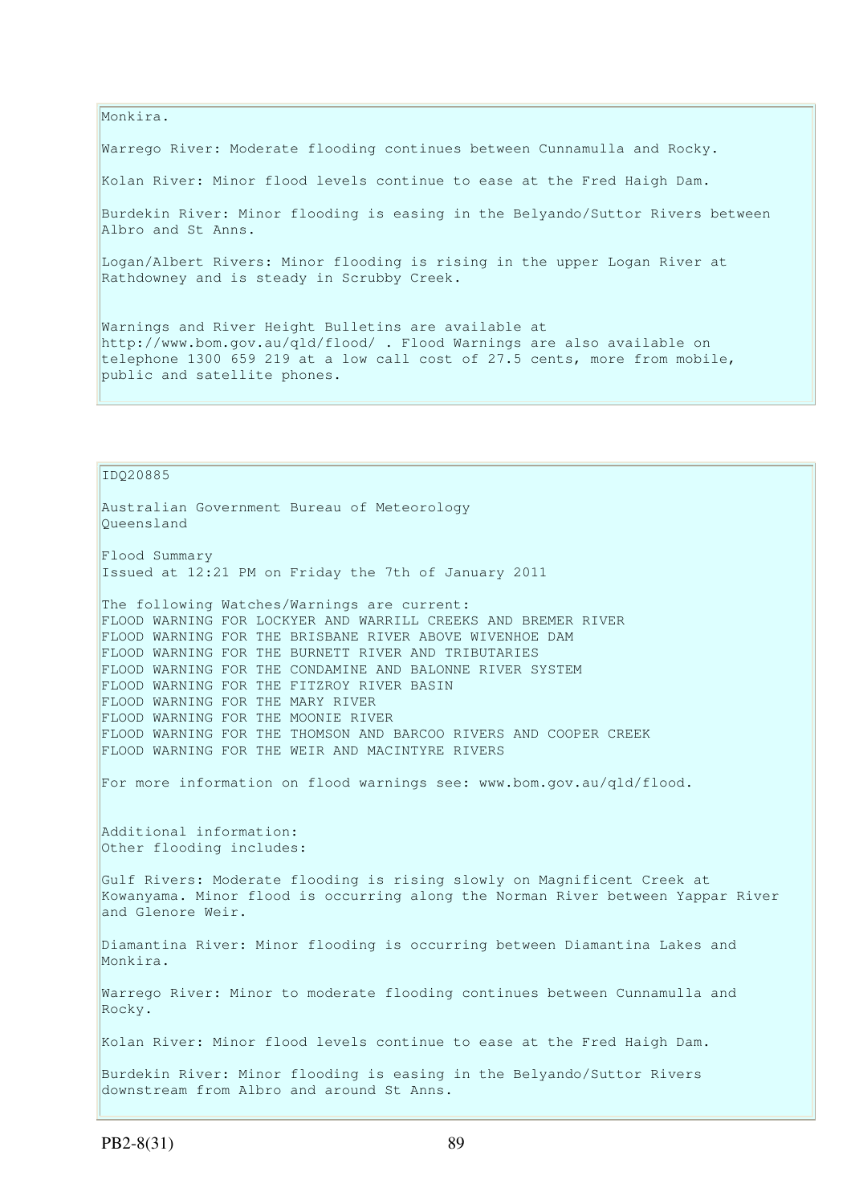Monkira.

Warrego River: Moderate flooding continues between Cunnamulla and Rocky.

Kolan River: Minor flood levels continue to ease at the Fred Haigh Dam.

Burdekin River: Minor flooding is easing in the Belyando/Suttor Rivers between Albro and St Anns.

Logan/Albert Rivers: Minor flooding is rising in the upper Logan River at Rathdowney and is steady in Scrubby Creek.

Warnings and River Height Bulletins are available at http://www.bom.gov.au/qld/flood/ . Flood Warnings are also available on telephone 1300 659 219 at a low call cost of 27.5 cents, more from mobile, public and satellite phones.

IDQ20885

Australian Government Bureau of Meteorology
Queensland

Flood Summary
Issued at 12:21 PM on Friday the 7th of January 2011

The following Watches/Warnings are current:
FLOOD WARNING FOR LOCKYER AND WARRILL CREEKS AND BREMER RIVER
FLOOD WARNING FOR THE BRISBANE RIVER ABOVE WIVENHOE DAM
FLOOD WARNING FOR THE BURNETT RIVER AND TRIBUTARIES
FLOOD WARNING FOR THE CONDAMINE AND BALONNE RIVER SYSTEM
FLOOD WARNING FOR THE FITZROY RIVER BASIN
FLOOD WARNING FOR THE MARY RIVER
FLOOD WARNING FOR THE MOONIE RIVER
FLOOD WARNING FOR THE THOMSON AND BARCOO RIVERS AND COOPER CREEK
FLOOD WARNING FOR THE WEIR AND MACINTYRE RIVERS

For more information on flood warnings see: www.bom.gov.au/qld/flood.

Additional information:
Other flooding includes:

Gulf Rivers: Moderate flooding is rising slowly on Magnificent Creek at Kowanyama. Minor flood is occurring along the Norman River between Yappar River and Glenore Weir.

Diamantina River: Minor flooding is occurring between Diamantina Lakes and Monkira.

Warrego River: Minor to moderate flooding continues between Cunnamulla and Rocky.

Kolan River: Minor flood levels continue to ease at the Fred Haigh Dam.

Burdekin River: Minor flooding is easing in the Belyando/Suttor Rivers downstream from Albro and around St Anns.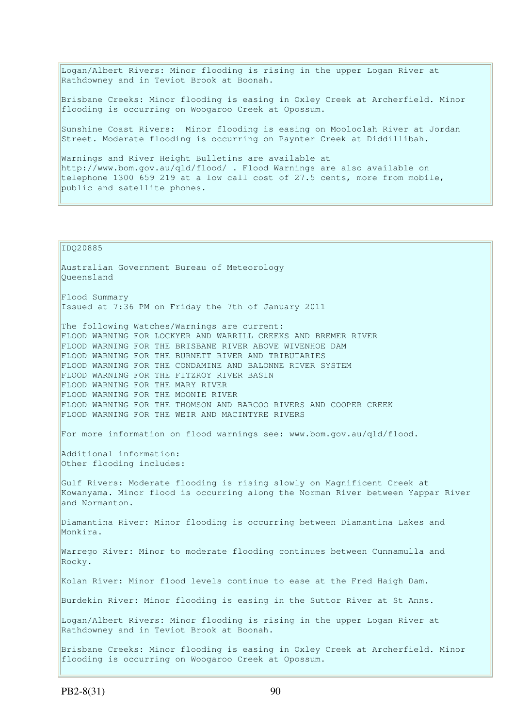Logan/Albert Rivers: Minor flooding is rising in the upper Logan River at Rathdowney and in Teviot Brook at Boonah.

Brisbane Creeks: Minor flooding is easing in Oxley Creek at Archerfield. Minor flooding is occurring on Woogaroo Creek at Opossum.

Sunshine Coast Rivers: Minor flooding is easing on Mooloolah River at Jordan Street. Moderate flooding is occurring on Paynter Creek at Diddillibah.

Warnings and River Height Bulletins are available at http://www.bom.gov.au/qld/flood/ . Flood Warnings are also available on telephone 1300 659 219 at a low call cost of 27.5 cents, more from mobile, public and satellite phones.

IDQ20885

Australian Government Bureau of Meteorology
Queensland

Flood Summary
Issued at 7:36 PM on Friday the 7th of January 2011

The following Watches/Warnings are current:
FLOOD WARNING FOR LOCKYER AND WARRILL CREEKS AND BREMER RIVER
FLOOD WARNING FOR THE BRISBANE RIVER ABOVE WIVENHOE DAM
FLOOD WARNING FOR THE BURNETT RIVER AND TRIBUTARIES
FLOOD WARNING FOR THE CONDAMINE AND BALONNE RIVER SYSTEM
FLOOD WARNING FOR THE FITZROY RIVER BASIN
FLOOD WARNING FOR THE MARY RIVER
FLOOD WARNING FOR THE MOONIE RIVER
FLOOD WARNING FOR THE THOMSON AND BARCOO RIVERS AND COOPER CREEK
FLOOD WARNING FOR THE WEIR AND MACINTYRE RIVERS

For more information on flood warnings see: www.bom.gov.au/qld/flood.

Additional information:
Other flooding includes:

Gulf Rivers: Moderate flooding is rising slowly on Magnificent Creek at Kowanyama. Minor flood is occurring along the Norman River between Yappar River and Normanton.

Diamantina River: Minor flooding is occurring between Diamantina Lakes and Monkira.

Warrego River: Minor to moderate flooding continues between Cunnamulla and Rocky.

Kolan River: Minor flood levels continue to ease at the Fred Haigh Dam.

Burdekin River: Minor flooding is easing in the Suttor River at St Anns.

Logan/Albert Rivers: Minor flooding is rising in the upper Logan River at Rathdowney and in Teviot Brook at Boonah.

Brisbane Creeks: Minor flooding is easing in Oxley Creek at Archerfield. Minor flooding is occurring on Woogaroo Creek at Opossum.

PB2-8(31)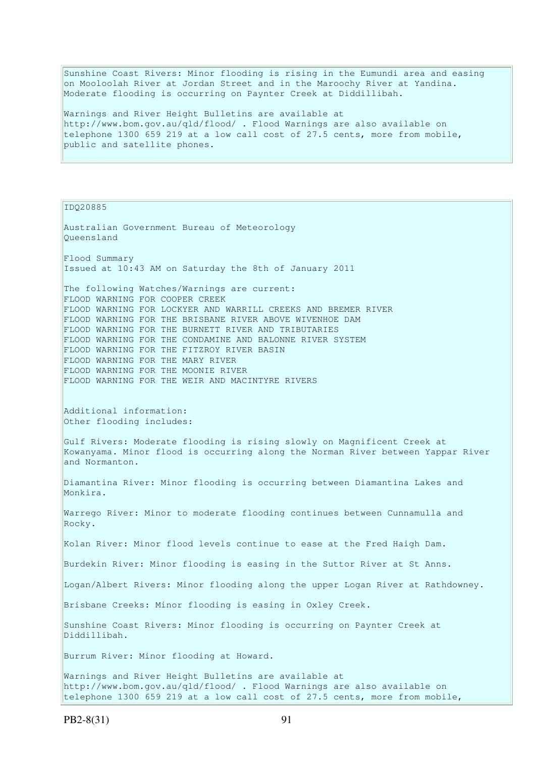Sunshine Coast Rivers: Minor flooding is rising in the Eumundi area and easing on Mooloolah River at Jordan Street and in the Maroochy River at Yandina. Moderate flooding is occurring on Paynter Creek at Diddillibah.

Warnings and River Height Bulletins are available at http://www.bom.gov.au/qld/flood/ . Flood Warnings are also available on telephone 1300 659 219 at a low call cost of 27.5 cents, more from mobile, public and satellite phones.

IDQ20885

Australian Government Bureau of Meteorology
Queensland

Flood Summary
Issued at 10:43 AM on Saturday the 8th of January 2011

The following Watches/Warnings are current:
FLOOD WARNING FOR COOPER CREEK
FLOOD WARNING FOR LOCKYER AND WARRILL CREEKS AND BREMER RIVER
FLOOD WARNING FOR THE BRISBANE RIVER ABOVE WIVENHOE DAM
FLOOD WARNING FOR THE BURNETT RIVER AND TRIBUTARIES
FLOOD WARNING FOR THE CONDAMINE AND BALONNE RIVER SYSTEM
FLOOD WARNING FOR THE FITZROY RIVER BASIN
FLOOD WARNING FOR THE MARY RIVER
FLOOD WARNING FOR THE MOONIE RIVER
FLOOD WARNING FOR THE WEIR AND MACINTYRE RIVERS

Additional information:
Other flooding includes:

Gulf Rivers: Moderate flooding is rising slowly on Magnificent Creek at Kowanyama. Minor flood is occurring along the Norman River between Yappar River and Normanton.

Diamantina River: Minor flooding is occurring between Diamantina Lakes and Monkira.

Warrego River: Minor to moderate flooding continues between Cunnamulla and Rocky.

Kolan River: Minor flood levels continue to ease at the Fred Haigh Dam.

Burdekin River: Minor flooding is easing in the Suttor River at St Anns.

Logan/Albert Rivers: Minor flooding along the upper Logan River at Rathdowney.

Brisbane Creeks: Minor flooding is easing in Oxley Creek.

Sunshine Coast Rivers: Minor flooding is occurring on Paynter Creek at Diddillibah.

Burrum River: Minor flooding at Howard.

Warnings and River Height Bulletins are available at http://www.bom.gov.au/qld/flood/ . Flood Warnings are also available on telephone 1300 659 219 at a low call cost of 27.5 cents, more from mobile,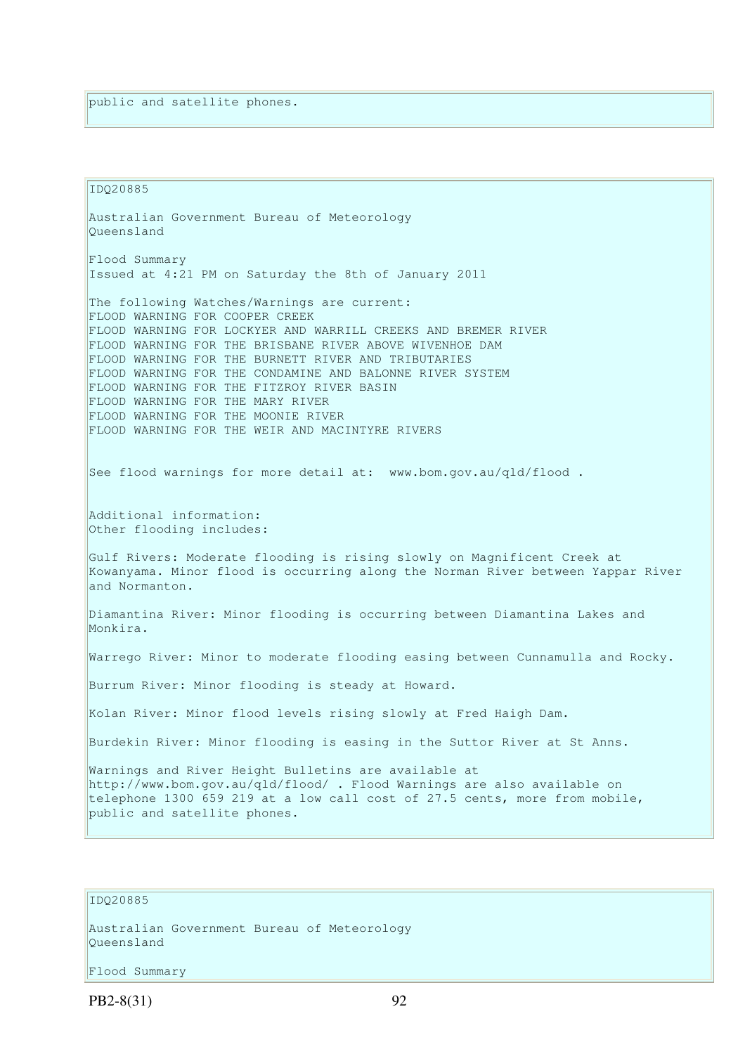public and satellite phones.

IDQ20885

Australian Government Bureau of Meteorology
Queensland

Flood Summary
Issued at 4:21 PM on Saturday the 8th of January 2011

The following Watches/Warnings are current:
FLOOD WARNING FOR COOPER CREEK
FLOOD WARNING FOR LOCKYER AND WARRILL CREEKS AND BREMER RIVER
FLOOD WARNING FOR THE BRISBANE RIVER ABOVE WIVENHOE DAM
FLOOD WARNING FOR THE BURNETT RIVER AND TRIBUTARIES
FLOOD WARNING FOR THE CONDAMINE AND BALONNE RIVER SYSTEM
FLOOD WARNING FOR THE FITZROY RIVER BASIN
FLOOD WARNING FOR THE MARY RIVER
FLOOD WARNING FOR THE MOONIE RIVER
FLOOD WARNING FOR THE WEIR AND MACINTYRE RIVERS

See flood warnings for more detail at: www.bom.gov.au/qld/flood .

Additional information:
Other flooding includes:

Gulf Rivers: Moderate flooding is rising slowly on Magnificent Creek at Kowanyama. Minor flood is occurring along the Norman River between Yappar River and Normanton.

Diamantina River: Minor flooding is occurring between Diamantina Lakes and Monkira.

Warrego River: Minor to moderate flooding easing between Cunnamulla and Rocky.

Burrum River: Minor flooding is steady at Howard.

Kolan River: Minor flood levels rising slowly at Fred Haigh Dam.

Burdekin River: Minor flooding is easing in the Suttor River at St Anns.

Warnings and River Height Bulletins are available at http://www.bom.gov.au/qld/flood/ . Flood Warnings are also available on telephone 1300 659 219 at a low call cost of 27.5 cents, more from mobile, public and satellite phones.

IDQ20885

Australian Government Bureau of Meteorology
Queensland

Flood Summary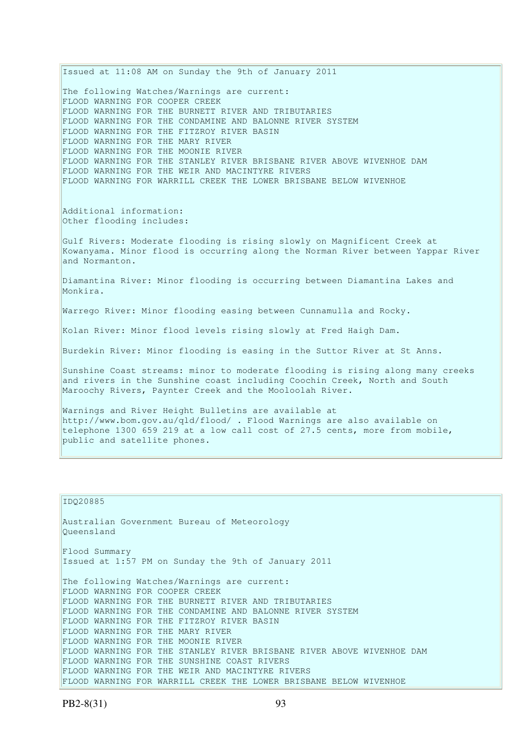Issued at 11:08 AM on Sunday the 9th of January 2011

The following Watches/Warnings are current:
FLOOD WARNING FOR COOPER CREEK
FLOOD WARNING FOR THE BURNETT RIVER AND TRIBUTARIES
FLOOD WARNING FOR THE CONDAMINE AND BALONNE RIVER SYSTEM
FLOOD WARNING FOR THE FITZROY RIVER BASIN
FLOOD WARNING FOR THE MARY RIVER
FLOOD WARNING FOR THE MOONIE RIVER
FLOOD WARNING FOR THE STANLEY RIVER BRISBANE RIVER ABOVE WIVENHOE DAM
FLOOD WARNING FOR THE WEIR AND MACINTYRE RIVERS
FLOOD WARNING FOR WARRILL CREEK THE LOWER BRISBANE BELOW WIVENHOE

Additional information:
Other flooding includes:

Gulf Rivers: Moderate flooding is rising slowly on Magnificent Creek at Kowanyama. Minor flood is occurring along the Norman River between Yappar River and Normanton.

Diamantina River: Minor flooding is occurring between Diamantina Lakes and Monkira.

Warrego River: Minor flooding easing between Cunnamulla and Rocky.

Kolan River: Minor flood levels rising slowly at Fred Haigh Dam.

Burdekin River: Minor flooding is easing in the Suttor River at St Anns.

Sunshine Coast streams: minor to moderate flooding is rising along many creeks and rivers in the Sunshine coast including Coochin Creek, North and South Maroochy Rivers, Paynter Creek and the Mooloolah River.

Warnings and River Height Bulletins are available at http://www.bom.gov.au/qld/flood/ . Flood Warnings are also available on telephone 1300 659 219 at a low call cost of 27.5 cents, more from mobile, public and satellite phones.

IDQ20885

Australian Government Bureau of Meteorology
Queensland

Flood Summary
Issued at 1:57 PM on Sunday the 9th of January 2011

The following Watches/Warnings are current:
FLOOD WARNING FOR COOPER CREEK
FLOOD WARNING FOR THE BURNETT RIVER AND TRIBUTARIES
FLOOD WARNING FOR THE CONDAMINE AND BALONNE RIVER SYSTEM
FLOOD WARNING FOR THE FITZROY RIVER BASIN
FLOOD WARNING FOR THE MARY RIVER
FLOOD WARNING FOR THE MOONIE RIVER
FLOOD WARNING FOR THE STANLEY RIVER BRISBANE RIVER ABOVE WIVENHOE DAM
FLOOD WARNING FOR THE SUNSHINE COAST RIVERS
FLOOD WARNING FOR THE WEIR AND MACINTYRE RIVERS
FLOOD WARNING FOR WARRILL CREEK THE LOWER BRISBANE BELOW WIVENHOE

PB2-8(31)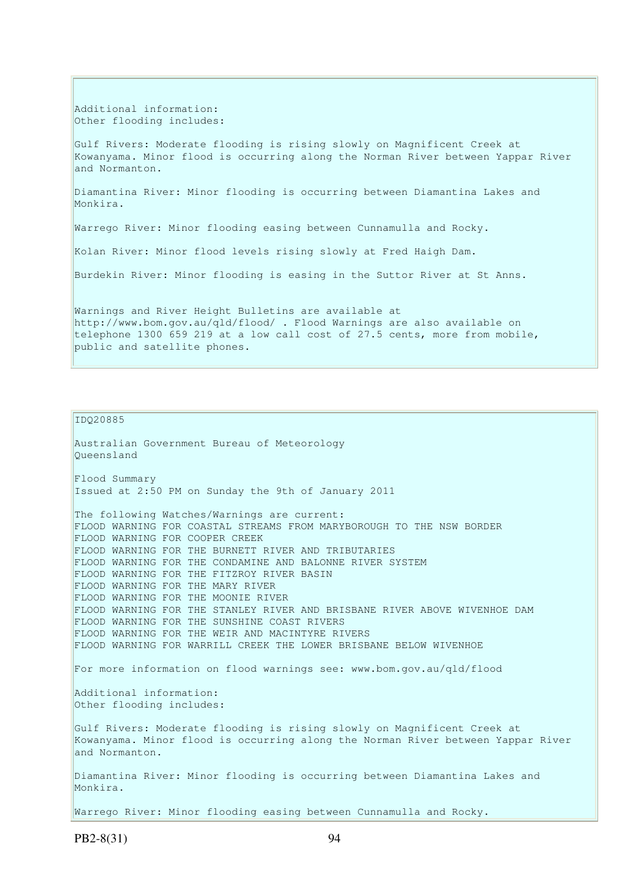Additional information:
Other flooding includes:

Gulf Rivers: Moderate flooding is rising slowly on Magnificent Creek at Kowanyama. Minor flood is occurring along the Norman River between Yappar River and Normanton.

Diamantina River: Minor flooding is occurring between Diamantina Lakes and Monkira.

Warrego River: Minor flooding easing between Cunnamulla and Rocky.

Kolan River: Minor flood levels rising slowly at Fred Haigh Dam.

Burdekin River: Minor flooding is easing in the Suttor River at St Anns.

Warnings and River Height Bulletins are available at http://www.bom.gov.au/qld/flood/ . Flood Warnings are also available on telephone 1300 659 219 at a low call cost of 27.5 cents, more from mobile, public and satellite phones.

IDQ20885

Australian Government Bureau of Meteorology
Queensland

Flood Summary
Issued at 2:50 PM on Sunday the 9th of January 2011

The following Watches/Warnings are current:
FLOOD WARNING FOR COASTAL STREAMS FROM MARYBOROUGH TO THE NSW BORDER
FLOOD WARNING FOR COOPER CREEK
FLOOD WARNING FOR THE BURNETT RIVER AND TRIBUTARIES
FLOOD WARNING FOR THE CONDAMINE AND BALONNE RIVER SYSTEM
FLOOD WARNING FOR THE FITZROY RIVER BASIN
FLOOD WARNING FOR THE MARY RIVER
FLOOD WARNING FOR THE MOONIE RIVER
FLOOD WARNING FOR THE STANLEY RIVER AND BRISBANE RIVER ABOVE WIVENHOE DAM
FLOOD WARNING FOR THE SUNSHINE COAST RIVERS
FLOOD WARNING FOR THE WEIR AND MACINTYRE RIVERS
FLOOD WARNING FOR WARRILL CREEK THE LOWER BRISBANE BELOW WIVENHOE

For more information on flood warnings see: www.bom.gov.au/qld/flood

Additional information:
Other flooding includes:

Gulf Rivers: Moderate flooding is rising slowly on Magnificent Creek at Kowanyama. Minor flood is occurring along the Norman River between Yappar River and Normanton.

Diamantina River: Minor flooding is occurring between Diamantina Lakes and Monkira.

Warrego River: Minor flooding easing between Cunnamulla and Rocky.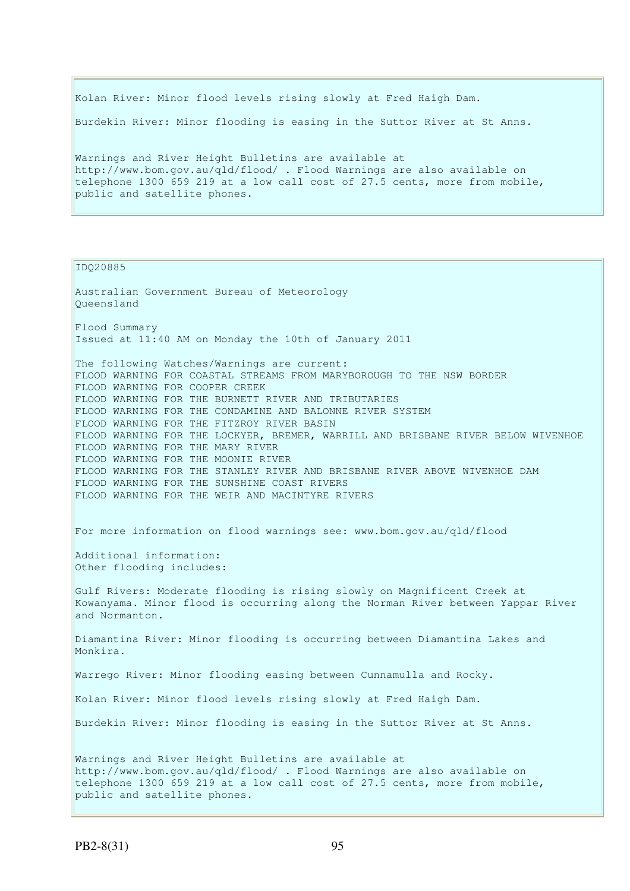Kolan River: Minor flood levels rising slowly at Fred Haigh Dam.

Burdekin River: Minor flooding is easing in the Suttor River at St Anns.

Warnings and River Height Bulletins are available at http://www.bom.gov.au/qld/flood/ . Flood Warnings are also available on telephone 1300 659 219 at a low call cost of 27.5 cents, more from mobile, public and satellite phones.

IDQ20885

Australian Government Bureau of Meteorology
Queensland

Flood Summary
Issued at 11:40 AM on Monday the 10th of January 2011

The following Watches/Warnings are current:
FLOOD WARNING FOR COASTAL STREAMS FROM MARYBOROUGH TO THE NSW BORDER
FLOOD WARNING FOR COOPER CREEK
FLOOD WARNING FOR THE BURNETT RIVER AND TRIBUTARIES
FLOOD WARNING FOR THE CONDAMINE AND BALONNE RIVER SYSTEM
FLOOD WARNING FOR THE FITZROY RIVER BASIN
FLOOD WARNING FOR THE LOCKYER, BREMER, WARRILL AND BRISBANE RIVER BELOW WIVENHOE
FLOOD WARNING FOR THE MARY RIVER
FLOOD WARNING FOR THE MOONIE RIVER
FLOOD WARNING FOR THE STANLEY RIVER AND BRISBANE RIVER ABOVE WIVENHOE DAM
FLOOD WARNING FOR THE SUNSHINE COAST RIVERS
FLOOD WARNING FOR THE WEIR AND MACINTYRE RIVERS

For more information on flood warnings see: www.bom.gov.au/qld/flood

Additional information:
Other flooding includes:

Gulf Rivers: Moderate flooding is rising slowly on Magnificent Creek at Kowanyama. Minor flood is occurring along the Norman River between Yappar River and Normanton.

Diamantina River: Minor flooding is occurring between Diamantina Lakes and Monkira.

Warrego River: Minor flooding easing between Cunnamulla and Rocky.

Kolan River: Minor flood levels rising slowly at Fred Haigh Dam.

Burdekin River: Minor flooding is easing in the Suttor River at St Anns.

Warnings and River Height Bulletins are available at http://www.bom.gov.au/qld/flood/ . Flood Warnings are also available on telephone 1300 659 219 at a low call cost of 27.5 cents, more from mobile, public and satellite phones.

PB2-8(31)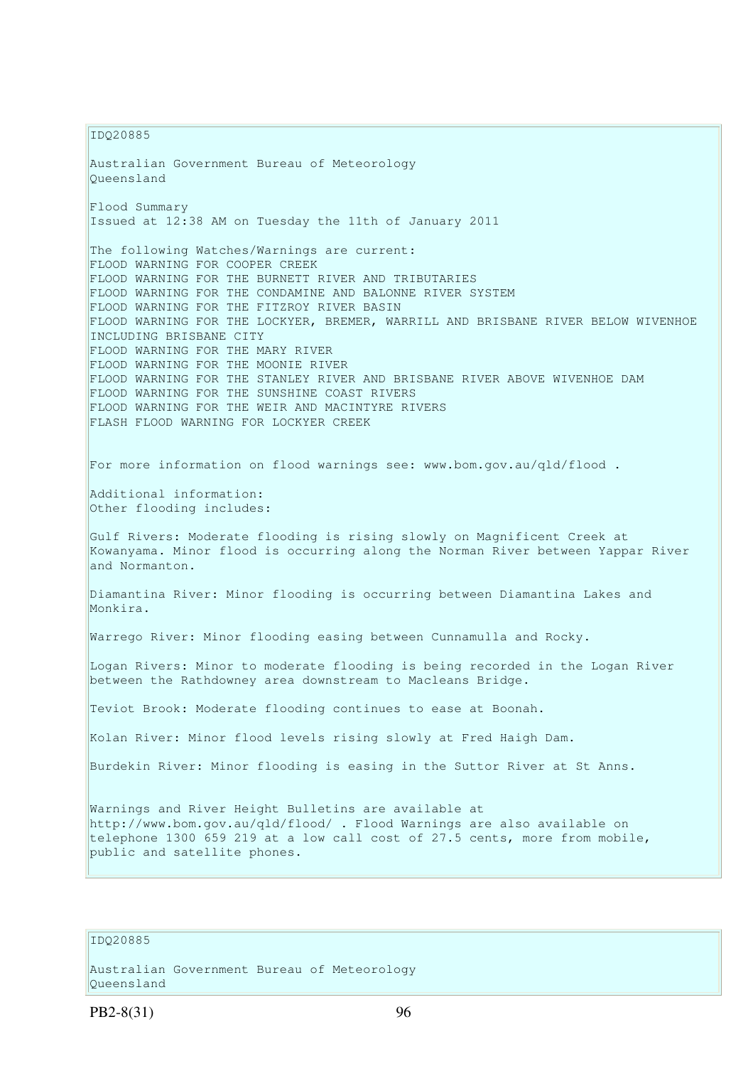IDQ20885

Australian Government Bureau of Meteorology
Queensland

Flood Summary
Issued at 12:38 AM on Tuesday the 11th of January 2011

The following Watches/Warnings are current:
FLOOD WARNING FOR COOPER CREEK
FLOOD WARNING FOR THE BURNETT RIVER AND TRIBUTARIES
FLOOD WARNING FOR THE CONDAMINE AND BALONNE RIVER SYSTEM
FLOOD WARNING FOR THE FITZROY RIVER BASIN
FLOOD WARNING FOR THE LOCKYER, BREMER, WARRILL AND BRISBANE RIVER BELOW WIVENHOE INCLUDING BRISBANE CITY
FLOOD WARNING FOR THE MARY RIVER
FLOOD WARNING FOR THE MOONIE RIVER
FLOOD WARNING FOR THE STANLEY RIVER AND BRISBANE RIVER ABOVE WIVENHOE DAM
FLOOD WARNING FOR THE SUNSHINE COAST RIVERS
FLOOD WARNING FOR THE WEIR AND MACINTYRE RIVERS
FLASH FLOOD WARNING FOR LOCKYER CREEK

For more information on flood warnings see: www.bom.gov.au/qld/flood .

Additional information:
Other flooding includes:

Gulf Rivers: Moderate flooding is rising slowly on Magnificent Creek at Kowanyama. Minor flood is occurring along the Norman River between Yappar River and Normanton.

Diamantina River: Minor flooding is occurring between Diamantina Lakes and Monkira.

Warrego River: Minor flooding easing between Cunnamulla and Rocky.

Logan Rivers: Minor to moderate flooding is being recorded in the Logan River between the Rathdowney area downstream to Macleans Bridge.

Teviot Brook: Moderate flooding continues to ease at Boonah.

Kolan River: Minor flood levels rising slowly at Fred Haigh Dam.

Burdekin River: Minor flooding is easing in the Suttor River at St Anns.

Warnings and River Height Bulletins are available at http://www.bom.gov.au/qld/flood/ . Flood Warnings are also available on telephone 1300 659 219 at a low call cost of 27.5 cents, more from mobile, public and satellite phones.

IDQ20885

Australian Government Bureau of Meteorology
Queensland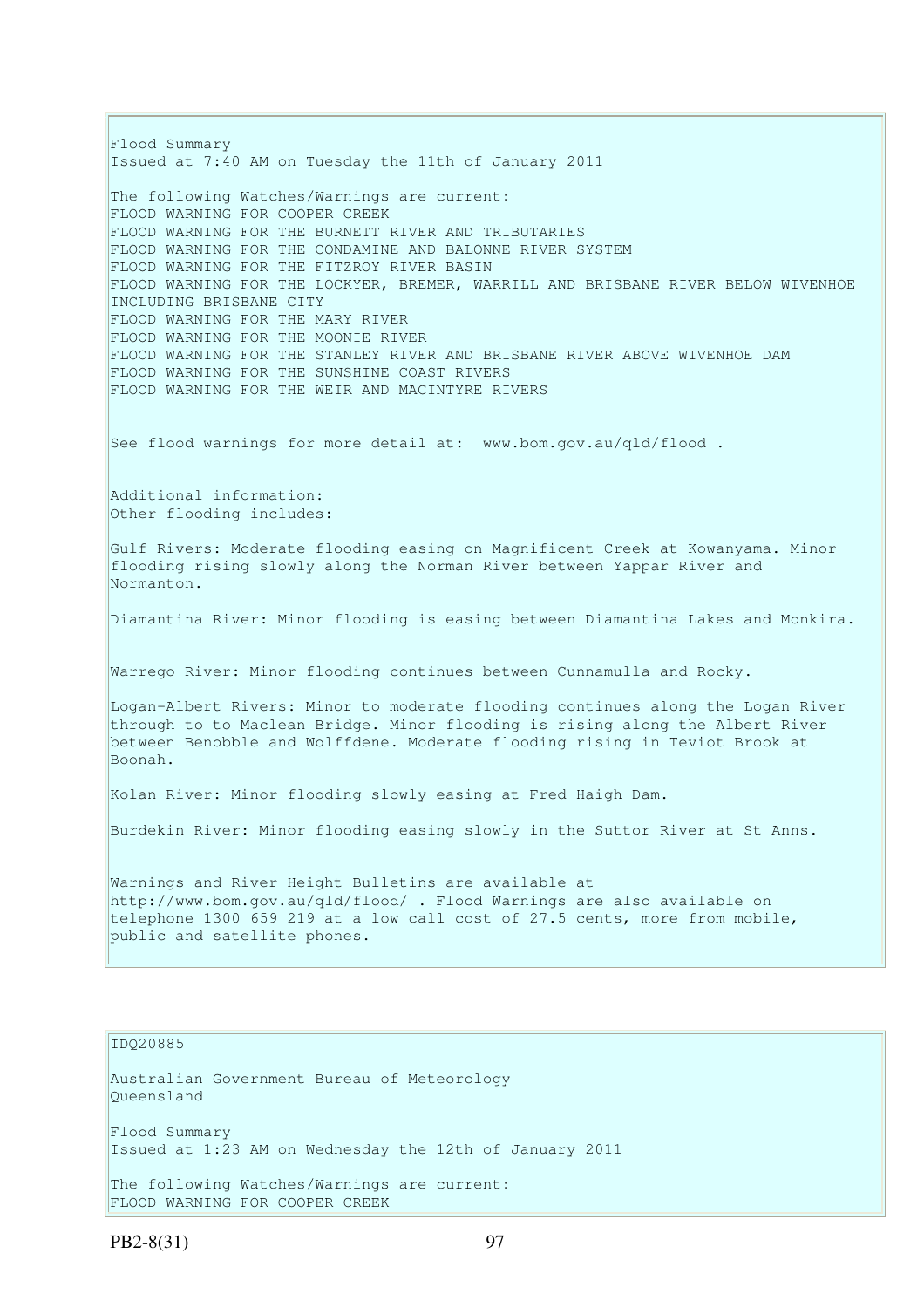Flood Summary
Issued at 7:40 AM on Tuesday the 11th of January 2011

The following Watches/Warnings are current:
FLOOD WARNING FOR COOPER CREEK
FLOOD WARNING FOR THE BURNETT RIVER AND TRIBUTARIES
FLOOD WARNING FOR THE CONDAMINE AND BALONNE RIVER SYSTEM
FLOOD WARNING FOR THE FITZROY RIVER BASIN
FLOOD WARNING FOR THE LOCKYER, BREMER, WARRILL AND BRISBANE RIVER BELOW WIVENHOE INCLUDING BRISBANE CITY
FLOOD WARNING FOR THE MARY RIVER
FLOOD WARNING FOR THE MOONIE RIVER
FLOOD WARNING FOR THE STANLEY RIVER AND BRISBANE RIVER ABOVE WIVENHOE DAM
FLOOD WARNING FOR THE SUNSHINE COAST RIVERS
FLOOD WARNING FOR THE WEIR AND MACINTYRE RIVERS

See flood warnings for more detail at: www.bom.gov.au/qld/flood .

Additional information:
Other flooding includes:

Gulf Rivers: Moderate flooding easing on Magnificent Creek at Kowanyama. Minor flooding rising slowly along the Norman River between Yappar River and Normanton.

Diamantina River: Minor flooding is easing between Diamantina Lakes and Monkira.

Warrego River: Minor flooding continues between Cunnamulla and Rocky.

Logan-Albert Rivers: Minor to moderate flooding continues along the Logan River through to to Maclean Bridge. Minor flooding is rising along the Albert River between Benobble and Wolffdene. Moderate flooding rising in Teviot Brook at Boonah.

Kolan River: Minor flooding slowly easing at Fred Haigh Dam.

Burdekin River: Minor flooding easing slowly in the Suttor River at St Anns.

Warnings and River Height Bulletins are available at http://www.bom.gov.au/qld/flood/ . Flood Warnings are also available on telephone 1300 659 219 at a low call cost of 27.5 cents, more from mobile, public and satellite phones.

IDQ20885

Australian Government Bureau of Meteorology
Queensland

Flood Summary
Issued at 1:23 AM on Wednesday the 12th of January 2011

The following Watches/Warnings are current:
FLOOD WARNING FOR COOPER CREEK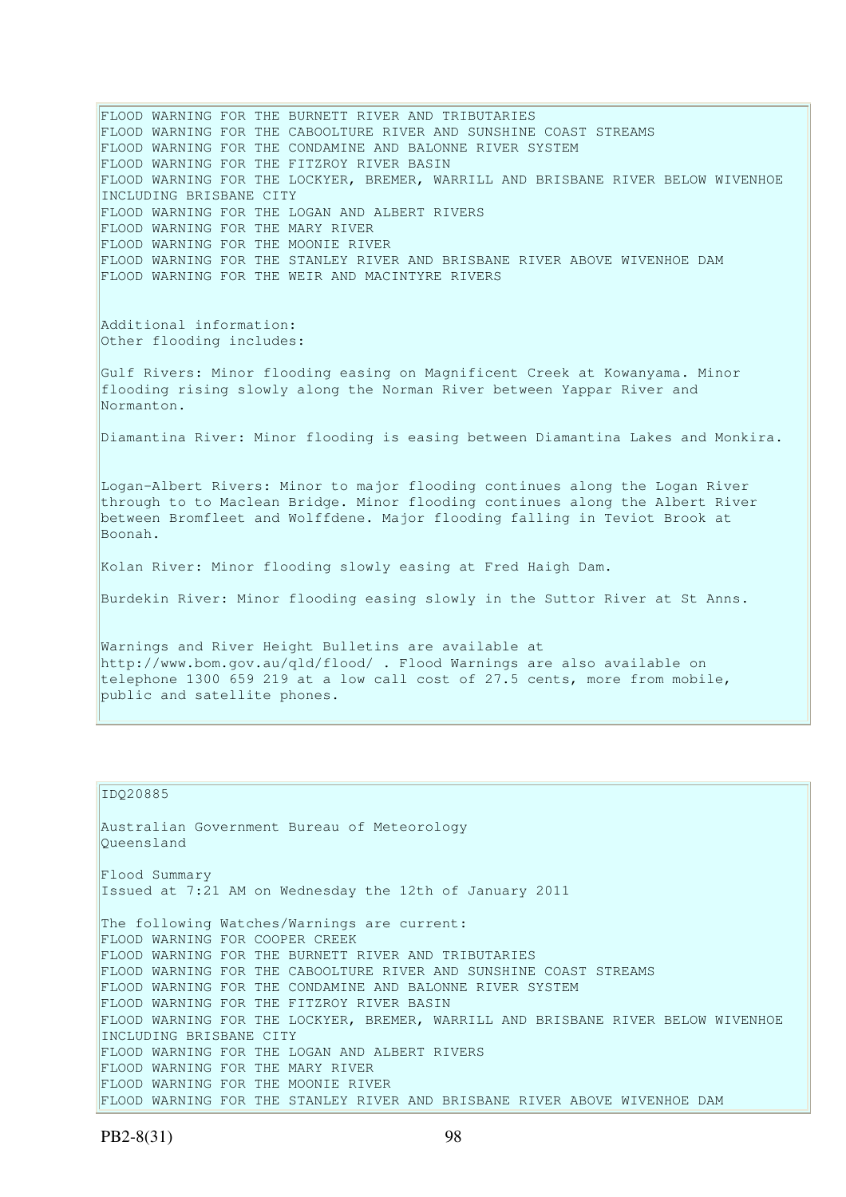FLOOD WARNING FOR THE BURNETT RIVER AND TRIBUTARIES
FLOOD WARNING FOR THE CABOOLTURE RIVER AND SUNSHINE COAST STREAMS
FLOOD WARNING FOR THE CONDAMINE AND BALONNE RIVER SYSTEM
FLOOD WARNING FOR THE FITZROY RIVER BASIN
FLOOD WARNING FOR THE LOCKYER, BREMER, WARRILL AND BRISBANE RIVER BELOW WIVENHOE INCLUDING BRISBANE CITY
FLOOD WARNING FOR THE LOGAN AND ALBERT RIVERS
FLOOD WARNING FOR THE MARY RIVER
FLOOD WARNING FOR THE MOONIE RIVER
FLOOD WARNING FOR THE STANLEY RIVER AND BRISBANE RIVER ABOVE WIVENHOE DAM
FLOOD WARNING FOR THE WEIR AND MACINTYRE RIVERS

Additional information:
Other flooding includes:

Gulf Rivers: Minor flooding easing on Magnificent Creek at Kowanyama. Minor flooding rising slowly along the Norman River between Yappar River and Normanton.

Diamantina River: Minor flooding is easing between Diamantina Lakes and Monkira.

Logan-Albert Rivers: Minor to major flooding continues along the Logan River through to to Maclean Bridge. Minor flooding continues along the Albert River between Bromfleet and Wolffdene. Major flooding falling in Teviot Brook at Boonah.

Kolan River: Minor flooding slowly easing at Fred Haigh Dam.

Burdekin River: Minor flooding easing slowly in the Suttor River at St Anns.

Warnings and River Height Bulletins are available at http://www.bom.gov.au/qld/flood/ . Flood Warnings are also available on telephone 1300 659 219 at a low call cost of 27.5 cents, more from mobile, public and satellite phones.

IDQ20885

Australian Government Bureau of Meteorology
Queensland

Flood Summary
Issued at 7:21 AM on Wednesday the 12th of January 2011

The following Watches/Warnings are current:
FLOOD WARNING FOR COOPER CREEK
FLOOD WARNING FOR THE BURNETT RIVER AND TRIBUTARIES
FLOOD WARNING FOR THE CABOOLTURE RIVER AND SUNSHINE COAST STREAMS
FLOOD WARNING FOR THE CONDAMINE AND BALONNE RIVER SYSTEM
FLOOD WARNING FOR THE FITZROY RIVER BASIN
FLOOD WARNING FOR THE LOCKYER, BREMER, WARRILL AND BRISBANE RIVER BELOW WIVENHOE INCLUDING BRISBANE CITY
FLOOD WARNING FOR THE LOGAN AND ALBERT RIVERS
FLOOD WARNING FOR THE MARY RIVER
FLOOD WARNING FOR THE MOONIE RIVER
FLOOD WARNING FOR THE STANLEY RIVER AND BRISBANE RIVER ABOVE WIVENHOE DAM

PB2-8(31)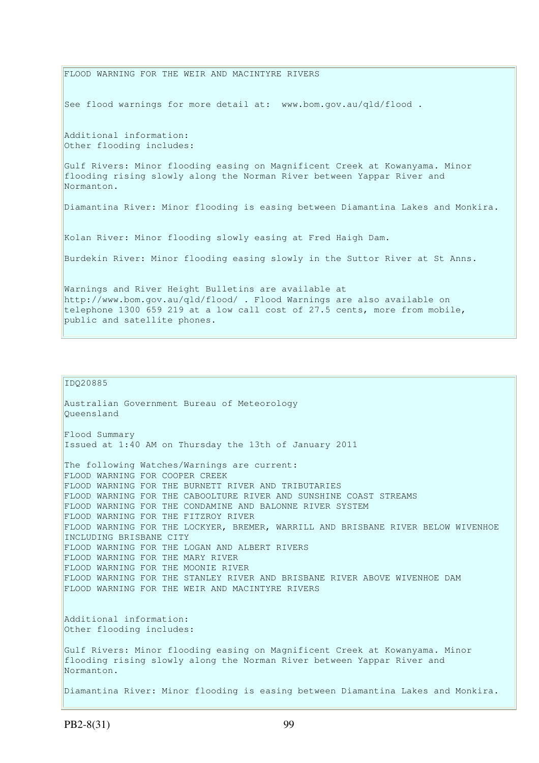FLOOD WARNING FOR THE WEIR AND MACINTYRE RIVERS

See flood warnings for more detail at: www.bom.gov.au/qld/flood .

Additional information:
Other flooding includes:

Gulf Rivers: Minor flooding easing on Magnificent Creek at Kowanyama. Minor flooding rising slowly along the Norman River between Yappar River and Normanton.

Diamantina River: Minor flooding is easing between Diamantina Lakes and Monkira.

Kolan River: Minor flooding slowly easing at Fred Haigh Dam.

Burdekin River: Minor flooding easing slowly in the Suttor River at St Anns.

Warnings and River Height Bulletins are available at http://www.bom.gov.au/qld/flood/ . Flood Warnings are also available on telephone 1300 659 219 at a low call cost of 27.5 cents, more from mobile, public and satellite phones.

IDQ20885

Australian Government Bureau of Meteorology
Queensland

Flood Summary
Issued at 1:40 AM on Thursday the 13th of January 2011

The following Watches/Warnings are current:
FLOOD WARNING FOR COOPER CREEK
FLOOD WARNING FOR THE BURNETT RIVER AND TRIBUTARIES
FLOOD WARNING FOR THE CABOOLTURE RIVER AND SUNSHINE COAST STREAMS
FLOOD WARNING FOR THE CONDAMINE AND BALONNE RIVER SYSTEM
FLOOD WARNING FOR THE FITZROY RIVER
FLOOD WARNING FOR THE LOCKYER, BREMER, WARRILL AND BRISBANE RIVER BELOW WIVENHOE INCLUDING BRISBANE CITY
FLOOD WARNING FOR THE LOGAN AND ALBERT RIVERS
FLOOD WARNING FOR THE MARY RIVER
FLOOD WARNING FOR THE MOONIE RIVER
FLOOD WARNING FOR THE STANLEY RIVER AND BRISBANE RIVER ABOVE WIVENHOE DAM
FLOOD WARNING FOR THE WEIR AND MACINTYRE RIVERS

Additional information:
Other flooding includes:

Gulf Rivers: Minor flooding easing on Magnificent Creek at Kowanyama. Minor flooding rising slowly along the Norman River between Yappar River and Normanton.

Diamantina River: Minor flooding is easing between Diamantina Lakes and Monkira.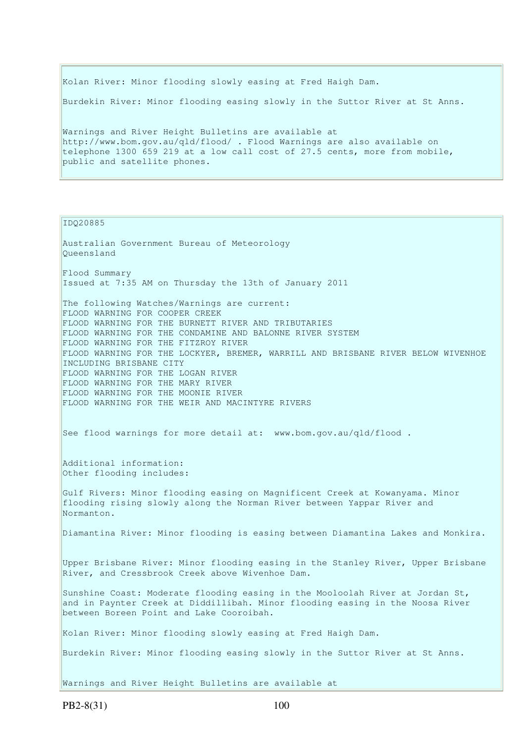Kolan River: Minor flooding slowly easing at Fred Haigh Dam.

Burdekin River: Minor flooding easing slowly in the Suttor River at St Anns.

Warnings and River Height Bulletins are available at http://www.bom.gov.au/qld/flood/ . Flood Warnings are also available on telephone 1300 659 219 at a low call cost of 27.5 cents, more from mobile, public and satellite phones.

---

IDQ20885

Australian Government Bureau of Meteorology
Queensland

Flood Summary
Issued at 7:35 AM on Thursday the 13th of January 2011

The following Watches/Warnings are current:
FLOOD WARNING FOR COOPER CREEK
FLOOD WARNING FOR THE BURNETT RIVER AND TRIBUTARIES
FLOOD WARNING FOR THE CONDAMINE AND BALONNE RIVER SYSTEM
FLOOD WARNING FOR THE FITZROY RIVER
FLOOD WARNING FOR THE LOCKYER, BREMER, WARRILL AND BRISBANE RIVER BELOW WIVENHOE INCLUDING BRISBANE CITY
FLOOD WARNING FOR THE LOGAN RIVER
FLOOD WARNING FOR THE MARY RIVER
FLOOD WARNING FOR THE MOONIE RIVER
FLOOD WARNING FOR THE WEIR AND MACINTYRE RIVERS

See flood warnings for more detail at: www.bom.gov.au/qld/flood .

Additional information:
Other flooding includes:

Gulf Rivers: Minor flooding easing on Magnificent Creek at Kowanyama. Minor flooding rising slowly along the Norman River between Yappar River and Normanton.

Diamantina River: Minor flooding is easing between Diamantina Lakes and Monkira.

Upper Brisbane River: Minor flooding easing in the Stanley River, Upper Brisbane River, and Cressbrook Creek above Wivenhoe Dam.

Sunshine Coast: Moderate flooding easing in the Mooloolah River at Jordan St, and in Paynter Creek at Diddillibah. Minor flooding easing in the Noosa River between Boreen Point and Lake Cooroibah.

Kolan River: Minor flooding slowly easing at Fred Haigh Dam.

Burdekin River: Minor flooding easing slowly in the Suttor River at St Anns.

Warnings and River Height Bulletins are available at

PB2-8(31)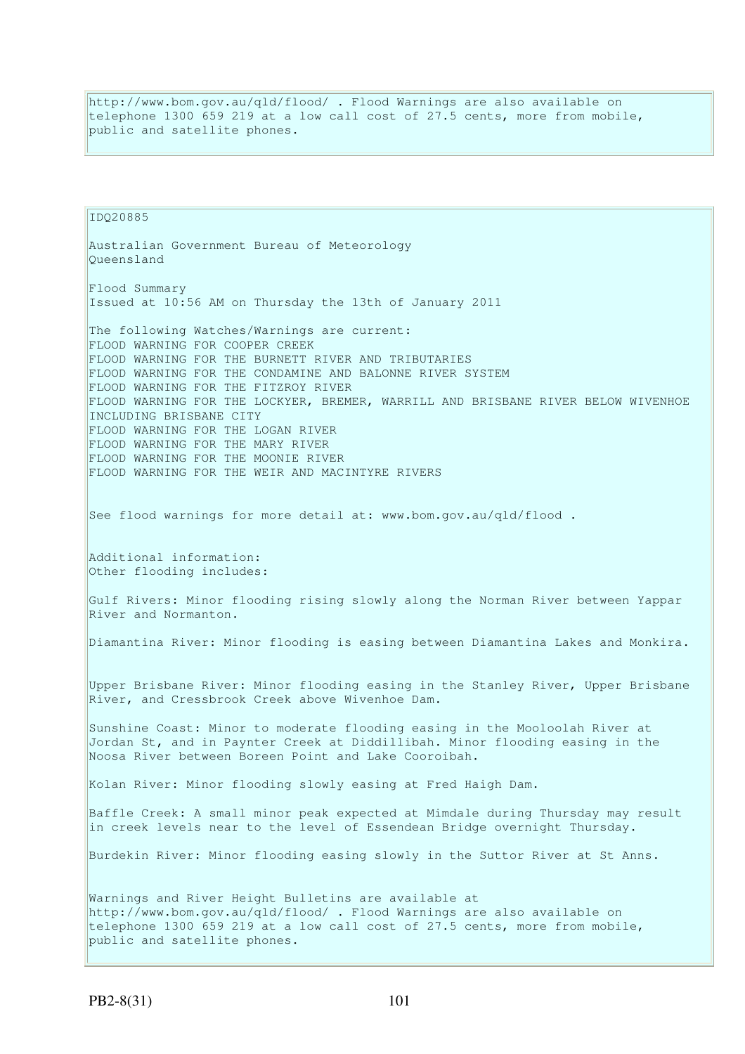http://www.bom.gov.au/qld/flood/ . Flood Warnings are also available on telephone 1300 659 219 at a low call cost of 27.5 cents, more from mobile, public and satellite phones.

IDQ20885

Australian Government Bureau of Meteorology
Queensland

Flood Summary
Issued at 10:56 AM on Thursday the 13th of January 2011

The following Watches/Warnings are current:
FLOOD WARNING FOR COOPER CREEK
FLOOD WARNING FOR THE BURNETT RIVER AND TRIBUTARIES
FLOOD WARNING FOR THE CONDAMINE AND BALONNE RIVER SYSTEM
FLOOD WARNING FOR THE FITZROY RIVER
FLOOD WARNING FOR THE LOCKYER, BREMER, WARRILL AND BRISBANE RIVER BELOW WIVENHOE INCLUDING BRISBANE CITY
FLOOD WARNING FOR THE LOGAN RIVER
FLOOD WARNING FOR THE MARY RIVER
FLOOD WARNING FOR THE MOONIE RIVER
FLOOD WARNING FOR THE WEIR AND MACINTYRE RIVERS

See flood warnings for more detail at: www.bom.gov.au/qld/flood .

Additional information:
Other flooding includes:

Gulf Rivers: Minor flooding rising slowly along the Norman River between Yappar River and Normanton.

Diamantina River: Minor flooding is easing between Diamantina Lakes and Monkira.

Upper Brisbane River: Minor flooding easing in the Stanley River, Upper Brisbane River, and Cressbrook Creek above Wivenhoe Dam.

Sunshine Coast: Minor to moderate flooding easing in the Mooloolah River at Jordan St, and in Paynter Creek at Diddillibah. Minor flooding easing in the Noosa River between Boreen Point and Lake Cooroibah.

Kolan River: Minor flooding slowly easing at Fred Haigh Dam.

Baffle Creek: A small minor peak expected at Mimdale during Thursday may result in creek levels near to the level of Essendean Bridge overnight Thursday.

Burdekin River: Minor flooding easing slowly in the Suttor River at St Anns.

Warnings and River Height Bulletins are available at http://www.bom.gov.au/qld/flood/ . Flood Warnings are also available on telephone 1300 659 219 at a low call cost of 27.5 cents, more from mobile, public and satellite phones.

PB2-8(31)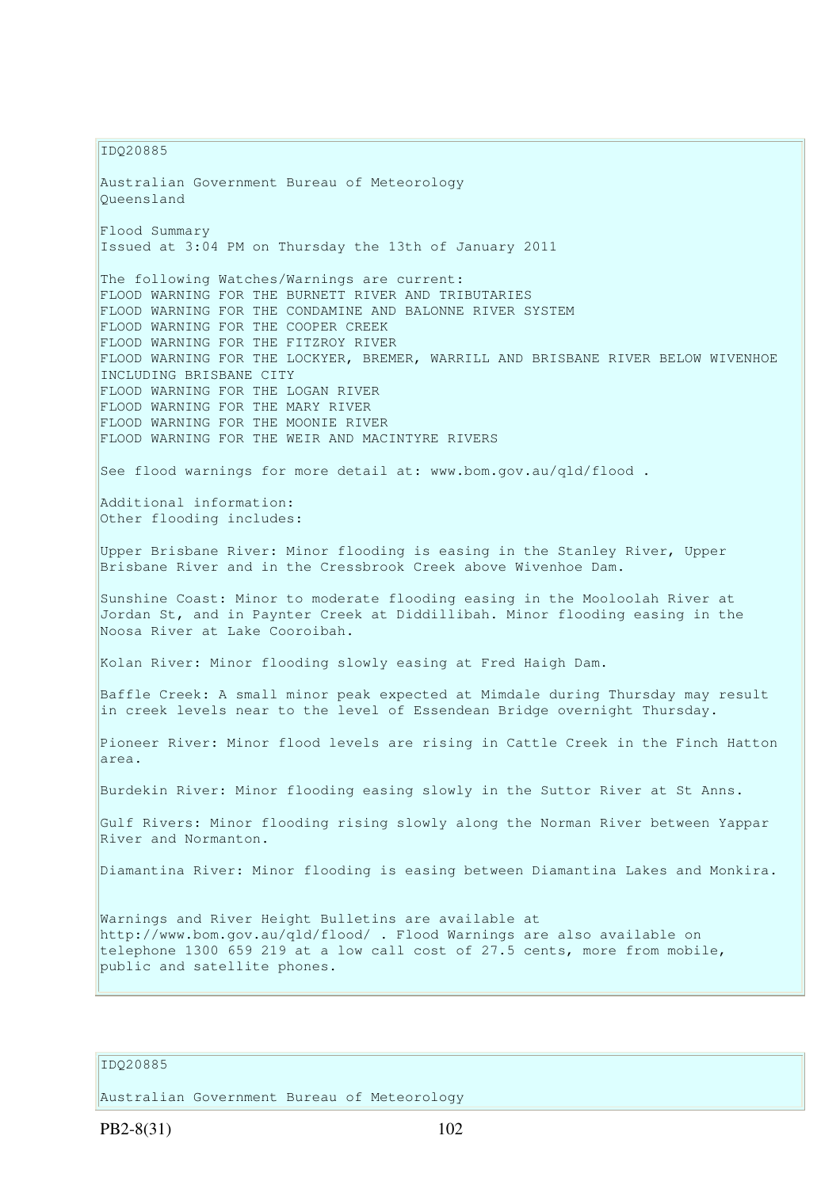IDQ20885

Australian Government Bureau of Meteorology
Queensland

Flood Summary
Issued at 3:04 PM on Thursday the 13th of January 2011

The following Watches/Warnings are current:
FLOOD WARNING FOR THE BURNETT RIVER AND TRIBUTARIES
FLOOD WARNING FOR THE CONDAMINE AND BALONNE RIVER SYSTEM
FLOOD WARNING FOR THE COOPER CREEK
FLOOD WARNING FOR THE FITZROY RIVER
FLOOD WARNING FOR THE LOCKYER, BREMER, WARRILL AND BRISBANE RIVER BELOW WIVENHOE INCLUDING BRISBANE CITY
FLOOD WARNING FOR THE LOGAN RIVER
FLOOD WARNING FOR THE MARY RIVER
FLOOD WARNING FOR THE MOONIE RIVER
FLOOD WARNING FOR THE WEIR AND MACINTYRE RIVERS

See flood warnings for more detail at: www.bom.gov.au/qld/flood .

Additional information:
Other flooding includes:

Upper Brisbane River: Minor flooding is easing in the Stanley River, Upper Brisbane River and in the Cressbrook Creek above Wivenhoe Dam.

Sunshine Coast: Minor to moderate flooding easing in the Mooloolah River at Jordan St, and in Paynter Creek at Diddillibah. Minor flooding easing in the Noosa River at Lake Cooroibah.

Kolan River: Minor flooding slowly easing at Fred Haigh Dam.

Baffle Creek: A small minor peak expected at Mimdale during Thursday may result in creek levels near to the level of Essendean Bridge overnight Thursday.

Pioneer River: Minor flood levels are rising in Cattle Creek in the Finch Hatton area.

Burdekin River: Minor flooding easing slowly in the Suttor River at St Anns.

Gulf Rivers: Minor flooding rising slowly along the Norman River between Yappar River and Normanton.

Diamantina River: Minor flooding is easing between Diamantina Lakes and Monkira.

Warnings and River Height Bulletins are available at http://www.bom.gov.au/qld/flood/ . Flood Warnings are also available on telephone 1300 659 219 at a low call cost of 27.5 cents, more from mobile, public and satellite phones.

IDQ20885

Australian Government Bureau of Meteorology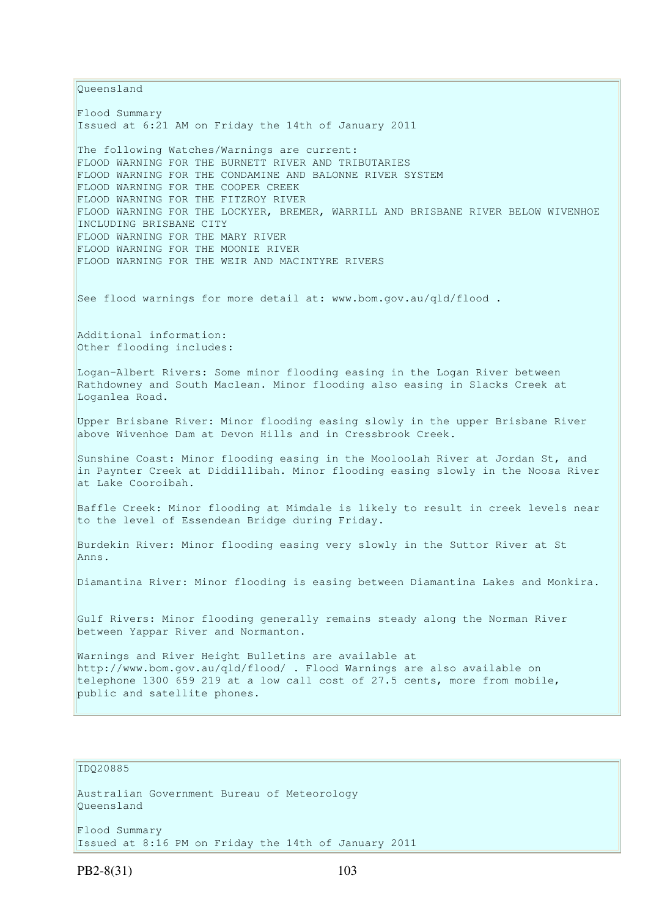Queensland

Flood Summary
Issued at 6:21 AM on Friday the 14th of January 2011

The following Watches/Warnings are current:
FLOOD WARNING FOR THE BURNETT RIVER AND TRIBUTARIES
FLOOD WARNING FOR THE CONDAMINE AND BALONNE RIVER SYSTEM
FLOOD WARNING FOR THE COOPER CREEK
FLOOD WARNING FOR THE FITZROY RIVER
FLOOD WARNING FOR THE LOCKYER, BREMER, WARRILL AND BRISBANE RIVER BELOW WIVENHOE INCLUDING BRISBANE CITY
FLOOD WARNING FOR THE MARY RIVER
FLOOD WARNING FOR THE MOONIE RIVER
FLOOD WARNING FOR THE WEIR AND MACINTYRE RIVERS

See flood warnings for more detail at: www.bom.gov.au/qld/flood .

Additional information:
Other flooding includes:

Logan-Albert Rivers: Some minor flooding easing in the Logan River between Rathdowney and South Maclean. Minor flooding also easing in Slacks Creek at Loganlea Road.

Upper Brisbane River: Minor flooding easing slowly in the upper Brisbane River above Wivenhoe Dam at Devon Hills and in Cressbrook Creek.

Sunshine Coast: Minor flooding easing in the Mooloolah River at Jordan St, and in Paynter Creek at Diddillibah. Minor flooding easing slowly in the Noosa River at Lake Cooroibah.

Baffle Creek: Minor flooding at Mimdale is likely to result in creek levels near to the level of Essendean Bridge during Friday.

Burdekin River: Minor flooding easing very slowly in the Suttor River at St Anns.

Diamantina River: Minor flooding is easing between Diamantina Lakes and Monkira.

Gulf Rivers: Minor flooding generally remains steady along the Norman River between Yappar River and Normanton.

Warnings and River Height Bulletins are available at http://www.bom.gov.au/qld/flood/ . Flood Warnings are also available on telephone 1300 659 219 at a low call cost of 27.5 cents, more from mobile, public and satellite phones.

IDQ20885

Australian Government Bureau of Meteorology
Queensland

Flood Summary
Issued at 8:16 PM on Friday the 14th of January 2011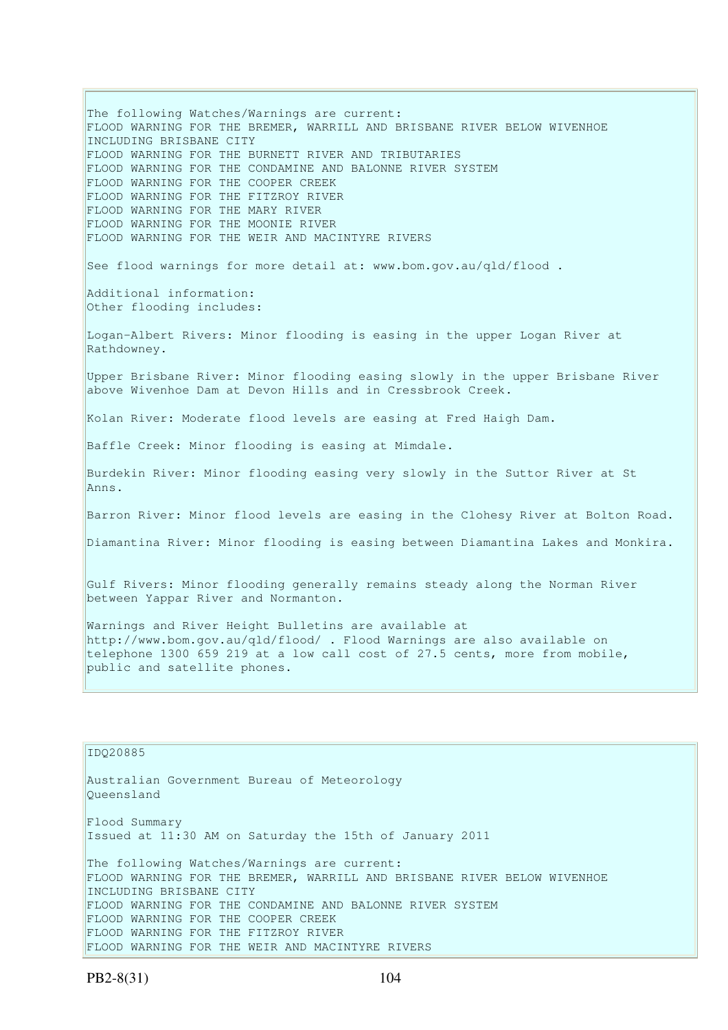The following Watches/Warnings are current:
FLOOD WARNING FOR THE BREMER, WARRILL AND BRISBANE RIVER BELOW WIVENHOE INCLUDING BRISBANE CITY
FLOOD WARNING FOR THE BURNETT RIVER AND TRIBUTARIES
FLOOD WARNING FOR THE CONDAMINE AND BALONNE RIVER SYSTEM
FLOOD WARNING FOR THE COOPER CREEK
FLOOD WARNING FOR THE FITZROY RIVER
FLOOD WARNING FOR THE MARY RIVER
FLOOD WARNING FOR THE MOONIE RIVER
FLOOD WARNING FOR THE WEIR AND MACINTYRE RIVERS

See flood warnings for more detail at: www.bom.gov.au/qld/flood .

Additional information:
Other flooding includes:

Logan-Albert Rivers: Minor flooding is easing in the upper Logan River at Rathdowney.

Upper Brisbane River: Minor flooding easing slowly in the upper Brisbane River above Wivenhoe Dam at Devon Hills and in Cressbrook Creek.

Kolan River: Moderate flood levels are easing at Fred Haigh Dam.

Baffle Creek: Minor flooding is easing at Mimdale.

Burdekin River: Minor flooding easing very slowly in the Suttor River at St Anns.

Barron River: Minor flood levels are easing in the Clohesy River at Bolton Road.

Diamantina River: Minor flooding is easing between Diamantina Lakes and Monkira.

Gulf Rivers: Minor flooding generally remains steady along the Norman River between Yappar River and Normanton.

Warnings and River Height Bulletins are available at http://www.bom.gov.au/qld/flood/ . Flood Warnings are also available on telephone 1300 659 219 at a low call cost of 27.5 cents, more from mobile, public and satellite phones.

IDQ20885

Australian Government Bureau of Meteorology
Queensland

Flood Summary
Issued at 11:30 AM on Saturday the 15th of January 2011

The following Watches/Warnings are current:
FLOOD WARNING FOR THE BREMER, WARRILL AND BRISBANE RIVER BELOW WIVENHOE INCLUDING BRISBANE CITY
FLOOD WARNING FOR THE CONDAMINE AND BALONNE RIVER SYSTEM
FLOOD WARNING FOR THE COOPER CREEK
FLOOD WARNING FOR THE FITZROY RIVER
FLOOD WARNING FOR THE WEIR AND MACINTYRE RIVERS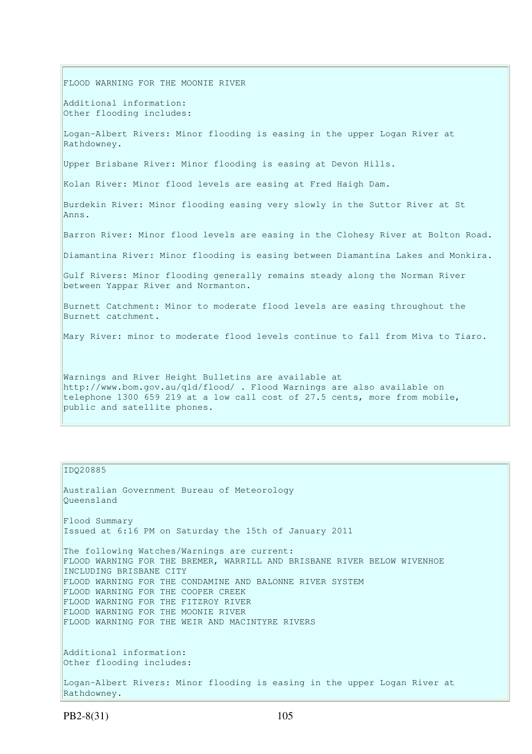FLOOD WARNING FOR THE MOONIE RIVER

Additional information:
Other flooding includes:

Logan-Albert Rivers: Minor flooding is easing in the upper Logan River at Rathdowney.

Upper Brisbane River: Minor flooding is easing at Devon Hills.

Kolan River: Minor flood levels are easing at Fred Haigh Dam.

Burdekin River: Minor flooding easing very slowly in the Suttor River at St Anns.

Barron River: Minor flood levels are easing in the Clohesy River at Bolton Road.

Diamantina River: Minor flooding is easing between Diamantina Lakes and Monkira.

Gulf Rivers: Minor flooding generally remains steady along the Norman River between Yappar River and Normanton.

Burnett Catchment: Minor to moderate flood levels are easing throughout the Burnett catchment.

Mary River: minor to moderate flood levels continue to fall from Miva to Tiaro.

Warnings and River Height Bulletins are available at http://www.bom.gov.au/qld/flood/ . Flood Warnings are also available on telephone 1300 659 219 at a low call cost of 27.5 cents, more from mobile, public and satellite phones.

IDQ20885

Australian Government Bureau of Meteorology
Queensland

Flood Summary
Issued at 6:16 PM on Saturday the 15th of January 2011

The following Watches/Warnings are current:
FLOOD WARNING FOR THE BREMER, WARRILL AND BRISBANE RIVER BELOW WIVENHOE INCLUDING BRISBANE CITY
FLOOD WARNING FOR THE CONDAMINE AND BALONNE RIVER SYSTEM
FLOOD WARNING FOR THE COOPER CREEK
FLOOD WARNING FOR THE FITZROY RIVER
FLOOD WARNING FOR THE MOONIE RIVER
FLOOD WARNING FOR THE WEIR AND MACINTYRE RIVERS

Additional information:
Other flooding includes:

Logan-Albert Rivers: Minor flooding is easing in the upper Logan River at Rathdowney.

PB2-8(31)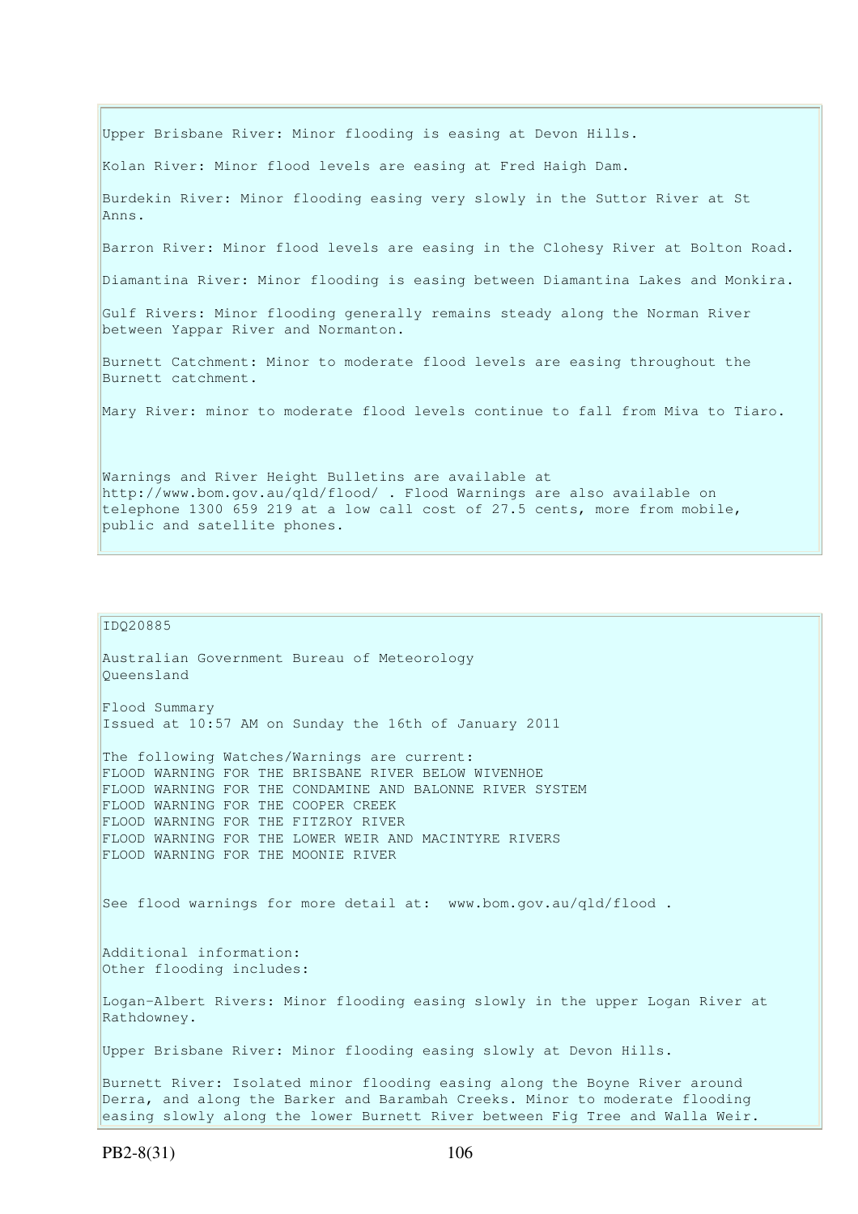Upper Brisbane River: Minor flooding is easing at Devon Hills.

Kolan River: Minor flood levels are easing at Fred Haigh Dam.

Burdekin River: Minor flooding easing very slowly in the Suttor River at St Anns.

Barron River: Minor flood levels are easing in the Clohesy River at Bolton Road.

Diamantina River: Minor flooding is easing between Diamantina Lakes and Monkira.

Gulf Rivers: Minor flooding generally remains steady along the Norman River between Yappar River and Normanton.

Burnett Catchment: Minor to moderate flood levels are easing throughout the Burnett catchment.

Mary River: minor to moderate flood levels continue to fall from Miva to Tiaro.

Warnings and River Height Bulletins are available at http://www.bom.gov.au/qld/flood/ . Flood Warnings are also available on telephone 1300 659 219 at a low call cost of 27.5 cents, more from mobile, public and satellite phones.

---

IDQ20885

Australian Government Bureau of Meteorology
Queensland

Flood Summary
Issued at 10:57 AM on Sunday the 16th of January 2011

The following Watches/Warnings are current:
FLOOD WARNING FOR THE BRISBANE RIVER BELOW WIVENHOE
FLOOD WARNING FOR THE CONDAMINE AND BALONNE RIVER SYSTEM
FLOOD WARNING FOR THE COOPER CREEK
FLOOD WARNING FOR THE FITZROY RIVER
FLOOD WARNING FOR THE LOWER WEIR AND MACINTYRE RIVERS
FLOOD WARNING FOR THE MOONIE RIVER

See flood warnings for more detail at: www.bom.gov.au/qld/flood .

Additional information:
Other flooding includes:

Logan-Albert Rivers: Minor flooding easing slowly in the upper Logan River at Rathdowney.

Upper Brisbane River: Minor flooding easing slowly at Devon Hills.

Burnett River: Isolated minor flooding easing along the Boyne River around Derra, and along the Barker and Barambah Creeks. Minor to moderate flooding easing slowly along the lower Burnett River between Fig Tree and Walla Weir.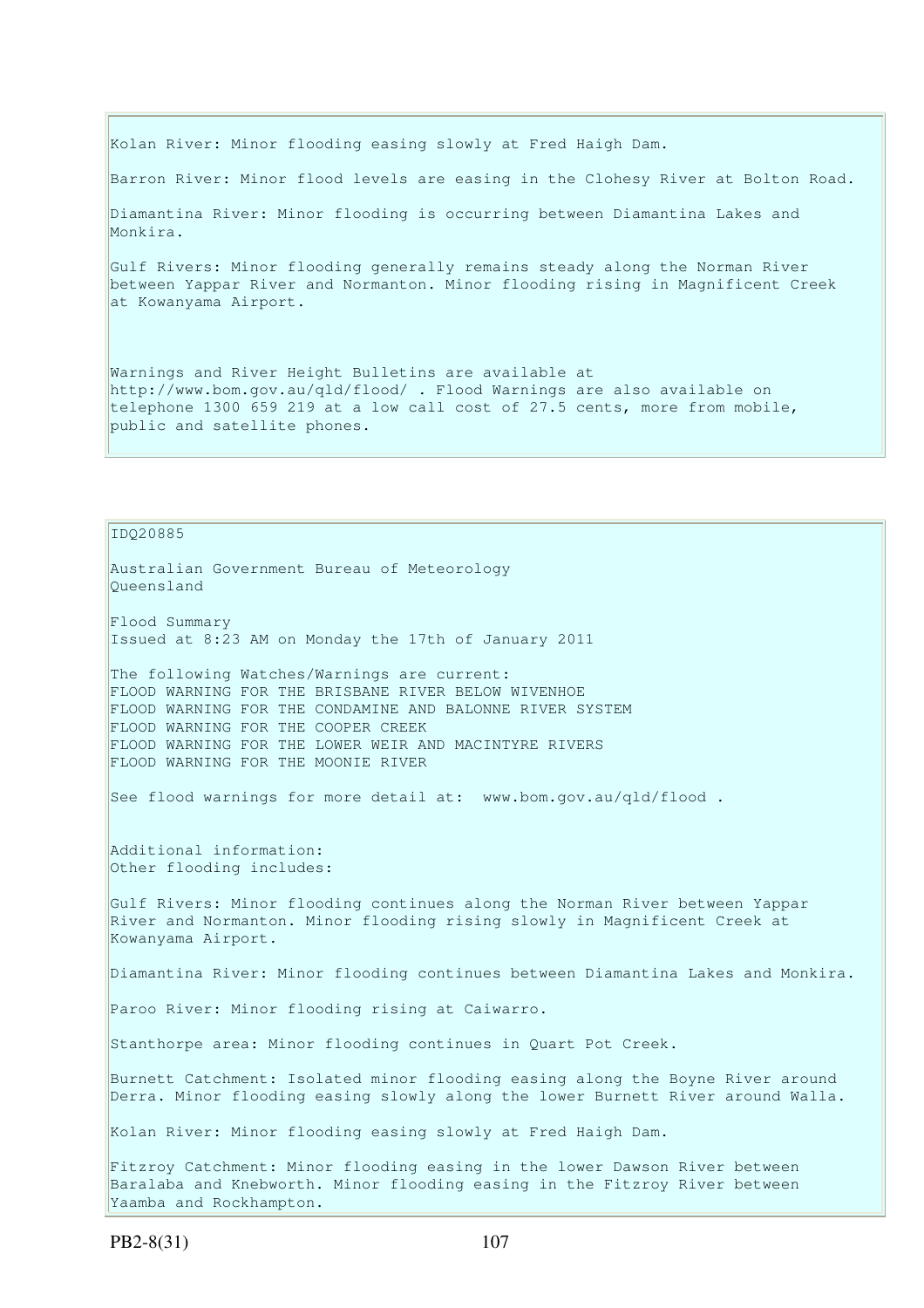Kolan River: Minor flooding easing slowly at Fred Haigh Dam.

Barron River: Minor flood levels are easing in the Clohesy River at Bolton Road.

Diamantina River: Minor flooding is occurring between Diamantina Lakes and Monkira.

Gulf Rivers: Minor flooding generally remains steady along the Norman River between Yappar River and Normanton. Minor flooding rising in Magnificent Creek at Kowanyama Airport.

Warnings and River Height Bulletins are available at http://www.bom.gov.au/qld/flood/ . Flood Warnings are also available on telephone 1300 659 219 at a low call cost of 27.5 cents, more from mobile, public and satellite phones.

IDQ20885

Australian Government Bureau of Meteorology
Queensland

Flood Summary
Issued at 8:23 AM on Monday the 17th of January 2011

The following Watches/Warnings are current:
FLOOD WARNING FOR THE BRISBANE RIVER BELOW WIVENHOE
FLOOD WARNING FOR THE CONDAMINE AND BALONNE RIVER SYSTEM
FLOOD WARNING FOR THE COOPER CREEK
FLOOD WARNING FOR THE LOWER WEIR AND MACINTYRE RIVERS
FLOOD WARNING FOR THE MOONIE RIVER

See flood warnings for more detail at: www.bom.gov.au/qld/flood .

Additional information:
Other flooding includes:

Gulf Rivers: Minor flooding continues along the Norman River between Yappar River and Normanton. Minor flooding rising slowly in Magnificent Creek at Kowanyama Airport.

Diamantina River: Minor flooding continues between Diamantina Lakes and Monkira.

Paroo River: Minor flooding rising at Caiwarro.

Stanthorpe area: Minor flooding continues in Quart Pot Creek.

Burnett Catchment: Isolated minor flooding easing along the Boyne River around Derra. Minor flooding easing slowly along the lower Burnett River around Walla.

Kolan River: Minor flooding easing slowly at Fred Haigh Dam.

Fitzroy Catchment: Minor flooding easing in the lower Dawson River between Baralaba and Knebworth. Minor flooding easing in the Fitzroy River between Yaamba and Rockhampton.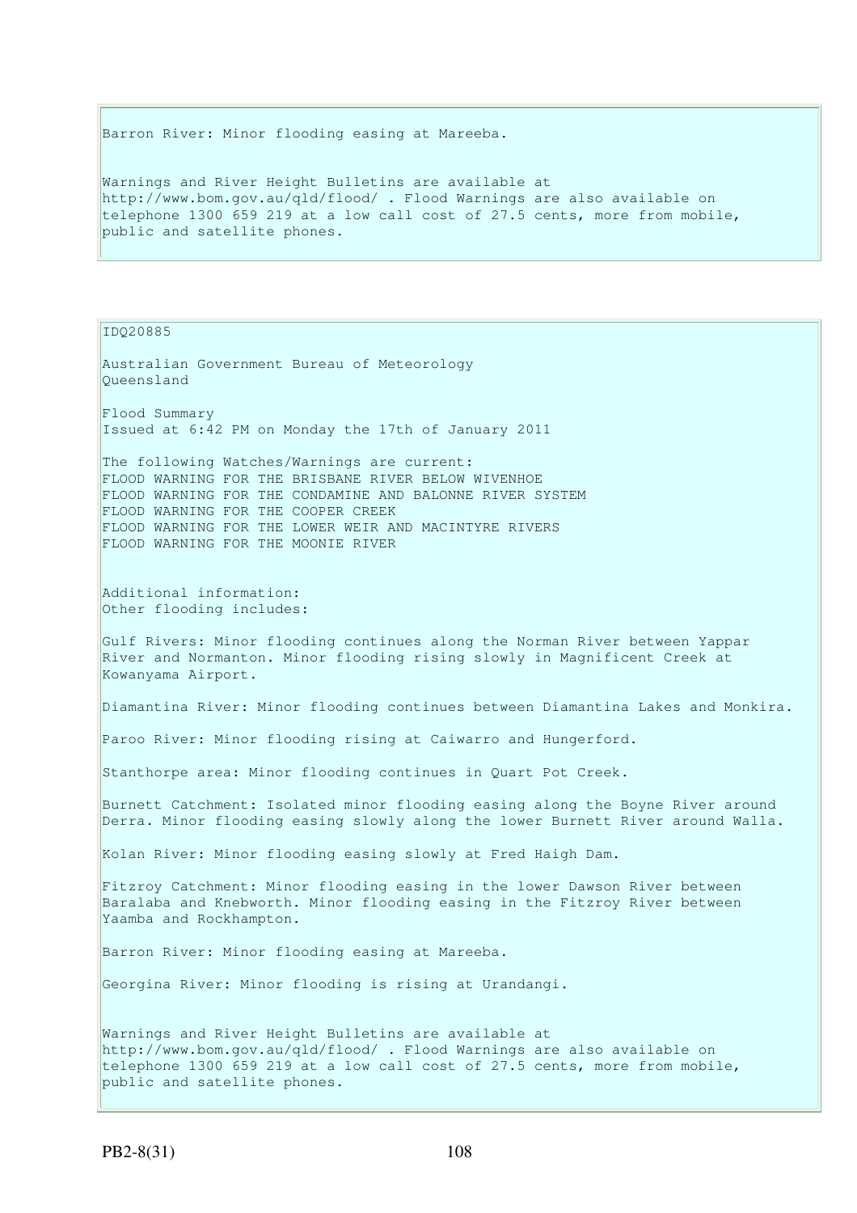Barron River: Minor flooding easing at Mareeba.

Warnings and River Height Bulletins are available at http://www.bom.gov.au/qld/flood/ . Flood Warnings are also available on telephone 1300 659 219 at a low call cost of 27.5 cents, more from mobile, public and satellite phones.

IDQ20885

Australian Government Bureau of Meteorology
Queensland

Flood Summary
Issued at 6:42 PM on Monday the 17th of January 2011

The following Watches/Warnings are current:
FLOOD WARNING FOR THE BRISBANE RIVER BELOW WIVENHOE
FLOOD WARNING FOR THE CONDAMINE AND BALONNE RIVER SYSTEM
FLOOD WARNING FOR THE COOPER CREEK
FLOOD WARNING FOR THE LOWER WEIR AND MACINTYRE RIVERS
FLOOD WARNING FOR THE MOONIE RIVER

Additional information:
Other flooding includes:

Gulf Rivers: Minor flooding continues along the Norman River between Yappar River and Normanton. Minor flooding rising slowly in Magnificent Creek at Kowanyama Airport.

Diamantina River: Minor flooding continues between Diamantina Lakes and Monkira.

Paroo River: Minor flooding rising at Caiwarro and Hungerford.

Stanthorpe area: Minor flooding continues in Quart Pot Creek.

Burnett Catchment: Isolated minor flooding easing along the Boyne River around Derra. Minor flooding easing slowly along the lower Burnett River around Walla.

Kolan River: Minor flooding easing slowly at Fred Haigh Dam.

Fitzroy Catchment: Minor flooding easing in the lower Dawson River between Baralaba and Knebworth. Minor flooding easing in the Fitzroy River between Yaamba and Rockhampton.

Barron River: Minor flooding easing at Mareeba.

Georgina River: Minor flooding is rising at Urandangi.

Warnings and River Height Bulletins are available at http://www.bom.gov.au/qld/flood/ . Flood Warnings are also available on telephone 1300 659 219 at a low call cost of 27.5 cents, more from mobile, public and satellite phones.

PB2-8(31)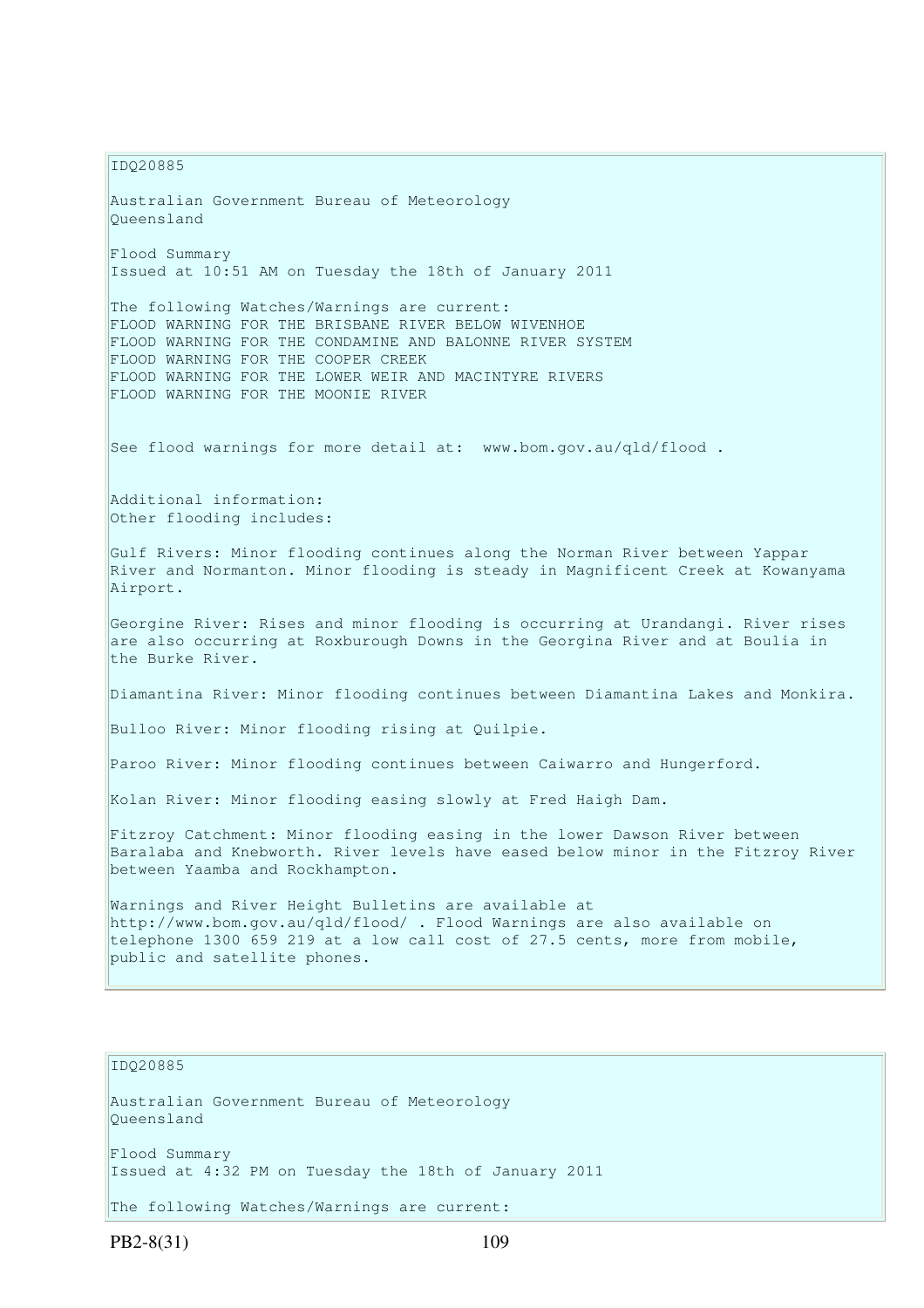IDQ20885

Australian Government Bureau of Meteorology
Queensland

Flood Summary
Issued at 10:51 AM on Tuesday the 18th of January 2011

The following Watches/Warnings are current:
FLOOD WARNING FOR THE BRISBANE RIVER BELOW WIVENHOE
FLOOD WARNING FOR THE CONDAMINE AND BALONNE RIVER SYSTEM
FLOOD WARNING FOR THE COOPER CREEK
FLOOD WARNING FOR THE LOWER WEIR AND MACINTYRE RIVERS
FLOOD WARNING FOR THE MOONIE RIVER

See flood warnings for more detail at: www.bom.gov.au/qld/flood .

Additional information:
Other flooding includes:

Gulf Rivers: Minor flooding continues along the Norman River between Yappar River and Normanton. Minor flooding is steady in Magnificent Creek at Kowanyama Airport.

Georgine River: Rises and minor flooding is occurring at Urandangi. River rises are also occurring at Roxburough Downs in the Georgina River and at Boulia in the Burke River.

Diamantina River: Minor flooding continues between Diamantina Lakes and Monkira.

Bulloo River: Minor flooding rising at Quilpie.

Paroo River: Minor flooding continues between Caiwarro and Hungerford.

Kolan River: Minor flooding easing slowly at Fred Haigh Dam.

Fitzroy Catchment: Minor flooding easing in the lower Dawson River between Baralaba and Knebworth. River levels have eased below minor in the Fitzroy River between Yaamba and Rockhampton.

Warnings and River Height Bulletins are available at http://www.bom.gov.au/qld/flood/ . Flood Warnings are also available on telephone 1300 659 219 at a low call cost of 27.5 cents, more from mobile, public and satellite phones.

IDQ20885

Australian Government Bureau of Meteorology
Queensland

Flood Summary
Issued at 4:32 PM on Tuesday the 18th of January 2011

The following Watches/Warnings are current: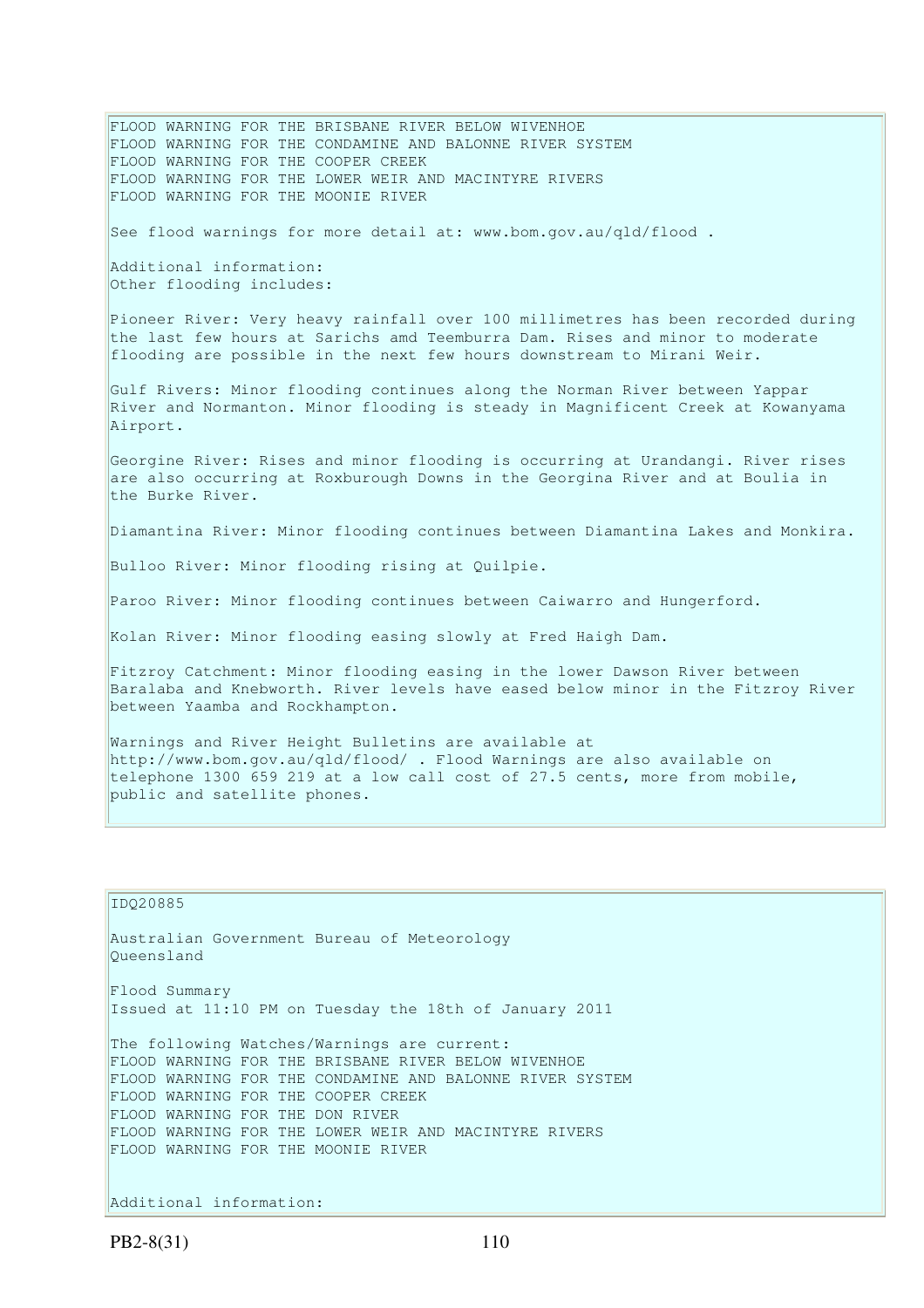FLOOD WARNING FOR THE BRISBANE RIVER BELOW WIVENHOE
FLOOD WARNING FOR THE CONDAMINE AND BALONNE RIVER SYSTEM
FLOOD WARNING FOR THE COOPER CREEK
FLOOD WARNING FOR THE LOWER WEIR AND MACINTYRE RIVERS
FLOOD WARNING FOR THE MOONIE RIVER

See flood warnings for more detail at: www.bom.gov.au/qld/flood .

Additional information:
Other flooding includes:

Pioneer River: Very heavy rainfall over 100 millimetres has been recorded during the last few hours at Sarichs amd Teemburra Dam. Rises and minor to moderate flooding are possible in the next few hours downstream to Mirani Weir.

Gulf Rivers: Minor flooding continues along the Norman River between Yappar River and Normanton. Minor flooding is steady in Magnificent Creek at Kowanyama Airport.

Georgine River: Rises and minor flooding is occurring at Urandangi. River rises are also occurring at Roxburough Downs in the Georgina River and at Boulia in the Burke River.

Diamantina River: Minor flooding continues between Diamantina Lakes and Monkira.

Bulloo River: Minor flooding rising at Quilpie.

Paroo River: Minor flooding continues between Caiwarro and Hungerford.

Kolan River: Minor flooding easing slowly at Fred Haigh Dam.

Fitzroy Catchment: Minor flooding easing in the lower Dawson River between Baralaba and Knebworth. River levels have eased below minor in the Fitzroy River between Yaamba and Rockhampton.

Warnings and River Height Bulletins are available at http://www.bom.gov.au/qld/flood/ . Flood Warnings are also available on telephone 1300 659 219 at a low call cost of 27.5 cents, more from mobile, public and satellite phones.

IDQ20885

Australian Government Bureau of Meteorology
Queensland

Flood Summary
Issued at 11:10 PM on Tuesday the 18th of January 2011

The following Watches/Warnings are current:
FLOOD WARNING FOR THE BRISBANE RIVER BELOW WIVENHOE
FLOOD WARNING FOR THE CONDAMINE AND BALONNE RIVER SYSTEM
FLOOD WARNING FOR THE COOPER CREEK
FLOOD WARNING FOR THE DON RIVER
FLOOD WARNING FOR THE LOWER WEIR AND MACINTYRE RIVERS
FLOOD WARNING FOR THE MOONIE RIVER

Additional information: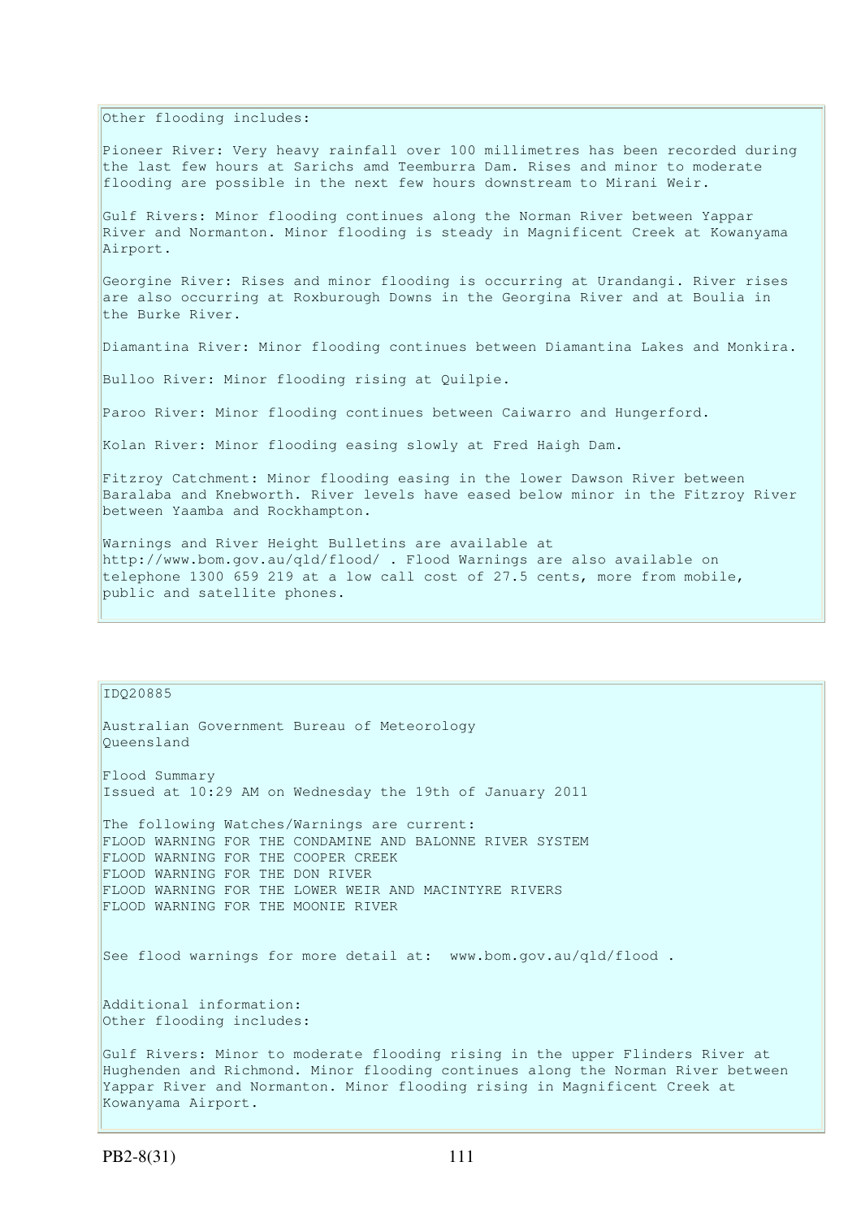Other flooding includes:

Pioneer River: Very heavy rainfall over 100 millimetres has been recorded during the last few hours at Sarichs amd Teemburra Dam. Rises and minor to moderate flooding are possible in the next few hours downstream to Mirani Weir.

Gulf Rivers: Minor flooding continues along the Norman River between Yappar River and Normanton. Minor flooding is steady in Magnificent Creek at Kowanyama Airport.

Georgine River: Rises and minor flooding is occurring at Urandangi. River rises are also occurring at Roxburough Downs in the Georgina River and at Boulia in the Burke River.

Diamantina River: Minor flooding continues between Diamantina Lakes and Monkira.

Bulloo River: Minor flooding rising at Quilpie.

Paroo River: Minor flooding continues between Caiwarro and Hungerford.

Kolan River: Minor flooding easing slowly at Fred Haigh Dam.

Fitzroy Catchment: Minor flooding easing in the lower Dawson River between Baralaba and Knebworth. River levels have eased below minor in the Fitzroy River between Yaamba and Rockhampton.

Warnings and River Height Bulletins are available at http://www.bom.gov.au/qld/flood/ . Flood Warnings are also available on telephone 1300 659 219 at a low call cost of 27.5 cents, more from mobile, public and satellite phones.

IDQ20885

Australian Government Bureau of Meteorology
Queensland

Flood Summary
Issued at 10:29 AM on Wednesday the 19th of January 2011

The following Watches/Warnings are current:
FLOOD WARNING FOR THE CONDAMINE AND BALONNE RIVER SYSTEM
FLOOD WARNING FOR THE COOPER CREEK
FLOOD WARNING FOR THE DON RIVER
FLOOD WARNING FOR THE LOWER WEIR AND MACINTYRE RIVERS
FLOOD WARNING FOR THE MOONIE RIVER

See flood warnings for more detail at: www.bom.gov.au/qld/flood .

Additional information:
Other flooding includes:

Gulf Rivers: Minor to moderate flooding rising in the upper Flinders River at Hughenden and Richmond. Minor flooding continues along the Norman River between Yappar River and Normanton. Minor flooding rising in Magnificent Creek at Kowanyama Airport.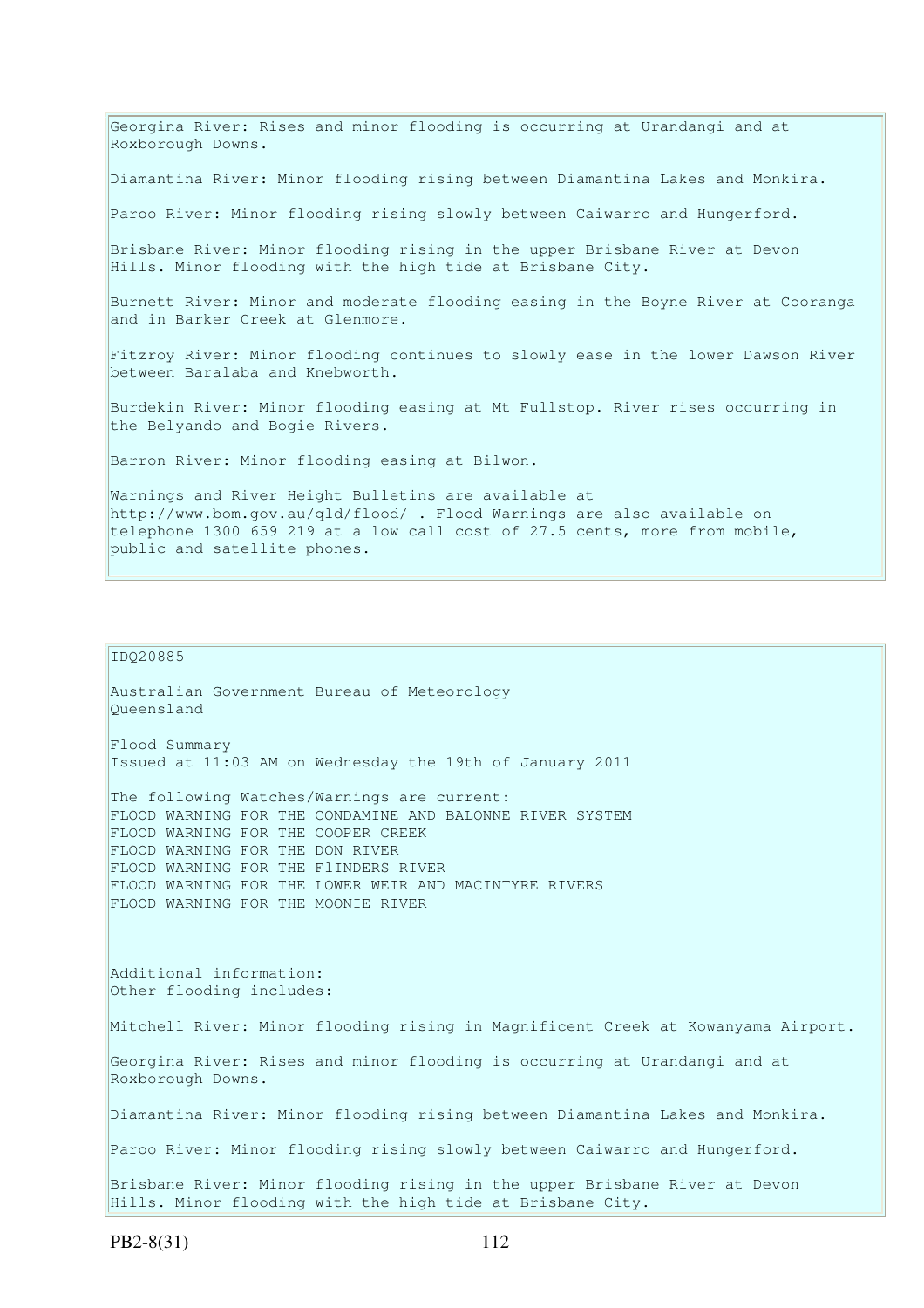Georgina River: Rises and minor flooding is occurring at Urandangi and at Roxborough Downs.

Diamantina River: Minor flooding rising between Diamantina Lakes and Monkira.

Paroo River: Minor flooding rising slowly between Caiwarro and Hungerford.

Brisbane River: Minor flooding rising in the upper Brisbane River at Devon Hills. Minor flooding with the high tide at Brisbane City.

Burnett River: Minor and moderate flooding easing in the Boyne River at Cooranga and in Barker Creek at Glenmore.

Fitzroy River: Minor flooding continues to slowly ease in the lower Dawson River between Baralaba and Knebworth.

Burdekin River: Minor flooding easing at Mt Fullstop. River rises occurring in the Belyando and Bogie Rivers.

Barron River: Minor flooding easing at Bilwon.

Warnings and River Height Bulletins are available at http://www.bom.gov.au/qld/flood/ . Flood Warnings are also available on telephone 1300 659 219 at a low call cost of 27.5 cents, more from mobile, public and satellite phones.

IDQ20885

Australian Government Bureau of Meteorology
Queensland

Flood Summary
Issued at 11:03 AM on Wednesday the 19th of January 2011

The following Watches/Warnings are current:
FLOOD WARNING FOR THE CONDAMINE AND BALONNE RIVER SYSTEM
FLOOD WARNING FOR THE COOPER CREEK
FLOOD WARNING FOR THE DON RIVER
FLOOD WARNING FOR THE FlINDERS RIVER
FLOOD WARNING FOR THE LOWER WEIR AND MACINTYRE RIVERS
FLOOD WARNING FOR THE MOONIE RIVER

Additional information:
Other flooding includes:

Mitchell River: Minor flooding rising in Magnificent Creek at Kowanyama Airport.

Georgina River: Rises and minor flooding is occurring at Urandangi and at Roxborough Downs.

Diamantina River: Minor flooding rising between Diamantina Lakes and Monkira.

Paroo River: Minor flooding rising slowly between Caiwarro and Hungerford.

Brisbane River: Minor flooding rising in the upper Brisbane River at Devon Hills. Minor flooding with the high tide at Brisbane City.

PB2-8(31)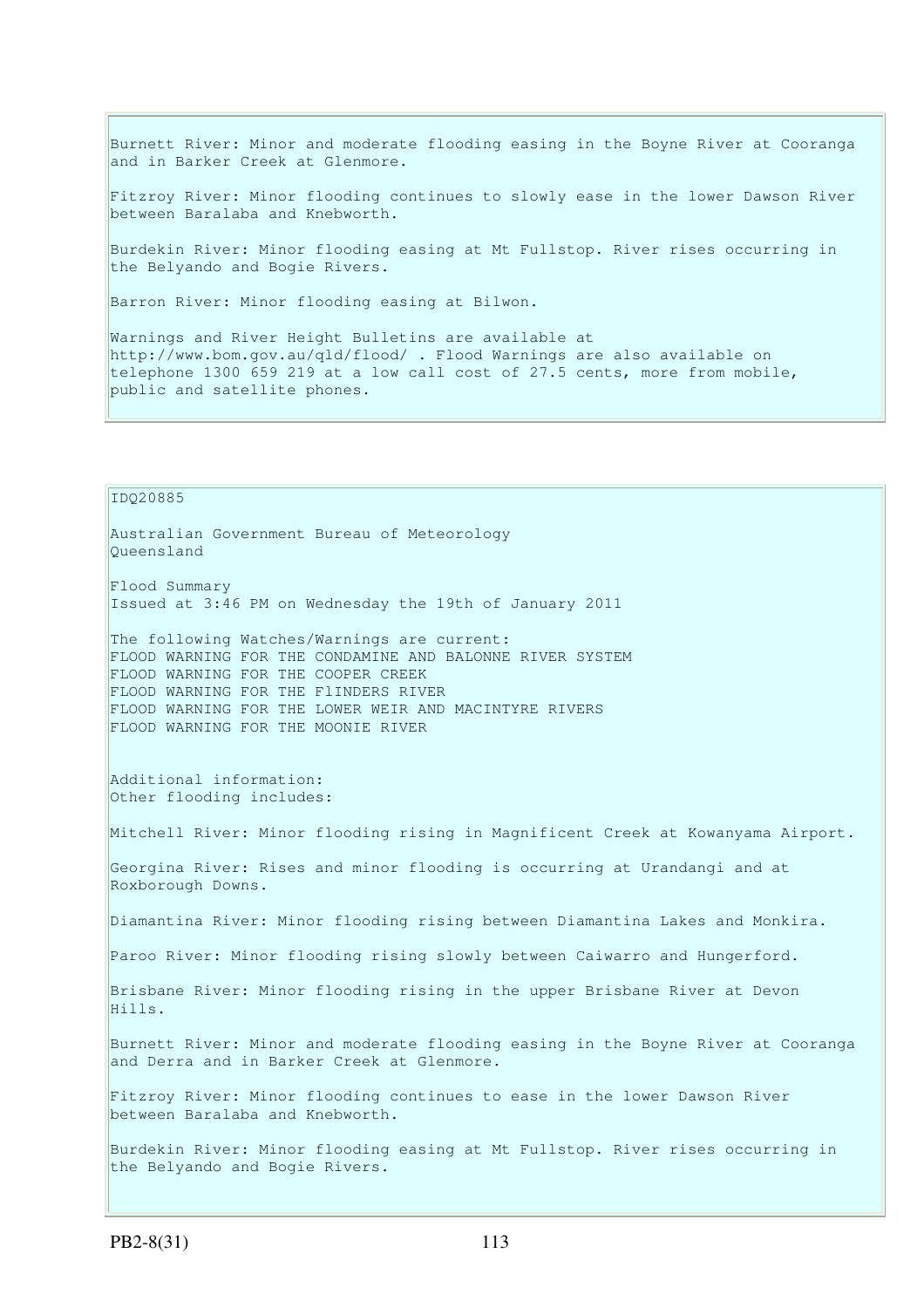Burnett River: Minor and moderate flooding easing in the Boyne River at Cooranga and in Barker Creek at Glenmore.

Fitzroy River: Minor flooding continues to slowly ease in the lower Dawson River between Baralaba and Knebworth.

Burdekin River: Minor flooding easing at Mt Fullstop. River rises occurring in the Belyando and Bogie Rivers.

Barron River: Minor flooding easing at Bilwon.

Warnings and River Height Bulletins are available at http://www.bom.gov.au/qld/flood/ . Flood Warnings are also available on telephone 1300 659 219 at a low call cost of 27.5 cents, more from mobile, public and satellite phones.

IDQ20885

Australian Government Bureau of Meteorology
Queensland

Flood Summary
Issued at 3:46 PM on Wednesday the 19th of January 2011

The following Watches/Warnings are current:
FLOOD WARNING FOR THE CONDAMINE AND BALONNE RIVER SYSTEM
FLOOD WARNING FOR THE COOPER CREEK
FLOOD WARNING FOR THE FlINDERS RIVER
FLOOD WARNING FOR THE LOWER WEIR AND MACINTYRE RIVERS
FLOOD WARNING FOR THE MOONIE RIVER

Additional information:
Other flooding includes:

Mitchell River: Minor flooding rising in Magnificent Creek at Kowanyama Airport.

Georgina River: Rises and minor flooding is occurring at Urandangi and at Roxborough Downs.

Diamantina River: Minor flooding rising between Diamantina Lakes and Monkira.

Paroo River: Minor flooding rising slowly between Caiwarro and Hungerford.

Brisbane River: Minor flooding rising in the upper Brisbane River at Devon Hills.

Burnett River: Minor and moderate flooding easing in the Boyne River at Cooranga and Derra and in Barker Creek at Glenmore.

Fitzroy River: Minor flooding continues to ease in the lower Dawson River between Baralaba and Knebworth.

Burdekin River: Minor flooding easing at Mt Fullstop. River rises occurring in the Belyando and Bogie Rivers.

PB2-8(31)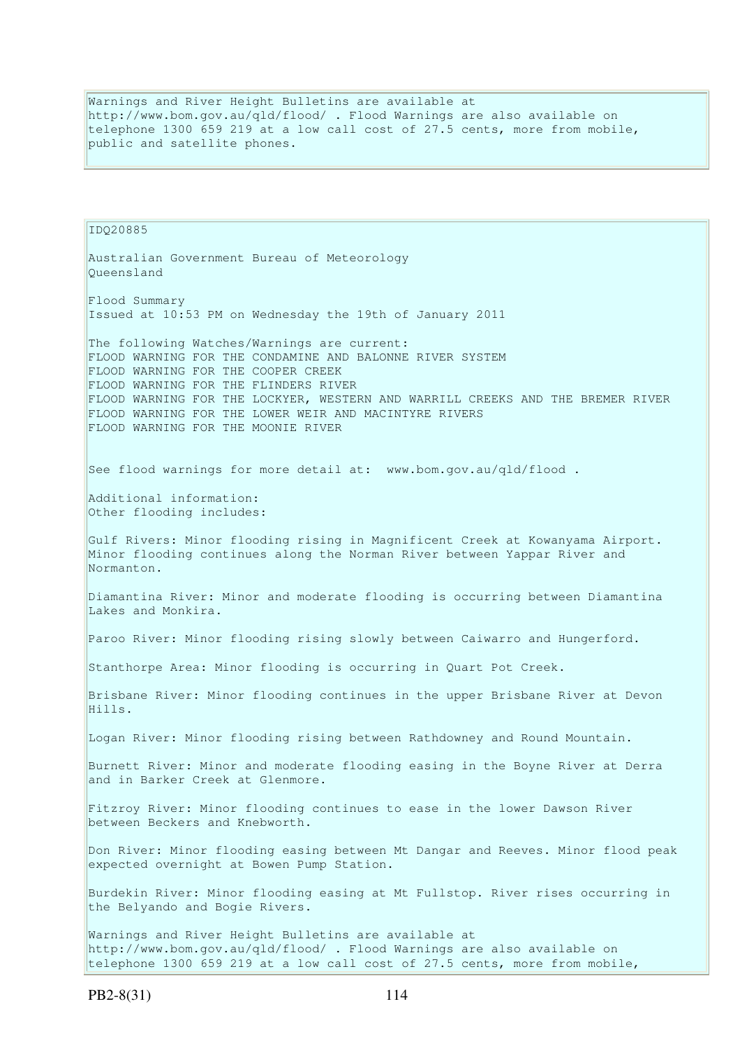Warnings and River Height Bulletins are available at http://www.bom.gov.au/qld/flood/ . Flood Warnings are also available on telephone 1300 659 219 at a low call cost of 27.5 cents, more from mobile, public and satellite phones.

IDQ20885

Australian Government Bureau of Meteorology
Queensland

Flood Summary
Issued at 10:53 PM on Wednesday the 19th of January 2011

The following Watches/Warnings are current:
FLOOD WARNING FOR THE CONDAMINE AND BALONNE RIVER SYSTEM
FLOOD WARNING FOR THE COOPER CREEK
FLOOD WARNING FOR THE FLINDERS RIVER
FLOOD WARNING FOR THE LOCKYER, WESTERN AND WARRILL CREEKS AND THE BREMER RIVER
FLOOD WARNING FOR THE LOWER WEIR AND MACINTYRE RIVERS
FLOOD WARNING FOR THE MOONIE RIVER

See flood warnings for more detail at: www.bom.gov.au/qld/flood .

Additional information:
Other flooding includes:

Gulf Rivers: Minor flooding rising in Magnificent Creek at Kowanyama Airport. Minor flooding continues along the Norman River between Yappar River and Normanton.

Diamantina River: Minor and moderate flooding is occurring between Diamantina Lakes and Monkira.

Paroo River: Minor flooding rising slowly between Caiwarro and Hungerford.

Stanthorpe Area: Minor flooding is occurring in Quart Pot Creek.

Brisbane River: Minor flooding continues in the upper Brisbane River at Devon Hills.

Logan River: Minor flooding rising between Rathdowney and Round Mountain.

Burnett River: Minor and moderate flooding easing in the Boyne River at Derra and in Barker Creek at Glenmore.

Fitzroy River: Minor flooding continues to ease in the lower Dawson River between Beckers and Knebworth.

Don River: Minor flooding easing between Mt Dangar and Reeves. Minor flood peak expected overnight at Bowen Pump Station.

Burdekin River: Minor flooding easing at Mt Fullstop. River rises occurring in the Belyando and Bogie Rivers.

Warnings and River Height Bulletins are available at http://www.bom.gov.au/qld/flood/ . Flood Warnings are also available on telephone 1300 659 219 at a low call cost of 27.5 cents, more from mobile,

PB2-8(31)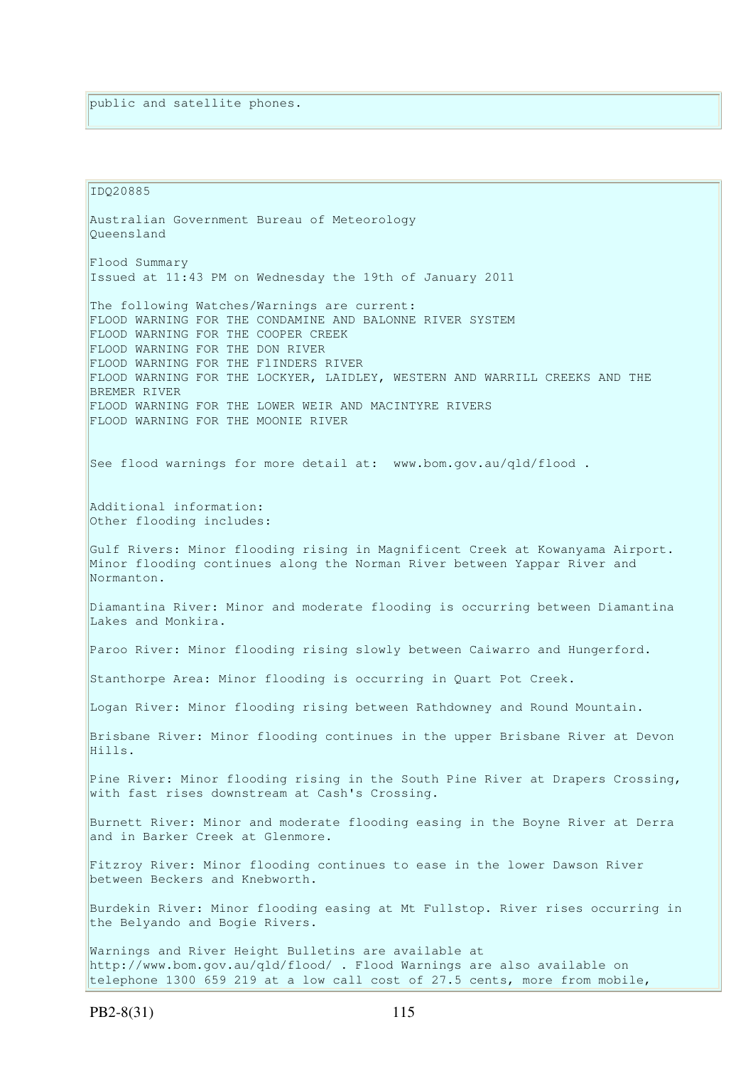public and satellite phones.

IDQ20885

Australian Government Bureau of Meteorology
Queensland

Flood Summary
Issued at 11:43 PM on Wednesday the 19th of January 2011

The following Watches/Warnings are current:
FLOOD WARNING FOR THE CONDAMINE AND BALONNE RIVER SYSTEM
FLOOD WARNING FOR THE COOPER CREEK
FLOOD WARNING FOR THE DON RIVER
FLOOD WARNING FOR THE FlINDERS RIVER
FLOOD WARNING FOR THE LOCKYER, LAIDLEY, WESTERN AND WARRILL CREEKS AND THE BREMER RIVER
FLOOD WARNING FOR THE LOWER WEIR AND MACINTYRE RIVERS
FLOOD WARNING FOR THE MOONIE RIVER

See flood warnings for more detail at: www.bom.gov.au/qld/flood .

Additional information:
Other flooding includes:

Gulf Rivers: Minor flooding rising in Magnificent Creek at Kowanyama Airport. Minor flooding continues along the Norman River between Yappar River and Normanton.

Diamantina River: Minor and moderate flooding is occurring between Diamantina Lakes and Monkira.

Paroo River: Minor flooding rising slowly between Caiwarro and Hungerford.

Stanthorpe Area: Minor flooding is occurring in Quart Pot Creek.

Logan River: Minor flooding rising between Rathdowney and Round Mountain.

Brisbane River: Minor flooding continues in the upper Brisbane River at Devon Hills.

Pine River: Minor flooding rising in the South Pine River at Drapers Crossing, with fast rises downstream at Cash's Crossing.

Burnett River: Minor and moderate flooding easing in the Boyne River at Derra and in Barker Creek at Glenmore.

Fitzroy River: Minor flooding continues to ease in the lower Dawson River between Beckers and Knebworth.

Burdekin River: Minor flooding easing at Mt Fullstop. River rises occurring in the Belyando and Bogie Rivers.

Warnings and River Height Bulletins are available at http://www.bom.gov.au/qld/flood/ . Flood Warnings are also available on telephone 1300 659 219 at a low call cost of 27.5 cents, more from mobile,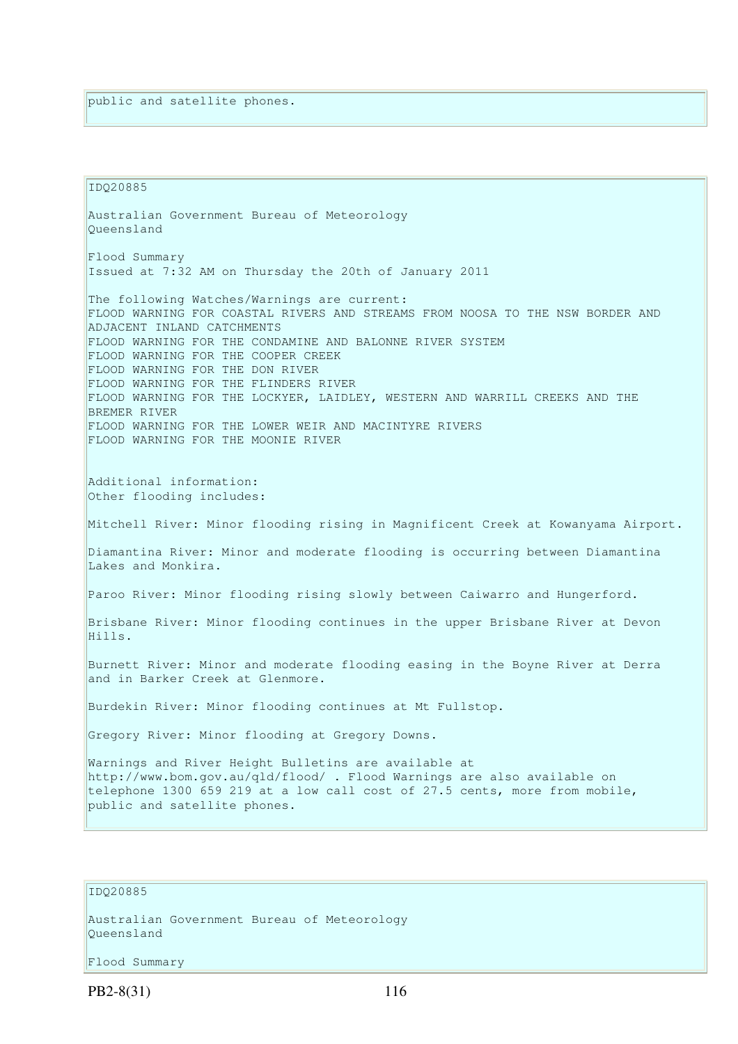public and satellite phones.

IDQ20885

Australian Government Bureau of Meteorology
Queensland

Flood Summary
Issued at 7:32 AM on Thursday the 20th of January 2011

The following Watches/Warnings are current:
FLOOD WARNING FOR COASTAL RIVERS AND STREAMS FROM NOOSA TO THE NSW BORDER AND ADJACENT INLAND CATCHMENTS
FLOOD WARNING FOR THE CONDAMINE AND BALONNE RIVER SYSTEM
FLOOD WARNING FOR THE COOPER CREEK
FLOOD WARNING FOR THE DON RIVER
FLOOD WARNING FOR THE FLINDERS RIVER
FLOOD WARNING FOR THE LOCKYER, LAIDLEY, WESTERN AND WARRILL CREEKS AND THE BREMER RIVER
FLOOD WARNING FOR THE LOWER WEIR AND MACINTYRE RIVERS
FLOOD WARNING FOR THE MOONIE RIVER

Additional information:
Other flooding includes:

Mitchell River: Minor flooding rising in Magnificent Creek at Kowanyama Airport.

Diamantina River: Minor and moderate flooding is occurring between Diamantina Lakes and Monkira.

Paroo River: Minor flooding rising slowly between Caiwarro and Hungerford.

Brisbane River: Minor flooding continues in the upper Brisbane River at Devon Hills.

Burnett River: Minor and moderate flooding easing in the Boyne River at Derra and in Barker Creek at Glenmore.

Burdekin River: Minor flooding continues at Mt Fullstop.

Gregory River: Minor flooding at Gregory Downs.

Warnings and River Height Bulletins are available at http://www.bom.gov.au/qld/flood/ . Flood Warnings are also available on telephone 1300 659 219 at a low call cost of 27.5 cents, more from mobile, public and satellite phones.

IDQ20885

Australian Government Bureau of Meteorology
Queensland

Flood Summary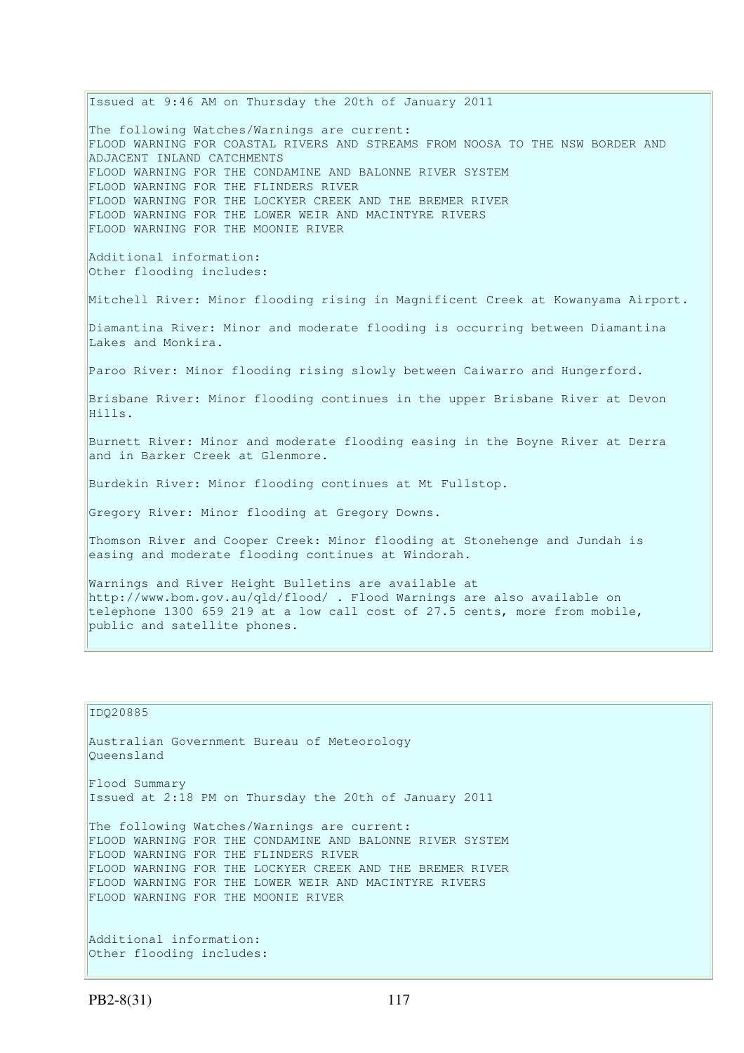Issued at 9:46 AM on Thursday the 20th of January 2011

The following Watches/Warnings are current:
FLOOD WARNING FOR COASTAL RIVERS AND STREAMS FROM NOOSA TO THE NSW BORDER AND ADJACENT INLAND CATCHMENTS
FLOOD WARNING FOR THE CONDAMINE AND BALONNE RIVER SYSTEM
FLOOD WARNING FOR THE FLINDERS RIVER
FLOOD WARNING FOR THE LOCKYER CREEK AND THE BREMER RIVER
FLOOD WARNING FOR THE LOWER WEIR AND MACINTYRE RIVERS
FLOOD WARNING FOR THE MOONIE RIVER

Additional information:
Other flooding includes:

Mitchell River: Minor flooding rising in Magnificent Creek at Kowanyama Airport.

Diamantina River: Minor and moderate flooding is occurring between Diamantina Lakes and Monkira.

Paroo River: Minor flooding rising slowly between Caiwarro and Hungerford.

Brisbane River: Minor flooding continues in the upper Brisbane River at Devon Hills.

Burnett River: Minor and moderate flooding easing in the Boyne River at Derra and in Barker Creek at Glenmore.

Burdekin River: Minor flooding continues at Mt Fullstop.

Gregory River: Minor flooding at Gregory Downs.

Thomson River and Cooper Creek: Minor flooding at Stonehenge and Jundah is easing and moderate flooding continues at Windorah.

Warnings and River Height Bulletins are available at http://www.bom.gov.au/qld/flood/ . Flood Warnings are also available on telephone 1300 659 219 at a low call cost of 27.5 cents, more from mobile, public and satellite phones.

IDQ20885

Australian Government Bureau of Meteorology
Queensland

Flood Summary
Issued at 2:18 PM on Thursday the 20th of January 2011

The following Watches/Warnings are current:
FLOOD WARNING FOR THE CONDAMINE AND BALONNE RIVER SYSTEM
FLOOD WARNING FOR THE FLINDERS RIVER
FLOOD WARNING FOR THE LOCKYER CREEK AND THE BREMER RIVER
FLOOD WARNING FOR THE LOWER WEIR AND MACINTYRE RIVERS
FLOOD WARNING FOR THE MOONIE RIVER

Additional information:
Other flooding includes:

PB2-8(31)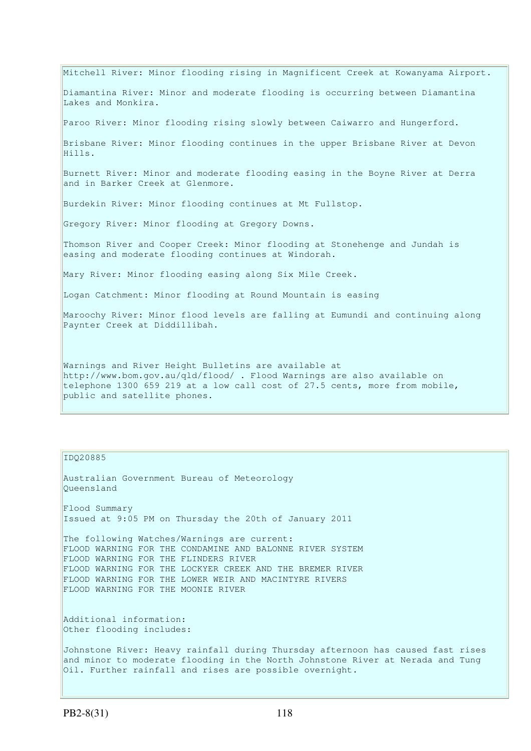Mitchell River: Minor flooding rising in Magnificent Creek at Kowanyama Airport.

Diamantina River: Minor and moderate flooding is occurring between Diamantina Lakes and Monkira.

Paroo River: Minor flooding rising slowly between Caiwarro and Hungerford.

Brisbane River: Minor flooding continues in the upper Brisbane River at Devon Hills.

Burnett River: Minor and moderate flooding easing in the Boyne River at Derra and in Barker Creek at Glenmore.

Burdekin River: Minor flooding continues at Mt Fullstop.

Gregory River: Minor flooding at Gregory Downs.

Thomson River and Cooper Creek: Minor flooding at Stonehenge and Jundah is easing and moderate flooding continues at Windorah.

Mary River: Minor flooding easing along Six Mile Creek.

Logan Catchment: Minor flooding at Round Mountain is easing

Maroochy River: Minor flood levels are falling at Eumundi and continuing along Paynter Creek at Diddillibah.

Warnings and River Height Bulletins are available at http://www.bom.gov.au/qld/flood/ . Flood Warnings are also available on telephone 1300 659 219 at a low call cost of 27.5 cents, more from mobile, public and satellite phones.

IDQ20885

Australian Government Bureau of Meteorology
Queensland

Flood Summary
Issued at 9:05 PM on Thursday the 20th of January 2011

The following Watches/Warnings are current:
FLOOD WARNING FOR THE CONDAMINE AND BALONNE RIVER SYSTEM
FLOOD WARNING FOR THE FLINDERS RIVER
FLOOD WARNING FOR THE LOCKYER CREEK AND THE BREMER RIVER
FLOOD WARNING FOR THE LOWER WEIR AND MACINTYRE RIVERS
FLOOD WARNING FOR THE MOONIE RIVER

Additional information:
Other flooding includes:

Johnstone River: Heavy rainfall during Thursday afternoon has caused fast rises and minor to moderate flooding in the North Johnstone River at Nerada and Tung Oil. Further rainfall and rises are possible overnight.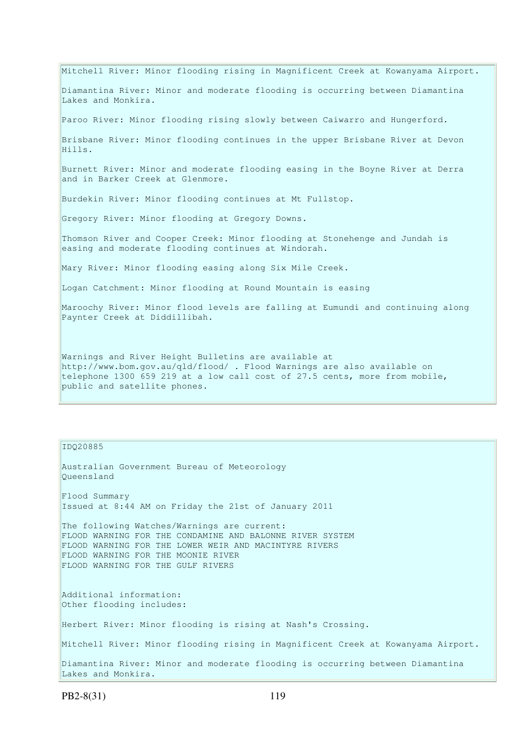Mitchell River: Minor flooding rising in Magnificent Creek at Kowanyama Airport.

Diamantina River: Minor and moderate flooding is occurring between Diamantina Lakes and Monkira.

Paroo River: Minor flooding rising slowly between Caiwarro and Hungerford.

Brisbane River: Minor flooding continues in the upper Brisbane River at Devon Hills.

Burnett River: Minor and moderate flooding easing in the Boyne River at Derra and in Barker Creek at Glenmore.

Burdekin River: Minor flooding continues at Mt Fullstop.

Gregory River: Minor flooding at Gregory Downs.

Thomson River and Cooper Creek: Minor flooding at Stonehenge and Jundah is easing and moderate flooding continues at Windorah.

Mary River: Minor flooding easing along Six Mile Creek.

Logan Catchment: Minor flooding at Round Mountain is easing

Maroochy River: Minor flood levels are falling at Eumundi and continuing along Paynter Creek at Diddillibah.

Warnings and River Height Bulletins are available at http://www.bom.gov.au/qld/flood/ . Flood Warnings are also available on telephone 1300 659 219 at a low call cost of 27.5 cents, more from mobile, public and satellite phones.

IDQ20885

Australian Government Bureau of Meteorology
Queensland

Flood Summary
Issued at 8:44 AM on Friday the 21st of January 2011

The following Watches/Warnings are current:
FLOOD WARNING FOR THE CONDAMINE AND BALONNE RIVER SYSTEM
FLOOD WARNING FOR THE LOWER WEIR AND MACINTYRE RIVERS
FLOOD WARNING FOR THE MOONIE RIVER
FLOOD WARNING FOR THE GULF RIVERS

Additional information:
Other flooding includes:

Herbert River: Minor flooding is rising at Nash's Crossing.

Mitchell River: Minor flooding rising in Magnificent Creek at Kowanyama Airport.

Diamantina River: Minor and moderate flooding is occurring between Diamantina Lakes and Monkira.

PB2-8(31)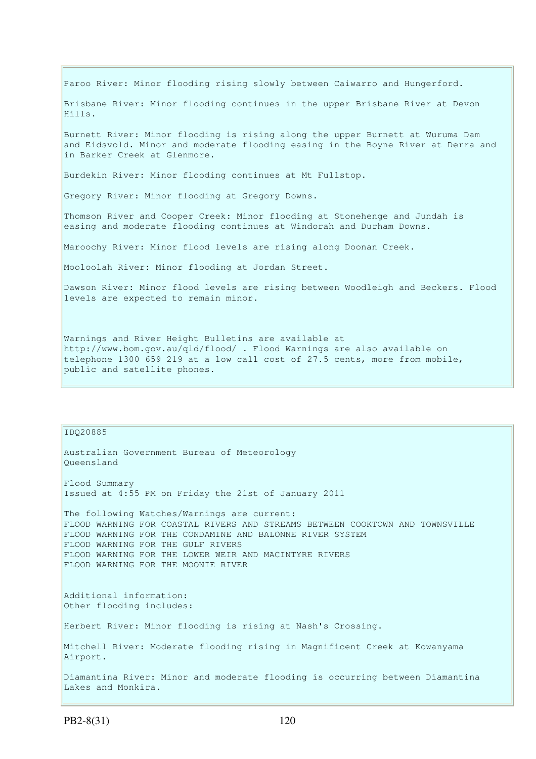Paroo River: Minor flooding rising slowly between Caiwarro and Hungerford.

Brisbane River: Minor flooding continues in the upper Brisbane River at Devon Hills.

Burnett River: Minor flooding is rising along the upper Burnett at Wuruma Dam and Eidsvold. Minor and moderate flooding easing in the Boyne River at Derra and in Barker Creek at Glenmore.

Burdekin River: Minor flooding continues at Mt Fullstop.

Gregory River: Minor flooding at Gregory Downs.

Thomson River and Cooper Creek: Minor flooding at Stonehenge and Jundah is easing and moderate flooding continues at Windorah and Durham Downs.

Maroochy River: Minor flood levels are rising along Doonan Creek.

Mooloolah River: Minor flooding at Jordan Street.

Dawson River: Minor flood levels are rising between Woodleigh and Beckers. Flood levels are expected to remain minor.

Warnings and River Height Bulletins are available at http://www.bom.gov.au/qld/flood/ . Flood Warnings are also available on telephone 1300 659 219 at a low call cost of 27.5 cents, more from mobile, public and satellite phones.

IDQ20885

Australian Government Bureau of Meteorology
Queensland

Flood Summary
Issued at 4:55 PM on Friday the 21st of January 2011

The following Watches/Warnings are current:
FLOOD WARNING FOR COASTAL RIVERS AND STREAMS BETWEEN COOKTOWN AND TOWNSVILLE
FLOOD WARNING FOR THE CONDAMINE AND BALONNE RIVER SYSTEM
FLOOD WARNING FOR THE GULF RIVERS
FLOOD WARNING FOR THE LOWER WEIR AND MACINTYRE RIVERS
FLOOD WARNING FOR THE MOONIE RIVER

Additional information:
Other flooding includes:

Herbert River: Minor flooding is rising at Nash's Crossing.

Mitchell River: Moderate flooding rising in Magnificent Creek at Kowanyama Airport.

Diamantina River: Minor and moderate flooding is occurring between Diamantina Lakes and Monkira.

PB2-8(31)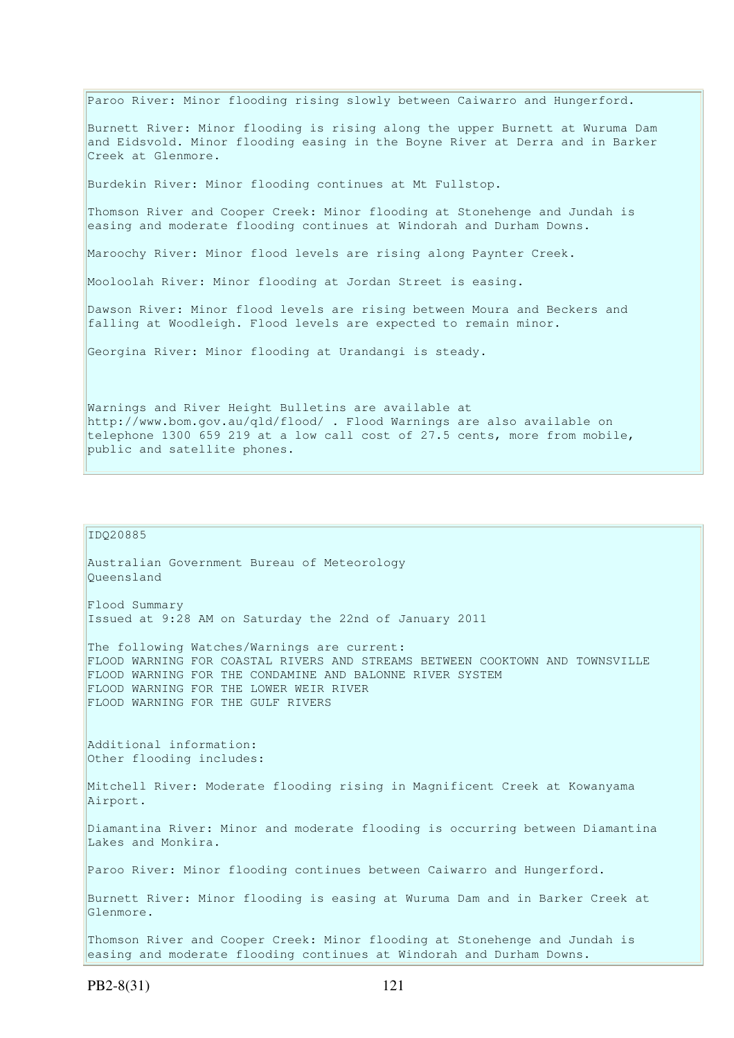Paroo River: Minor flooding rising slowly between Caiwarro and Hungerford.

Burnett River: Minor flooding is rising along the upper Burnett at Wuruma Dam and Eidsvold. Minor flooding easing in the Boyne River at Derra and in Barker Creek at Glenmore.

Burdekin River: Minor flooding continues at Mt Fullstop.

Thomson River and Cooper Creek: Minor flooding at Stonehenge and Jundah is easing and moderate flooding continues at Windorah and Durham Downs.

Maroochy River: Minor flood levels are rising along Paynter Creek.

Mooloolah River: Minor flooding at Jordan Street is easing.

Dawson River: Minor flood levels are rising between Moura and Beckers and falling at Woodleigh. Flood levels are expected to remain minor.

Georgina River: Minor flooding at Urandangi is steady.

Warnings and River Height Bulletins are available at http://www.bom.gov.au/qld/flood/ . Flood Warnings are also available on telephone 1300 659 219 at a low call cost of 27.5 cents, more from mobile, public and satellite phones.

IDQ20885

Australian Government Bureau of Meteorology
Queensland

Flood Summary
Issued at 9:28 AM on Saturday the 22nd of January 2011

The following Watches/Warnings are current:
FLOOD WARNING FOR COASTAL RIVERS AND STREAMS BETWEEN COOKTOWN AND TOWNSVILLE
FLOOD WARNING FOR THE CONDAMINE AND BALONNE RIVER SYSTEM
FLOOD WARNING FOR THE LOWER WEIR RIVER
FLOOD WARNING FOR THE GULF RIVERS

Additional information:
Other flooding includes:

Mitchell River: Moderate flooding rising in Magnificent Creek at Kowanyama Airport.

Diamantina River: Minor and moderate flooding is occurring between Diamantina Lakes and Monkira.

Paroo River: Minor flooding continues between Caiwarro and Hungerford.

Burnett River: Minor flooding is easing at Wuruma Dam and in Barker Creek at Glenmore.

Thomson River and Cooper Creek: Minor flooding at Stonehenge and Jundah is easing and moderate flooding continues at Windorah and Durham Downs.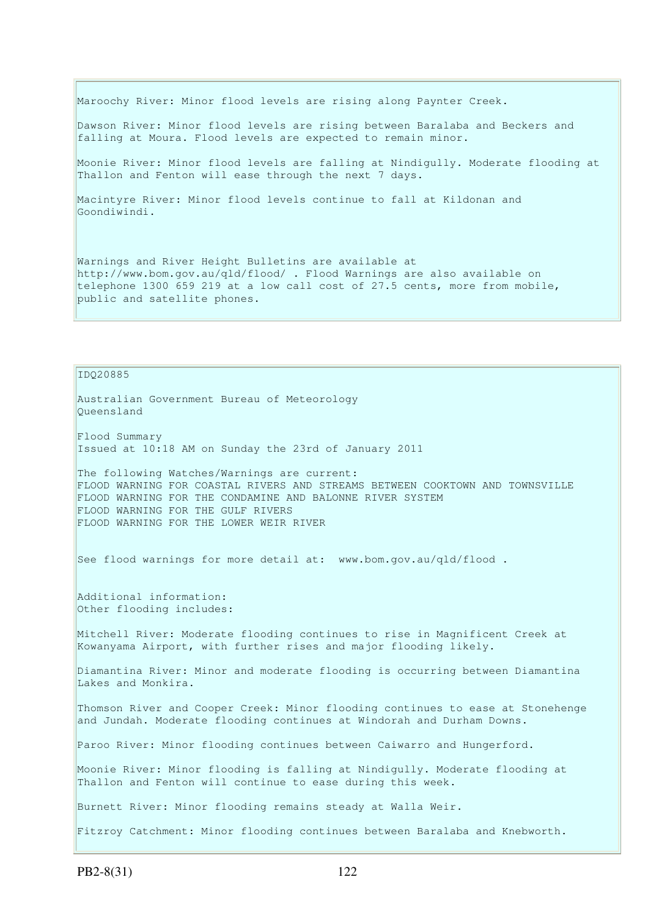Maroochy River: Minor flood levels are rising along Paynter Creek.

Dawson River: Minor flood levels are rising between Baralaba and Beckers and falling at Moura. Flood levels are expected to remain minor.

Moonie River: Minor flood levels are falling at Nindigully. Moderate flooding at Thallon and Fenton will ease through the next 7 days.

Macintyre River: Minor flood levels continue to fall at Kildonan and Goondiwindi.

Warnings and River Height Bulletins are available at http://www.bom.gov.au/qld/flood/ . Flood Warnings are also available on telephone 1300 659 219 at a low call cost of 27.5 cents, more from mobile, public and satellite phones.

IDQ20885

Australian Government Bureau of Meteorology
Queensland

Flood Summary
Issued at 10:18 AM on Sunday the 23rd of January 2011

The following Watches/Warnings are current:
FLOOD WARNING FOR COASTAL RIVERS AND STREAMS BETWEEN COOKTOWN AND TOWNSVILLE
FLOOD WARNING FOR THE CONDAMINE AND BALONNE RIVER SYSTEM
FLOOD WARNING FOR THE GULF RIVERS
FLOOD WARNING FOR THE LOWER WEIR RIVER

See flood warnings for more detail at: www.bom.gov.au/qld/flood .

Additional information:
Other flooding includes:

Mitchell River: Moderate flooding continues to rise in Magnificent Creek at Kowanyama Airport, with further rises and major flooding likely.

Diamantina River: Minor and moderate flooding is occurring between Diamantina Lakes and Monkira.

Thomson River and Cooper Creek: Minor flooding continues to ease at Stonehenge and Jundah. Moderate flooding continues at Windorah and Durham Downs.

Paroo River: Minor flooding continues between Caiwarro and Hungerford.

Moonie River: Minor flooding is falling at Nindigully. Moderate flooding at Thallon and Fenton will continue to ease during this week.

Burnett River: Minor flooding remains steady at Walla Weir.

Fitzroy Catchment: Minor flooding continues between Baralaba and Knebworth.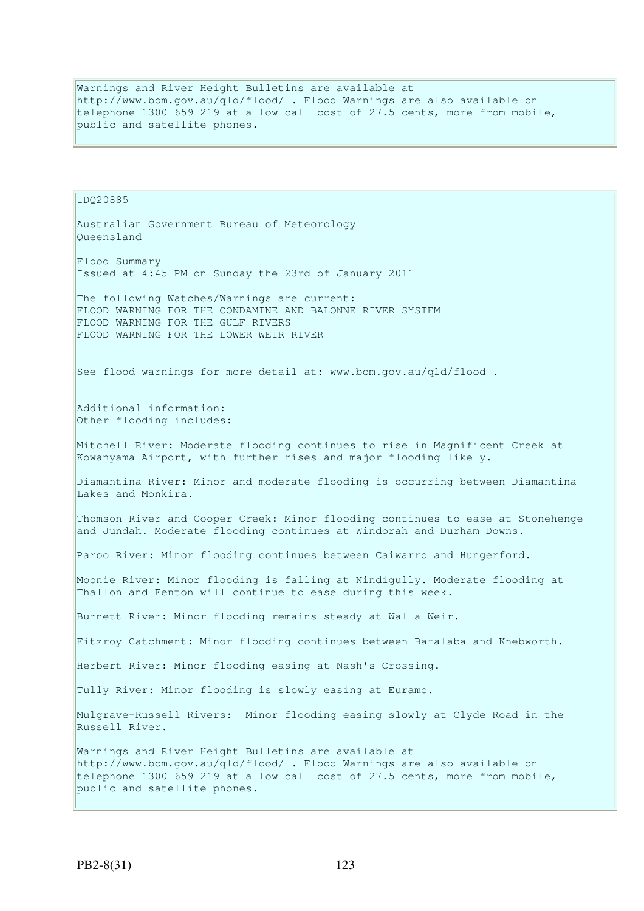Warnings and River Height Bulletins are available at http://www.bom.gov.au/qld/flood/ . Flood Warnings are also available on telephone 1300 659 219 at a low call cost of 27.5 cents, more from mobile, public and satellite phones.

IDQ20885

Australian Government Bureau of Meteorology
Queensland

Flood Summary
Issued at 4:45 PM on Sunday the 23rd of January 2011

The following Watches/Warnings are current:
FLOOD WARNING FOR THE CONDAMINE AND BALONNE RIVER SYSTEM
FLOOD WARNING FOR THE GULF RIVERS
FLOOD WARNING FOR THE LOWER WEIR RIVER

See flood warnings for more detail at: www.bom.gov.au/qld/flood .

Additional information:
Other flooding includes:

Mitchell River: Moderate flooding continues to rise in Magnificent Creek at Kowanyama Airport, with further rises and major flooding likely.

Diamantina River: Minor and moderate flooding is occurring between Diamantina Lakes and Monkira.

Thomson River and Cooper Creek: Minor flooding continues to ease at Stonehenge and Jundah. Moderate flooding continues at Windorah and Durham Downs.

Paroo River: Minor flooding continues between Caiwarro and Hungerford.

Moonie River: Minor flooding is falling at Nindigully. Moderate flooding at Thallon and Fenton will continue to ease during this week.

Burnett River: Minor flooding remains steady at Walla Weir.

Fitzroy Catchment: Minor flooding continues between Baralaba and Knebworth.

Herbert River: Minor flooding easing at Nash's Crossing.

Tully River: Minor flooding is slowly easing at Euramo.

Mulgrave-Russell Rivers: Minor flooding easing slowly at Clyde Road in the Russell River.

Warnings and River Height Bulletins are available at http://www.bom.gov.au/qld/flood/ . Flood Warnings are also available on telephone 1300 659 219 at a low call cost of 27.5 cents, more from mobile, public and satellite phones.

PB2-8(31)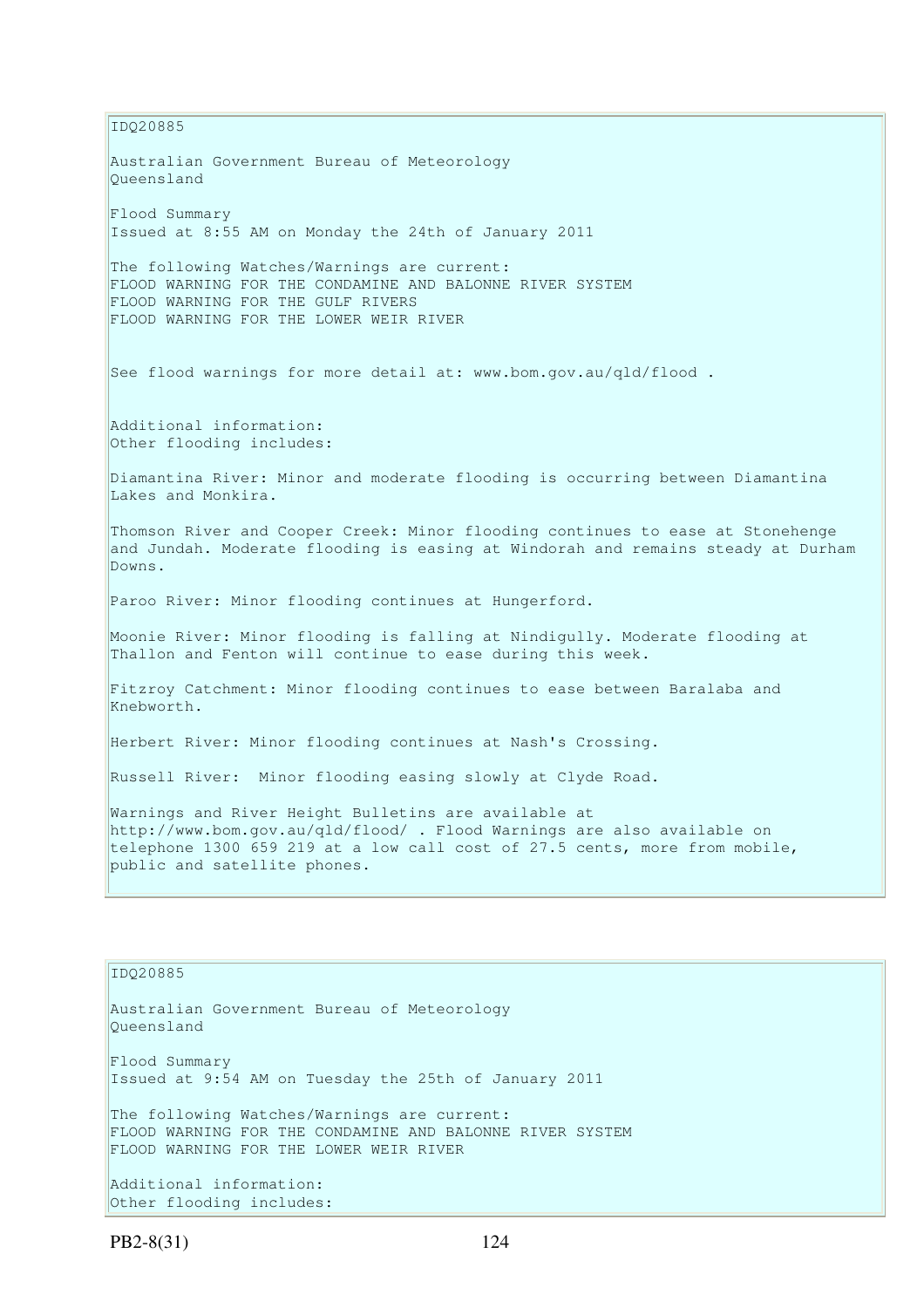IDQ20885

Australian Government Bureau of Meteorology
Queensland

Flood Summary
Issued at 8:55 AM on Monday the 24th of January 2011

The following Watches/Warnings are current:
FLOOD WARNING FOR THE CONDAMINE AND BALONNE RIVER SYSTEM
FLOOD WARNING FOR THE GULF RIVERS
FLOOD WARNING FOR THE LOWER WEIR RIVER

See flood warnings for more detail at: www.bom.gov.au/qld/flood .

Additional information:
Other flooding includes:

Diamantina River: Minor and moderate flooding is occurring between Diamantina Lakes and Monkira.

Thomson River and Cooper Creek: Minor flooding continues to ease at Stonehenge and Jundah. Moderate flooding is easing at Windorah and remains steady at Durham Downs.

Paroo River: Minor flooding continues at Hungerford.

Moonie River: Minor flooding is falling at Nindigully. Moderate flooding at Thallon and Fenton will continue to ease during this week.

Fitzroy Catchment: Minor flooding continues to ease between Baralaba and Knebworth.

Herbert River: Minor flooding continues at Nash's Crossing.

Russell River: Minor flooding easing slowly at Clyde Road.

Warnings and River Height Bulletins are available at http://www.bom.gov.au/qld/flood/ . Flood Warnings are also available on telephone 1300 659 219 at a low call cost of 27.5 cents, more from mobile, public and satellite phones.

IDQ20885

Australian Government Bureau of Meteorology
Queensland

Flood Summary
Issued at 9:54 AM on Tuesday the 25th of January 2011

The following Watches/Warnings are current:
FLOOD WARNING FOR THE CONDAMINE AND BALONNE RIVER SYSTEM
FLOOD WARNING FOR THE LOWER WEIR RIVER

Additional information:
Other flooding includes: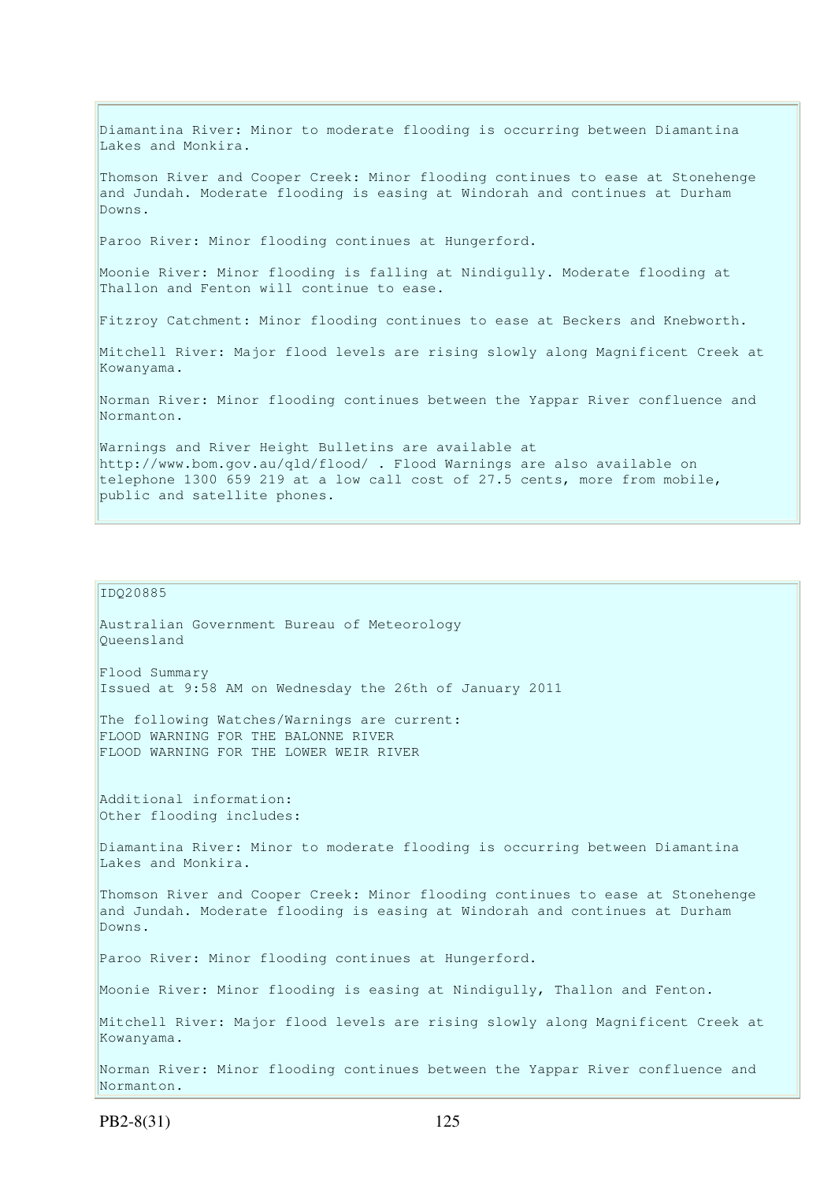Diamantina River: Minor to moderate flooding is occurring between Diamantina Lakes and Monkira.

Thomson River and Cooper Creek: Minor flooding continues to ease at Stonehenge and Jundah. Moderate flooding is easing at Windorah and continues at Durham Downs.

Paroo River: Minor flooding continues at Hungerford.

Moonie River: Minor flooding is falling at Nindigully. Moderate flooding at Thallon and Fenton will continue to ease.

Fitzroy Catchment: Minor flooding continues to ease at Beckers and Knebworth.

Mitchell River: Major flood levels are rising slowly along Magnificent Creek at Kowanyama.

Norman River: Minor flooding continues between the Yappar River confluence and Normanton.

Warnings and River Height Bulletins are available at http://www.bom.gov.au/qld/flood/ . Flood Warnings are also available on telephone 1300 659 219 at a low call cost of 27.5 cents, more from mobile, public and satellite phones.

IDQ20885

Australian Government Bureau of Meteorology
Queensland

Flood Summary
Issued at 9:58 AM on Wednesday the 26th of January 2011

The following Watches/Warnings are current:
FLOOD WARNING FOR THE BALONNE RIVER
FLOOD WARNING FOR THE LOWER WEIR RIVER

Additional information:
Other flooding includes:

Diamantina River: Minor to moderate flooding is occurring between Diamantina Lakes and Monkira.

Thomson River and Cooper Creek: Minor flooding continues to ease at Stonehenge and Jundah. Moderate flooding is easing at Windorah and continues at Durham Downs.

Paroo River: Minor flooding continues at Hungerford.

Moonie River: Minor flooding is easing at Nindigully, Thallon and Fenton.

Mitchell River: Major flood levels are rising slowly along Magnificent Creek at Kowanyama.

Norman River: Minor flooding continues between the Yappar River confluence and Normanton.

PB2-8(31)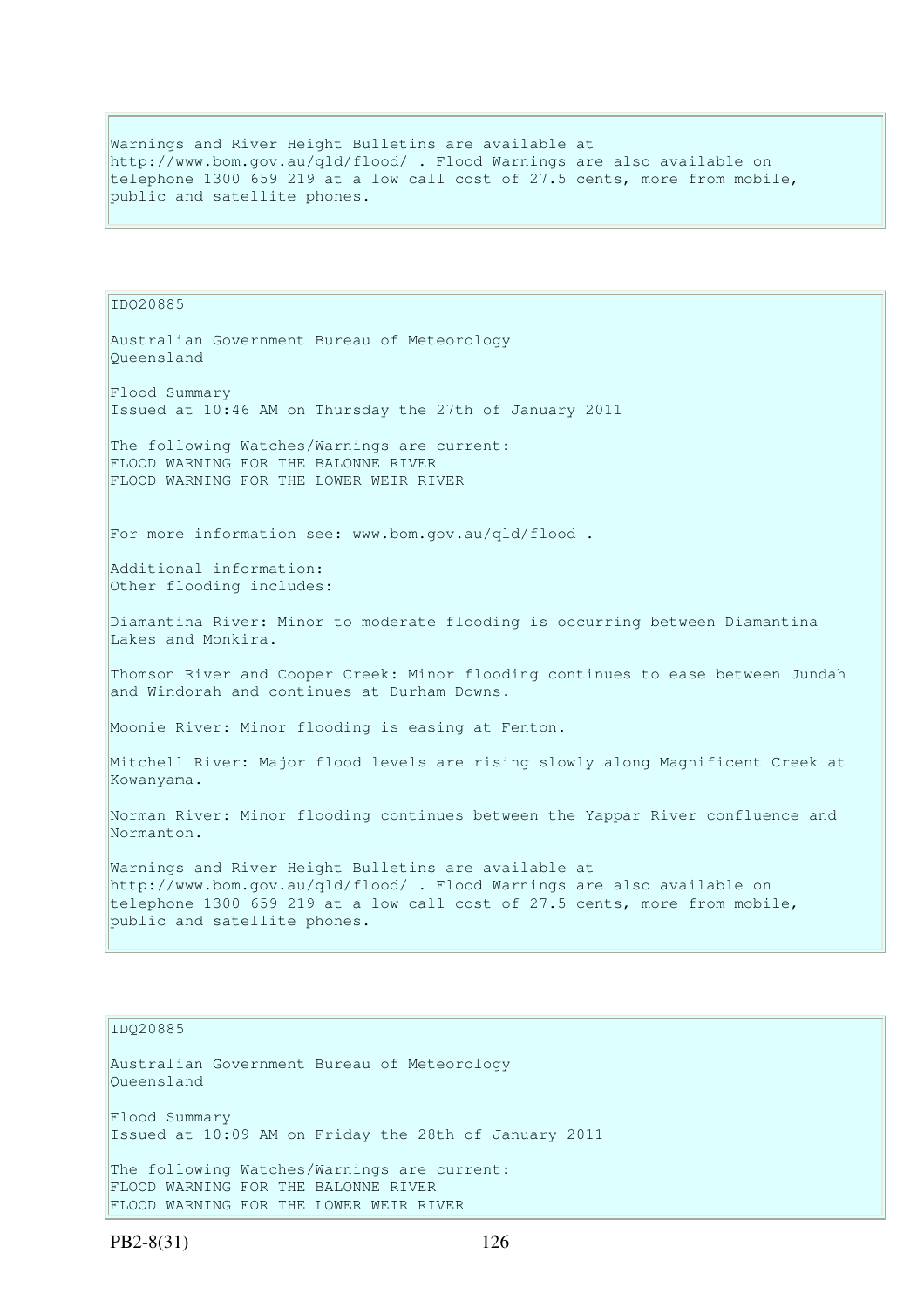Warnings and River Height Bulletins are available at http://www.bom.gov.au/qld/flood/ . Flood Warnings are also available on telephone 1300 659 219 at a low call cost of 27.5 cents, more from mobile, public and satellite phones.

IDQ20885

Australian Government Bureau of Meteorology
Queensland

Flood Summary
Issued at 10:46 AM on Thursday the 27th of January 2011

The following Watches/Warnings are current:
FLOOD WARNING FOR THE BALONNE RIVER
FLOOD WARNING FOR THE LOWER WEIR RIVER

For more information see: www.bom.gov.au/qld/flood .

Additional information:
Other flooding includes:

Diamantina River: Minor to moderate flooding is occurring between Diamantina Lakes and Monkira.

Thomson River and Cooper Creek: Minor flooding continues to ease between Jundah and Windorah and continues at Durham Downs.

Moonie River: Minor flooding is easing at Fenton.

Mitchell River: Major flood levels are rising slowly along Magnificent Creek at Kowanyama.

Norman River: Minor flooding continues between the Yappar River confluence and Normanton.

Warnings and River Height Bulletins are available at http://www.bom.gov.au/qld/flood/ . Flood Warnings are also available on telephone 1300 659 219 at a low call cost of 27.5 cents, more from mobile, public and satellite phones.

IDQ20885

Australian Government Bureau of Meteorology
Queensland

Flood Summary
Issued at 10:09 AM on Friday the 28th of January 2011

The following Watches/Warnings are current:
FLOOD WARNING FOR THE BALONNE RIVER
FLOOD WARNING FOR THE LOWER WEIR RIVER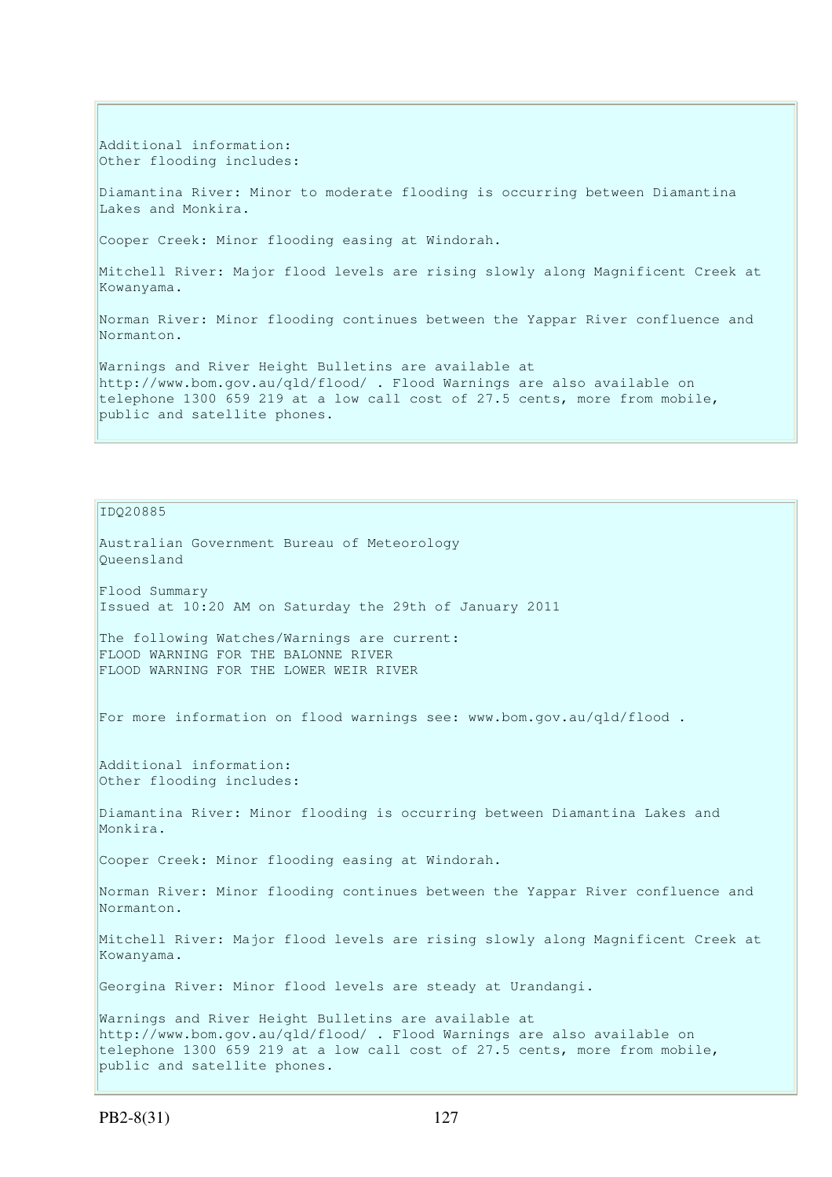Additional information:
Other flooding includes:

Diamantina River: Minor to moderate flooding is occurring between Diamantina Lakes and Monkira.

Cooper Creek: Minor flooding easing at Windorah.

Mitchell River: Major flood levels are rising slowly along Magnificent Creek at Kowanyama.

Norman River: Minor flooding continues between the Yappar River confluence and Normanton.

Warnings and River Height Bulletins are available at http://www.bom.gov.au/qld/flood/ . Flood Warnings are also available on telephone 1300 659 219 at a low call cost of 27.5 cents, more from mobile, public and satellite phones.

IDQ20885

Australian Government Bureau of Meteorology
Queensland

Flood Summary
Issued at 10:20 AM on Saturday the 29th of January 2011

The following Watches/Warnings are current:
FLOOD WARNING FOR THE BALONNE RIVER
FLOOD WARNING FOR THE LOWER WEIR RIVER

For more information on flood warnings see: www.bom.gov.au/qld/flood .

Additional information:
Other flooding includes:

Diamantina River: Minor flooding is occurring between Diamantina Lakes and Monkira.

Cooper Creek: Minor flooding easing at Windorah.

Norman River: Minor flooding continues between the Yappar River confluence and Normanton.

Mitchell River: Major flood levels are rising slowly along Magnificent Creek at Kowanyama.

Georgina River: Minor flood levels are steady at Urandangi.

Warnings and River Height Bulletins are available at http://www.bom.gov.au/qld/flood/ . Flood Warnings are also available on telephone 1300 659 219 at a low call cost of 27.5 cents, more from mobile, public and satellite phones.

PB2-8(31)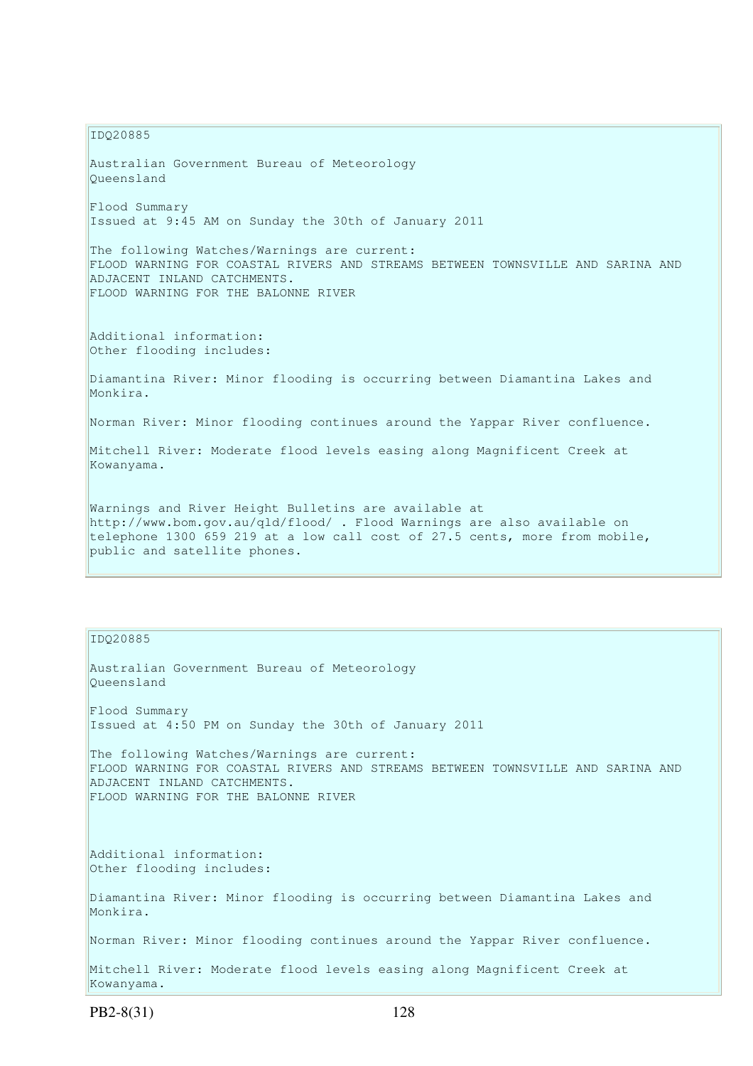IDQ20885

Australian Government Bureau of Meteorology
Queensland

Flood Summary
Issued at 9:45 AM on Sunday the 30th of January 2011

The following Watches/Warnings are current:
FLOOD WARNING FOR COASTAL RIVERS AND STREAMS BETWEEN TOWNSVILLE AND SARINA AND ADJACENT INLAND CATCHMENTS.
FLOOD WARNING FOR THE BALONNE RIVER

Additional information:
Other flooding includes:

Diamantina River: Minor flooding is occurring between Diamantina Lakes and Monkira.

Norman River: Minor flooding continues around the Yappar River confluence.

Mitchell River: Moderate flood levels easing along Magnificent Creek at Kowanyama.

Warnings and River Height Bulletins are available at http://www.bom.gov.au/qld/flood/ . Flood Warnings are also available on telephone 1300 659 219 at a low call cost of 27.5 cents, more from mobile, public and satellite phones.

IDQ20885

Australian Government Bureau of Meteorology
Queensland

Flood Summary
Issued at 4:50 PM on Sunday the 30th of January 2011

The following Watches/Warnings are current:
FLOOD WARNING FOR COASTAL RIVERS AND STREAMS BETWEEN TOWNSVILLE AND SARINA AND ADJACENT INLAND CATCHMENTS.
FLOOD WARNING FOR THE BALONNE RIVER

Additional information:
Other flooding includes:

Diamantina River: Minor flooding is occurring between Diamantina Lakes and Monkira.

Norman River: Minor flooding continues around the Yappar River confluence.

Mitchell River: Moderate flood levels easing along Magnificent Creek at Kowanyama.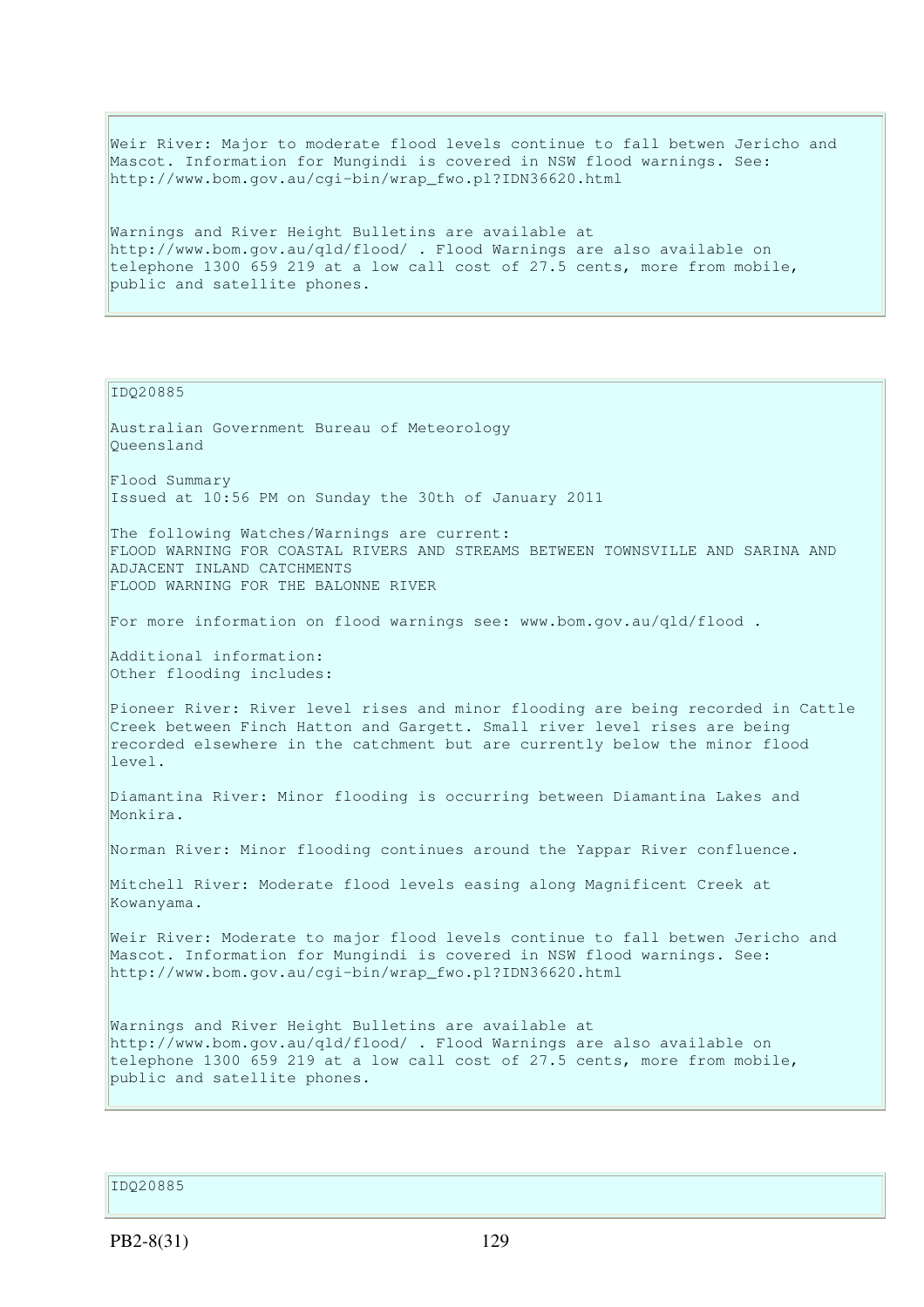Weir River: Major to moderate flood levels continue to fall betwen Jericho and Mascot. Information for Mungindi is covered in NSW flood warnings. See: http://www.bom.gov.au/cgi-bin/wrap_fwo.pl?IDN36620.html

Warnings and River Height Bulletins are available at http://www.bom.gov.au/qld/flood/ . Flood Warnings are also available on telephone 1300 659 219 at a low call cost of 27.5 cents, more from mobile, public and satellite phones.

IDQ20885

Australian Government Bureau of Meteorology
Queensland

Flood Summary
Issued at 10:56 PM on Sunday the 30th of January 2011

The following Watches/Warnings are current:
FLOOD WARNING FOR COASTAL RIVERS AND STREAMS BETWEEN TOWNSVILLE AND SARINA AND ADJACENT INLAND CATCHMENTS
FLOOD WARNING FOR THE BALONNE RIVER

For more information on flood warnings see: www.bom.gov.au/qld/flood .

Additional information:
Other flooding includes:

Pioneer River: River level rises and minor flooding are being recorded in Cattle Creek between Finch Hatton and Gargett. Small river level rises are being recorded elsewhere in the catchment but are currently below the minor flood level.

Diamantina River: Minor flooding is occurring between Diamantina Lakes and Monkira.

Norman River: Minor flooding continues around the Yappar River confluence.

Mitchell River: Moderate flood levels easing along Magnificent Creek at Kowanyama.

Weir River: Moderate to major flood levels continue to fall betwen Jericho and Mascot. Information for Mungindi is covered in NSW flood warnings. See: http://www.bom.gov.au/cgi-bin/wrap_fwo.pl?IDN36620.html

Warnings and River Height Bulletins are available at http://www.bom.gov.au/qld/flood/ . Flood Warnings are also available on telephone 1300 659 219 at a low call cost of 27.5 cents, more from mobile, public and satellite phones.

IDQ20885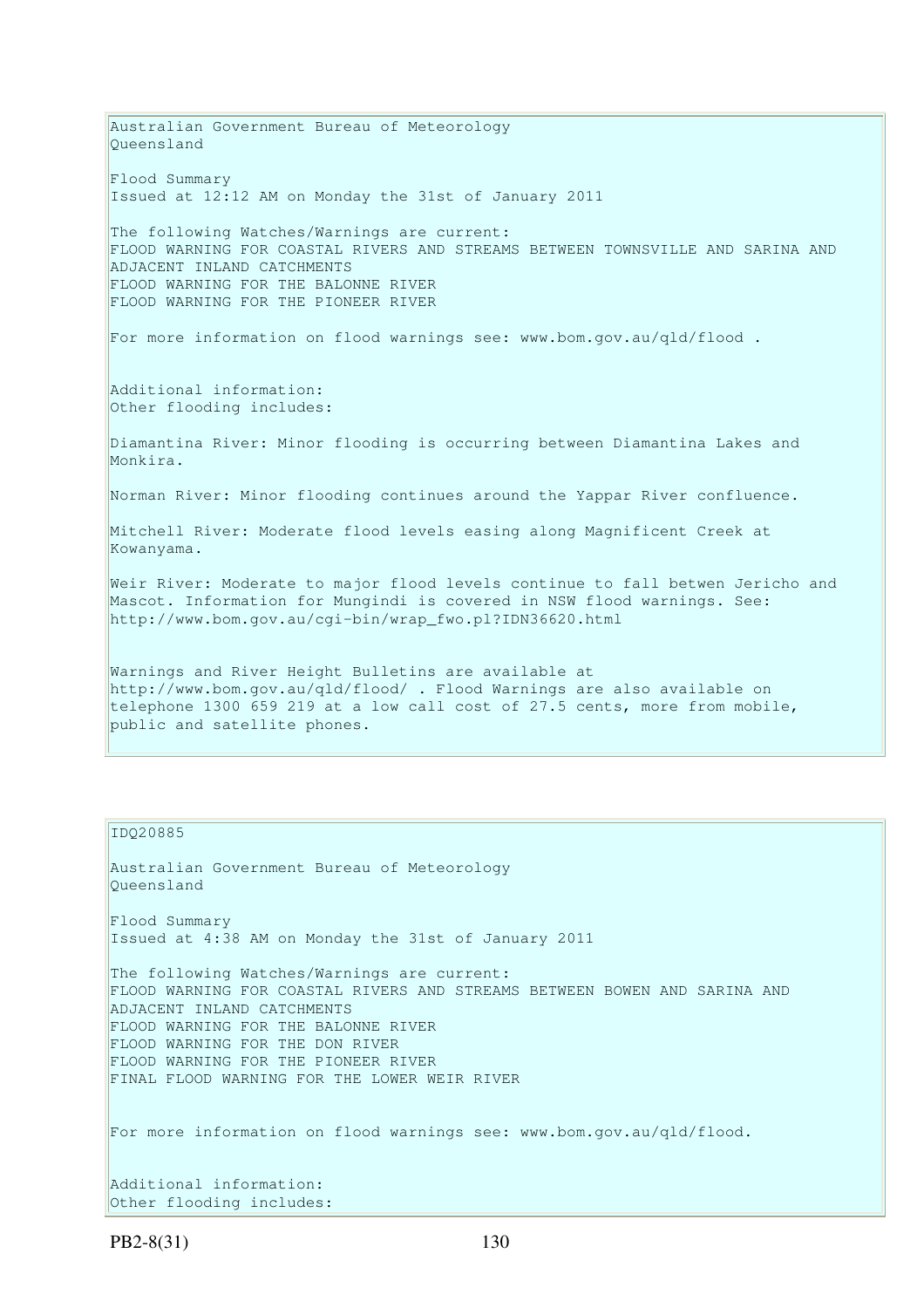Australian Government Bureau of Meteorology
Queensland

Flood Summary
Issued at 12:12 AM on Monday the 31st of January 2011

The following Watches/Warnings are current:
FLOOD WARNING FOR COASTAL RIVERS AND STREAMS BETWEEN TOWNSVILLE AND SARINA AND ADJACENT INLAND CATCHMENTS
FLOOD WARNING FOR THE BALONNE RIVER
FLOOD WARNING FOR THE PIONEER RIVER

For more information on flood warnings see: www.bom.gov.au/qld/flood .

Additional information:
Other flooding includes:

Diamantina River: Minor flooding is occurring between Diamantina Lakes and Monkira.

Norman River: Minor flooding continues around the Yappar River confluence.

Mitchell River: Moderate flood levels easing along Magnificent Creek at Kowanyama.

Weir River: Moderate to major flood levels continue to fall betwen Jericho and Mascot. Information for Mungindi is covered in NSW flood warnings. See: http://www.bom.gov.au/cgi-bin/wrap_fwo.pl?IDN36620.html

Warnings and River Height Bulletins are available at http://www.bom.gov.au/qld/flood/ . Flood Warnings are also available on telephone 1300 659 219 at a low call cost of 27.5 cents, more from mobile, public and satellite phones.

IDQ20885

Australian Government Bureau of Meteorology
Queensland

Flood Summary
Issued at 4:38 AM on Monday the 31st of January 2011

The following Watches/Warnings are current:
FLOOD WARNING FOR COASTAL RIVERS AND STREAMS BETWEEN BOWEN AND SARINA AND ADJACENT INLAND CATCHMENTS
FLOOD WARNING FOR THE BALONNE RIVER
FLOOD WARNING FOR THE DON RIVER
FLOOD WARNING FOR THE PIONEER RIVER
FINAL FLOOD WARNING FOR THE LOWER WEIR RIVER

For more information on flood warnings see: www.bom.gov.au/qld/flood.

Additional information:
Other flooding includes: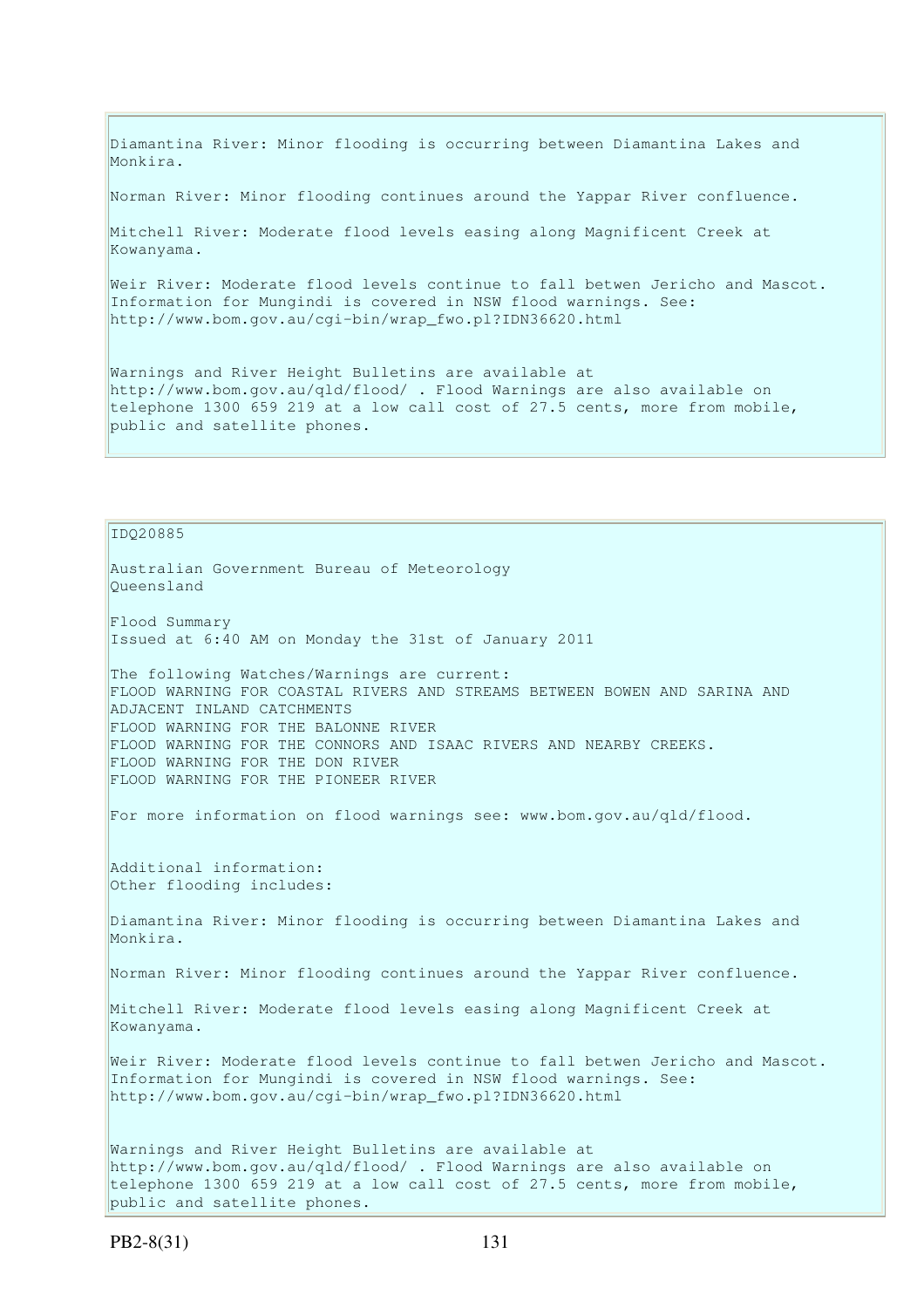Diamantina River: Minor flooding is occurring between Diamantina Lakes and Monkira.

Norman River: Minor flooding continues around the Yappar River confluence.

Mitchell River: Moderate flood levels easing along Magnificent Creek at Kowanyama.

Weir River: Moderate flood levels continue to fall betwen Jericho and Mascot. Information for Mungindi is covered in NSW flood warnings. See: http://www.bom.gov.au/cgi-bin/wrap_fwo.pl?IDN36620.html

Warnings and River Height Bulletins are available at http://www.bom.gov.au/qld/flood/ . Flood Warnings are also available on telephone 1300 659 219 at a low call cost of 27.5 cents, more from mobile, public and satellite phones.

IDQ20885

Australian Government Bureau of Meteorology
Queensland

Flood Summary
Issued at 6:40 AM on Monday the 31st of January 2011

The following Watches/Warnings are current:
FLOOD WARNING FOR COASTAL RIVERS AND STREAMS BETWEEN BOWEN AND SARINA AND ADJACENT INLAND CATCHMENTS
FLOOD WARNING FOR THE BALONNE RIVER
FLOOD WARNING FOR THE CONNORS AND ISAAC RIVERS AND NEARBY CREEKS.
FLOOD WARNING FOR THE DON RIVER
FLOOD WARNING FOR THE PIONEER RIVER

For more information on flood warnings see: www.bom.gov.au/qld/flood.

Additional information:
Other flooding includes:

Diamantina River: Minor flooding is occurring between Diamantina Lakes and Monkira.

Norman River: Minor flooding continues around the Yappar River confluence.

Mitchell River: Moderate flood levels easing along Magnificent Creek at Kowanyama.

Weir River: Moderate flood levels continue to fall betwen Jericho and Mascot. Information for Mungindi is covered in NSW flood warnings. See: http://www.bom.gov.au/cgi-bin/wrap_fwo.pl?IDN36620.html

Warnings and River Height Bulletins are available at http://www.bom.gov.au/qld/flood/ . Flood Warnings are also available on telephone 1300 659 219 at a low call cost of 27.5 cents, more from mobile, public and satellite phones.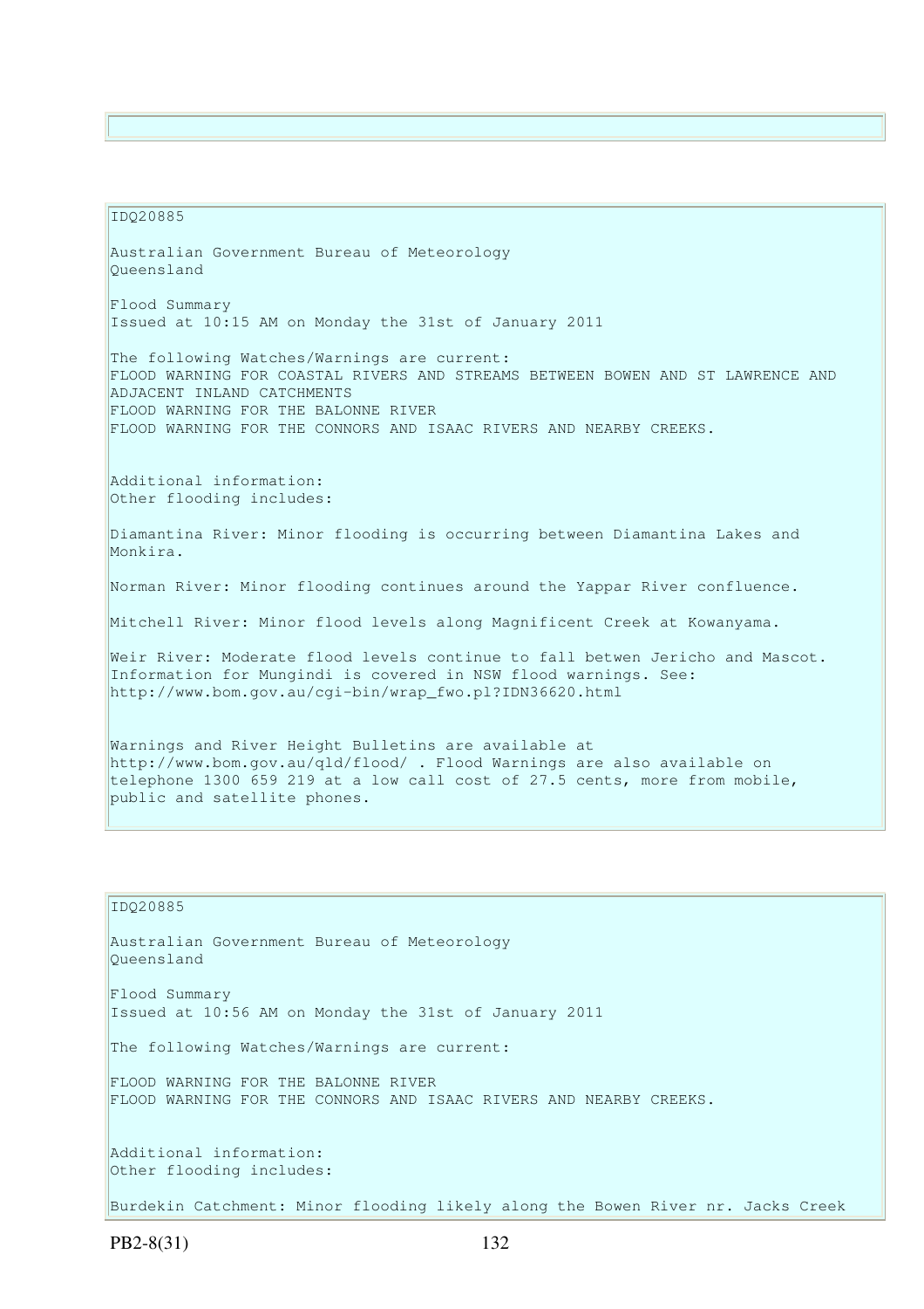IDQ20885

Australian Government Bureau of Meteorology
Queensland

Flood Summary
Issued at 10:15 AM on Monday the 31st of January 2011

The following Watches/Warnings are current:
FLOOD WARNING FOR COASTAL RIVERS AND STREAMS BETWEEN BOWEN AND ST LAWRENCE AND ADJACENT INLAND CATCHMENTS
FLOOD WARNING FOR THE BALONNE RIVER
FLOOD WARNING FOR THE CONNORS AND ISAAC RIVERS AND NEARBY CREEKS.

Additional information:
Other flooding includes:

Diamantina River: Minor flooding is occurring between Diamantina Lakes and Monkira.

Norman River: Minor flooding continues around the Yappar River confluence.

Mitchell River: Minor flood levels along Magnificent Creek at Kowanyama.

Weir River: Moderate flood levels continue to fall betwen Jericho and Mascot.
Information for Mungindi is covered in NSW flood warnings. See:
http://www.bom.gov.au/cgi-bin/wrap_fwo.pl?IDN36620.html

Warnings and River Height Bulletins are available at
http://www.bom.gov.au/qld/flood/ . Flood Warnings are also available on telephone 1300 659 219 at a low call cost of 27.5 cents, more from mobile, public and satellite phones.

IDQ20885

Australian Government Bureau of Meteorology
Queensland

Flood Summary
Issued at 10:56 AM on Monday the 31st of January 2011

The following Watches/Warnings are current:

FLOOD WARNING FOR THE BALONNE RIVER
FLOOD WARNING FOR THE CONNORS AND ISAAC RIVERS AND NEARBY CREEKS.

Additional information:
Other flooding includes:

Burdekin Catchment: Minor flooding likely along the Bowen River nr. Jacks Creek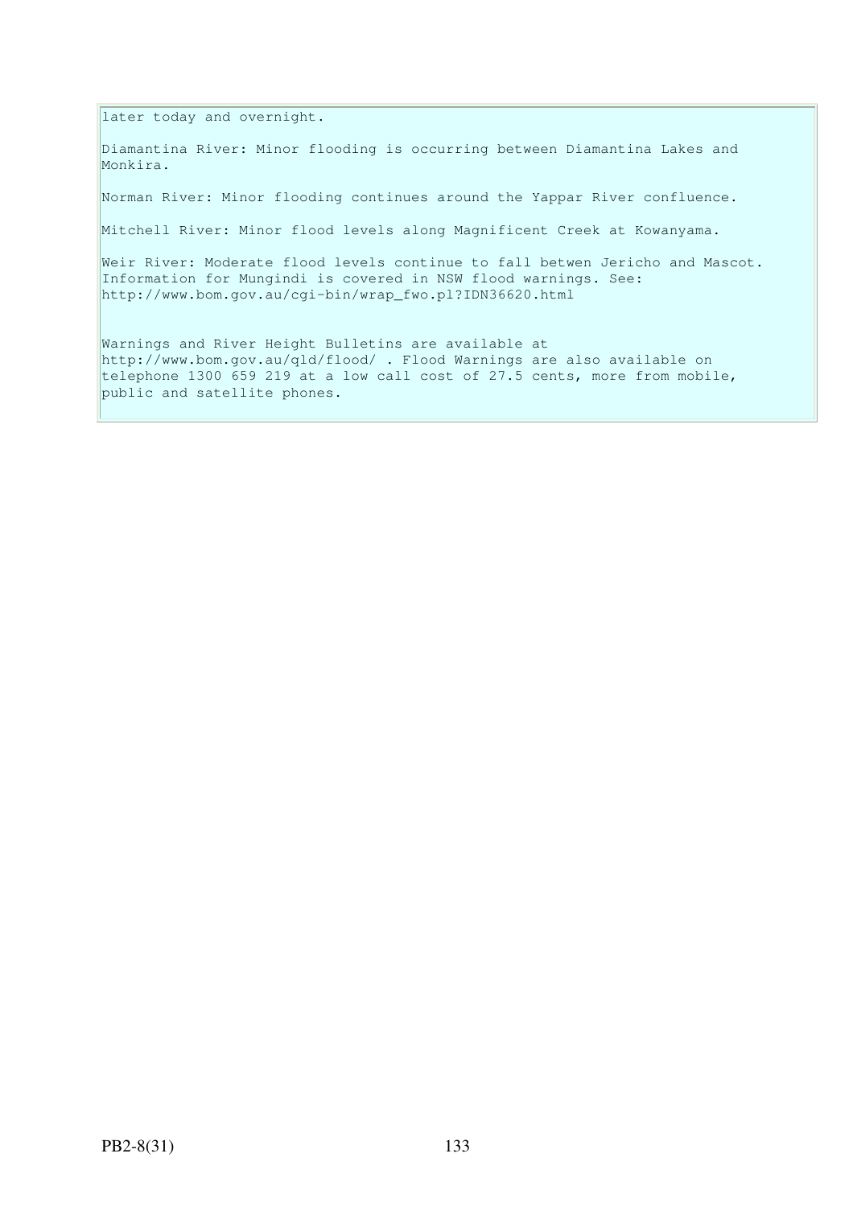later today and overnight.

Diamantina River: Minor flooding is occurring between Diamantina Lakes and Monkira.

Norman River: Minor flooding continues around the Yappar River confluence.

Mitchell River: Minor flood levels along Magnificent Creek at Kowanyama.

Weir River: Moderate flood levels continue to fall betwen Jericho and Mascot. Information for Mungindi is covered in NSW flood warnings. See: http://www.bom.gov.au/cgi-bin/wrap_fwo.pl?IDN36620.html

Warnings and River Height Bulletins are available at http://www.bom.gov.au/qld/flood/ . Flood Warnings are also available on telephone 1300 659 219 at a low call cost of 27.5 cents, more from mobile, public and satellite phones.